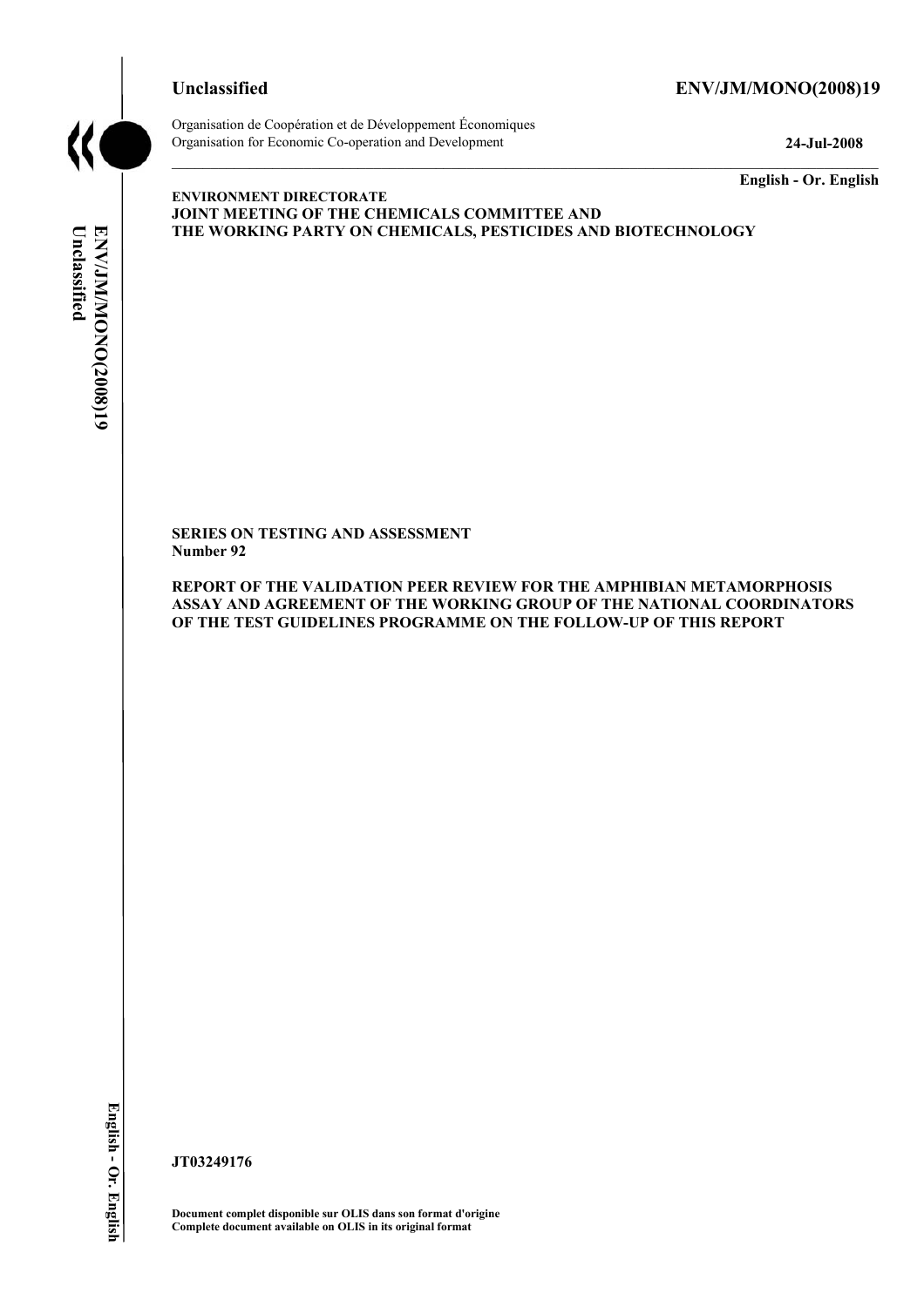**Unclassified** **ENV/JM/MONO(2008)19**

Organisation de Coopération et de Développement Économiques
Organisation for Economic Co-operation and Development **24-Jul-2008**

**English - Or. English**

**ENVIRONMENT DIRECTORATE**
**JOINT MEETING OF THE CHEMICALS COMMITTEE AND**
**THE WORKING PARTY ON CHEMICALS, PESTICIDES AND BIOTECHNOLOGY**

**SERIES ON TESTING AND ASSESSMENT**
**Number 92**

**REPORT OF THE VALIDATION PEER REVIEW FOR THE AMPHIBIAN METAMORPHOSIS ASSAY AND AGREEMENT OF THE WORKING GROUP OF THE NATIONAL COORDINATORS OF THE TEST GUIDELINES PROGRAMME ON THE FOLLOW-UP OF THIS REPORT**

**JT03249176**

**Document complet disponible sur OLIS dans son format d'origine**
**Complete document available on OLIS in its original format**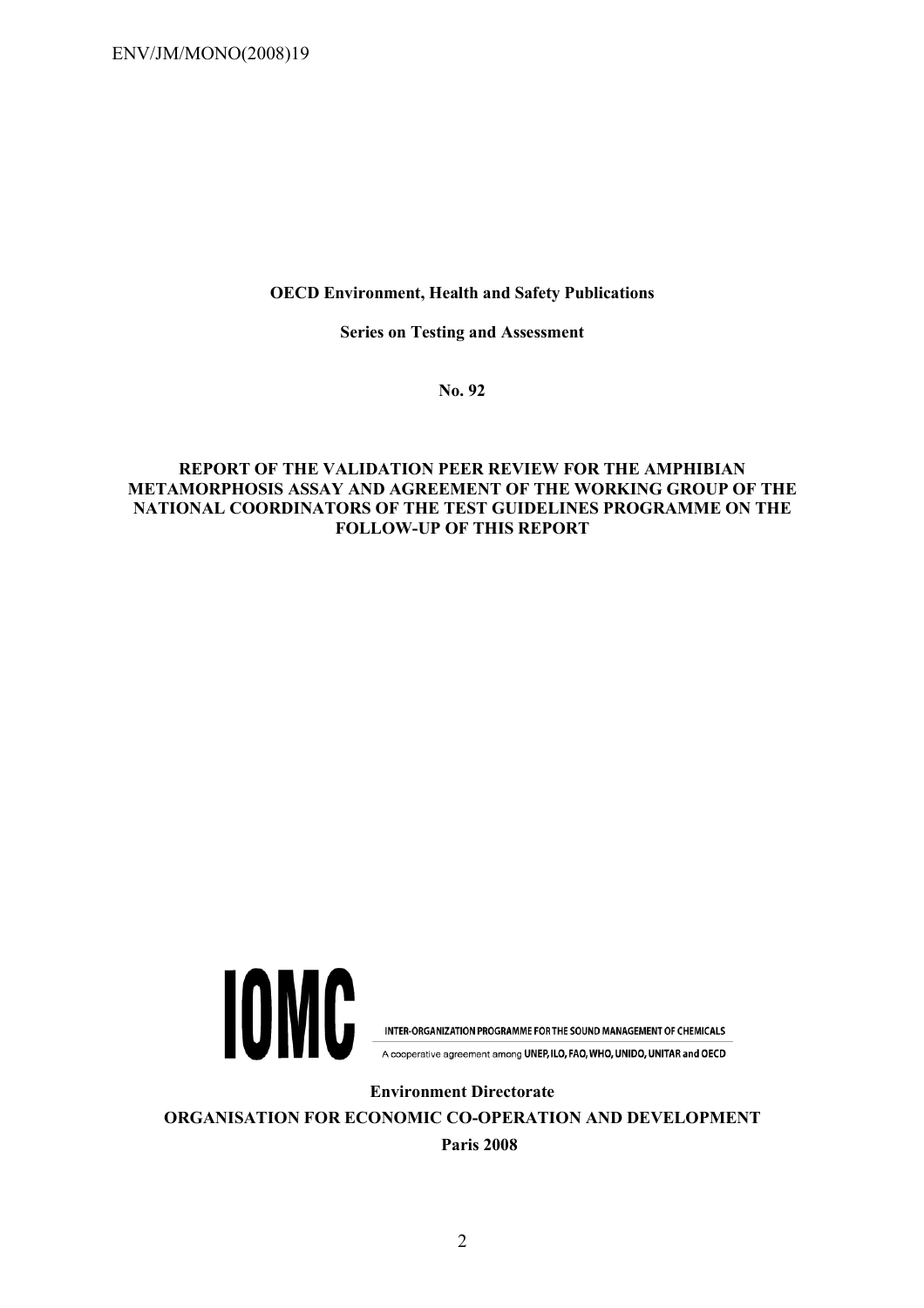**OECD Environment, Health and Safety Publications**

**Series on Testing and Assessment**

**No. 92**

**REPORT OF THE VALIDATION PEER REVIEW FOR THE AMPHIBIAN METAMORPHOSIS ASSAY AND AGREEMENT OF THE WORKING GROUP OF THE NATIONAL COORDINATORS OF THE TEST GUIDELINES PROGRAMME ON THE FOLLOW-UP OF THIS REPORT**

IOMC

INTER-ORGANIZATION PROGRAMME FOR THE SOUND MANAGEMENT OF CHEMICALS

A cooperative agreement among UNEP, ILO, FAO, WHO, UNIDO, UNITAR and OECD

**Environment Directorate**

**ORGANISATION FOR ECONOMIC CO-OPERATION AND DEVELOPMENT**

**Paris 2008**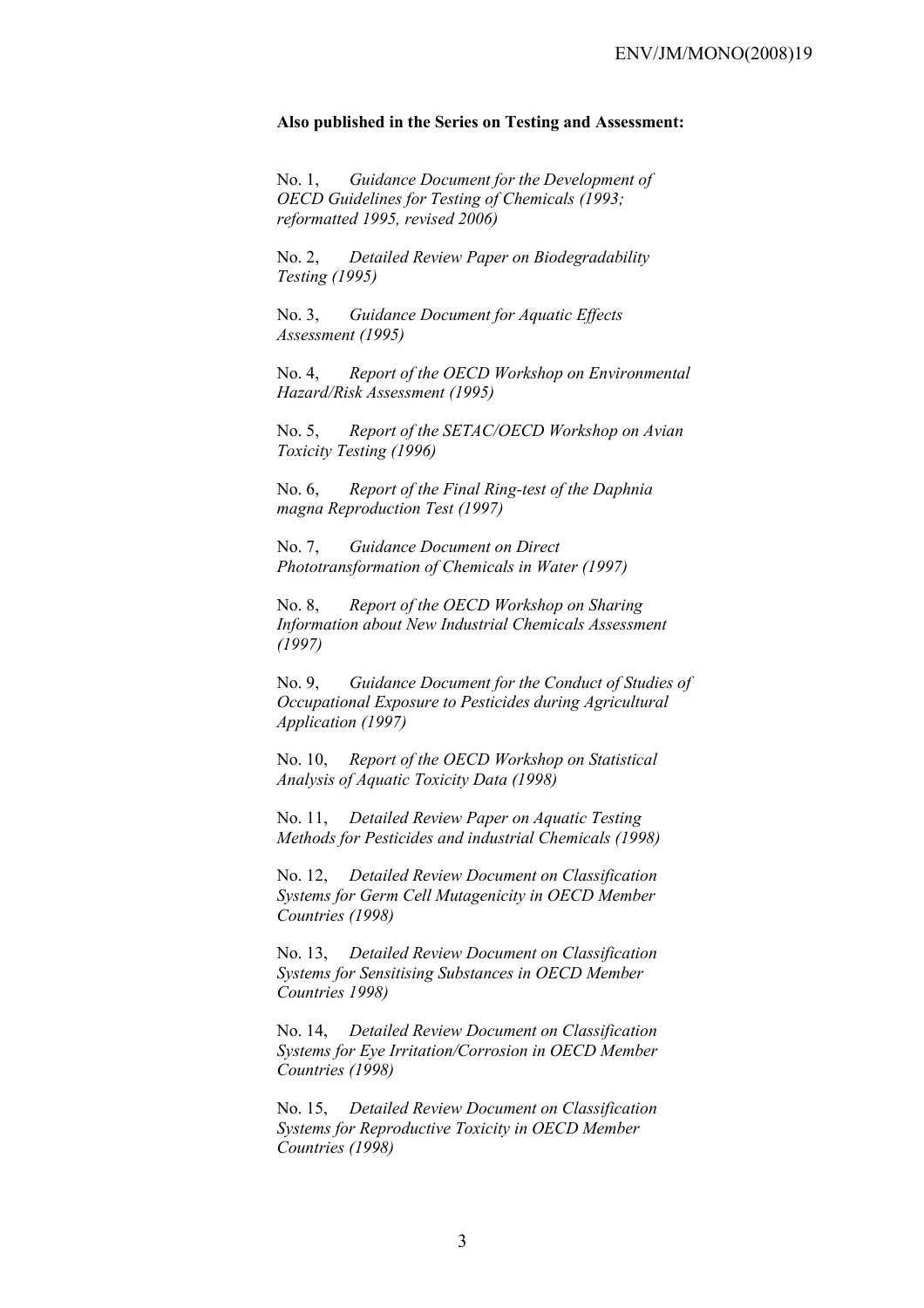**Also published in the Series on Testing and Assessment:**

No. 1, *Guidance Document for the Development of OECD Guidelines for Testing of Chemicals (1993; reformatted 1995, revised 2006)*

No. 2, *Detailed Review Paper on Biodegradability Testing (1995)*

No. 3, *Guidance Document for Aquatic Effects Assessment (1995)*

No. 4, *Report of the OECD Workshop on Environmental Hazard/Risk Assessment (1995)*

No. 5, *Report of the SETAC/OECD Workshop on Avian Toxicity Testing (1996)*

No. 6, *Report of the Final Ring-test of the Daphnia magna Reproduction Test (1997)*

No. 7, *Guidance Document on Direct Phototransformation of Chemicals in Water (1997)*

No. 8, *Report of the OECD Workshop on Sharing Information about New Industrial Chemicals Assessment (1997)*

No. 9, *Guidance Document for the Conduct of Studies of Occupational Exposure to Pesticides during Agricultural Application (1997)*

No. 10, *Report of the OECD Workshop on Statistical Analysis of Aquatic Toxicity Data (1998)*

No. 11, *Detailed Review Paper on Aquatic Testing Methods for Pesticides and industrial Chemicals (1998)*

No. 12, *Detailed Review Document on Classification Systems for Germ Cell Mutagenicity in OECD Member Countries (1998)*

No. 13, *Detailed Review Document on Classification Systems for Sensitising Substances in OECD Member Countries 1998)*

No. 14, *Detailed Review Document on Classification Systems for Eye Irritation/Corrosion in OECD Member Countries (1998)*

No. 15, *Detailed Review Document on Classification Systems for Reproductive Toxicity in OECD Member Countries (1998)*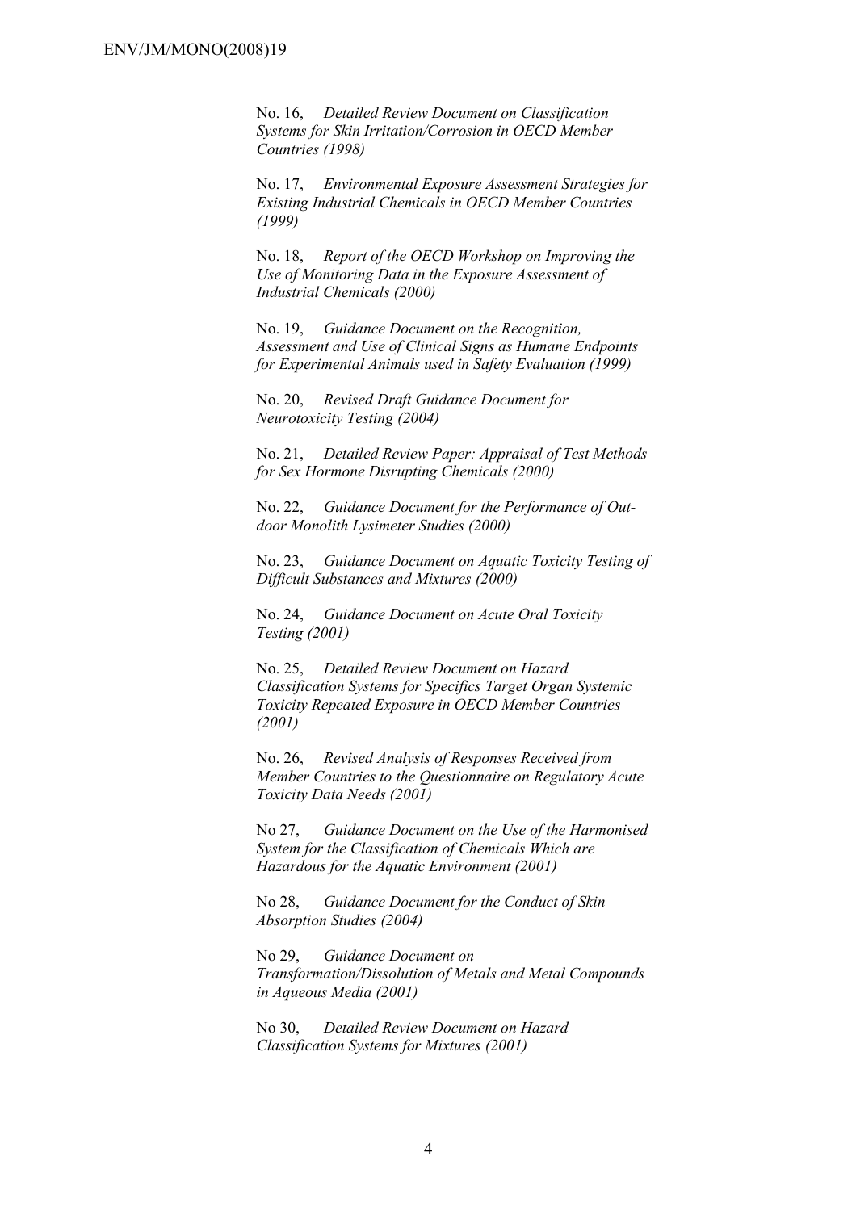No. 16, *Detailed Review Document on Classification Systems for Skin Irritation/Corrosion in OECD Member Countries (1998)*

No. 17, *Environmental Exposure Assessment Strategies for Existing Industrial Chemicals in OECD Member Countries (1999)*

No. 18, *Report of the OECD Workshop on Improving the Use of Monitoring Data in the Exposure Assessment of Industrial Chemicals (2000)*

No. 19, *Guidance Document on the Recognition, Assessment and Use of Clinical Signs as Humane Endpoints for Experimental Animals used in Safety Evaluation (1999)*

No. 20, *Revised Draft Guidance Document for Neurotoxicity Testing (2004)*

No. 21, *Detailed Review Paper: Appraisal of Test Methods for Sex Hormone Disrupting Chemicals (2000)*

No. 22, *Guidance Document for the Performance of Out-door Monolith Lysimeter Studies (2000)*

No. 23, *Guidance Document on Aquatic Toxicity Testing of Difficult Substances and Mixtures (2000)*

No. 24, *Guidance Document on Acute Oral Toxicity Testing (2001)*

No. 25, *Detailed Review Document on Hazard Classification Systems for Specifics Target Organ Systemic Toxicity Repeated Exposure in OECD Member Countries (2001)*

No. 26, *Revised Analysis of Responses Received from Member Countries to the Questionnaire on Regulatory Acute Toxicity Data Needs (2001)*

No 27, *Guidance Document on the Use of the Harmonised System for the Classification of Chemicals Which are Hazardous for the Aquatic Environment (2001)*

No 28, *Guidance Document for the Conduct of Skin Absorption Studies (2004)*

No 29, *Guidance Document on Transformation/Dissolution of Metals and Metal Compounds in Aqueous Media (2001)*

No 30, *Detailed Review Document on Hazard Classification Systems for Mixtures (2001)*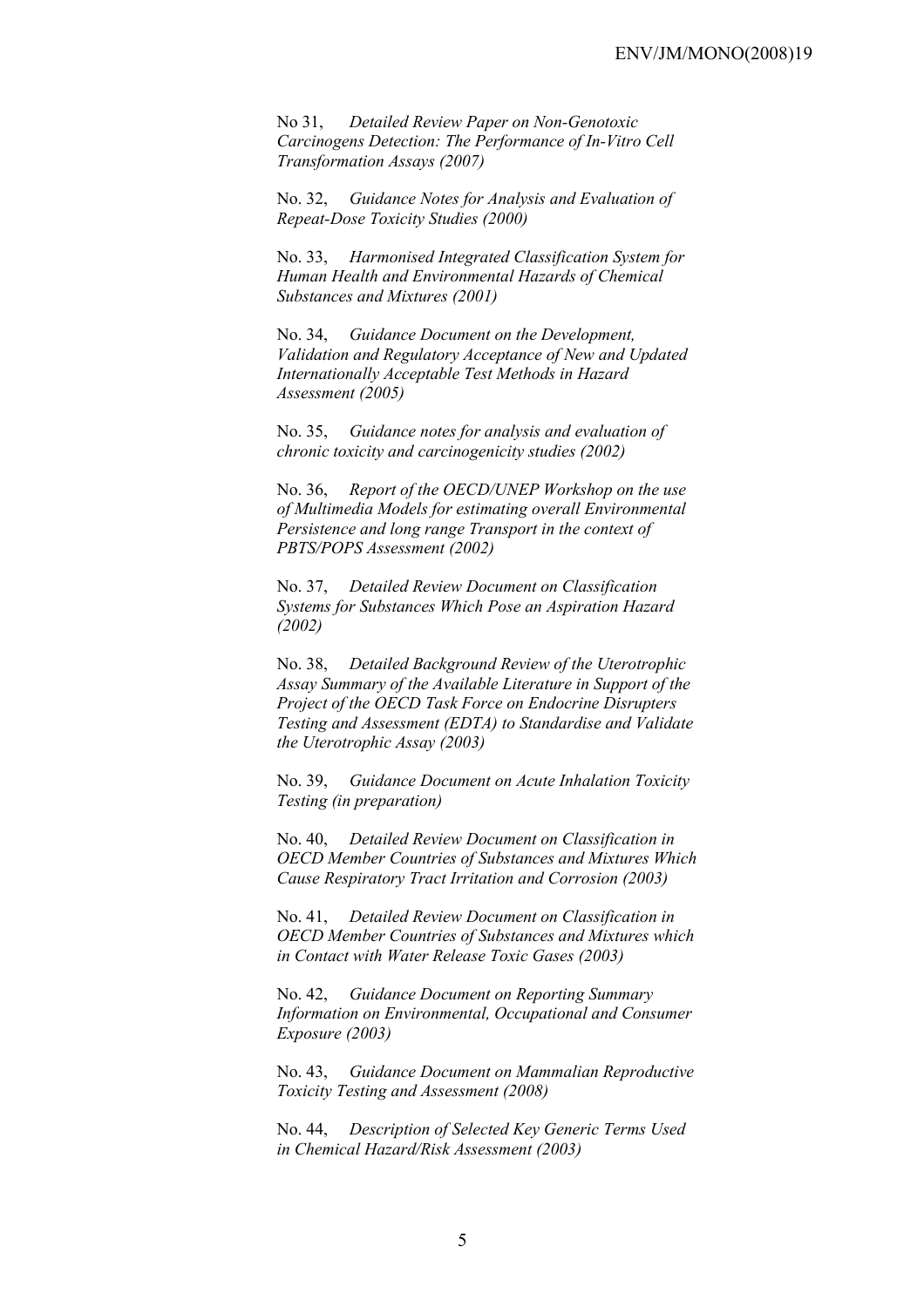No 31, *Detailed Review Paper on Non-Genotoxic Carcinogens Detection: The Performance of In-Vitro Cell Transformation Assays (2007)*

No. 32, *Guidance Notes for Analysis and Evaluation of Repeat-Dose Toxicity Studies (2000)*

No. 33, *Harmonised Integrated Classification System for Human Health and Environmental Hazards of Chemical Substances and Mixtures (2001)*

No. 34, *Guidance Document on the Development, Validation and Regulatory Acceptance of New and Updated Internationally Acceptable Test Methods in Hazard Assessment (2005)*

No. 35, *Guidance notes for analysis and evaluation of chronic toxicity and carcinogenicity studies (2002)*

No. 36, *Report of the OECD/UNEP Workshop on the use of Multimedia Models for estimating overall Environmental Persistence and long range Transport in the context of PBTS/POPS Assessment (2002)*

No. 37, *Detailed Review Document on Classification Systems for Substances Which Pose an Aspiration Hazard (2002)*

No. 38, *Detailed Background Review of the Uterotrophic Assay Summary of the Available Literature in Support of the Project of the OECD Task Force on Endocrine Disrupters Testing and Assessment (EDTA) to Standardise and Validate the Uterotrophic Assay (2003)*

No. 39, *Guidance Document on Acute Inhalation Toxicity Testing (in preparation)*

No. 40, *Detailed Review Document on Classification in OECD Member Countries of Substances and Mixtures Which Cause Respiratory Tract Irritation and Corrosion (2003)*

No. 41, *Detailed Review Document on Classification in OECD Member Countries of Substances and Mixtures which in Contact with Water Release Toxic Gases (2003)*

No. 42, *Guidance Document on Reporting Summary Information on Environmental, Occupational and Consumer Exposure (2003)*

No. 43, *Guidance Document on Mammalian Reproductive Toxicity Testing and Assessment (2008)*

No. 44, *Description of Selected Key Generic Terms Used in Chemical Hazard/Risk Assessment (2003)*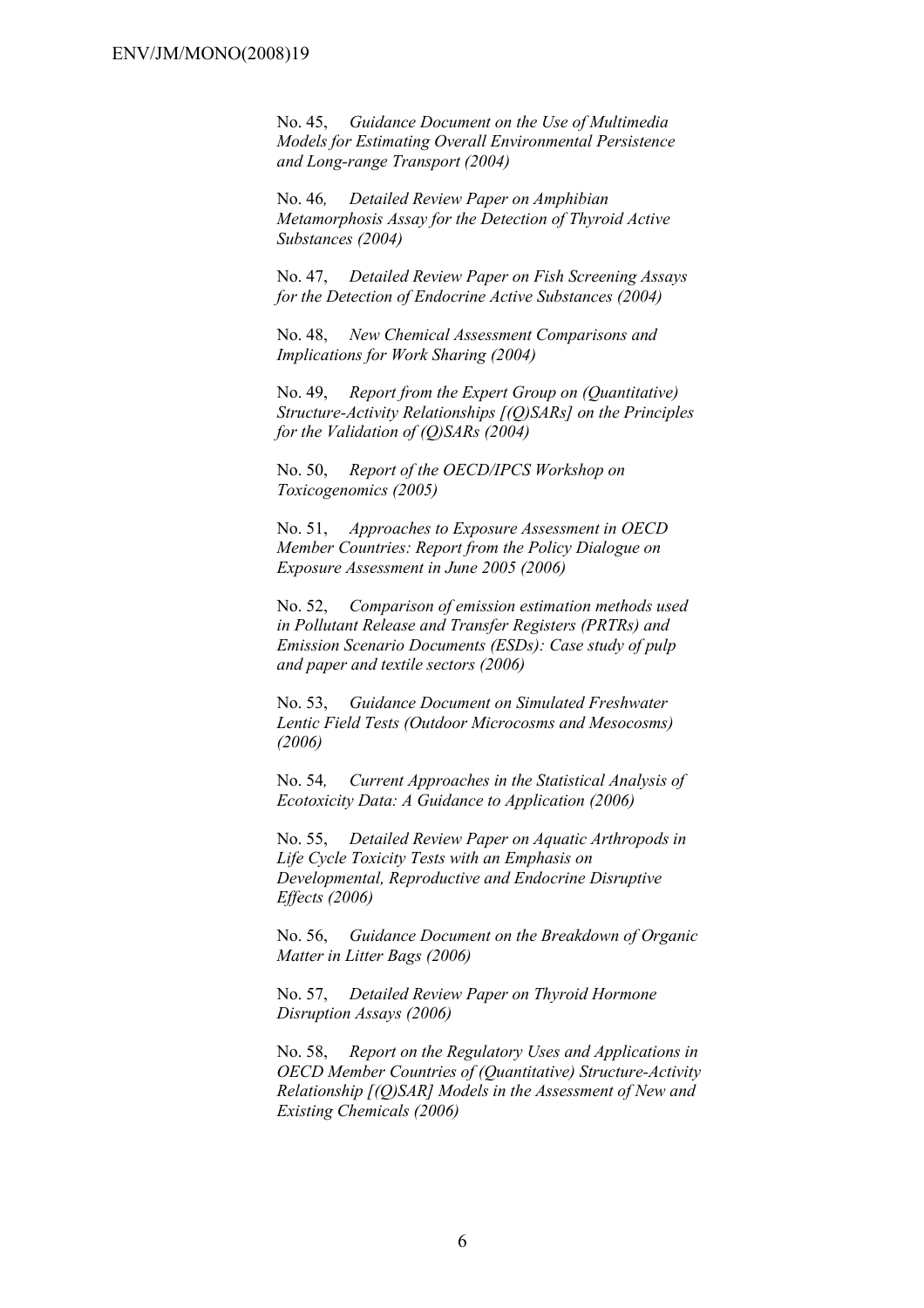No. 45, *Guidance Document on the Use of Multimedia Models for Estimating Overall Environmental Persistence and Long-range Transport (2004)*

No. 46*, Detailed Review Paper on Amphibian Metamorphosis Assay for the Detection of Thyroid Active Substances (2004)*

No. 47, *Detailed Review Paper on Fish Screening Assays for the Detection of Endocrine Active Substances (2004)*

No. 48, *New Chemical Assessment Comparisons and Implications for Work Sharing (2004)*

No. 49, *Report from the Expert Group on (Quantitative) Structure-Activity Relationships [(Q)SARs] on the Principles for the Validation of (Q)SARs (2004)*

No. 50, *Report of the OECD/IPCS Workshop on Toxicogenomics (2005)*

No. 51, *Approaches to Exposure Assessment in OECD Member Countries: Report from the Policy Dialogue on Exposure Assessment in June 2005 (2006)*

No. 52, *Comparison of emission estimation methods used in Pollutant Release and Transfer Registers (PRTRs) and Emission Scenario Documents (ESDs): Case study of pulp and paper and textile sectors (2006)*

No. 53, *Guidance Document on Simulated Freshwater Lentic Field Tests (Outdoor Microcosms and Mesocosms) (2006)*

No. 54*, Current Approaches in the Statistical Analysis of Ecotoxicity Data: A Guidance to Application (2006)*

No. 55, *Detailed Review Paper on Aquatic Arthropods in Life Cycle Toxicity Tests with an Emphasis on Developmental, Reproductive and Endocrine Disruptive Effects (2006)*

No. 56, *Guidance Document on the Breakdown of Organic Matter in Litter Bags (2006)*

No. 57, *Detailed Review Paper on Thyroid Hormone Disruption Assays (2006)*

No. 58, *Report on the Regulatory Uses and Applications in OECD Member Countries of (Quantitative) Structure-Activity Relationship [(Q)SAR] Models in the Assessment of New and Existing Chemicals (2006)*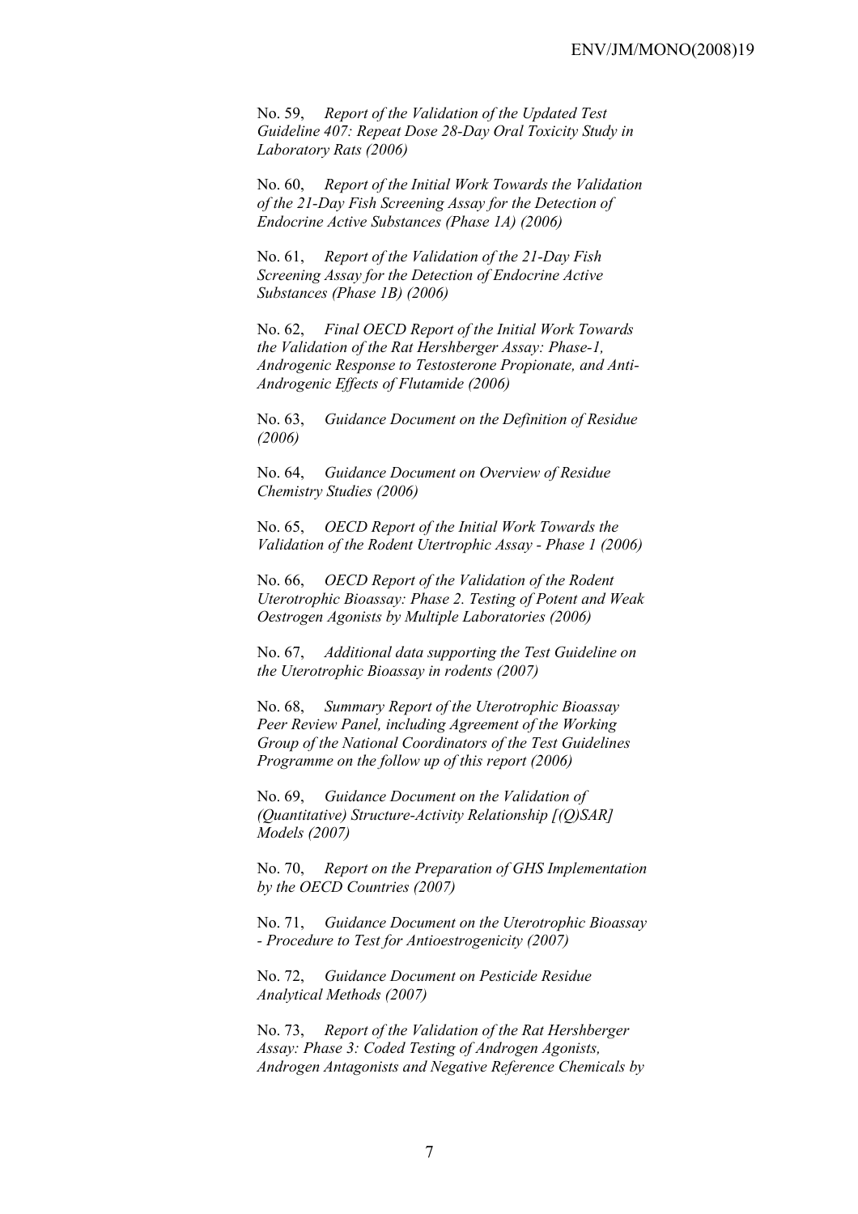No. 59, *Report of the Validation of the Updated Test Guideline 407: Repeat Dose 28-Day Oral Toxicity Study in Laboratory Rats (2006)*

No. 60, *Report of the Initial Work Towards the Validation of the 21-Day Fish Screening Assay for the Detection of Endocrine Active Substances (Phase 1A) (2006)*

No. 61, *Report of the Validation of the 21-Day Fish Screening Assay for the Detection of Endocrine Active Substances (Phase 1B) (2006)*

No. 62, *Final OECD Report of the Initial Work Towards the Validation of the Rat Hershberger Assay: Phase-1, Androgenic Response to Testosterone Propionate, and Anti-Androgenic Effects of Flutamide (2006)*

No. 63, *Guidance Document on the Definition of Residue (2006)*

No. 64, *Guidance Document on Overview of Residue Chemistry Studies (2006)*

No. 65, *OECD Report of the Initial Work Towards the Validation of the Rodent Utertrophic Assay - Phase 1 (2006)*

No. 66, *OECD Report of the Validation of the Rodent Uterotrophic Bioassay: Phase 2. Testing of Potent and Weak Oestrogen Agonists by Multiple Laboratories (2006)*

No. 67, *Additional data supporting the Test Guideline on the Uterotrophic Bioassay in rodents (2007)*

No. 68, *Summary Report of the Uterotrophic Bioassay Peer Review Panel, including Agreement of the Working Group of the National Coordinators of the Test Guidelines Programme on the follow up of this report (2006)*

No. 69, *Guidance Document on the Validation of (Quantitative) Structure-Activity Relationship [(Q)SAR] Models (2007)*

No. 70, *Report on the Preparation of GHS Implementation by the OECD Countries (2007)*

No. 71, *Guidance Document on the Uterotrophic Bioassay - Procedure to Test for Antioestrogenicity (2007)*

No. 72, *Guidance Document on Pesticide Residue Analytical Methods (2007)*

No. 73, *Report of the Validation of the Rat Hershberger Assay: Phase 3: Coded Testing of Androgen Agonists, Androgen Antagonists and Negative Reference Chemicals by*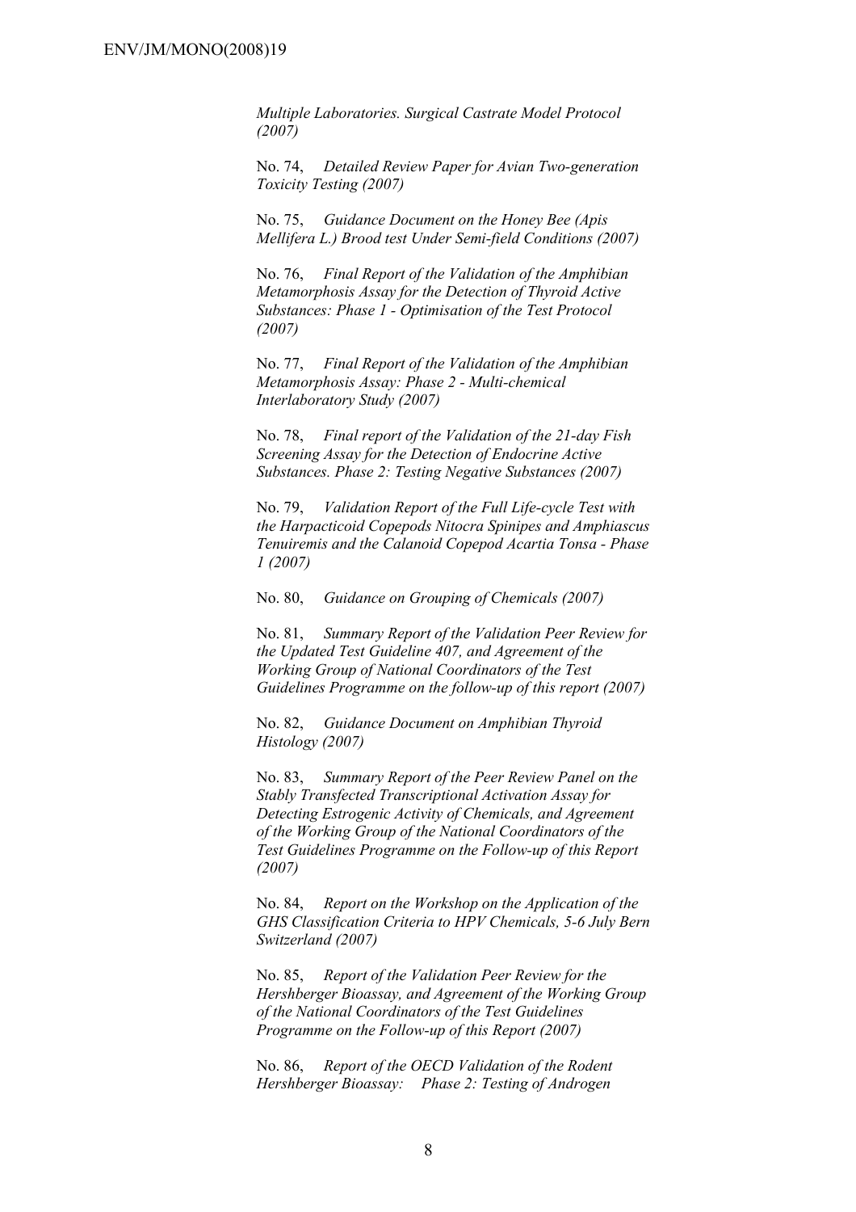*Multiple Laboratories. Surgical Castrate Model Protocol (2007)*

No. 74, *Detailed Review Paper for Avian Two-generation Toxicity Testing (2007)*

No. 75, *Guidance Document on the Honey Bee (Apis Mellifera L.) Brood test Under Semi-field Conditions (2007)*

No. 76, *Final Report of the Validation of the Amphibian Metamorphosis Assay for the Detection of Thyroid Active Substances: Phase 1 - Optimisation of the Test Protocol (2007)*

No. 77, *Final Report of the Validation of the Amphibian Metamorphosis Assay: Phase 2 - Multi-chemical Interlaboratory Study (2007)*

No. 78, *Final report of the Validation of the 21-day Fish Screening Assay for the Detection of Endocrine Active Substances. Phase 2: Testing Negative Substances (2007)*

No. 79, *Validation Report of the Full Life-cycle Test with the Harpacticoid Copepods Nitocra Spinipes and Amphiascus Tenuiremis and the Calanoid Copepod Acartia Tonsa - Phase 1 (2007)*

No. 80, *Guidance on Grouping of Chemicals (2007)*

No. 81, *Summary Report of the Validation Peer Review for the Updated Test Guideline 407, and Agreement of the Working Group of National Coordinators of the Test Guidelines Programme on the follow-up of this report (2007)*

No. 82, *Guidance Document on Amphibian Thyroid Histology (2007)*

No. 83, *Summary Report of the Peer Review Panel on the Stably Transfected Transcriptional Activation Assay for Detecting Estrogenic Activity of Chemicals, and Agreement of the Working Group of the National Coordinators of the Test Guidelines Programme on the Follow-up of this Report (2007)*

No. 84, *Report on the Workshop on the Application of the GHS Classification Criteria to HPV Chemicals, 5-6 July Bern Switzerland (2007)*

No. 85, *Report of the Validation Peer Review for the Hershberger Bioassay, and Agreement of the Working Group of the National Coordinators of the Test Guidelines Programme on the Follow-up of this Report (2007)*

No. 86, *Report of the OECD Validation of the Rodent Hershberger Bioassay: Phase 2: Testing of Androgen*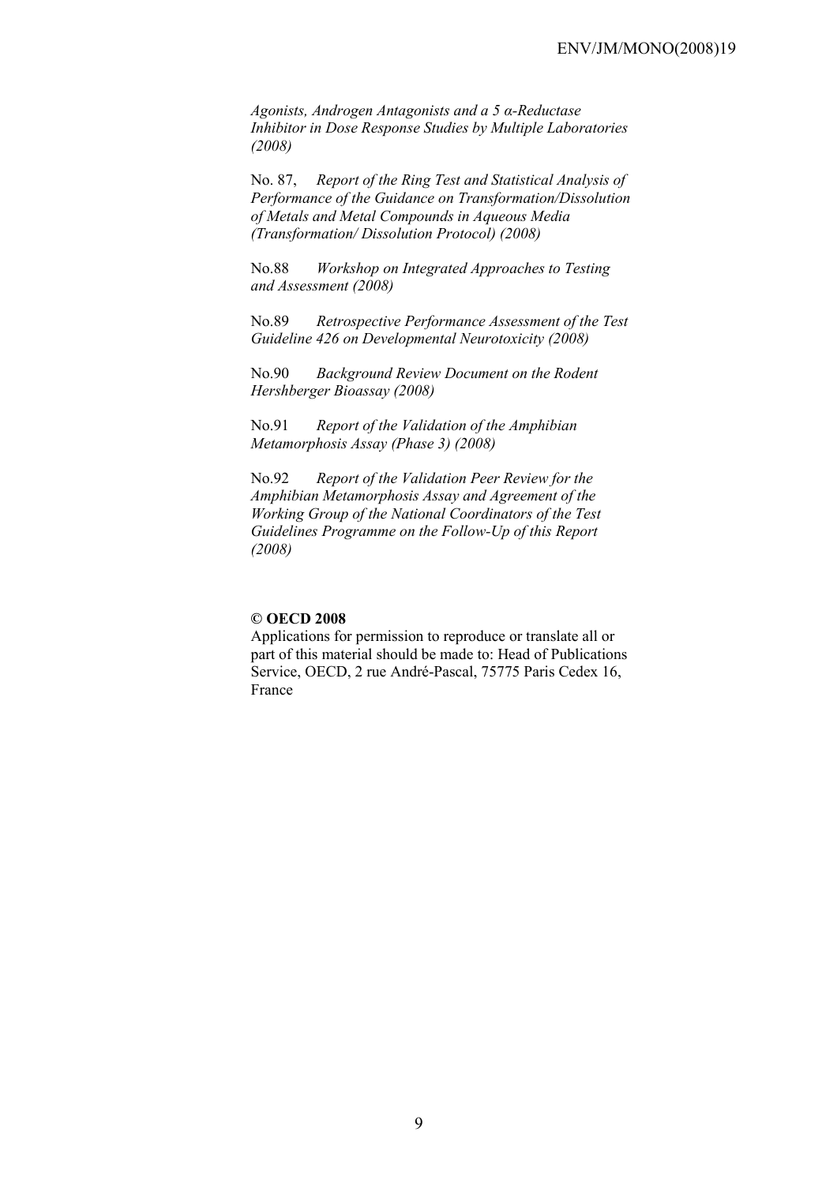*Agonists, Androgen Antagonists and a 5 α-Reductase Inhibitor in Dose Response Studies by Multiple Laboratories (2008)*

No. 87, *Report of the Ring Test and Statistical Analysis of Performance of the Guidance on Transformation/Dissolution of Metals and Metal Compounds in Aqueous Media (Transformation/ Dissolution Protocol) (2008)*

No.88 *Workshop on Integrated Approaches to Testing and Assessment (2008)*

No.89 *Retrospective Performance Assessment of the Test Guideline 426 on Developmental Neurotoxicity (2008)*

No.90 *Background Review Document on the Rodent Hershberger Bioassay (2008)*

No.91 *Report of the Validation of the Amphibian Metamorphosis Assay (Phase 3) (2008)*

No.92 *Report of the Validation Peer Review for the Amphibian Metamorphosis Assay and Agreement of the Working Group of the National Coordinators of the Test Guidelines Programme on the Follow-Up of this Report (2008)*

**© OECD 2008**

Applications for permission to reproduce or translate all or part of this material should be made to: Head of Publications Service, OECD, 2 rue André-Pascal, 75775 Paris Cedex 16, France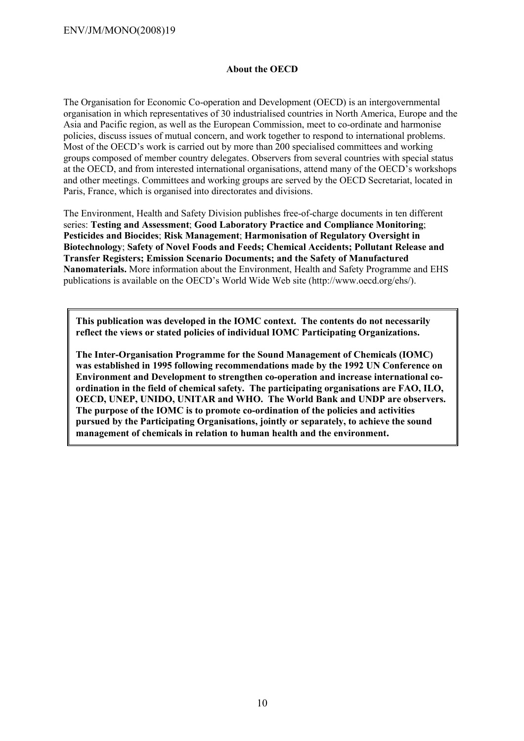## About the OECD

The Organisation for Economic Co-operation and Development (OECD) is an intergovernmental organisation in which representatives of 30 industrialised countries in North America, Europe and the Asia and Pacific region, as well as the European Commission, meet to co-ordinate and harmonise policies, discuss issues of mutual concern, and work together to respond to international problems. Most of the OECD's work is carried out by more than 200 specialised committees and working groups composed of member country delegates. Observers from several countries with special status at the OECD, and from interested international organisations, attend many of the OECD's workshops and other meetings. Committees and working groups are served by the OECD Secretariat, located in Paris, France, which is organised into directorates and divisions.

The Environment, Health and Safety Division publishes free-of-charge documents in ten different series: **Testing and Assessment**; **Good Laboratory Practice and Compliance Monitoring**; **Pesticides and Biocides**; **Risk Management**; **Harmonisation of Regulatory Oversight in Biotechnology**; **Safety of Novel Foods and Feeds; Chemical Accidents; Pollutant Release and Transfer Registers; Emission Scenario Documents; and the Safety of Manufactured Nanomaterials.** More information about the Environment, Health and Safety Programme and EHS publications is available on the OECD's World Wide Web site (http://www.oecd.org/ehs/).

**This publication was developed in the IOMC context. The contents do not necessarily reflect the views or stated policies of individual IOMC Participating Organizations.**

**The Inter-Organisation Programme for the Sound Management of Chemicals (IOMC) was established in 1995 following recommendations made by the 1992 UN Conference on Environment and Development to strengthen co-operation and increase international co-ordination in the field of chemical safety. The participating organisations are FAO, ILO, OECD, UNEP, UNIDO, UNITAR and WHO. The World Bank and UNDP are observers. The purpose of the IOMC is to promote co-ordination of the policies and activities pursued by the Participating Organisations, jointly or separately, to achieve the sound management of chemicals in relation to human health and the environment.**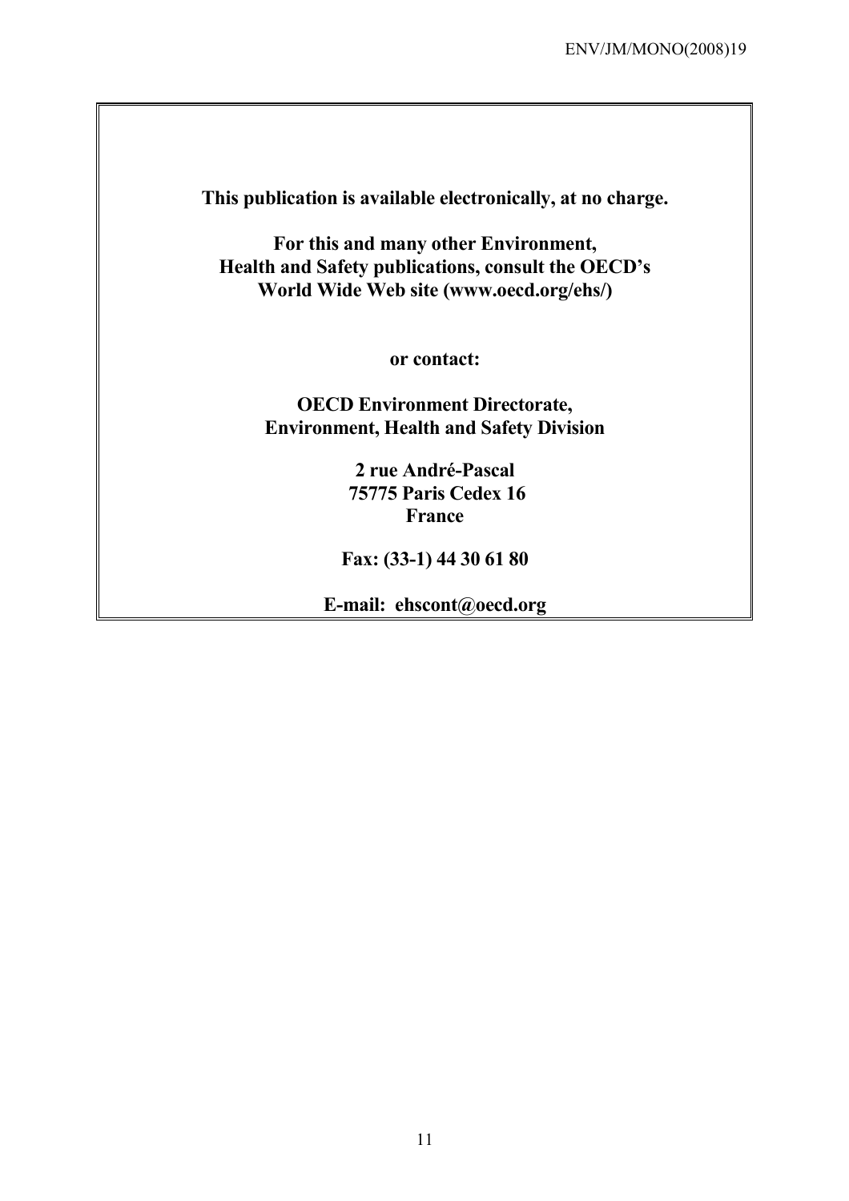**This publication is available electronically, at no charge.**

**For this and many other Environment, Health and Safety publications, consult the OECD's World Wide Web site (www.oecd.org/ehs/)**

**or contact:**

**OECD Environment Directorate, Environment, Health and Safety Division**

**2 rue André-Pascal
75775 Paris Cedex 16
France**

**Fax: (33-1) 44 30 61 80**

**E-mail: ehscont@oecd.org**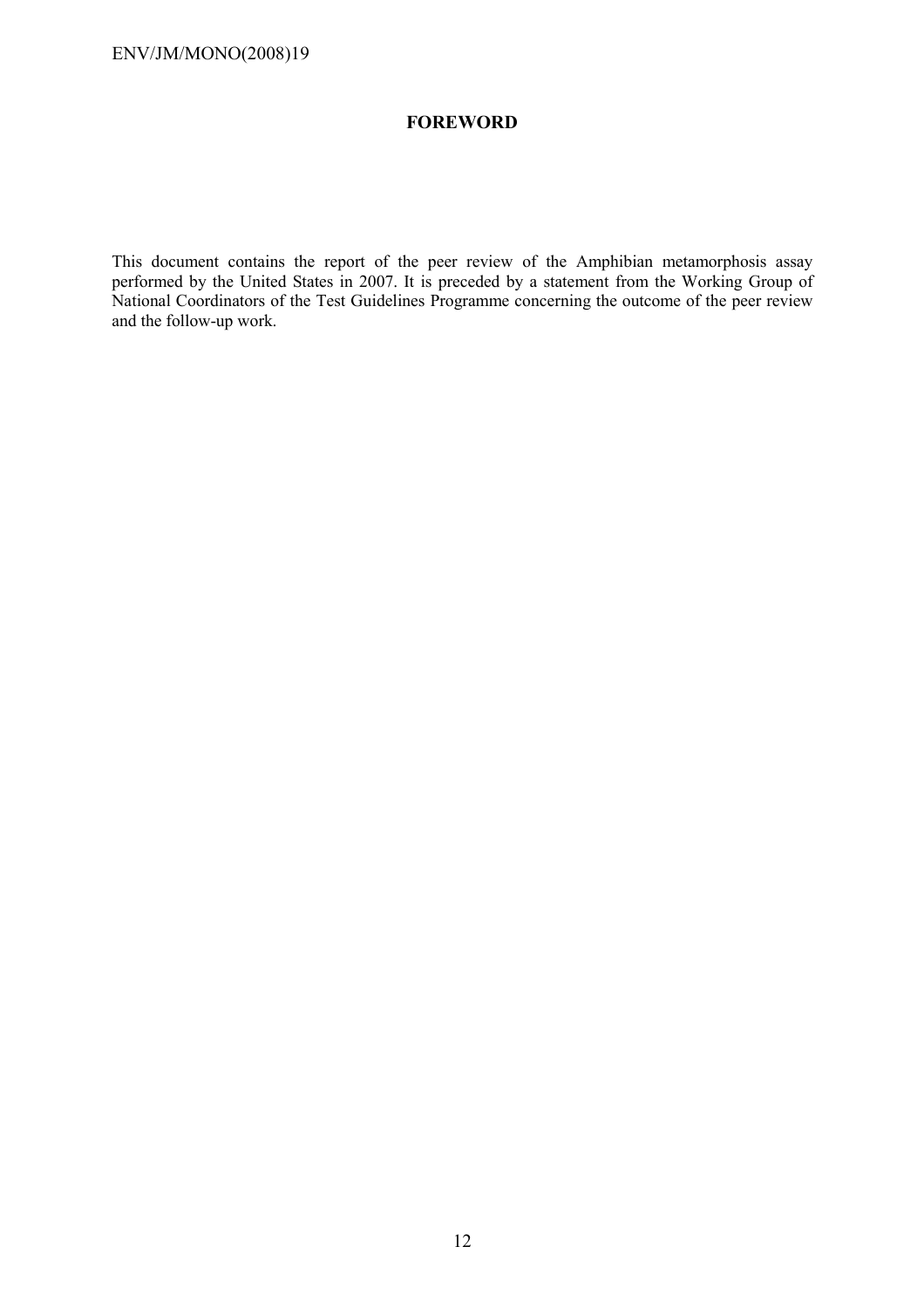## FOREWORD

This document contains the report of the peer review of the Amphibian metamorphosis assay performed by the United States in 2007. It is preceded by a statement from the Working Group of National Coordinators of the Test Guidelines Programme concerning the outcome of the peer review and the follow-up work.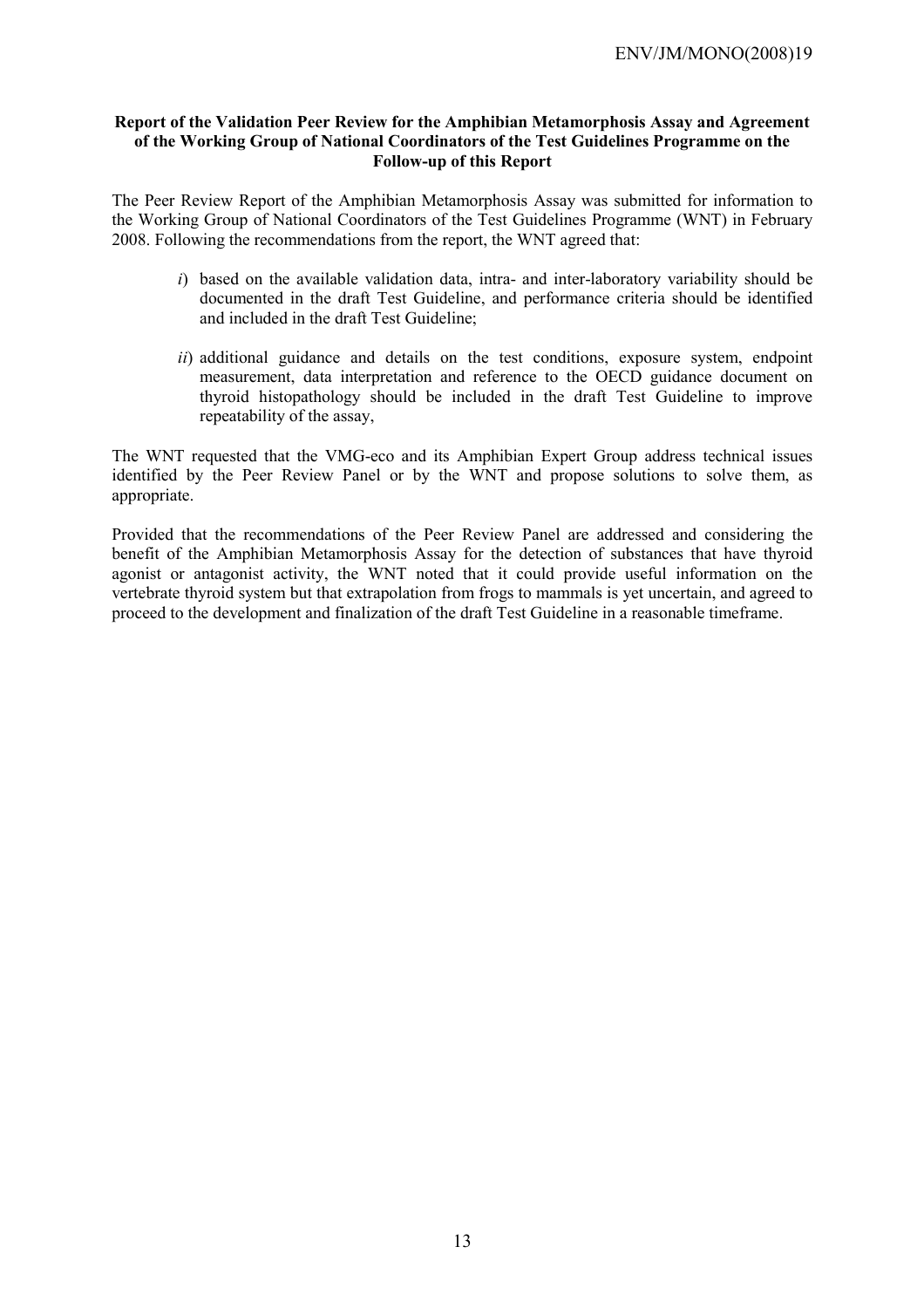**Report of the Validation Peer Review for the Amphibian Metamorphosis Assay and Agreement of the Working Group of National Coordinators of the Test Guidelines Programme on the Follow-up of this Report**

The Peer Review Report of the Amphibian Metamorphosis Assay was submitted for information to the Working Group of National Coordinators of the Test Guidelines Programme (WNT) in February 2008. Following the recommendations from the report, the WNT agreed that:

*i*) based on the available validation data, intra- and inter-laboratory variability should be documented in the draft Test Guideline, and performance criteria should be identified and included in the draft Test Guideline;

*ii*) additional guidance and details on the test conditions, exposure system, endpoint measurement, data interpretation and reference to the OECD guidance document on thyroid histopathology should be included in the draft Test Guideline to improve repeatability of the assay,

The WNT requested that the VMG-eco and its Amphibian Expert Group address technical issues identified by the Peer Review Panel or by the WNT and propose solutions to solve them, as appropriate.

Provided that the recommendations of the Peer Review Panel are addressed and considering the benefit of the Amphibian Metamorphosis Assay for the detection of substances that have thyroid agonist or antagonist activity, the WNT noted that it could provide useful information on the vertebrate thyroid system but that extrapolation from frogs to mammals is yet uncertain, and agreed to proceed to the development and finalization of the draft Test Guideline in a reasonable timeframe.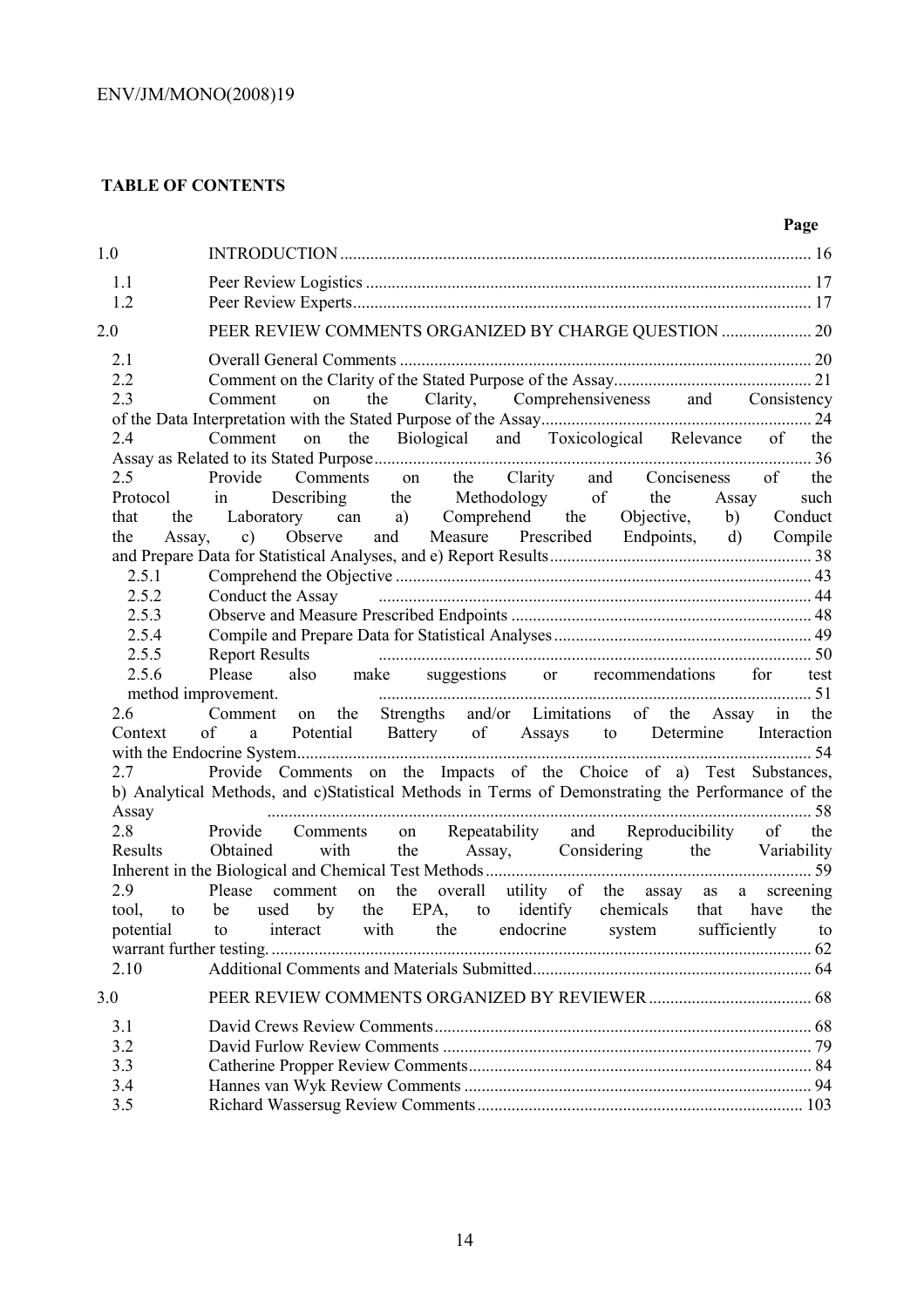**TABLE OF CONTENTS**

| | | Page |
|---|---|---|
| 1.0 | INTRODUCTION | 16 |
| 1.1 | Peer Review Logistics | 17 |
| 1.2 | Peer Review Experts | 17 |
| 2.0 | PEER REVIEW COMMENTS ORGANIZED BY CHARGE QUESTION | 20 |
| 2.1 | Overall General Comments | 20 |
| 2.2 | Comment on the Clarity of the Stated Purpose of the Assay | 21 |
| 2.3 | Comment on the Clarity, Comprehensiveness and Consistency of the Data Interpretation with the Stated Purpose of the Assay | 24 |
| 2.4 | Comment on the Biological and Toxicological Relevance of the Assay as Related to its Stated Purpose | 36 |
| 2.5 | Provide Comments on the Clarity and Conciseness of the Protocol in Describing the Methodology of the Assay such that the Laboratory can a) Comprehend the Objective, b) Conduct the Assay, c) Observe and Measure Prescribed Endpoints, d) Compile and Prepare Data for Statistical Analyses, and e) Report Results | 38 |
| 2.5.1 | Comprehend the Objective | 43 |
| 2.5.2 | Conduct the Assay | 44 |
| 2.5.3 | Observe and Measure Prescribed Endpoints | 48 |
| 2.5.4 | Compile and Prepare Data for Statistical Analyses | 49 |
| 2.5.5 | Report Results | 50 |
| 2.5.6 | Please also make suggestions or recommendations for test method improvement. | 51 |
| 2.6 | Comment on the Strengths and/or Limitations of the Assay in the Context of a Potential Battery of Assays to Determine Interaction with the Endocrine System | 54 |
| 2.7 | Provide Comments on the Impacts of the Choice of a) Test Substances, b) Analytical Methods, and c)Statistical Methods in Terms of Demonstrating the Performance of the Assay | 58 |
| 2.8 | Provide Comments on Repeatability and Reproducibility of the Results Obtained with the Assay, Considering the Variability Inherent in the Biological and Chemical Test Methods | 59 |
| 2.9 | Please comment on the overall utility of the assay as a screening tool, to be used by the EPA, to identify chemicals that have the potential to interact with the endocrine system sufficiently to warrant further testing. | 62 |
| 2.10 | Additional Comments and Materials Submitted | 64 |
| 3.0 | PEER REVIEW COMMENTS ORGANIZED BY REVIEWER | 68 |
| 3.1 | David Crews Review Comments | 68 |
| 3.2 | David Furlow Review Comments | 79 |
| 3.3 | Catherine Propper Review Comments | 84 |
| 3.4 | Hannes van Wyk Review Comments | 94 |
| 3.5 | Richard Wassersug Review Comments | 103 |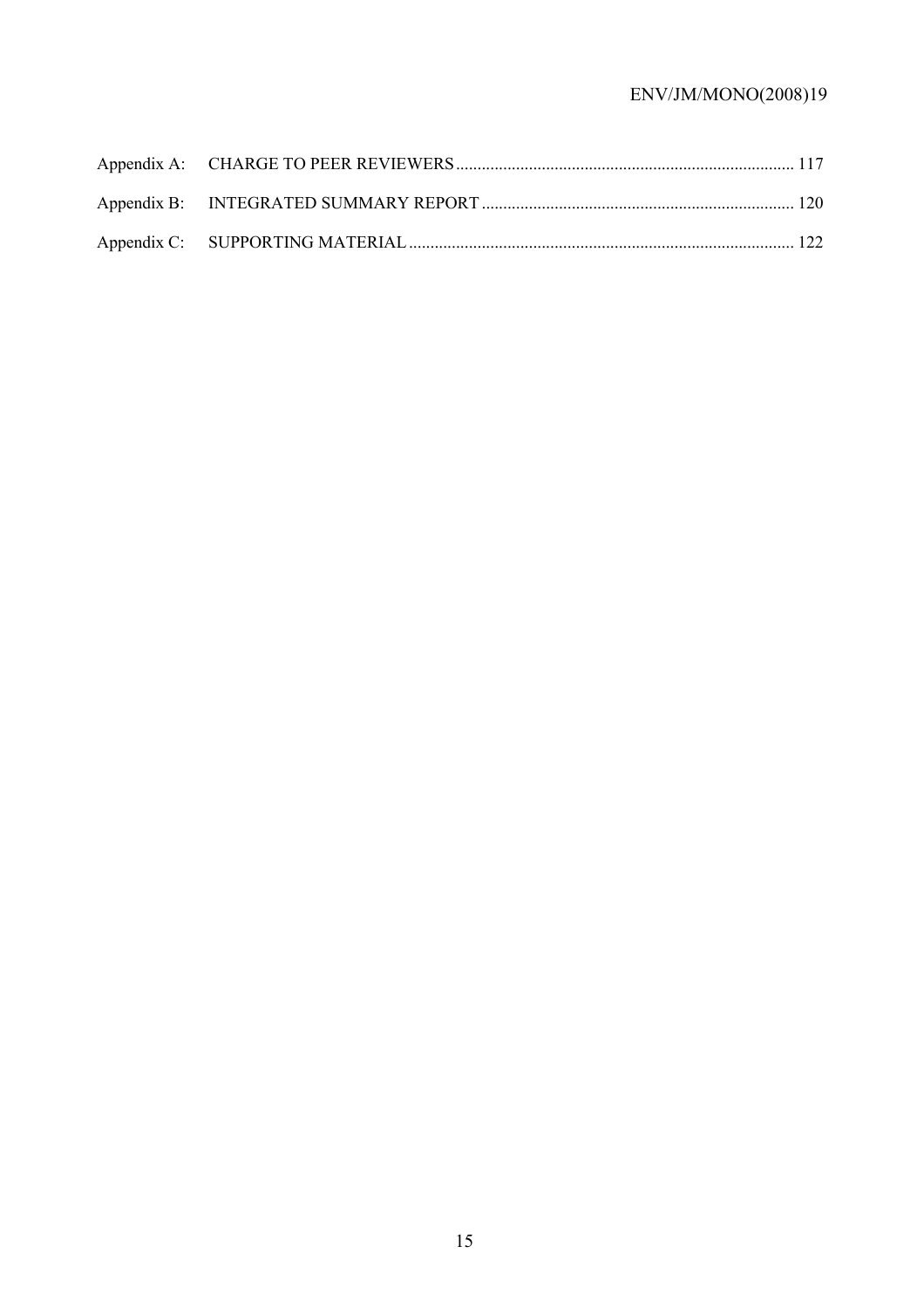Appendix A: CHARGE TO PEER REVIEWERS ........................................................................... 117

Appendix B: INTEGRATED SUMMARY REPORT ..................................................................... 120

Appendix C: SUPPORTING MATERIAL .................................................................................... 122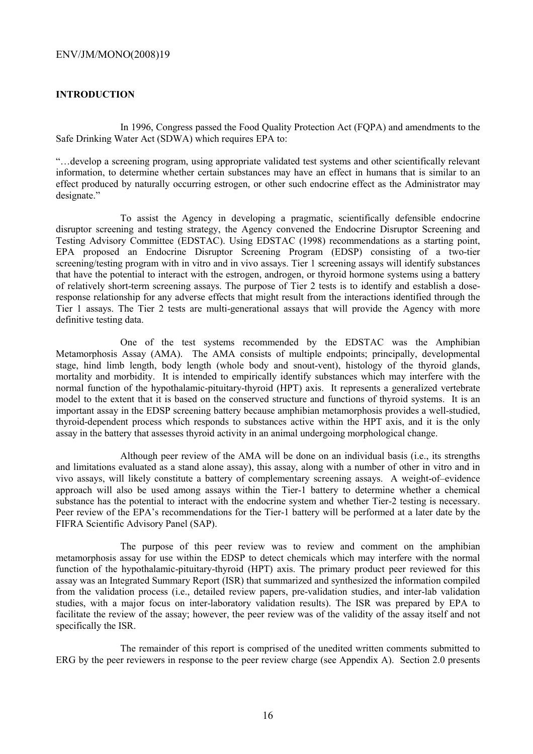## INTRODUCTION

In 1996, Congress passed the Food Quality Protection Act (FQPA) and amendments to the Safe Drinking Water Act (SDWA) which requires EPA to:

"…develop a screening program, using appropriate validated test systems and other scientifically relevant information, to determine whether certain substances may have an effect in humans that is similar to an effect produced by naturally occurring estrogen, or other such endocrine effect as the Administrator may designate."

To assist the Agency in developing a pragmatic, scientifically defensible endocrine disruptor screening and testing strategy, the Agency convened the Endocrine Disruptor Screening and Testing Advisory Committee (EDSTAC). Using EDSTAC (1998) recommendations as a starting point, EPA proposed an Endocrine Disruptor Screening Program (EDSP) consisting of a two-tier screening/testing program with in vitro and in vivo assays. Tier 1 screening assays will identify substances that have the potential to interact with the estrogen, androgen, or thyroid hormone systems using a battery of relatively short-term screening assays. The purpose of Tier 2 tests is to identify and establish a dose-response relationship for any adverse effects that might result from the interactions identified through the Tier 1 assays. The Tier 2 tests are multi-generational assays that will provide the Agency with more definitive testing data.

One of the test systems recommended by the EDSTAC was the Amphibian Metamorphosis Assay (AMA). The AMA consists of multiple endpoints; principally, developmental stage, hind limb length, body length (whole body and snout-vent), histology of the thyroid glands, mortality and morbidity. It is intended to empirically identify substances which may interfere with the normal function of the hypothalamic-pituitary-thyroid (HPT) axis. It represents a generalized vertebrate model to the extent that it is based on the conserved structure and functions of thyroid systems. It is an important assay in the EDSP screening battery because amphibian metamorphosis provides a well-studied, thyroid-dependent process which responds to substances active within the HPT axis, and it is the only assay in the battery that assesses thyroid activity in an animal undergoing morphological change.

Although peer review of the AMA will be done on an individual basis (i.e., its strengths and limitations evaluated as a stand alone assay), this assay, along with a number of other in vitro and in vivo assays, will likely constitute a battery of complementary screening assays. A weight-of–evidence approach will also be used among assays within the Tier-1 battery to determine whether a chemical substance has the potential to interact with the endocrine system and whether Tier-2 testing is necessary. Peer review of the EPA's recommendations for the Tier-1 battery will be performed at a later date by the FIFRA Scientific Advisory Panel (SAP).

The purpose of this peer review was to review and comment on the amphibian metamorphosis assay for use within the EDSP to detect chemicals which may interfere with the normal function of the hypothalamic-pituitary-thyroid (HPT) axis. The primary product peer reviewed for this assay was an Integrated Summary Report (ISR) that summarized and synthesized the information compiled from the validation process (i.e., detailed review papers, pre-validation studies, and inter-lab validation studies, with a major focus on inter-laboratory validation results). The ISR was prepared by EPA to facilitate the review of the assay; however, the peer review was of the validity of the assay itself and not specifically the ISR.

The remainder of this report is comprised of the unedited written comments submitted to ERG by the peer reviewers in response to the peer review charge (see Appendix A). Section 2.0 presents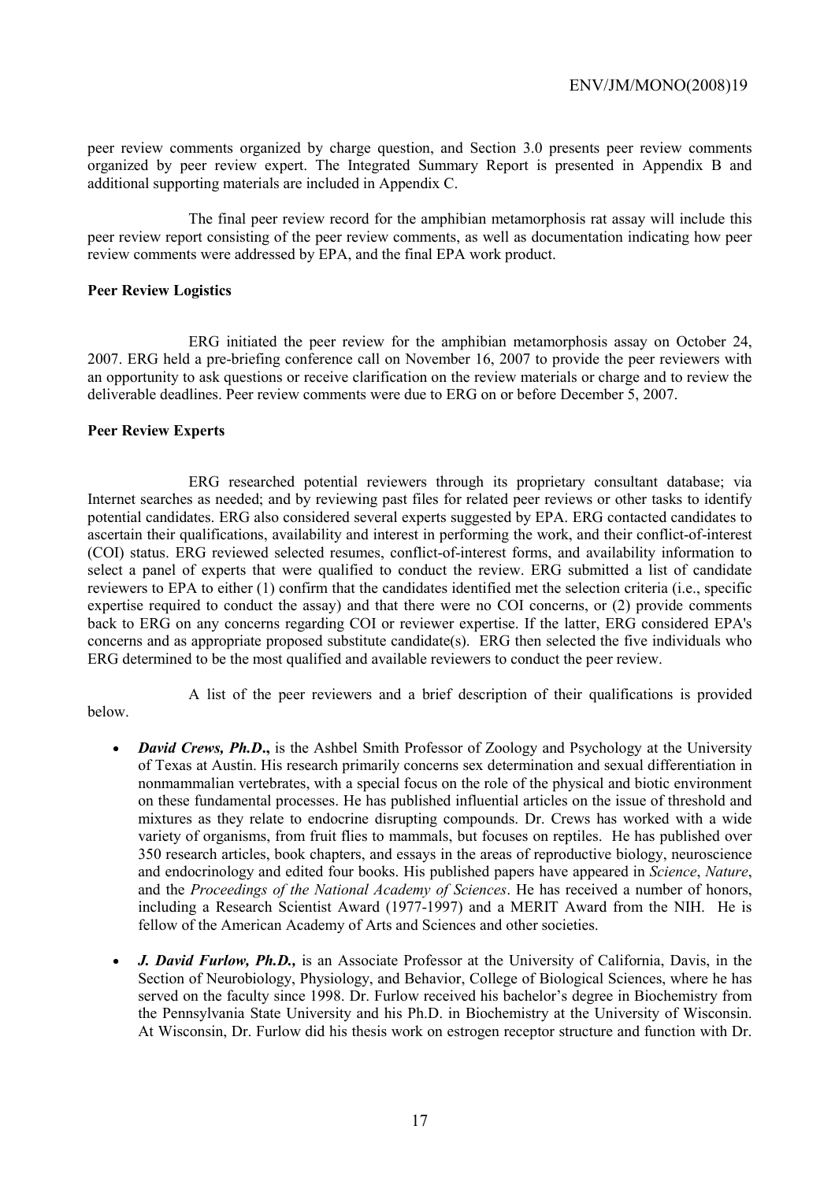peer review comments organized by charge question, and Section 3.0 presents peer review comments organized by peer review expert. The Integrated Summary Report is presented in Appendix B and additional supporting materials are included in Appendix C.

The final peer review record for the amphibian metamorphosis rat assay will include this peer review report consisting of the peer review comments, as well as documentation indicating how peer review comments were addressed by EPA, and the final EPA work product.

### Peer Review Logistics

ERG initiated the peer review for the amphibian metamorphosis assay on October 24, 2007. ERG held a pre-briefing conference call on November 16, 2007 to provide the peer reviewers with an opportunity to ask questions or receive clarification on the review materials or charge and to review the deliverable deadlines. Peer review comments were due to ERG on or before December 5, 2007.

### Peer Review Experts

ERG researched potential reviewers through its proprietary consultant database; via Internet searches as needed; and by reviewing past files for related peer reviews or other tasks to identify potential candidates. ERG also considered several experts suggested by EPA. ERG contacted candidates to ascertain their qualifications, availability and interest in performing the work, and their conflict-of-interest (COI) status. ERG reviewed selected resumes, conflict-of-interest forms, and availability information to select a panel of experts that were qualified to conduct the review. ERG submitted a list of candidate reviewers to EPA to either (1) confirm that the candidates identified met the selection criteria (i.e., specific expertise required to conduct the assay) and that there were no COI concerns, or (2) provide comments back to ERG on any concerns regarding COI or reviewer expertise. If the latter, ERG considered EPA's concerns and as appropriate proposed substitute candidate(s). ERG then selected the five individuals who ERG determined to be the most qualified and available reviewers to conduct the peer review.

A list of the peer reviewers and a brief description of their qualifications is provided below.

- ***David Crews, Ph.D*.,** is the Ashbel Smith Professor of Zoology and Psychology at the University of Texas at Austin. His research primarily concerns sex determination and sexual differentiation in nonmammalian vertebrates, with a special focus on the role of the physical and biotic environment on these fundamental processes. He has published influential articles on the issue of threshold and mixtures as they relate to endocrine disrupting compounds. Dr. Crews has worked with a wide variety of organisms, from fruit flies to mammals, but focuses on reptiles. He has published over 350 research articles, book chapters, and essays in the areas of reproductive biology, neuroscience and endocrinology and edited four books. His published papers have appeared in *Science*, *Nature*, and the *Proceedings of the National Academy of Sciences*. He has received a number of honors, including a Research Scientist Award (1977-1997) and a MERIT Award from the NIH. He is fellow of the American Academy of Arts and Sciences and other societies.
- ***J. David Furlow, Ph.D.,*** is an Associate Professor at the University of California, Davis, in the Section of Neurobiology, Physiology, and Behavior, College of Biological Sciences, where he has served on the faculty since 1998. Dr. Furlow received his bachelor's degree in Biochemistry from the Pennsylvania State University and his Ph.D. in Biochemistry at the University of Wisconsin. At Wisconsin, Dr. Furlow did his thesis work on estrogen receptor structure and function with Dr.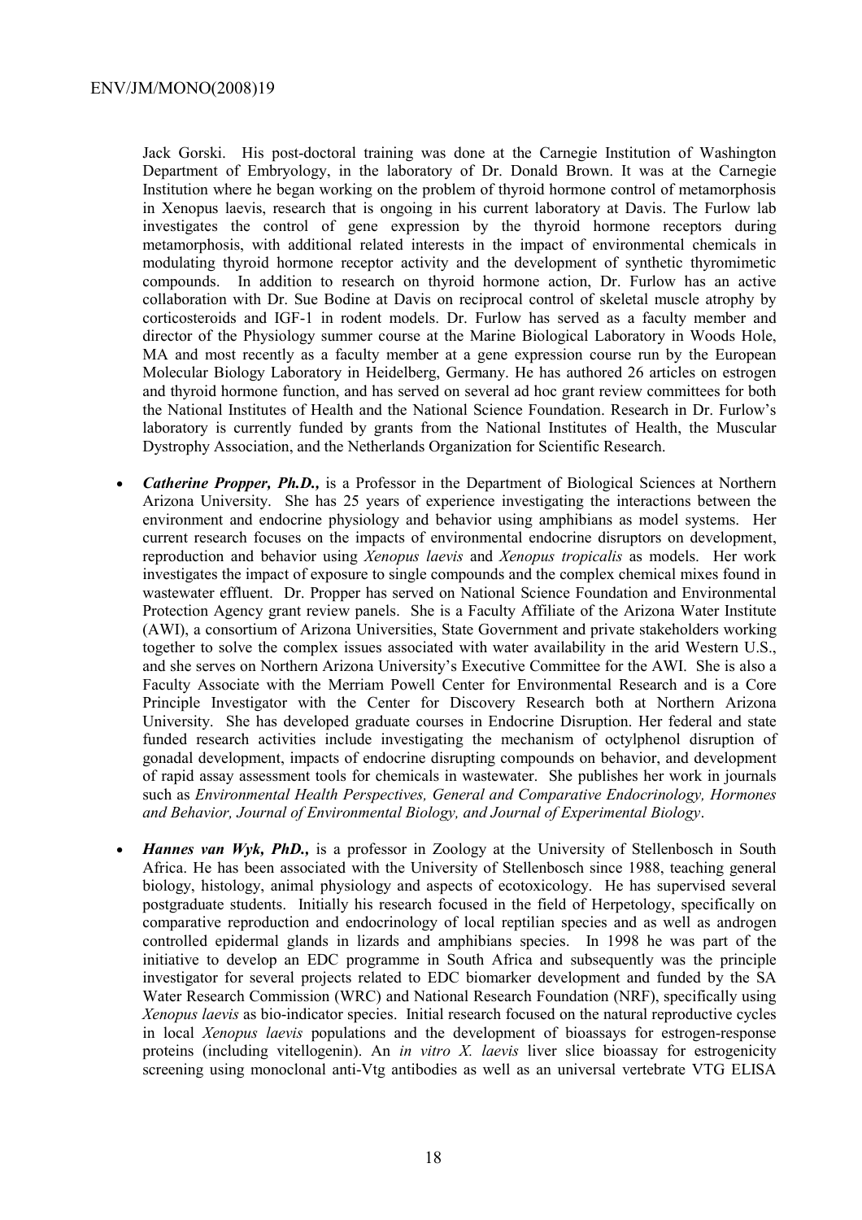Jack Gorski. His post-doctoral training was done at the Carnegie Institution of Washington Department of Embryology, in the laboratory of Dr. Donald Brown. It was at the Carnegie Institution where he began working on the problem of thyroid hormone control of metamorphosis in Xenopus laevis, research that is ongoing in his current laboratory at Davis. The Furlow lab investigates the control of gene expression by the thyroid hormone receptors during metamorphosis, with additional related interests in the impact of environmental chemicals in modulating thyroid hormone receptor activity and the development of synthetic thyromimetic compounds. In addition to research on thyroid hormone action, Dr. Furlow has an active collaboration with Dr. Sue Bodine at Davis on reciprocal control of skeletal muscle atrophy by corticosteroids and IGF-1 in rodent models. Dr. Furlow has served as a faculty member and director of the Physiology summer course at the Marine Biological Laboratory in Woods Hole, MA and most recently as a faculty member at a gene expression course run by the European Molecular Biology Laboratory in Heidelberg, Germany. He has authored 26 articles on estrogen and thyroid hormone function, and has served on several ad hoc grant review committees for both the National Institutes of Health and the National Science Foundation. Research in Dr. Furlow's laboratory is currently funded by grants from the National Institutes of Health, the Muscular Dystrophy Association, and the Netherlands Organization for Scientific Research.

- ***Catherine Propper, Ph.D.,*** is a Professor in the Department of Biological Sciences at Northern Arizona University. She has 25 years of experience investigating the interactions between the environment and endocrine physiology and behavior using amphibians as model systems. Her current research focuses on the impacts of environmental endocrine disruptors on development, reproduction and behavior using *Xenopus laevis* and *Xenopus tropicalis* as models. Her work investigates the impact of exposure to single compounds and the complex chemical mixes found in wastewater effluent. Dr. Propper has served on National Science Foundation and Environmental Protection Agency grant review panels. She is a Faculty Affiliate of the Arizona Water Institute (AWI), a consortium of Arizona Universities, State Government and private stakeholders working together to solve the complex issues associated with water availability in the arid Western U.S., and she serves on Northern Arizona University's Executive Committee for the AWI. She is also a Faculty Associate with the Merriam Powell Center for Environmental Research and is a Core Principle Investigator with the Center for Discovery Research both at Northern Arizona University. She has developed graduate courses in Endocrine Disruption. Her federal and state funded research activities include investigating the mechanism of octylphenol disruption of gonadal development, impacts of endocrine disrupting compounds on behavior, and development of rapid assay assessment tools for chemicals in wastewater. She publishes her work in journals such as *Environmental Health Perspectives, General and Comparative Endocrinology, Hormones and Behavior, Journal of Environmental Biology, and Journal of Experimental Biology*.

- ***Hannes van Wyk, PhD.,*** is a professor in Zoology at the University of Stellenbosch in South Africa. He has been associated with the University of Stellenbosch since 1988, teaching general biology, histology, animal physiology and aspects of ecotoxicology. He has supervised several postgraduate students. Initially his research focused in the field of Herpetology, specifically on comparative reproduction and endocrinology of local reptilian species and as well as androgen controlled epidermal glands in lizards and amphibians species. In 1998 he was part of the initiative to develop an EDC programme in South Africa and subsequently was the principle investigator for several projects related to EDC biomarker development and funded by the SA Water Research Commission (WRC) and National Research Foundation (NRF), specifically using *Xenopus laevis* as bio-indicator species. Initial research focused on the natural reproductive cycles in local *Xenopus laevis* populations and the development of bioassays for estrogen-response proteins (including vitellogenin). An *in vitro X. laevis* liver slice bioassay for estrogenicity screening using monoclonal anti-Vtg antibodies as well as an universal vertebrate VTG ELISA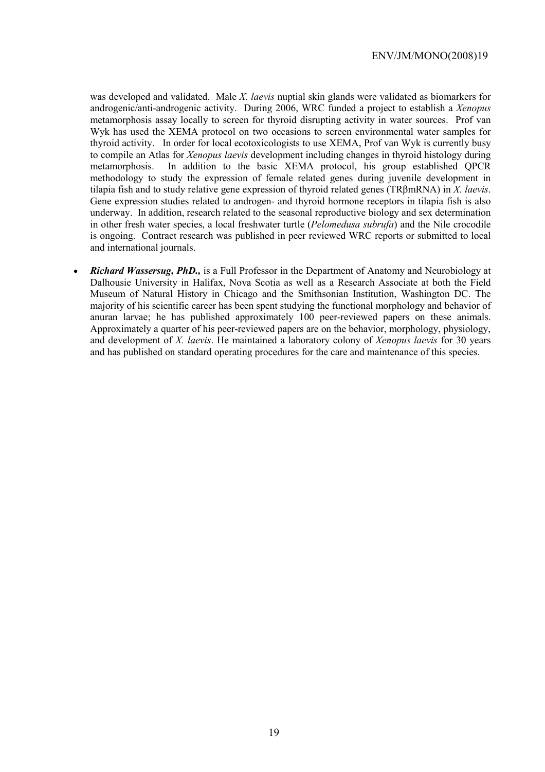was developed and validated. Male *X. laevis* nuptial skin glands were validated as biomarkers for androgenic/anti-androgenic activity. During 2006, WRC funded a project to establish a *Xenopus* metamorphosis assay locally to screen for thyroid disrupting activity in water sources. Prof van Wyk has used the XEMA protocol on two occasions to screen environmental water samples for thyroid activity. In order for local ecotoxicologists to use XEMA, Prof van Wyk is currently busy to compile an Atlas for *Xenopus laevis* development including changes in thyroid histology during metamorphosis. In addition to the basic XEMA protocol, his group established QPCR methodology to study the expression of female related genes during juvenile development in tilapia fish and to study relative gene expression of thyroid related genes (TRβmRNA) in *X. laevis*. Gene expression studies related to androgen- and thyroid hormone receptors in tilapia fish is also underway. In addition, research related to the seasonal reproductive biology and sex determination in other fresh water species, a local freshwater turtle (*Pelomedusa subrufa*) and the Nile crocodile is ongoing. Contract research was published in peer reviewed WRC reports or submitted to local and international journals.

- ***Richard Wassersug, PhD.,*** is a Full Professor in the Department of Anatomy and Neurobiology at Dalhousie University in Halifax, Nova Scotia as well as a Research Associate at both the Field Museum of Natural History in Chicago and the Smithsonian Institution, Washington DC. The majority of his scientific career has been spent studying the functional morphology and behavior of anuran larvae; he has published approximately 100 peer-reviewed papers on these animals. Approximately a quarter of his peer-reviewed papers are on the behavior, morphology, physiology, and development of *X. laevis*. He maintained a laboratory colony of *Xenopus laevis* for 30 years and has published on standard operating procedures for the care and maintenance of this species.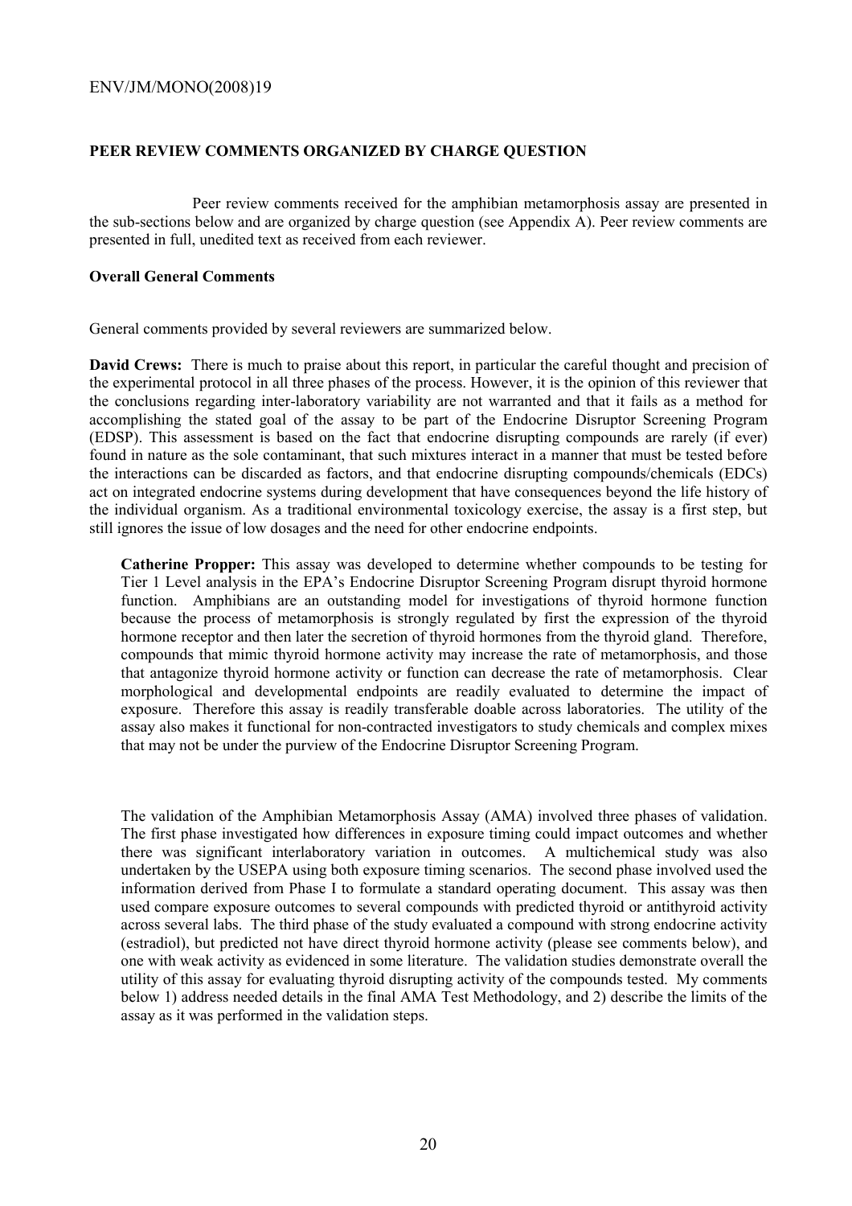## PEER REVIEW COMMENTS ORGANIZED BY CHARGE QUESTION

Peer review comments received for the amphibian metamorphosis assay are presented in the sub-sections below and are organized by charge question (see Appendix A). Peer review comments are presented in full, unedited text as received from each reviewer.

### Overall General Comments

General comments provided by several reviewers are summarized below.

**David Crews:** There is much to praise about this report, in particular the careful thought and precision of the experimental protocol in all three phases of the process. However, it is the opinion of this reviewer that the conclusions regarding inter-laboratory variability are not warranted and that it fails as a method for accomplishing the stated goal of the assay to be part of the Endocrine Disruptor Screening Program (EDSP). This assessment is based on the fact that endocrine disrupting compounds are rarely (if ever) found in nature as the sole contaminant, that such mixtures interact in a manner that must be tested before the interactions can be discarded as factors, and that endocrine disrupting compounds/chemicals (EDCs) act on integrated endocrine systems during development that have consequences beyond the life history of the individual organism. As a traditional environmental toxicology exercise, the assay is a first step, but still ignores the issue of low dosages and the need for other endocrine endpoints.

**Catherine Propper:** This assay was developed to determine whether compounds to be testing for Tier 1 Level analysis in the EPA's Endocrine Disruptor Screening Program disrupt thyroid hormone function. Amphibians are an outstanding model for investigations of thyroid hormone function because the process of metamorphosis is strongly regulated by first the expression of the thyroid hormone receptor and then later the secretion of thyroid hormones from the thyroid gland. Therefore, compounds that mimic thyroid hormone activity may increase the rate of metamorphosis, and those that antagonize thyroid hormone activity or function can decrease the rate of metamorphosis. Clear morphological and developmental endpoints are readily evaluated to determine the impact of exposure. Therefore this assay is readily transferable doable across laboratories. The utility of the assay also makes it functional for non-contracted investigators to study chemicals and complex mixes that may not be under the purview of the Endocrine Disruptor Screening Program.

The validation of the Amphibian Metamorphosis Assay (AMA) involved three phases of validation. The first phase investigated how differences in exposure timing could impact outcomes and whether there was significant interlaboratory variation in outcomes. A multichemical study was also undertaken by the USEPA using both exposure timing scenarios. The second phase involved used the information derived from Phase I to formulate a standard operating document. This assay was then used compare exposure outcomes to several compounds with predicted thyroid or antithyroid activity across several labs. The third phase of the study evaluated a compound with strong endocrine activity (estradiol), but predicted not have direct thyroid hormone activity (please see comments below), and one with weak activity as evidenced in some literature. The validation studies demonstrate overall the utility of this assay for evaluating thyroid disrupting activity of the compounds tested. My comments below 1) address needed details in the final AMA Test Methodology, and 2) describe the limits of the assay as it was performed in the validation steps.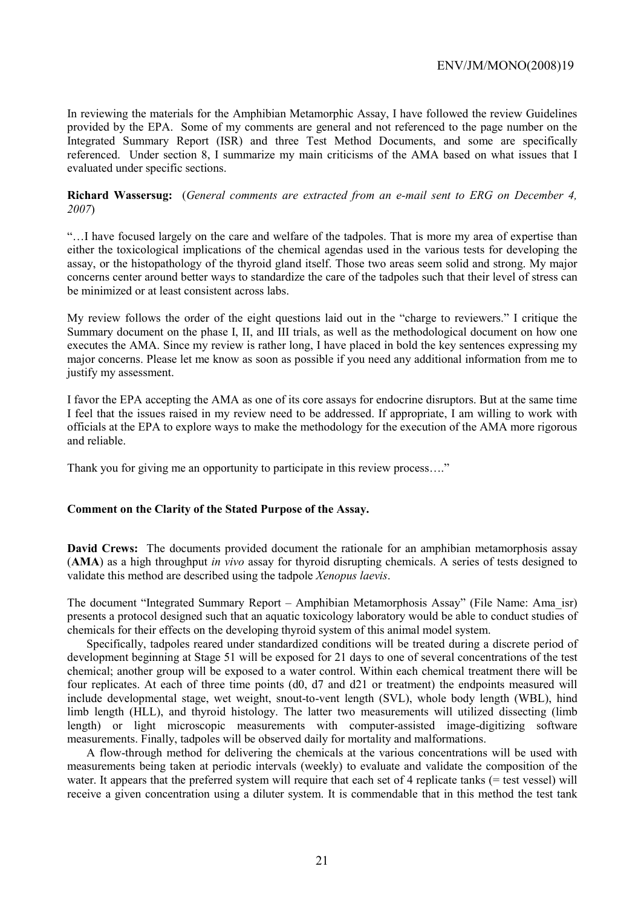In reviewing the materials for the Amphibian Metamorphic Assay, I have followed the review Guidelines provided by the EPA. Some of my comments are general and not referenced to the page number on the Integrated Summary Report (ISR) and three Test Method Documents, and some are specifically referenced. Under section 8, I summarize my main criticisms of the AMA based on what issues that I evaluated under specific sections.

**Richard Wassersug:** (*General comments are extracted from an e-mail sent to ERG on December 4, 2007*)

"…I have focused largely on the care and welfare of the tadpoles. That is more my area of expertise than either the toxicological implications of the chemical agendas used in the various tests for developing the assay, or the histopathology of the thyroid gland itself. Those two areas seem solid and strong. My major concerns center around better ways to standardize the care of the tadpoles such that their level of stress can be minimized or at least consistent across labs.

My review follows the order of the eight questions laid out in the "charge to reviewers." I critique the Summary document on the phase I, II, and III trials, as well as the methodological document on how one executes the AMA. Since my review is rather long, I have placed in bold the key sentences expressing my major concerns. Please let me know as soon as possible if you need any additional information from me to justify my assessment.

I favor the EPA accepting the AMA as one of its core assays for endocrine disruptors. But at the same time I feel that the issues raised in my review need to be addressed. If appropriate, I am willing to work with officials at the EPA to explore ways to make the methodology for the execution of the AMA more rigorous and reliable.

Thank you for giving me an opportunity to participate in this review process…."

**Comment on the Clarity of the Stated Purpose of the Assay.**

**David Crews:** The documents provided document the rationale for an amphibian metamorphosis assay (**AMA**) as a high throughput *in vivo* assay for thyroid disrupting chemicals. A series of tests designed to validate this method are described using the tadpole *Xenopus laevis*.

The document "Integrated Summary Report – Amphibian Metamorphosis Assay" (File Name: Ama_isr) presents a protocol designed such that an aquatic toxicology laboratory would be able to conduct studies of chemicals for their effects on the developing thyroid system of this animal model system.

Specifically, tadpoles reared under standardized conditions will be treated during a discrete period of development beginning at Stage 51 will be exposed for 21 days to one of several concentrations of the test chemical; another group will be exposed to a water control. Within each chemical treatment there will be four replicates. At each of three time points (d0, d7 and d21 or treatment) the endpoints measured will include developmental stage, wet weight, snout-to-vent length (SVL), whole body length (WBL), hind limb length (HLL), and thyroid histology. The latter two measurements will utilized dissecting (limb length) or light microscopic measurements with computer-assisted image-digitizing software measurements. Finally, tadpoles will be observed daily for mortality and malformations.

A flow-through method for delivering the chemicals at the various concentrations will be used with measurements being taken at periodic intervals (weekly) to evaluate and validate the composition of the water. It appears that the preferred system will require that each set of 4 replicate tanks (= test vessel) will receive a given concentration using a diluter system. It is commendable that in this method the test tank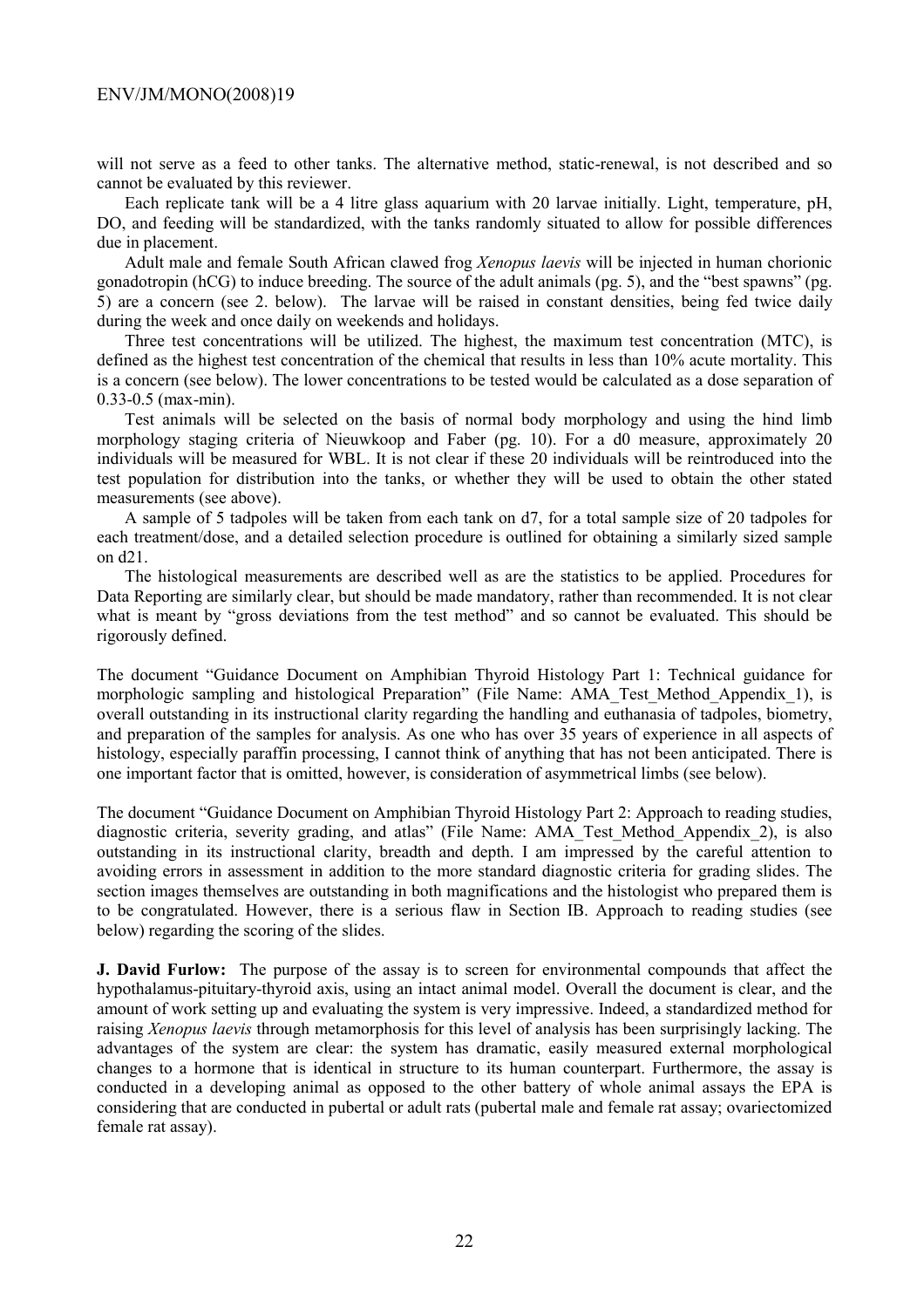will not serve as a feed to other tanks. The alternative method, static-renewal, is not described and so cannot be evaluated by this reviewer.

Each replicate tank will be a 4 litre glass aquarium with 20 larvae initially. Light, temperature, pH, DO, and feeding will be standardized, with the tanks randomly situated to allow for possible differences due in placement.

Adult male and female South African clawed frog *Xenopus laevis* will be injected in human chorionic gonadotropin (hCG) to induce breeding. The source of the adult animals (pg. 5), and the "best spawns" (pg. 5) are a concern (see 2. below). The larvae will be raised in constant densities, being fed twice daily during the week and once daily on weekends and holidays.

Three test concentrations will be utilized. The highest, the maximum test concentration (MTC), is defined as the highest test concentration of the chemical that results in less than 10% acute mortality. This is a concern (see below). The lower concentrations to be tested would be calculated as a dose separation of 0.33-0.5 (max-min).

Test animals will be selected on the basis of normal body morphology and using the hind limb morphology staging criteria of Nieuwkoop and Faber (pg. 10). For a d0 measure, approximately 20 individuals will be measured for WBL. It is not clear if these 20 individuals will be reintroduced into the test population for distribution into the tanks, or whether they will be used to obtain the other stated measurements (see above).

A sample of 5 tadpoles will be taken from each tank on d7, for a total sample size of 20 tadpoles for each treatment/dose, and a detailed selection procedure is outlined for obtaining a similarly sized sample on d21.

The histological measurements are described well as are the statistics to be applied. Procedures for Data Reporting are similarly clear, but should be made mandatory, rather than recommended. It is not clear what is meant by "gross deviations from the test method" and so cannot be evaluated. This should be rigorously defined.

The document "Guidance Document on Amphibian Thyroid Histology Part 1: Technical guidance for morphologic sampling and histological Preparation" (File Name: AMA_Test_Method_Appendix_1), is overall outstanding in its instructional clarity regarding the handling and euthanasia of tadpoles, biometry, and preparation of the samples for analysis. As one who has over 35 years of experience in all aspects of histology, especially paraffin processing, I cannot think of anything that has not been anticipated. There is one important factor that is omitted, however, is consideration of asymmetrical limbs (see below).

The document "Guidance Document on Amphibian Thyroid Histology Part 2: Approach to reading studies, diagnostic criteria, severity grading, and atlas" (File Name: AMA_Test_Method_Appendix_2), is also outstanding in its instructional clarity, breadth and depth. I am impressed by the careful attention to avoiding errors in assessment in addition to the more standard diagnostic criteria for grading slides. The section images themselves are outstanding in both magnifications and the histologist who prepared them is to be congratulated. However, there is a serious flaw in Section IB. Approach to reading studies (see below) regarding the scoring of the slides.

**J. David Furlow:** The purpose of the assay is to screen for environmental compounds that affect the hypothalamus-pituitary-thyroid axis, using an intact animal model. Overall the document is clear, and the amount of work setting up and evaluating the system is very impressive. Indeed, a standardized method for raising *Xenopus laevis* through metamorphosis for this level of analysis has been surprisingly lacking. The advantages of the system are clear: the system has dramatic, easily measured external morphological changes to a hormone that is identical in structure to its human counterpart. Furthermore, the assay is conducted in a developing animal as opposed to the other battery of whole animal assays the EPA is considering that are conducted in pubertal or adult rats (pubertal male and female rat assay; ovariectomized female rat assay).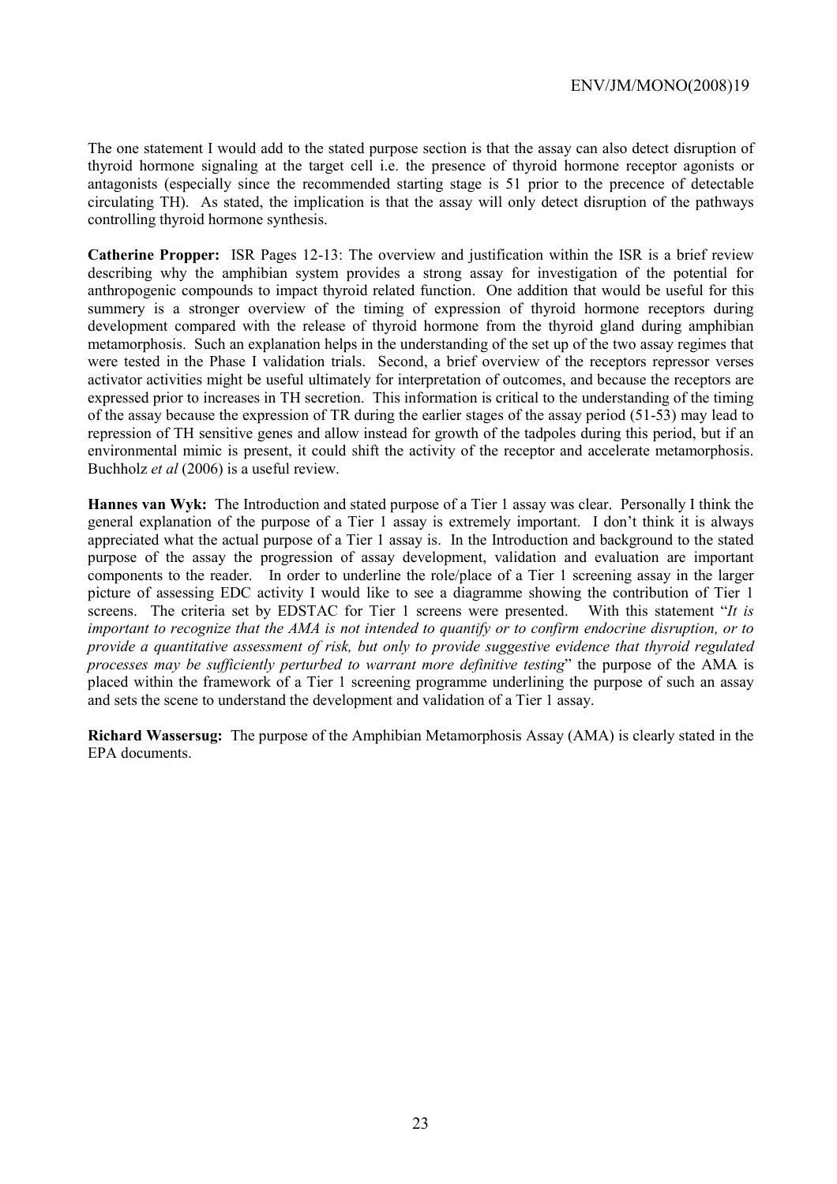The one statement I would add to the stated purpose section is that the assay can also detect disruption of thyroid hormone signaling at the target cell i.e. the presence of thyroid hormone receptor agonists or antagonists (especially since the recommended starting stage is 51 prior to the precence of detectable circulating TH). As stated, the implication is that the assay will only detect disruption of the pathways controlling thyroid hormone synthesis.

**Catherine Propper:** ISR Pages 12-13: The overview and justification within the ISR is a brief review describing why the amphibian system provides a strong assay for investigation of the potential for anthropogenic compounds to impact thyroid related function. One addition that would be useful for this summery is a stronger overview of the timing of expression of thyroid hormone receptors during development compared with the release of thyroid hormone from the thyroid gland during amphibian metamorphosis. Such an explanation helps in the understanding of the set up of the two assay regimes that were tested in the Phase I validation trials. Second, a brief overview of the receptors repressor verses activator activities might be useful ultimately for interpretation of outcomes, and because the receptors are expressed prior to increases in TH secretion. This information is critical to the understanding of the timing of the assay because the expression of TR during the earlier stages of the assay period (51-53) may lead to repression of TH sensitive genes and allow instead for growth of the tadpoles during this period, but if an environmental mimic is present, it could shift the activity of the receptor and accelerate metamorphosis. Buchholz *et al* (2006) is a useful review.

**Hannes van Wyk:** The Introduction and stated purpose of a Tier 1 assay was clear. Personally I think the general explanation of the purpose of a Tier 1 assay is extremely important. I don't think it is always appreciated what the actual purpose of a Tier 1 assay is. In the Introduction and background to the stated purpose of the assay the progression of assay development, validation and evaluation are important components to the reader. In order to underline the role/place of a Tier 1 screening assay in the larger picture of assessing EDC activity I would like to see a diagramme showing the contribution of Tier 1 screens. The criteria set by EDSTAC for Tier 1 screens were presented. With this statement "*It is important to recognize that the AMA is not intended to quantify or to confirm endocrine disruption, or to provide a quantitative assessment of risk, but only to provide suggestive evidence that thyroid regulated processes may be sufficiently perturbed to warrant more definitive testing*" the purpose of the AMA is placed within the framework of a Tier 1 screening programme underlining the purpose of such an assay and sets the scene to understand the development and validation of a Tier 1 assay.

**Richard Wassersug:** The purpose of the Amphibian Metamorphosis Assay (AMA) is clearly stated in the EPA documents.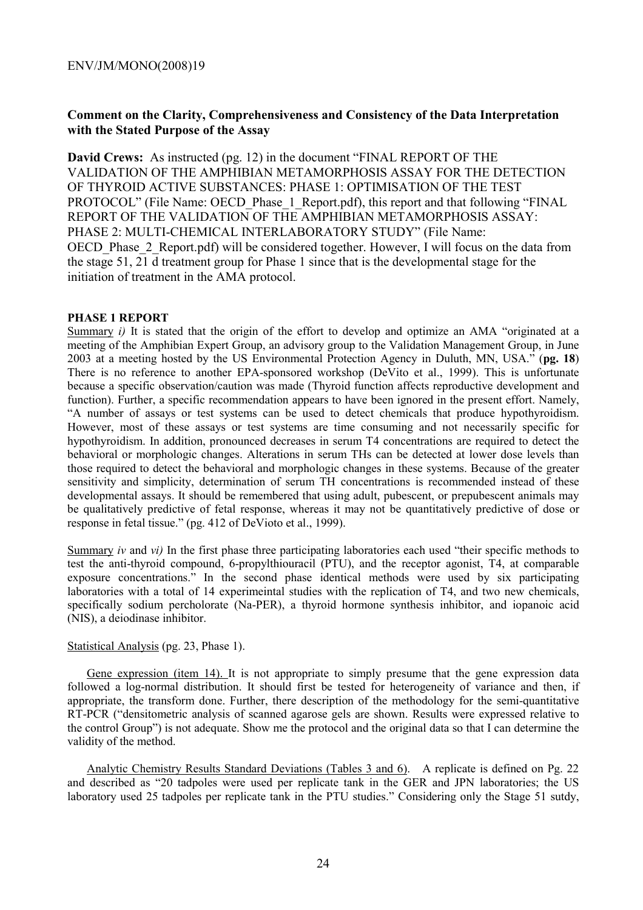**Comment on the Clarity, Comprehensiveness and Consistency of the Data Interpretation with the Stated Purpose of the Assay**

**David Crews:** As instructed (pg. 12) in the document "FINAL REPORT OF THE VALIDATION OF THE AMPHIBIAN METAMORPHOSIS ASSAY FOR THE DETECTION OF THYROID ACTIVE SUBSTANCES: PHASE 1: OPTIMISATION OF THE TEST PROTOCOL" (File Name: OECD_Phase_1_Report.pdf), this report and that following "FINAL REPORT OF THE VALIDATION OF THE AMPHIBIAN METAMORPHOSIS ASSAY: PHASE 2: MULTI-CHEMICAL INTERLABORATORY STUDY" (File Name: OECD_Phase_2_Report.pdf) will be considered together. However, I will focus on the data from the stage 51, 21 d treatment group for Phase 1 since that is the developmental stage for the initiation of treatment in the AMA protocol.

**PHASE 1 REPORT**

Summary *i)* It is stated that the origin of the effort to develop and optimize an AMA "originated at a meeting of the Amphibian Expert Group, an advisory group to the Validation Management Group, in June 2003 at a meeting hosted by the US Environmental Protection Agency in Duluth, MN, USA." (**pg. 18**) There is no reference to another EPA-sponsored workshop (DeVito et al., 1999). This is unfortunate because a specific observation/caution was made (Thyroid function affects reproductive development and function). Further, a specific recommendation appears to have been ignored in the present effort. Namely, "A number of assays or test systems can be used to detect chemicals that produce hypothyroidism. However, most of these assays or test systems are time consuming and not necessarily specific for hypothyroidism. In addition, pronounced decreases in serum T4 concentrations are required to detect the behavioral or morphologic changes. Alterations in serum THs can be detected at lower dose levels than those required to detect the behavioral and morphologic changes in these systems. Because of the greater sensitivity and simplicity, determination of serum TH concentrations is recommended instead of these developmental assays. It should be remembered that using adult, pubescent, or prepubescent animals may be qualitatively predictive of fetal response, whereas it may not be quantitatively predictive of dose or response in fetal tissue." (pg. 412 of DeVioto et al., 1999).

Summary *iv* and *vi)* In the first phase three participating laboratories each used "their specific methods to test the anti-thyroid compound, 6-propylthiouracil (PTU), and the receptor agonist, T4, at comparable exposure concentrations." In the second phase identical methods were used by six participating laboratories with a total of 14 experimeintal studies with the replication of T4, and two new chemicals, specifically sodium percholorate (Na-PER), a thyroid hormone synthesis inhibitor, and iopanoic acid (NIS), a deiodinase inhibitor.

Statistical Analysis (pg. 23, Phase 1).

Gene expression (item 14). It is not appropriate to simply presume that the gene expression data followed a log-normal distribution. It should first be tested for heterogeneity of variance and then, if appropriate, the transform done. Further, there description of the methodology for the semi-quantitative RT-PCR ("densitometric analysis of scanned agarose gels are shown. Results were expressed relative to the control Group") is not adequate. Show me the protocol and the original data so that I can determine the validity of the method.

Analytic Chemistry Results Standard Deviations (Tables 3 and 6). A replicate is defined on Pg. 22 and described as "20 tadpoles were used per replicate tank in the GER and JPN laboratories; the US laboratory used 25 tadpoles per replicate tank in the PTU studies." Considering only the Stage 51 sutdy,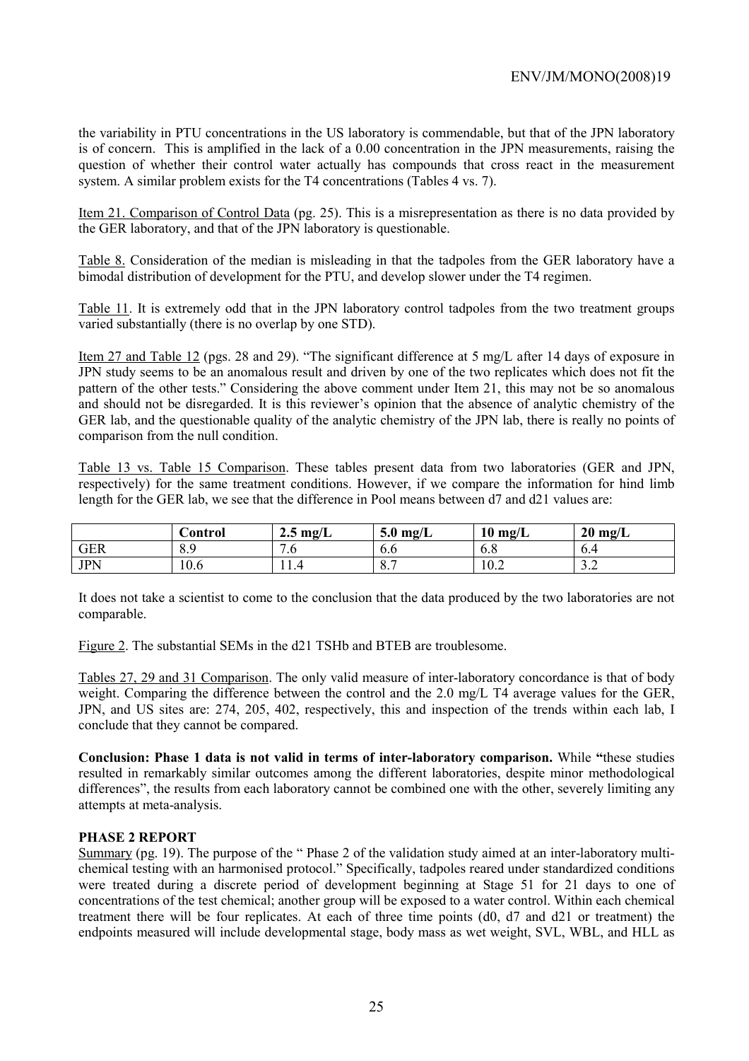the variability in PTU concentrations in the US laboratory is commendable, but that of the JPN laboratory is of concern. This is amplified in the lack of a 0.00 concentration in the JPN measurements, raising the question of whether their control water actually has compounds that cross react in the measurement system. A similar problem exists for the T4 concentrations (Tables 4 vs. 7).

<u>Item 21. Comparison of Control Data</u> (pg. 25). This is a misrepresentation as there is no data provided by the GER laboratory, and that of the JPN laboratory is questionable.

<u>Table 8.</u> Consideration of the median is misleading in that the tadpoles from the GER laboratory have a bimodal distribution of development for the PTU, and develop slower under the T4 regimen.

<u>Table 11</u>. It is extremely odd that in the JPN laboratory control tadpoles from the two treatment groups varied substantially (there is no overlap by one STD).

<u>Item 27 and Table 12</u> (pgs. 28 and 29). "The significant difference at 5 mg/L after 14 days of exposure in JPN study seems to be an anomalous result and driven by one of the two replicates which does not fit the pattern of the other tests." Considering the above comment under Item 21, this may not be so anomalous and should not be disregarded. It is this reviewer's opinion that the absence of analytic chemistry of the GER lab, and the questionable quality of the analytic chemistry of the JPN lab, there is really no points of comparison from the null condition.

<u>Table 13 vs. Table 15 Comparison</u>. These tables present data from two laboratories (GER and JPN, respectively) for the same treatment conditions. However, if we compare the information for hind limb length for the GER lab, we see that the difference in Pool means between d7 and d21 values are:

| | Control | 2.5 mg/L | 5.0 mg/L | 10 mg/L | 20 mg/L |
|---|---|---|---|---|---|
| GER | 8.9 | 7.6 | 6.6 | 6.8 | 6.4 |
| JPN | 10.6 | 11.4 | 8.7 | 10.2 | 3.2 |

It does not take a scientist to come to the conclusion that the data produced by the two laboratories are not comparable.

<u>Figure 2</u>. The substantial SEMs in the d21 TSHb and BTEB are troublesome.

<u>Tables 27, 29 and 31 Comparison</u>. The only valid measure of inter-laboratory concordance is that of body weight. Comparing the difference between the control and the 2.0 mg/L T4 average values for the GER, JPN, and US sites are: 274, 205, 402, respectively, this and inspection of the trends within each lab, I conclude that they cannot be compared.

**Conclusion: Phase 1 data is not valid in terms of inter-laboratory comparison.** While **"**these studies resulted in remarkably similar outcomes among the different laboratories, despite minor methodological differences", the results from each laboratory cannot be combined one with the other, severely limiting any attempts at meta-analysis.

**PHASE 2 REPORT**

<u>Summary</u> (pg. 19). The purpose of the " Phase 2 of the validation study aimed at an inter-laboratory multi-chemical testing with an harmonised protocol." Specifically, tadpoles reared under standardized conditions were treated during a discrete period of development beginning at Stage 51 for 21 days to one of concentrations of the test chemical; another group will be exposed to a water control. Within each chemical treatment there will be four replicates. At each of three time points (d0, d7 and d21 or treatment) the endpoints measured will include developmental stage, body mass as wet weight, SVL, WBL, and HLL as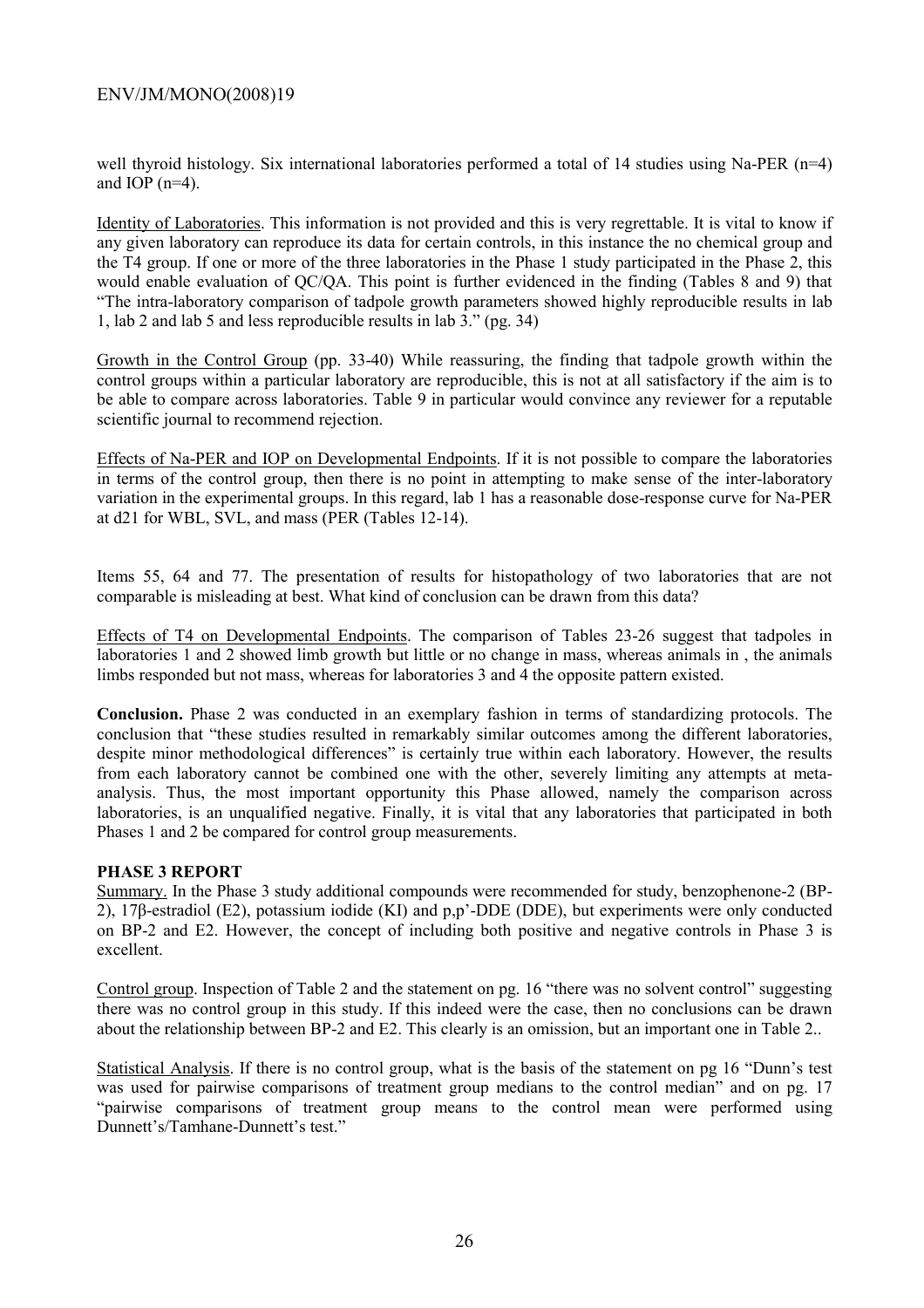well thyroid histology. Six international laboratories performed a total of 14 studies using Na-PER (n=4) and IOP (n=4).

Identity of Laboratories. This information is not provided and this is very regrettable. It is vital to know if any given laboratory can reproduce its data for certain controls, in this instance the no chemical group and the T4 group. If one or more of the three laboratories in the Phase 1 study participated in the Phase 2, this would enable evaluation of QC/QA. This point is further evidenced in the finding (Tables 8 and 9) that "The intra-laboratory comparison of tadpole growth parameters showed highly reproducible results in lab 1, lab 2 and lab 5 and less reproducible results in lab 3." (pg. 34)

Growth in the Control Group (pp. 33-40) While reassuring, the finding that tadpole growth within the control groups within a particular laboratory are reproducible, this is not at all satisfactory if the aim is to be able to compare across laboratories. Table 9 in particular would convince any reviewer for a reputable scientific journal to recommend rejection.

Effects of Na-PER and IOP on Developmental Endpoints. If it is not possible to compare the laboratories in terms of the control group, then there is no point in attempting to make sense of the inter-laboratory variation in the experimental groups. In this regard, lab 1 has a reasonable dose-response curve for Na-PER at d21 for WBL, SVL, and mass (PER (Tables 12-14).

Items 55, 64 and 77. The presentation of results for histopathology of two laboratories that are not comparable is misleading at best. What kind of conclusion can be drawn from this data?

Effects of T4 on Developmental Endpoints. The comparison of Tables 23-26 suggest that tadpoles in laboratories 1 and 2 showed limb growth but little or no change in mass, whereas animals in , the animals limbs responded but not mass, whereas for laboratories 3 and 4 the opposite pattern existed.

**Conclusion.** Phase 2 was conducted in an exemplary fashion in terms of standardizing protocols. The conclusion that "these studies resulted in remarkably similar outcomes among the different laboratories, despite minor methodological differences" is certainly true within each laboratory. However, the results from each laboratory cannot be combined one with the other, severely limiting any attempts at meta-analysis. Thus, the most important opportunity this Phase allowed, namely the comparison across laboratories, is an unqualified negative. Finally, it is vital that any laboratories that participated in both Phases 1 and 2 be compared for control group measurements.

**PHASE 3 REPORT**

Summary. In the Phase 3 study additional compounds were recommended for study, benzophenone-2 (BP-2), 17β-estradiol (E2), potassium iodide (KI) and p,p'-DDE (DDE), but experiments were only conducted on BP-2 and E2. However, the concept of including both positive and negative controls in Phase 3 is excellent.

Control group. Inspection of Table 2 and the statement on pg. 16 "there was no solvent control" suggesting there was no control group in this study. If this indeed were the case, then no conclusions can be drawn about the relationship between BP-2 and E2. This clearly is an omission, but an important one in Table 2..

Statistical Analysis. If there is no control group, what is the basis of the statement on pg 16 "Dunn's test was used for pairwise comparisons of treatment group medians to the control median" and on pg. 17 "pairwise comparisons of treatment group means to the control mean were performed using Dunnett's/Tamhane-Dunnett's test."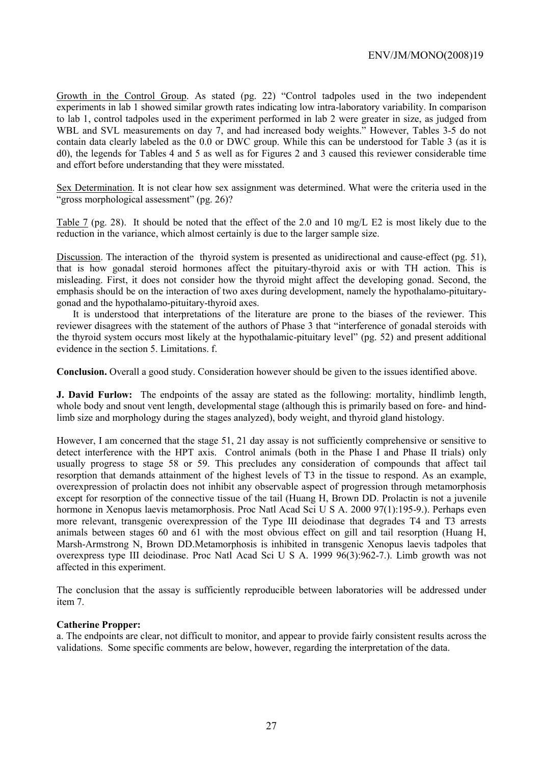Growth in the Control Group. As stated (pg. 22) "Control tadpoles used in the two independent experiments in lab 1 showed similar growth rates indicating low intra-laboratory variability. In comparison to lab 1, control tadpoles used in the experiment performed in lab 2 were greater in size, as judged from WBL and SVL measurements on day 7, and had increased body weights." However, Tables 3-5 do not contain data clearly labeled as the 0.0 or DWC group. While this can be understood for Table 3 (as it is d0), the legends for Tables 4 and 5 as well as for Figures 2 and 3 caused this reviewer considerable time and effort before understanding that they were misstated.

Sex Determination. It is not clear how sex assignment was determined. What were the criteria used in the "gross morphological assessment" (pg. 26)?

Table 7 (pg. 28). It should be noted that the effect of the 2.0 and 10 mg/L E2 is most likely due to the reduction in the variance, which almost certainly is due to the larger sample size.

Discussion. The interaction of the thyroid system is presented as unidirectional and cause-effect (pg. 51), that is how gonadal steroid hormones affect the pituitary-thyroid axis or with TH action. This is misleading. First, it does not consider how the thyroid might affect the developing gonad. Second, the emphasis should be on the interaction of two axes during development, namely the hypothalamo-pituitary-gonad and the hypothalamo-pituitary-thyroid axes.

It is understood that interpretations of the literature are prone to the biases of the reviewer. This reviewer disagrees with the statement of the authors of Phase 3 that "interference of gonadal steroids with the thyroid system occurs most likely at the hypothalamic-pituitary level" (pg. 52) and present additional evidence in the section 5. Limitations. f.

**Conclusion.** Overall a good study. Consideration however should be given to the issues identified above.

**J. David Furlow:** The endpoints of the assay are stated as the following: mortality, hindlimb length, whole body and snout vent length, developmental stage (although this is primarily based on fore- and hind-limb size and morphology during the stages analyzed), body weight, and thyroid gland histology.

However, I am concerned that the stage 51, 21 day assay is not sufficiently comprehensive or sensitive to detect interference with the HPT axis. Control animals (both in the Phase I and Phase II trials) only usually progress to stage 58 or 59. This precludes any consideration of compounds that affect tail resorption that demands attainment of the highest levels of T3 in the tissue to respond. As an example, overexpression of prolactin does not inhibit any observable aspect of progression through metamorphosis except for resorption of the connective tissue of the tail (Huang H, Brown DD. Prolactin is not a juvenile hormone in Xenopus laevis metamorphosis. Proc Natl Acad Sci U S A. 2000 97(1):195-9.). Perhaps even more relevant, transgenic overexpression of the Type III deiodinase that degrades T4 and T3 arrests animals between stages 60 and 61 with the most obvious effect on gill and tail resorption (Huang H, Marsh-Armstrong N, Brown DD.Metamorphosis is inhibited in transgenic Xenopus laevis tadpoles that overexpress type III deiodinase. Proc Natl Acad Sci U S A. 1999 96(3):962-7.). Limb growth was not affected in this experiment.

The conclusion that the assay is sufficiently reproducible between laboratories will be addressed under item 7.

**Catherine Propper:**

a. The endpoints are clear, not difficult to monitor, and appear to provide fairly consistent results across the validations. Some specific comments are below, however, regarding the interpretation of the data.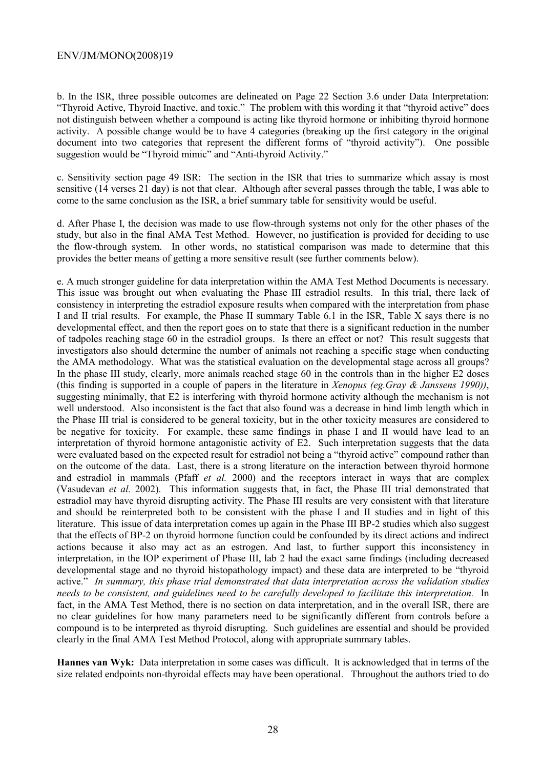b. In the ISR, three possible outcomes are delineated on Page 22 Section 3.6 under Data Interpretation: "Thyroid Active, Thyroid Inactive, and toxic." The problem with this wording it that "thyroid active" does not distinguish between whether a compound is acting like thyroid hormone or inhibiting thyroid hormone activity. A possible change would be to have 4 categories (breaking up the first category in the original document into two categories that represent the different forms of "thyroid activity"). One possible suggestion would be "Thyroid mimic" and "Anti-thyroid Activity."

c. Sensitivity section page 49 ISR: The section in the ISR that tries to summarize which assay is most sensitive (14 verses 21 day) is not that clear. Although after several passes through the table, I was able to come to the same conclusion as the ISR, a brief summary table for sensitivity would be useful.

d. After Phase I, the decision was made to use flow-through systems not only for the other phases of the study, but also in the final AMA Test Method. However, no justification is provided for deciding to use the flow-through system. In other words, no statistical comparison was made to determine that this provides the better means of getting a more sensitive result (see further comments below).

e. A much stronger guideline for data interpretation within the AMA Test Method Documents is necessary. This issue was brought out when evaluating the Phase III estradiol results. In this trial, there lack of consistency in interpreting the estradiol exposure results when compared with the interpretation from phase I and II trial results. For example, the Phase II summary Table 6.1 in the ISR, Table X says there is no developmental effect, and then the report goes on to state that there is a significant reduction in the number of tadpoles reaching stage 60 in the estradiol groups. Is there an effect or not? This result suggests that investigators also should determine the number of animals not reaching a specific stage when conducting the AMA methodology. What was the statistical evaluation on the developmental stage across all groups? In the phase III study, clearly, more animals reached stage 60 in the controls than in the higher E2 doses (this finding is supported in a couple of papers in the literature in *Xenopus (eg.Gray & Janssens 1990))*, suggesting minimally, that E2 is interfering with thyroid hormone activity although the mechanism is not well understood. Also inconsistent is the fact that also found was a decrease in hind limb length which in the Phase III trial is considered to be general toxicity, but in the other toxicity measures are considered to be negative for toxicity. For example, these same findings in phase I and II would have lead to an interpretation of thyroid hormone antagonistic activity of E2. Such interpretation suggests that the data were evaluated based on the expected result for estradiol not being a "thyroid active" compound rather than on the outcome of the data. Last, there is a strong literature on the interaction between thyroid hormone and estradiol in mammals (Pfaff *et al.* 2000) and the receptors interact in ways that are complex (Vasudevan *et al.* 2002). This information suggests that, in fact, the Phase III trial demonstrated that estradiol may have thyroid disrupting activity. The Phase III results are very consistent with that literature and should be reinterpreted both to be consistent with the phase I and II studies and in light of this literature. This issue of data interpretation comes up again in the Phase III BP-2 studies which also suggest that the effects of BP-2 on thyroid hormone function could be confounded by its direct actions and indirect actions because it also may act as an estrogen. And last, to further support this inconsistency in interpretation, in the IOP experiment of Phase III, lab 2 had the exact same findings (including decreased developmental stage and no thyroid histopathology impact) and these data are interpreted to be "thyroid active." *In summary, this phase trial demonstrated that data interpretation across the validation studies needs to be consistent, and guidelines need to be carefully developed to facilitate this interpretation.* In fact, in the AMA Test Method, there is no section on data interpretation, and in the overall ISR, there are no clear guidelines for how many parameters need to be significantly different from controls before a compound is to be interpreted as thyroid disrupting. Such guidelines are essential and should be provided clearly in the final AMA Test Method Protocol, along with appropriate summary tables.

**Hannes van Wyk:** Data interpretation in some cases was difficult. It is acknowledged that in terms of the size related endpoints non-thyroidal effects may have been operational. Throughout the authors tried to do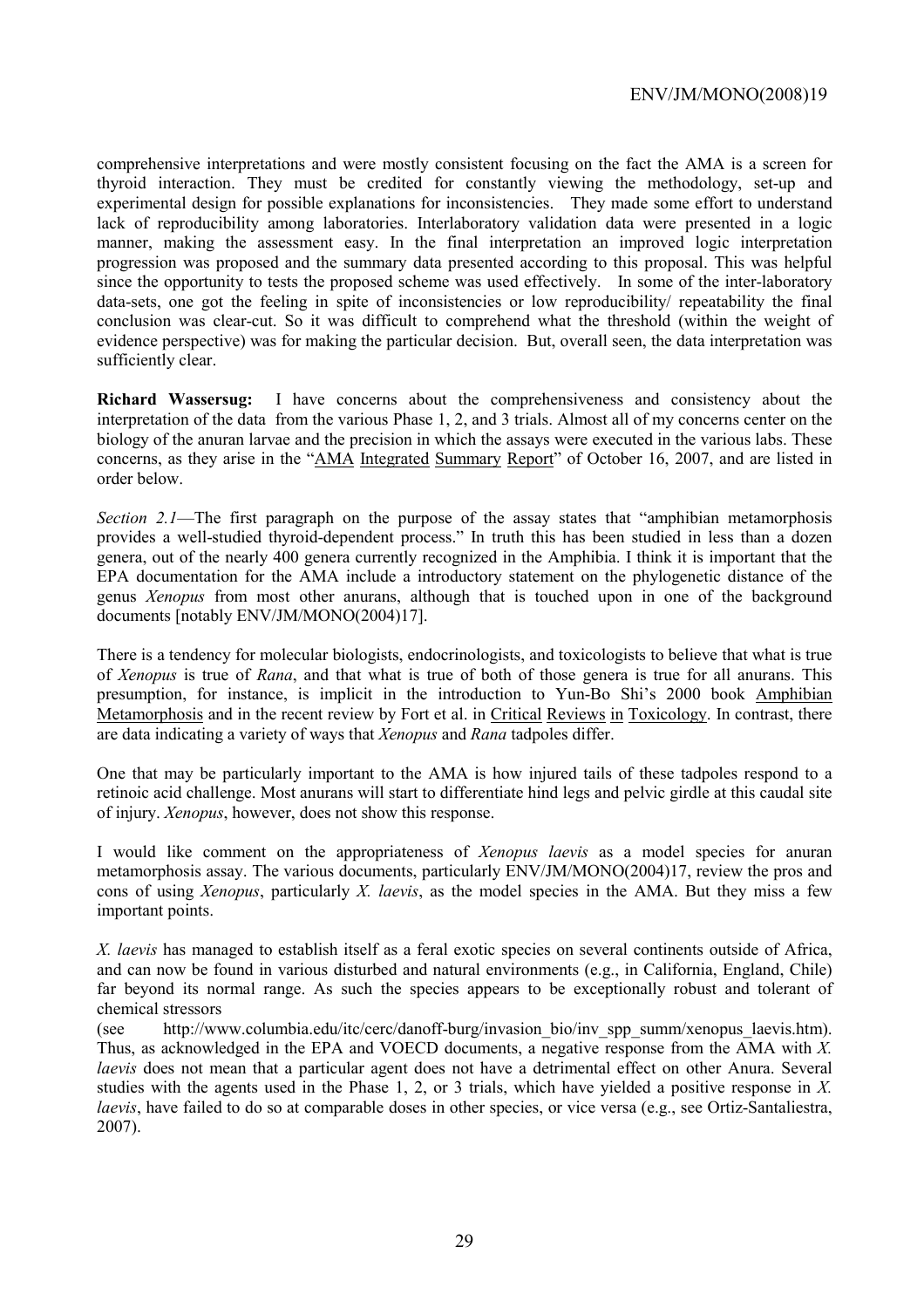comprehensive interpretations and were mostly consistent focusing on the fact the AMA is a screen for thyroid interaction. They must be credited for constantly viewing the methodology, set-up and experimental design for possible explanations for inconsistencies. They made some effort to understand lack of reproducibility among laboratories. Interlaboratory validation data were presented in a logic manner, making the assessment easy. In the final interpretation an improved logic interpretation progression was proposed and the summary data presented according to this proposal. This was helpful since the opportunity to tests the proposed scheme was used effectively. In some of the inter-laboratory data-sets, one got the feeling in spite of inconsistencies or low reproducibility/ repeatability the final conclusion was clear-cut. So it was difficult to comprehend what the threshold (within the weight of evidence perspective) was for making the particular decision. But, overall seen, the data interpretation was sufficiently clear.

**Richard Wassersug:** I have concerns about the comprehensiveness and consistency about the interpretation of the data from the various Phase 1, 2, and 3 trials. Almost all of my concerns center on the biology of the anuran larvae and the precision in which the assays were executed in the various labs. These concerns, as they arise in the "AMA Integrated Summary Report" of October 16, 2007, and are listed in order below.

*Section 2.1*—The first paragraph on the purpose of the assay states that "amphibian metamorphosis provides a well-studied thyroid-dependent process." In truth this has been studied in less than a dozen genera, out of the nearly 400 genera currently recognized in the Amphibia. I think it is important that the EPA documentation for the AMA include a introductory statement on the phylogenetic distance of the genus *Xenopus* from most other anurans, although that is touched upon in one of the background documents [notably ENV/JM/MONO(2004)17].

There is a tendency for molecular biologists, endocrinologists, and toxicologists to believe that what is true of *Xenopus* is true of *Rana*, and that what is true of both of those genera is true for all anurans. This presumption, for instance, is implicit in the introduction to Yun-Bo Shi's 2000 book Amphibian Metamorphosis and in the recent review by Fort et al. in Critical Reviews in Toxicology. In contrast, there are data indicating a variety of ways that *Xenopus* and *Rana* tadpoles differ.

One that may be particularly important to the AMA is how injured tails of these tadpoles respond to a retinoic acid challenge. Most anurans will start to differentiate hind legs and pelvic girdle at this caudal site of injury. *Xenopus*, however, does not show this response.

I would like comment on the appropriateness of *Xenopus laevis* as a model species for anuran metamorphosis assay. The various documents, particularly ENV/JM/MONO(2004)17, review the pros and cons of using *Xenopus*, particularly *X. laevis*, as the model species in the AMA. But they miss a few important points.

*X. laevis* has managed to establish itself as a feral exotic species on several continents outside of Africa, and can now be found in various disturbed and natural environments (e.g., in California, England, Chile) far beyond its normal range. As such the species appears to be exceptionally robust and tolerant of chemical stressors (see http://www.columbia.edu/itc/cerc/danoff-burg/invasion_bio/inv_spp_summ/xenopus_laevis.htm). Thus, as acknowledged in the EPA and VOECD documents, a negative response from the AMA with *X. laevis* does not mean that a particular agent does not have a detrimental effect on other Anura. Several studies with the agents used in the Phase 1, 2, or 3 trials, which have yielded a positive response in *X. laevis*, have failed to do so at comparable doses in other species, or vice versa (e.g., see Ortiz-Santaliestra, 2007).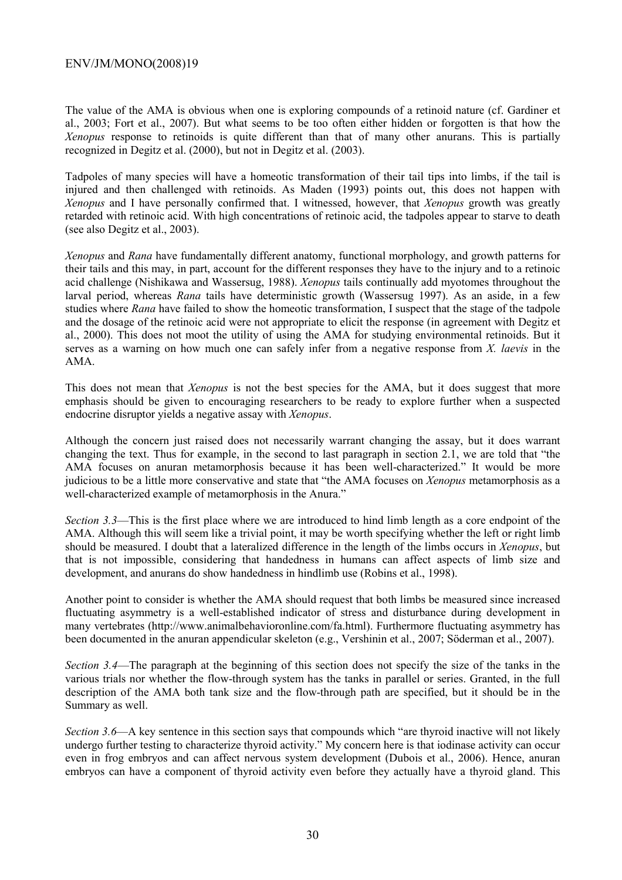The value of the AMA is obvious when one is exploring compounds of a retinoid nature (cf. Gardiner et al., 2003; Fort et al., 2007). But what seems to be too often either hidden or forgotten is that how the *Xenopus* response to retinoids is quite different than that of many other anurans. This is partially recognized in Degitz et al. (2000), but not in Degitz et al. (2003).

Tadpoles of many species will have a homeotic transformation of their tail tips into limbs, if the tail is injured and then challenged with retinoids. As Maden (1993) points out, this does not happen with *Xenopus* and I have personally confirmed that. I witnessed, however, that *Xenopus* growth was greatly retarded with retinoic acid. With high concentrations of retinoic acid, the tadpoles appear to starve to death (see also Degitz et al., 2003).

*Xenopus* and *Rana* have fundamentally different anatomy, functional morphology, and growth patterns for their tails and this may, in part, account for the different responses they have to the injury and to a retinoic acid challenge (Nishikawa and Wassersug, 1988). *Xenopus* tails continually add myotomes throughout the larval period, whereas *Rana* tails have deterministic growth (Wassersug 1997). As an aside, in a few studies where *Rana* have failed to show the homeotic transformation, I suspect that the stage of the tadpole and the dosage of the retinoic acid were not appropriate to elicit the response (in agreement with Degitz et al., 2000). This does not moot the utility of using the AMA for studying environmental retinoids. But it serves as a warning on how much one can safely infer from a negative response from *X. laevis* in the AMA.

This does not mean that *Xenopus* is not the best species for the AMA, but it does suggest that more emphasis should be given to encouraging researchers to be ready to explore further when a suspected endocrine disruptor yields a negative assay with *Xenopus*.

Although the concern just raised does not necessarily warrant changing the assay, but it does warrant changing the text. Thus for example, in the second to last paragraph in section 2.1, we are told that "the AMA focuses on anuran metamorphosis because it has been well-characterized." It would be more judicious to be a little more conservative and state that "the AMA focuses on *Xenopus* metamorphosis as a well-characterized example of metamorphosis in the Anura."

*Section 3.3*—This is the first place where we are introduced to hind limb length as a core endpoint of the AMA. Although this will seem like a trivial point, it may be worth specifying whether the left or right limb should be measured. I doubt that a lateralized difference in the length of the limbs occurs in *Xenopus*, but that is not impossible, considering that handedness in humans can affect aspects of limb size and development, and anurans do show handedness in hindlimb use (Robins et al., 1998).

Another point to consider is whether the AMA should request that both limbs be measured since increased fluctuating asymmetry is a well-established indicator of stress and disturbance during development in many vertebrates (http://www.animalbehavioronline.com/fa.html). Furthermore fluctuating asymmetry has been documented in the anuran appendicular skeleton (e.g., Vershinin et al., 2007; Söderman et al., 2007).

*Section 3.4*—The paragraph at the beginning of this section does not specify the size of the tanks in the various trials nor whether the flow-through system has the tanks in parallel or series. Granted, in the full description of the AMA both tank size and the flow-through path are specified, but it should be in the Summary as well.

*Section 3.6*—A key sentence in this section says that compounds which "are thyroid inactive will not likely undergo further testing to characterize thyroid activity." My concern here is that iodinase activity can occur even in frog embryos and can affect nervous system development (Dubois et al., 2006). Hence, anuran embryos can have a component of thyroid activity even before they actually have a thyroid gland. This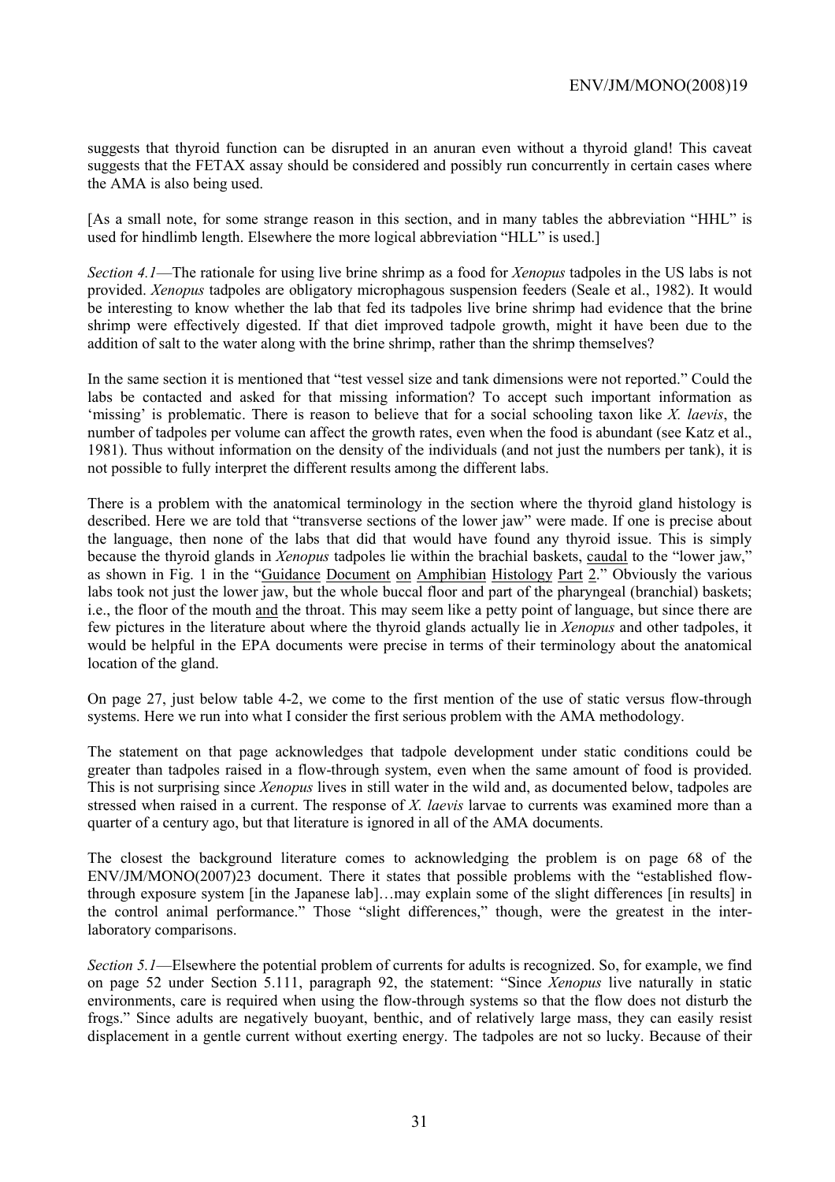suggests that thyroid function can be disrupted in an anuran even without a thyroid gland! This caveat suggests that the FETAX assay should be considered and possibly run concurrently in certain cases where the AMA is also being used.

[As a small note, for some strange reason in this section, and in many tables the abbreviation "HHL" is used for hindlimb length. Elsewhere the more logical abbreviation "HLL" is used.]

*Section 4.1*—The rationale for using live brine shrimp as a food for *Xenopus* tadpoles in the US labs is not provided. *Xenopus* tadpoles are obligatory microphagous suspension feeders (Seale et al., 1982). It would be interesting to know whether the lab that fed its tadpoles live brine shrimp had evidence that the brine shrimp were effectively digested. If that diet improved tadpole growth, might it have been due to the addition of salt to the water along with the brine shrimp, rather than the shrimp themselves?

In the same section it is mentioned that "test vessel size and tank dimensions were not reported." Could the labs be contacted and asked for that missing information? To accept such important information as 'missing' is problematic. There is reason to believe that for a social schooling taxon like *X. laevis*, the number of tadpoles per volume can affect the growth rates, even when the food is abundant (see Katz et al., 1981). Thus without information on the density of the individuals (and not just the numbers per tank), it is not possible to fully interpret the different results among the different labs.

There is a problem with the anatomical terminology in the section where the thyroid gland histology is described. Here we are told that "transverse sections of the lower jaw" were made. If one is precise about the language, then none of the labs that did that would have found any thyroid issue. This is simply because the thyroid glands in *Xenopus* tadpoles lie within the brachial baskets, <u>caudal</u> to the "lower jaw," as shown in Fig. 1 in the "<u>Guidance Document on Amphibian Histology Part 2</u>." Obviously the various labs took not just the lower jaw, but the whole buccal floor and part of the pharyngeal (branchial) baskets; i.e., the floor of the mouth <u>and</u> the throat. This may seem like a petty point of language, but since there are few pictures in the literature about where the thyroid glands actually lie in *Xenopus* and other tadpoles, it would be helpful in the EPA documents were precise in terms of their terminology about the anatomical location of the gland.

On page 27, just below table 4-2, we come to the first mention of the use of static versus flow-through systems. Here we run into what I consider the first serious problem with the AMA methodology.

The statement on that page acknowledges that tadpole development under static conditions could be greater than tadpoles raised in a flow-through system, even when the same amount of food is provided. This is not surprising since *Xenopus* lives in still water in the wild and, as documented below, tadpoles are stressed when raised in a current. The response of *X. laevis* larvae to currents was examined more than a quarter of a century ago, but that literature is ignored in all of the AMA documents.

The closest the background literature comes to acknowledging the problem is on page 68 of the ENV/JM/MONO(2007)23 document. There it states that possible problems with the "established flow-through exposure system [in the Japanese lab]…may explain some of the slight differences [in results] in the control animal performance." Those "slight differences," though, were the greatest in the inter-laboratory comparisons.

*Section 5.1*—Elsewhere the potential problem of currents for adults is recognized. So, for example, we find on page 52 under Section 5.111, paragraph 92, the statement: "Since *Xenopus* live naturally in static environments, care is required when using the flow-through systems so that the flow does not disturb the frogs." Since adults are negatively buoyant, benthic, and of relatively large mass, they can easily resist displacement in a gentle current without exerting energy. The tadpoles are not so lucky. Because of their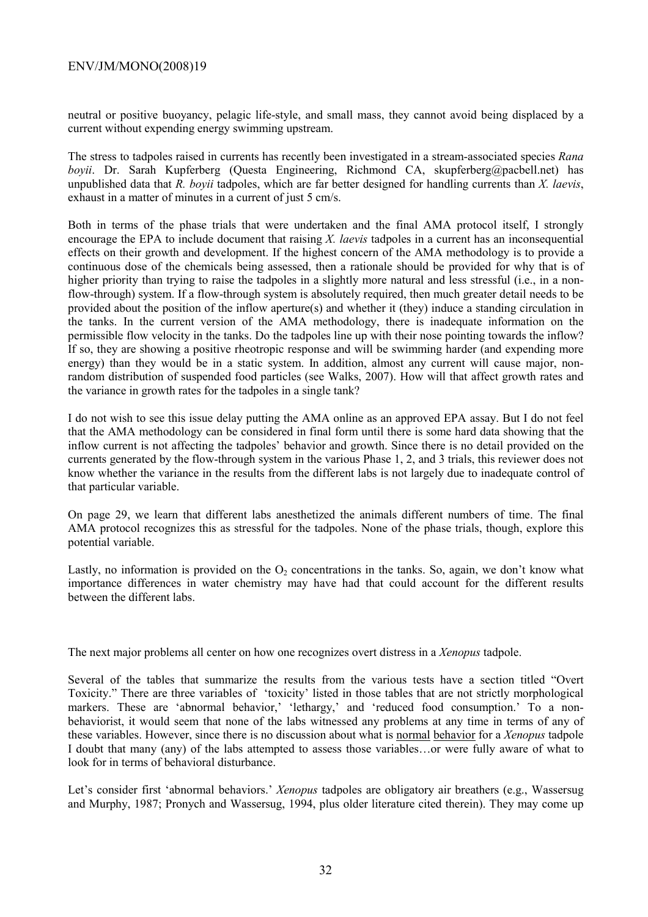neutral or positive buoyancy, pelagic life-style, and small mass, they cannot avoid being displaced by a current without expending energy swimming upstream.

The stress to tadpoles raised in currents has recently been investigated in a stream-associated species *Rana boyii*. Dr. Sarah Kupferberg (Questa Engineering, Richmond CA, skupferberg@pacbell.net) has unpublished data that *R. boyii* tadpoles, which are far better designed for handling currents than *X. laevis*, exhaust in a matter of minutes in a current of just 5 cm/s.

Both in terms of the phase trials that were undertaken and the final AMA protocol itself, I strongly encourage the EPA to include document that raising *X. laevis* tadpoles in a current has an inconsequential effects on their growth and development. If the highest concern of the AMA methodology is to provide a continuous dose of the chemicals being assessed, then a rationale should be provided for why that is of higher priority than trying to raise the tadpoles in a slightly more natural and less stressful (i.e., in a non-flow-through) system. If a flow-through system is absolutely required, then much greater detail needs to be provided about the position of the inflow aperture(s) and whether it (they) induce a standing circulation in the tanks. In the current version of the AMA methodology, there is inadequate information on the permissible flow velocity in the tanks. Do the tadpoles line up with their nose pointing towards the inflow? If so, they are showing a positive rheotropic response and will be swimming harder (and expending more energy) than they would be in a static system. In addition, almost any current will cause major, non-random distribution of suspended food particles (see Walks, 2007). How will that affect growth rates and the variance in growth rates for the tadpoles in a single tank?

I do not wish to see this issue delay putting the AMA online as an approved EPA assay. But I do not feel that the AMA methodology can be considered in final form until there is some hard data showing that the inflow current is not affecting the tadpoles' behavior and growth. Since there is no detail provided on the currents generated by the flow-through system in the various Phase 1, 2, and 3 trials, this reviewer does not know whether the variance in the results from the different labs is not largely due to inadequate control of that particular variable.

On page 29, we learn that different labs anesthetized the animals different numbers of time. The final AMA protocol recognizes this as stressful for the tadpoles. None of the phase trials, though, explore this potential variable.

Lastly, no information is provided on the $O_2$ concentrations in the tanks. So, again, we don't know what importance differences in water chemistry may have had that could account for the different results between the different labs.

The next major problems all center on how one recognizes overt distress in a *Xenopus* tadpole.

Several of the tables that summarize the results from the various tests have a section titled "Overt Toxicity." There are three variables of 'toxicity' listed in those tables that are not strictly morphological markers. These are 'abnormal behavior,' 'lethargy,' and 'reduced food consumption.' To a non-behaviorist, it would seem that none of the labs witnessed any problems at any time in terms of any of these variables. However, since there is no discussion about what is <u>normal</u> <u>behavior</u> for a *Xenopus* tadpole I doubt that many (any) of the labs attempted to assess those variables…or were fully aware of what to look for in terms of behavioral disturbance.

Let's consider first 'abnormal behaviors.' *Xenopus* tadpoles are obligatory air breathers (e.g., Wassersug and Murphy, 1987; Pronych and Wassersug, 1994, plus older literature cited therein). They may come up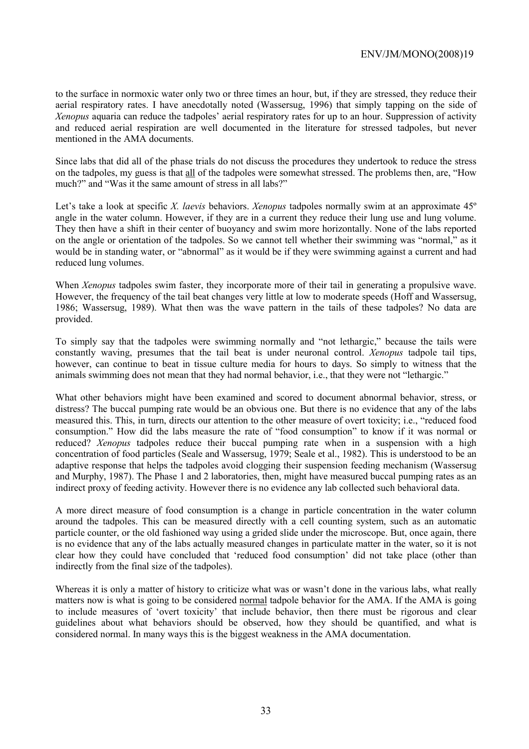to the surface in normoxic water only two or three times an hour, but, if they are stressed, they reduce their aerial respiratory rates. I have anecdotally noted (Wassersug, 1996) that simply tapping on the side of *Xenopus* aquaria can reduce the tadpoles' aerial respiratory rates for up to an hour. Suppression of activity and reduced aerial respiration are well documented in the literature for stressed tadpoles, but never mentioned in the AMA documents.

Since labs that did all of the phase trials do not discuss the procedures they undertook to reduce the stress on the tadpoles, my guess is that <u>all</u> of the tadpoles were somewhat stressed. The problems then, are, "How much?" and "Was it the same amount of stress in all labs?"

Let's take a look at specific *X. laevis* behaviors. *Xenopus* tadpoles normally swim at an approximate 45º angle in the water column. However, if they are in a current they reduce their lung use and lung volume. They then have a shift in their center of buoyancy and swim more horizontally. None of the labs reported on the angle or orientation of the tadpoles. So we cannot tell whether their swimming was "normal," as it would be in standing water, or "abnormal" as it would be if they were swimming against a current and had reduced lung volumes.

When *Xenopus* tadpoles swim faster, they incorporate more of their tail in generating a propulsive wave. However, the frequency of the tail beat changes very little at low to moderate speeds (Hoff and Wassersug, 1986; Wassersug, 1989). What then was the wave pattern in the tails of these tadpoles? No data are provided.

To simply say that the tadpoles were swimming normally and "not lethargic," because the tails were constantly waving, presumes that the tail beat is under neuronal control. *Xenopus* tadpole tail tips, however, can continue to beat in tissue culture media for hours to days. So simply to witness that the animals swimming does not mean that they had normal behavior, i.e., that they were not "lethargic."

What other behaviors might have been examined and scored to document abnormal behavior, stress, or distress? The buccal pumping rate would be an obvious one. But there is no evidence that any of the labs measured this. This, in turn, directs our attention to the other measure of overt toxicity; i.e., "reduced food consumption." How did the labs measure the rate of "food consumption" to know if it was normal or reduced? *Xenopus* tadpoles reduce their buccal pumping rate when in a suspension with a high concentration of food particles (Seale and Wassersug, 1979; Seale et al., 1982). This is understood to be an adaptive response that helps the tadpoles avoid clogging their suspension feeding mechanism (Wassersug and Murphy, 1987). The Phase 1 and 2 laboratories, then, might have measured buccal pumping rates as an indirect proxy of feeding activity. However there is no evidence any lab collected such behavioral data.

A more direct measure of food consumption is a change in particle concentration in the water column around the tadpoles. This can be measured directly with a cell counting system, such as an automatic particle counter, or the old fashioned way using a grided slide under the microscope. But, once again, there is no evidence that any of the labs actually measured changes in particulate matter in the water, so it is not clear how they could have concluded that 'reduced food consumption' did not take place (other than indirectly from the final size of the tadpoles).

Whereas it is only a matter of history to criticize what was or wasn't done in the various labs, what really matters now is what is going to be considered <u>normal</u> tadpole behavior for the AMA. If the AMA is going to include measures of 'overt toxicity' that include behavior, then there must be rigorous and clear guidelines about what behaviors should be observed, how they should be quantified, and what is considered normal. In many ways this is the biggest weakness in the AMA documentation.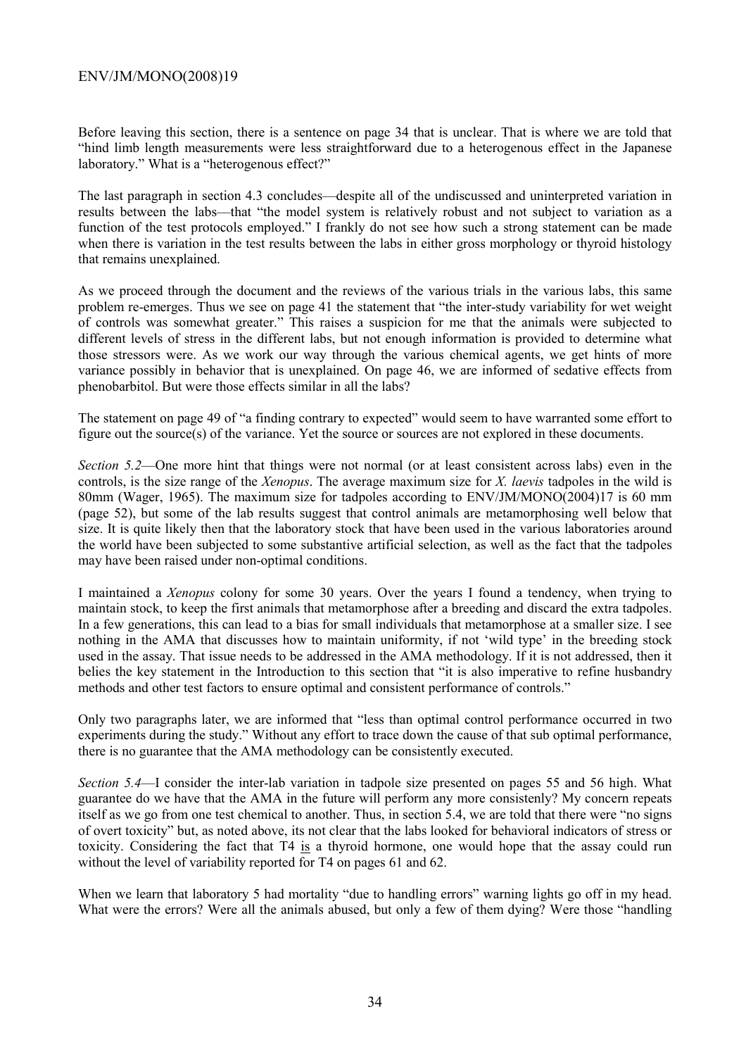Before leaving this section, there is a sentence on page 34 that is unclear. That is where we are told that "hind limb length measurements were less straightforward due to a heterogenous effect in the Japanese laboratory." What is a "heterogenous effect?"

The last paragraph in section 4.3 concludes—despite all of the undiscussed and uninterpreted variation in results between the labs—that "the model system is relatively robust and not subject to variation as a function of the test protocols employed." I frankly do not see how such a strong statement can be made when there is variation in the test results between the labs in either gross morphology or thyroid histology that remains unexplained.

As we proceed through the document and the reviews of the various trials in the various labs, this same problem re-emerges. Thus we see on page 41 the statement that "the inter-study variability for wet weight of controls was somewhat greater." This raises a suspicion for me that the animals were subjected to different levels of stress in the different labs, but not enough information is provided to determine what those stressors were. As we work our way through the various chemical agents, we get hints of more variance possibly in behavior that is unexplained. On page 46, we are informed of sedative effects from phenobarbitol. But were those effects similar in all the labs?

The statement on page 49 of "a finding contrary to expected" would seem to have warranted some effort to figure out the source(s) of the variance. Yet the source or sources are not explored in these documents.

*Section 5.2*—One more hint that things were not normal (or at least consistent across labs) even in the controls, is the size range of the *Xenopus*. The average maximum size for *X. laevis* tadpoles in the wild is 80mm (Wager, 1965). The maximum size for tadpoles according to ENV/JM/MONO(2004)17 is 60 mm (page 52), but some of the lab results suggest that control animals are metamorphosing well below that size. It is quite likely then that the laboratory stock that have been used in the various laboratories around the world have been subjected to some substantive artificial selection, as well as the fact that the tadpoles may have been raised under non-optimal conditions.

I maintained a *Xenopus* colony for some 30 years. Over the years I found a tendency, when trying to maintain stock, to keep the first animals that metamorphose after a breeding and discard the extra tadpoles. In a few generations, this can lead to a bias for small individuals that metamorphose at a smaller size. I see nothing in the AMA that discusses how to maintain uniformity, if not 'wild type' in the breeding stock used in the assay. That issue needs to be addressed in the AMA methodology. If it is not addressed, then it belies the key statement in the Introduction to this section that "it is also imperative to refine husbandry methods and other test factors to ensure optimal and consistent performance of controls."

Only two paragraphs later, we are informed that "less than optimal control performance occurred in two experiments during the study." Without any effort to trace down the cause of that sub optimal performance, there is no guarantee that the AMA methodology can be consistently executed.

*Section 5.4*—I consider the inter-lab variation in tadpole size presented on pages 55 and 56 high. What guarantee do we have that the AMA in the future will perform any more consistenly? My concern repeats itself as we go from one test chemical to another. Thus, in section 5.4, we are told that there were "no signs of overt toxicity" but, as noted above, its not clear that the labs looked for behavioral indicators of stress or toxicity. Considering the fact that T4 is a thyroid hormone, one would hope that the assay could run without the level of variability reported for T4 on pages 61 and 62.

When we learn that laboratory 5 had mortality "due to handling errors" warning lights go off in my head. What were the errors? Were all the animals abused, but only a few of them dying? Were those "handling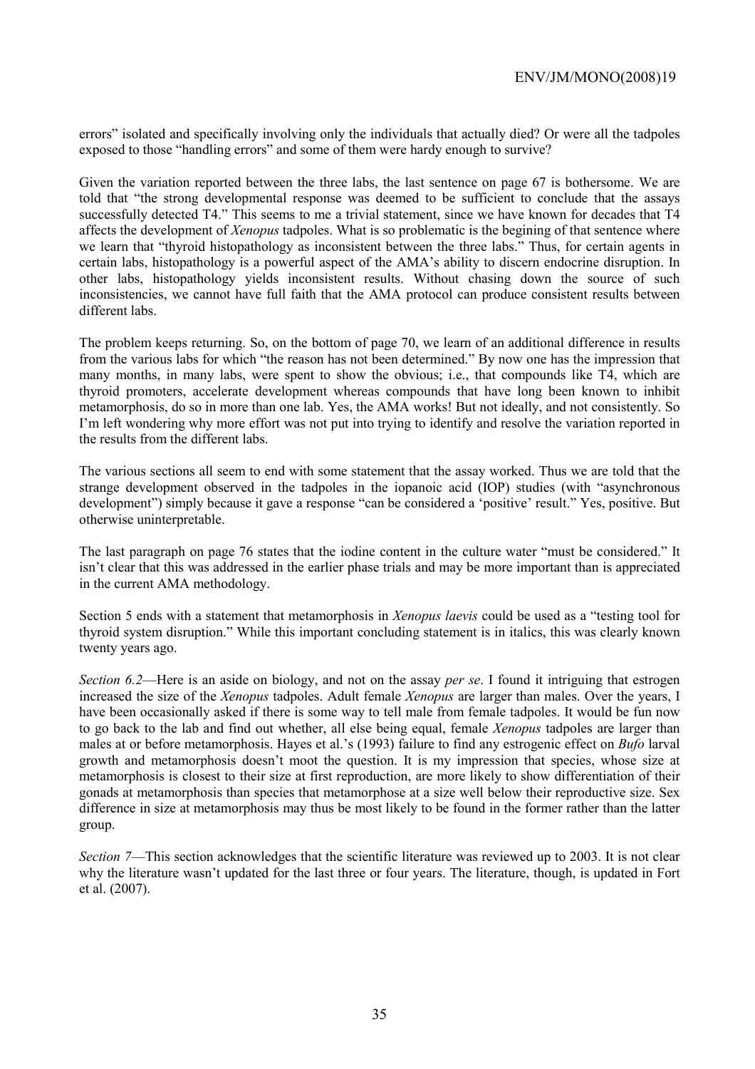errors" isolated and specifically involving only the individuals that actually died? Or were all the tadpoles exposed to those "handling errors" and some of them were hardy enough to survive?

Given the variation reported between the three labs, the last sentence on page 67 is bothersome. We are told that "the strong developmental response was deemed to be sufficient to conclude that the assays successfully detected T4." This seems to me a trivial statement, since we have known for decades that T4 affects the development of *Xenopus* tadpoles. What is so problematic is the begining of that sentence where we learn that "thyroid histopathology as inconsistent between the three labs." Thus, for certain agents in certain labs, histopathology is a powerful aspect of the AMA's ability to discern endocrine disruption. In other labs, histopathology yields inconsistent results. Without chasing down the source of such inconsistencies, we cannot have full faith that the AMA protocol can produce consistent results between different labs.

The problem keeps returning. So, on the bottom of page 70, we learn of an additional difference in results from the various labs for which "the reason has not been determined." By now one has the impression that many months, in many labs, were spent to show the obvious; i.e., that compounds like T4, which are thyroid promoters, accelerate development whereas compounds that have long been known to inhibit metamorphosis, do so in more than one lab. Yes, the AMA works! But not ideally, and not consistently. So I'm left wondering why more effort was not put into trying to identify and resolve the variation reported in the results from the different labs.

The various sections all seem to end with some statement that the assay worked. Thus we are told that the strange development observed in the tadpoles in the iopanoic acid (IOP) studies (with "asynchronous development") simply because it gave a response "can be considered a 'positive' result." Yes, positive. But otherwise uninterpretable.

The last paragraph on page 76 states that the iodine content in the culture water "must be considered." It isn't clear that this was addressed in the earlier phase trials and may be more important than is appreciated in the current AMA methodology.

Section 5 ends with a statement that metamorphosis in *Xenopus laevis* could be used as a "testing tool for thyroid system disruption." While this important concluding statement is in italics, this was clearly known twenty years ago.

*Section 6.2*—Here is an aside on biology, and not on the assay *per se*. I found it intriguing that estrogen increased the size of the *Xenopus* tadpoles. Adult female *Xenopus* are larger than males. Over the years, I have been occasionally asked if there is some way to tell male from female tadpoles. It would be fun now to go back to the lab and find out whether, all else being equal, female *Xenopus* tadpoles are larger than males at or before metamorphosis. Hayes et al.'s (1993) failure to find any estrogenic effect on *Bufo* larval growth and metamorphosis doesn't moot the question. It is my impression that species, whose size at metamorphosis is closest to their size at first reproduction, are more likely to show differentiation of their gonads at metamorphosis than species that metamorphose at a size well below their reproductive size. Sex difference in size at metamorphosis may thus be most likely to be found in the former rather than the latter group.

*Section 7*—This section acknowledges that the scientific literature was reviewed up to 2003. It is not clear why the literature wasn't updated for the last three or four years. The literature, though, is updated in Fort et al. (2007).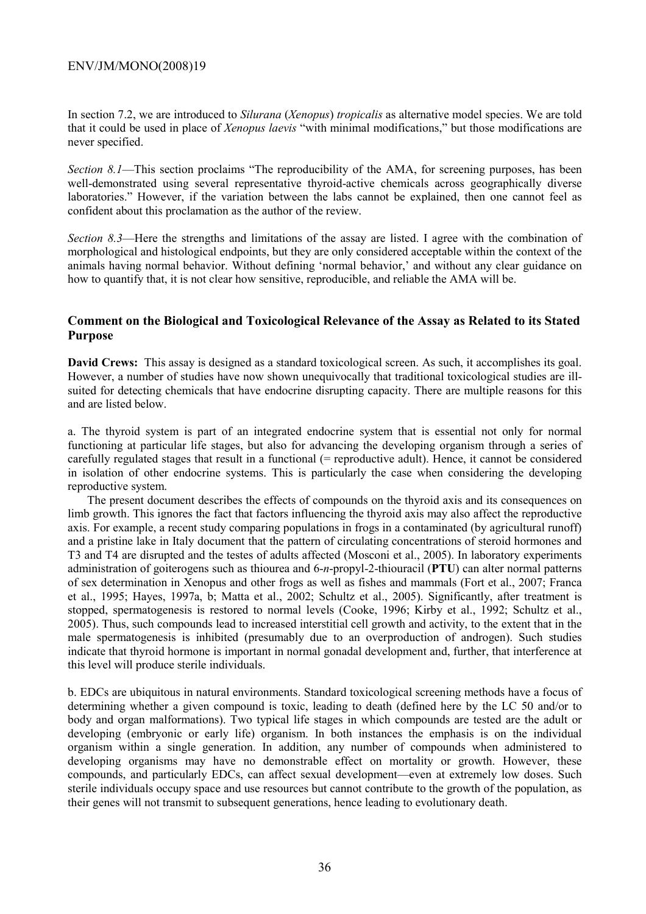In section 7.2, we are introduced to *Silurana* (*Xenopus*) *tropicalis* as alternative model species. We are told that it could be used in place of *Xenopus laevis* "with minimal modifications," but those modifications are never specified.

*Section 8.1*—This section proclaims "The reproducibility of the AMA, for screening purposes, has been well-demonstrated using several representative thyroid-active chemicals across geographically diverse laboratories." However, if the variation between the labs cannot be explained, then one cannot feel as confident about this proclamation as the author of the review.

*Section 8.3*—Here the strengths and limitations of the assay are listed. I agree with the combination of morphological and histological endpoints, but they are only considered acceptable within the context of the animals having normal behavior. Without defining 'normal behavior,' and without any clear guidance on how to quantify that, it is not clear how sensitive, reproducible, and reliable the AMA will be.

## Comment on the Biological and Toxicological Relevance of the Assay as Related to its Stated Purpose

**David Crews:** This assay is designed as a standard toxicological screen. As such, it accomplishes its goal. However, a number of studies have now shown unequivocally that traditional toxicological studies are ill-suited for detecting chemicals that have endocrine disrupting capacity. There are multiple reasons for this and are listed below.

a. The thyroid system is part of an integrated endocrine system that is essential not only for normal functioning at particular life stages, but also for advancing the developing organism through a series of carefully regulated stages that result in a functional (= reproductive adult). Hence, it cannot be considered in isolation of other endocrine systems. This is particularly the case when considering the developing reproductive system.

The present document describes the effects of compounds on the thyroid axis and its consequences on limb growth. This ignores the fact that factors influencing the thyroid axis may also affect the reproductive axis. For example, a recent study comparing populations in frogs in a contaminated (by agricultural runoff) and a pristine lake in Italy document that the pattern of circulating concentrations of steroid hormones and T3 and T4 are disrupted and the testes of adults affected (Mosconi et al., 2005). In laboratory experiments administration of goiterogens such as thiourea and 6-*n*-propyl-2-thiouracil (**PTU**) can alter normal patterns of sex determination in Xenopus and other frogs as well as fishes and mammals (Fort et al., 2007; Franca et al., 1995; Hayes, 1997a, b; Matta et al., 2002; Schultz et al., 2005). Significantly, after treatment is stopped, spermatogenesis is restored to normal levels (Cooke, 1996; Kirby et al., 1992; Schultz et al., 2005). Thus, such compounds lead to increased interstitial cell growth and activity, to the extent that in the male spermatogenesis is inhibited (presumably due to an overproduction of androgen). Such studies indicate that thyroid hormone is important in normal gonadal development and, further, that interference at this level will produce sterile individuals.

b. EDCs are ubiquitous in natural environments. Standard toxicological screening methods have a focus of determining whether a given compound is toxic, leading to death (defined here by the LC 50 and/or to body and organ malformations). Two typical life stages in which compounds are tested are the adult or developing (embryonic or early life) organism. In both instances the emphasis is on the individual organism within a single generation. In addition, any number of compounds when administered to developing organisms may have no demonstrable effect on mortality or growth. However, these compounds, and particularly EDCs, can affect sexual development—even at extremely low doses. Such sterile individuals occupy space and use resources but cannot contribute to the growth of the population, as their genes will not transmit to subsequent generations, hence leading to evolutionary death.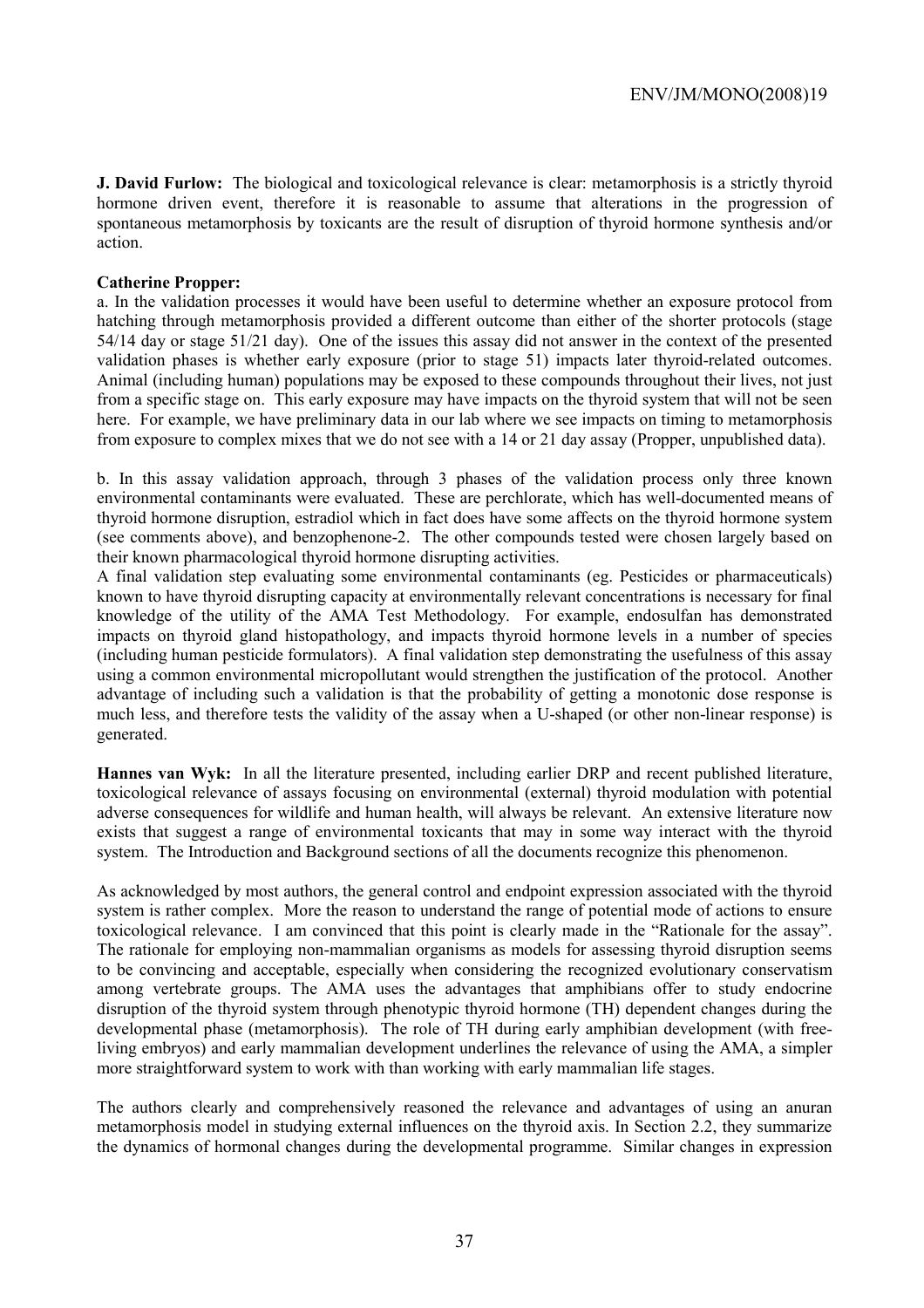**J. David Furlow:** The biological and toxicological relevance is clear: metamorphosis is a strictly thyroid hormone driven event, therefore it is reasonable to assume that alterations in the progression of spontaneous metamorphosis by toxicants are the result of disruption of thyroid hormone synthesis and/or action.

**Catherine Propper:**

a. In the validation processes it would have been useful to determine whether an exposure protocol from hatching through metamorphosis provided a different outcome than either of the shorter protocols (stage 54/14 day or stage 51/21 day). One of the issues this assay did not answer in the context of the presented validation phases is whether early exposure (prior to stage 51) impacts later thyroid-related outcomes. Animal (including human) populations may be exposed to these compounds throughout their lives, not just from a specific stage on. This early exposure may have impacts on the thyroid system that will not be seen here. For example, we have preliminary data in our lab where we see impacts on timing to metamorphosis from exposure to complex mixes that we do not see with a 14 or 21 day assay (Propper, unpublished data).

b. In this assay validation approach, through 3 phases of the validation process only three known environmental contaminants were evaluated. These are perchlorate, which has well-documented means of thyroid hormone disruption, estradiol which in fact does have some affects on the thyroid hormone system (see comments above), and benzophenone-2. The other compounds tested were chosen largely based on their known pharmacological thyroid hormone disrupting activities.

A final validation step evaluating some environmental contaminants (eg. Pesticides or pharmaceuticals) known to have thyroid disrupting capacity at environmentally relevant concentrations is necessary for final knowledge of the utility of the AMA Test Methodology. For example, endosulfan has demonstrated impacts on thyroid gland histopathology, and impacts thyroid hormone levels in a number of species (including human pesticide formulators). A final validation step demonstrating the usefulness of this assay using a common environmental micropollutant would strengthen the justification of the protocol. Another advantage of including such a validation is that the probability of getting a monotonic dose response is much less, and therefore tests the validity of the assay when a U-shaped (or other non-linear response) is generated.

**Hannes van Wyk:** In all the literature presented, including earlier DRP and recent published literature, toxicological relevance of assays focusing on environmental (external) thyroid modulation with potential adverse consequences for wildlife and human health, will always be relevant. An extensive literature now exists that suggest a range of environmental toxicants that may in some way interact with the thyroid system. The Introduction and Background sections of all the documents recognize this phenomenon.

As acknowledged by most authors, the general control and endpoint expression associated with the thyroid system is rather complex. More the reason to understand the range of potential mode of actions to ensure toxicological relevance. I am convinced that this point is clearly made in the "Rationale for the assay". The rationale for employing non-mammalian organisms as models for assessing thyroid disruption seems to be convincing and acceptable, especially when considering the recognized evolutionary conservatism among vertebrate groups. The AMA uses the advantages that amphibians offer to study endocrine disruption of the thyroid system through phenotypic thyroid hormone (TH) dependent changes during the developmental phase (metamorphosis). The role of TH during early amphibian development (with free-living embryos) and early mammalian development underlines the relevance of using the AMA, a simpler more straightforward system to work with than working with early mammalian life stages.

The authors clearly and comprehensively reasoned the relevance and advantages of using an anuran metamorphosis model in studying external influences on the thyroid axis. In Section 2.2, they summarize the dynamics of hormonal changes during the developmental programme. Similar changes in expression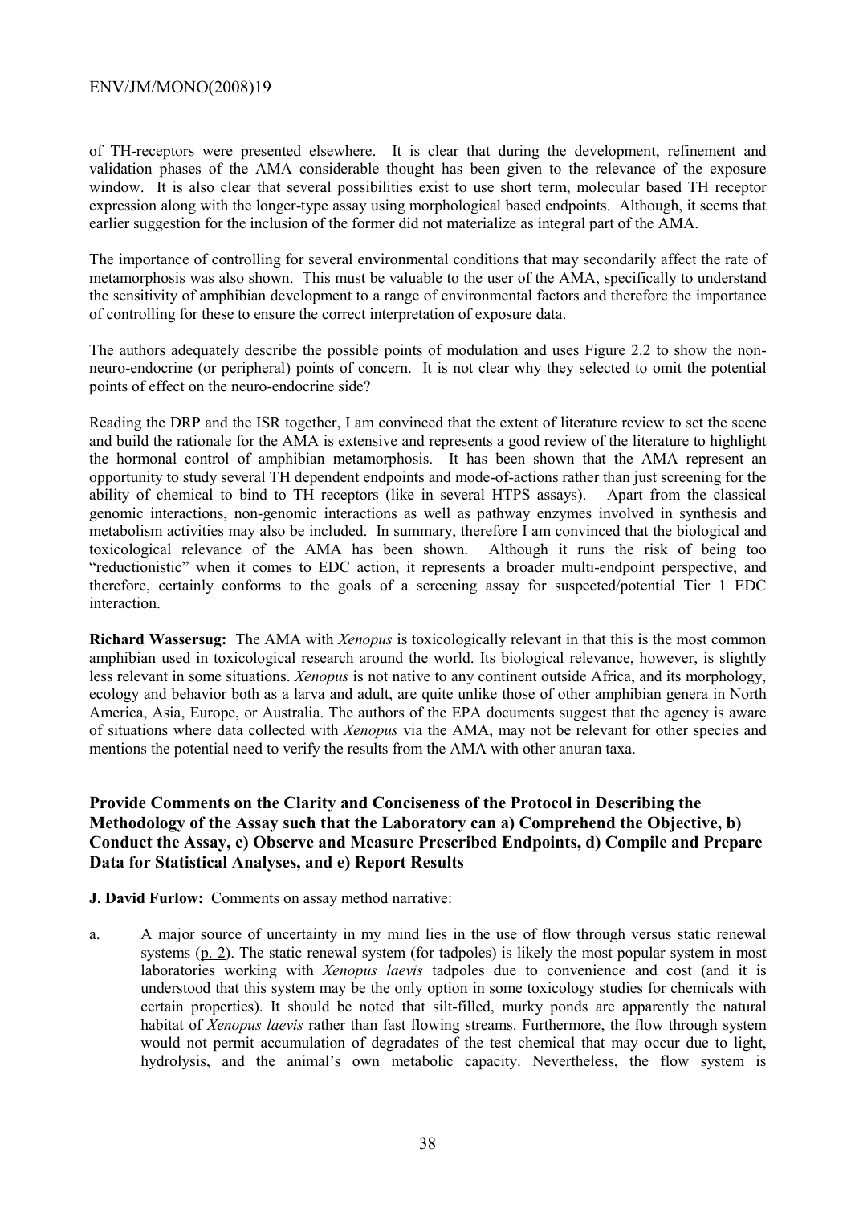of TH-receptors were presented elsewhere. It is clear that during the development, refinement and validation phases of the AMA considerable thought has been given to the relevance of the exposure window. It is also clear that several possibilities exist to use short term, molecular based TH receptor expression along with the longer-type assay using morphological based endpoints. Although, it seems that earlier suggestion for the inclusion of the former did not materialize as integral part of the AMA.

The importance of controlling for several environmental conditions that may secondarily affect the rate of metamorphosis was also shown. This must be valuable to the user of the AMA, specifically to understand the sensitivity of amphibian development to a range of environmental factors and therefore the importance of controlling for these to ensure the correct interpretation of exposure data.

The authors adequately describe the possible points of modulation and uses Figure 2.2 to show the non-neuro-endocrine (or peripheral) points of concern. It is not clear why they selected to omit the potential points of effect on the neuro-endocrine side?

Reading the DRP and the ISR together, I am convinced that the extent of literature review to set the scene and build the rationale for the AMA is extensive and represents a good review of the literature to highlight the hormonal control of amphibian metamorphosis. It has been shown that the AMA represent an opportunity to study several TH dependent endpoints and mode-of-actions rather than just screening for the ability of chemical to bind to TH receptors (like in several HTPS assays). Apart from the classical genomic interactions, non-genomic interactions as well as pathway enzymes involved in synthesis and metabolism activities may also be included. In summary, therefore I am convinced that the biological and toxicological relevance of the AMA has been shown. Although it runs the risk of being too "reductionistic" when it comes to EDC action, it represents a broader multi-endpoint perspective, and therefore, certainly conforms to the goals of a screening assay for suspected/potential Tier 1 EDC interaction.

**Richard Wassersug:** The AMA with *Xenopus* is toxicologically relevant in that this is the most common amphibian used in toxicological research around the world. Its biological relevance, however, is slightly less relevant in some situations. *Xenopus* is not native to any continent outside Africa, and its morphology, ecology and behavior both as a larva and adult, are quite unlike those of other amphibian genera in North America, Asia, Europe, or Australia. The authors of the EPA documents suggest that the agency is aware of situations where data collected with *Xenopus* via the AMA, may not be relevant for other species and mentions the potential need to verify the results from the AMA with other anuran taxa.

### Provide Comments on the Clarity and Conciseness of the Protocol in Describing the Methodology of the Assay such that the Laboratory can a) Comprehend the Objective, b) Conduct the Assay, c) Observe and Measure Prescribed Endpoints, d) Compile and Prepare Data for Statistical Analyses, and e) Report Results

**J. David Furlow:** Comments on assay method narrative:

a. A major source of uncertainty in my mind lies in the use of flow through versus static renewal systems (p. 2). The static renewal system (for tadpoles) is likely the most popular system in most laboratories working with *Xenopus laevis* tadpoles due to convenience and cost (and it is understood that this system may be the only option in some toxicology studies for chemicals with certain properties). It should be noted that silt-filled, murky ponds are apparently the natural habitat of *Xenopus laevis* rather than fast flowing streams. Furthermore, the flow through system would not permit accumulation of degradates of the test chemical that may occur due to light, hydrolysis, and the animal's own metabolic capacity. Nevertheless, the flow system is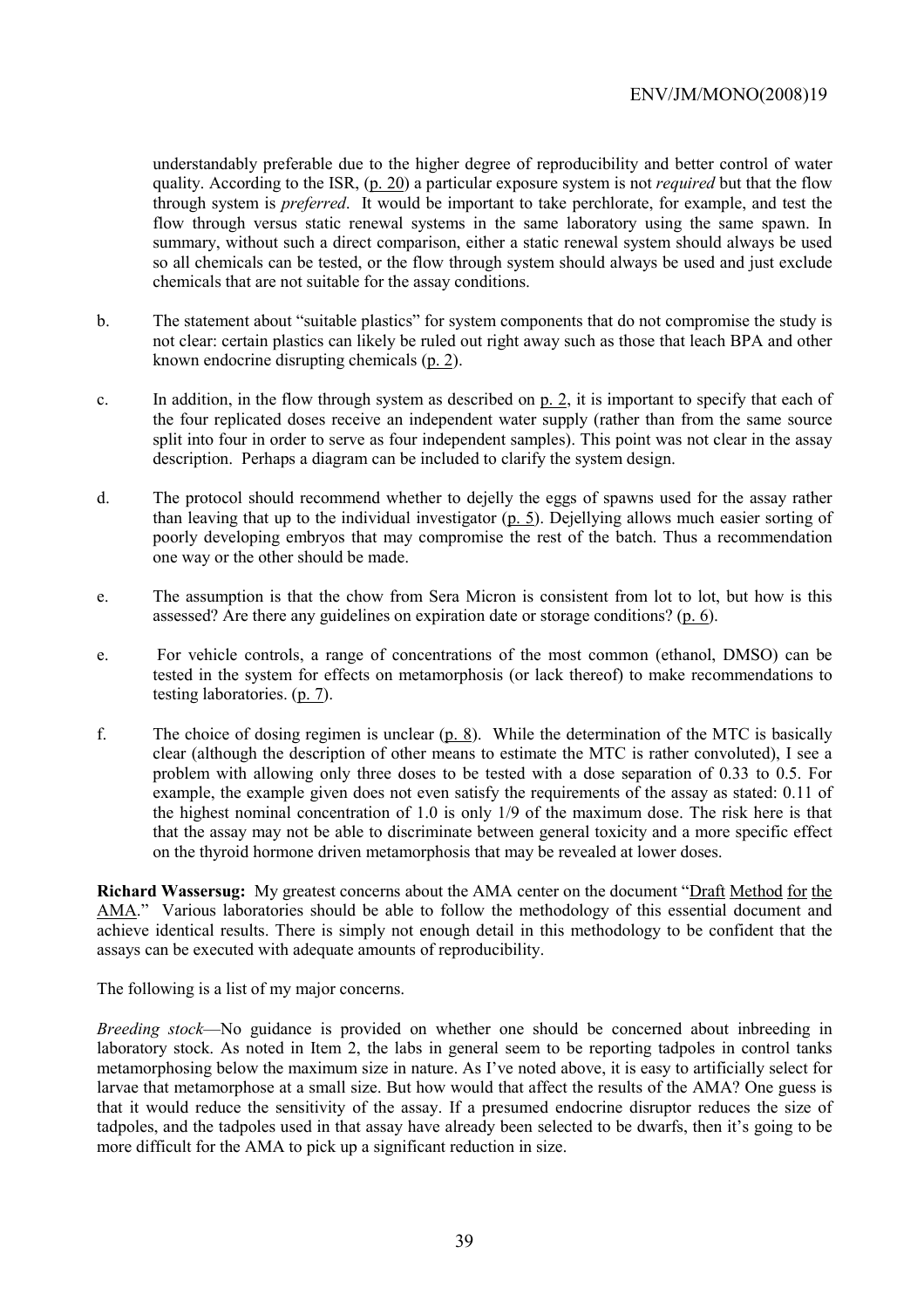understandably preferable due to the higher degree of reproducibility and better control of water quality. According to the ISR, (p. 20) a particular exposure system is not *required* but that the flow through system is *preferred*. It would be important to take perchlorate, for example, and test the flow through versus static renewal systems in the same laboratory using the same spawn. In summary, without such a direct comparison, either a static renewal system should always be used so all chemicals can be tested, or the flow through system should always be used and just exclude chemicals that are not suitable for the assay conditions.

b. The statement about "suitable plastics" for system components that do not compromise the study is not clear: certain plastics can likely be ruled out right away such as those that leach BPA and other known endocrine disrupting chemicals (p. 2).

c. In addition, in the flow through system as described on p. 2, it is important to specify that each of the four replicated doses receive an independent water supply (rather than from the same source split into four in order to serve as four independent samples). This point was not clear in the assay description. Perhaps a diagram can be included to clarify the system design.

d. The protocol should recommend whether to dejelly the eggs of spawns used for the assay rather than leaving that up to the individual investigator (p. 5). Dejellying allows much easier sorting of poorly developing embryos that may compromise the rest of the batch. Thus a recommendation one way or the other should be made.

e. The assumption is that the chow from Sera Micron is consistent from lot to lot, but how is this assessed? Are there any guidelines on expiration date or storage conditions? (p. 6).

e. For vehicle controls, a range of concentrations of the most common (ethanol, DMSO) can be tested in the system for effects on metamorphosis (or lack thereof) to make recommendations to testing laboratories. (p. 7).

f. The choice of dosing regimen is unclear (p. 8). While the determination of the MTC is basically clear (although the description of other means to estimate the MTC is rather convoluted), I see a problem with allowing only three doses to be tested with a dose separation of 0.33 to 0.5. For example, the example given does not even satisfy the requirements of the assay as stated: 0.11 of the highest nominal concentration of 1.0 is only 1/9 of the maximum dose. The risk here is that that the assay may not be able to discriminate between general toxicity and a more specific effect on the thyroid hormone driven metamorphosis that may be revealed at lower doses.

**Richard Wassersug:** My greatest concerns about the AMA center on the document "Draft Method for the AMA." Various laboratories should be able to follow the methodology of this essential document and achieve identical results. There is simply not enough detail in this methodology to be confident that the assays can be executed with adequate amounts of reproducibility.

The following is a list of my major concerns.

*Breeding stock*—No guidance is provided on whether one should be concerned about inbreeding in laboratory stock. As noted in Item 2, the labs in general seem to be reporting tadpoles in control tanks metamorphosing below the maximum size in nature. As I've noted above, it is easy to artificially select for larvae that metamorphose at a small size. But how would that affect the results of the AMA? One guess is that it would reduce the sensitivity of the assay. If a presumed endocrine disruptor reduces the size of tadpoles, and the tadpoles used in that assay have already been selected to be dwarfs, then it's going to be more difficult for the AMA to pick up a significant reduction in size.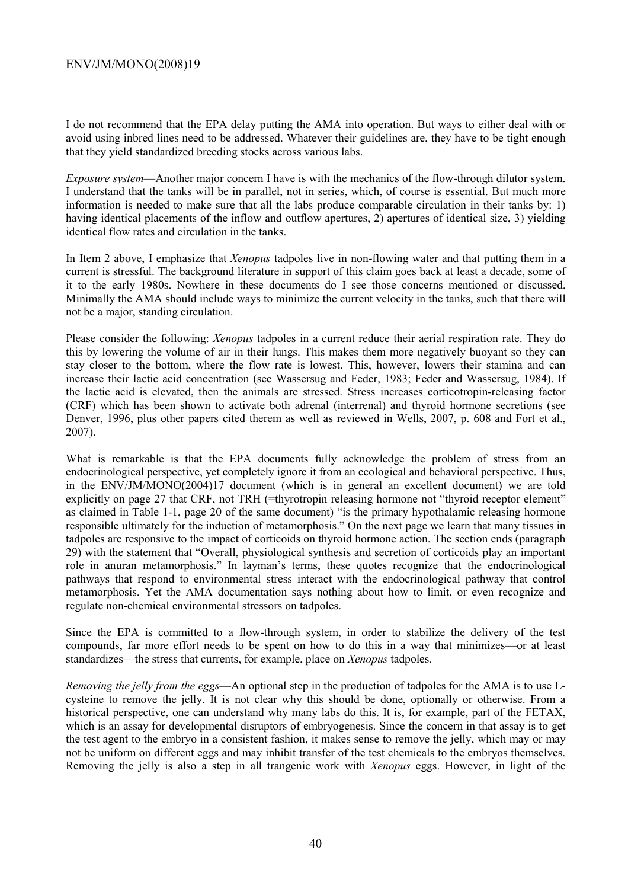I do not recommend that the EPA delay putting the AMA into operation. But ways to either deal with or avoid using inbred lines need to be addressed. Whatever their guidelines are, they have to be tight enough that they yield standardized breeding stocks across various labs.

*Exposure system*—Another major concern I have is with the mechanics of the flow-through dilutor system. I understand that the tanks will be in parallel, not in series, which, of course is essential. But much more information is needed to make sure that all the labs produce comparable circulation in their tanks by: 1) having identical placements of the inflow and outflow apertures, 2) apertures of identical size, 3) yielding identical flow rates and circulation in the tanks.

In Item 2 above, I emphasize that *Xenopus* tadpoles live in non-flowing water and that putting them in a current is stressful. The background literature in support of this claim goes back at least a decade, some of it to the early 1980s. Nowhere in these documents do I see those concerns mentioned or discussed. Minimally the AMA should include ways to minimize the current velocity in the tanks, such that there will not be a major, standing circulation.

Please consider the following: *Xenopus* tadpoles in a current reduce their aerial respiration rate. They do this by lowering the volume of air in their lungs. This makes them more negatively buoyant so they can stay closer to the bottom, where the flow rate is lowest. This, however, lowers their stamina and can increase their lactic acid concentration (see Wassersug and Feder, 1983; Feder and Wassersug, 1984). If the lactic acid is elevated, then the animals are stressed. Stress increases corticotropin-releasing factor (CRF) which has been shown to activate both adrenal (interrenal) and thyroid hormone secretions (see Denver, 1996, plus other papers cited therem as well as reviewed in Wells, 2007, p. 608 and Fort et al., 2007).

What is remarkable is that the EPA documents fully acknowledge the problem of stress from an endocrinological perspective, yet completely ignore it from an ecological and behavioral perspective. Thus, in the ENV/JM/MONO(2004)17 document (which is in general an excellent document) we are told explicitly on page 27 that CRF, not TRH (=thyrotropin releasing hormone not "thyroid receptor element" as claimed in Table 1-1, page 20 of the same document) "is the primary hypothalamic releasing hormone responsible ultimately for the induction of metamorphosis." On the next page we learn that many tissues in tadpoles are responsive to the impact of corticoids on thyroid hormone action. The section ends (paragraph 29) with the statement that "Overall, physiological synthesis and secretion of corticoids play an important role in anuran metamorphosis." In layman's terms, these quotes recognize that the endocrinological pathways that respond to environmental stress interact with the endocrinological pathway that control metamorphosis. Yet the AMA documentation says nothing about how to limit, or even recognize and regulate non-chemical environmental stressors on tadpoles.

Since the EPA is committed to a flow-through system, in order to stabilize the delivery of the test compounds, far more effort needs to be spent on how to do this in a way that minimizes—or at least standardizes—the stress that currents, for example, place on *Xenopus* tadpoles.

*Removing the jelly from the eggs*—An optional step in the production of tadpoles for the AMA is to use L-cysteine to remove the jelly. It is not clear why this should be done, optionally or otherwise. From a historical perspective, one can understand why many labs do this. It is, for example, part of the FETAX, which is an assay for developmental disruptors of embryogenesis. Since the concern in that assay is to get the test agent to the embryo in a consistent fashion, it makes sense to remove the jelly, which may or may not be uniform on different eggs and may inhibit transfer of the test chemicals to the embryos themselves. Removing the jelly is also a step in all trangenic work with *Xenopus* eggs. However, in light of the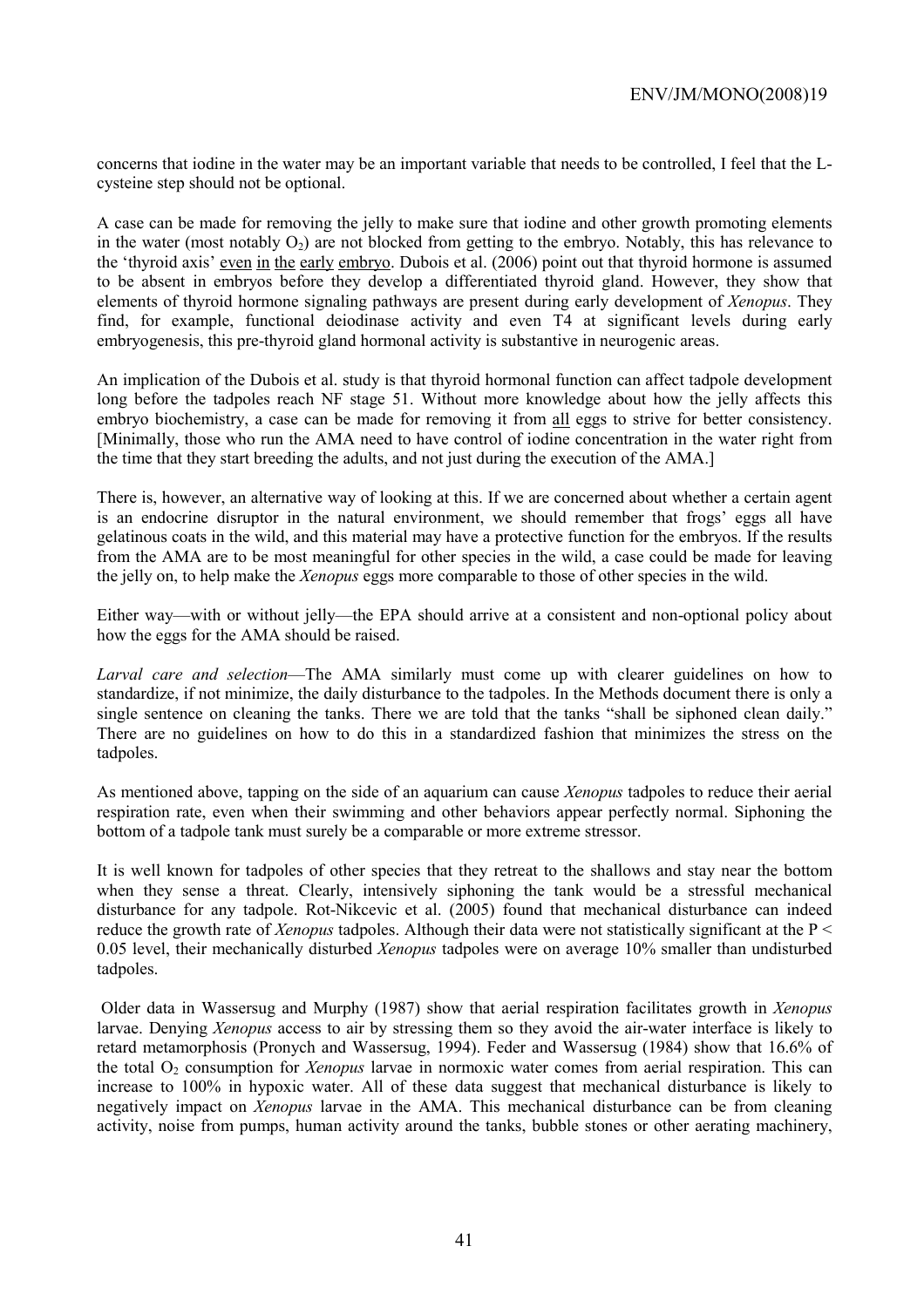concerns that iodine in the water may be an important variable that needs to be controlled, I feel that the L-cysteine step should not be optional.

A case can be made for removing the jelly to make sure that iodine and other growth promoting elements in the water (most notably $O_2$) are not blocked from getting to the embryo. Notably, this has relevance to the 'thyroid axis' even in the early embryo. Dubois et al. (2006) point out that thyroid hormone is assumed to be absent in embryos before they develop a differentiated thyroid gland. However, they show that elements of thyroid hormone signaling pathways are present during early development of *Xenopus*. They find, for example, functional deiodinase activity and even T4 at significant levels during early embryogenesis, this pre-thyroid gland hormonal activity is substantive in neurogenic areas.

An implication of the Dubois et al. study is that thyroid hormonal function can affect tadpole development long before the tadpoles reach NF stage 51. Without more knowledge about how the jelly affects this embryo biochemistry, a case can be made for removing it from all eggs to strive for better consistency. [Minimally, those who run the AMA need to have control of iodine concentration in the water right from the time that they start breeding the adults, and not just during the execution of the AMA.]

There is, however, an alternative way of looking at this. If we are concerned about whether a certain agent is an endocrine disruptor in the natural environment, we should remember that frogs' eggs all have gelatinous coats in the wild, and this material may have a protective function for the embryos. If the results from the AMA are to be most meaningful for other species in the wild, a case could be made for leaving the jelly on, to help make the *Xenopus* eggs more comparable to those of other species in the wild.

Either way—with or without jelly—the EPA should arrive at a consistent and non-optional policy about how the eggs for the AMA should be raised.

*Larval care and selection*—The AMA similarly must come up with clearer guidelines on how to standardize, if not minimize, the daily disturbance to the tadpoles. In the Methods document there is only a single sentence on cleaning the tanks. There we are told that the tanks "shall be siphoned clean daily." There are no guidelines on how to do this in a standardized fashion that minimizes the stress on the tadpoles.

As mentioned above, tapping on the side of an aquarium can cause *Xenopus* tadpoles to reduce their aerial respiration rate, even when their swimming and other behaviors appear perfectly normal. Siphoning the bottom of a tadpole tank must surely be a comparable or more extreme stressor.

It is well known for tadpoles of other species that they retreat to the shallows and stay near the bottom when they sense a threat. Clearly, intensively siphoning the tank would be a stressful mechanical disturbance for any tadpole. Rot-Nikcevic et al. (2005) found that mechanical disturbance can indeed reduce the growth rate of *Xenopus* tadpoles. Although their data were not statistically significant at the $P < 0.05$ level, their mechanically disturbed *Xenopus* tadpoles were on average 10% smaller than undisturbed tadpoles.

Older data in Wassersug and Murphy (1987) show that aerial respiration facilitates growth in *Xenopus* larvae. Denying *Xenopus* access to air by stressing them so they avoid the air-water interface is likely to retard metamorphosis (Pronych and Wassersug, 1994). Feder and Wassersug (1984) show that 16.6% of the total $O_2$ consumption for *Xenopus* larvae in normoxic water comes from aerial respiration. This can increase to 100% in hypoxic water. All of these data suggest that mechanical disturbance is likely to negatively impact on *Xenopus* larvae in the AMA. This mechanical disturbance can be from cleaning activity, noise from pumps, human activity around the tanks, bubble stones or other aerating machinery,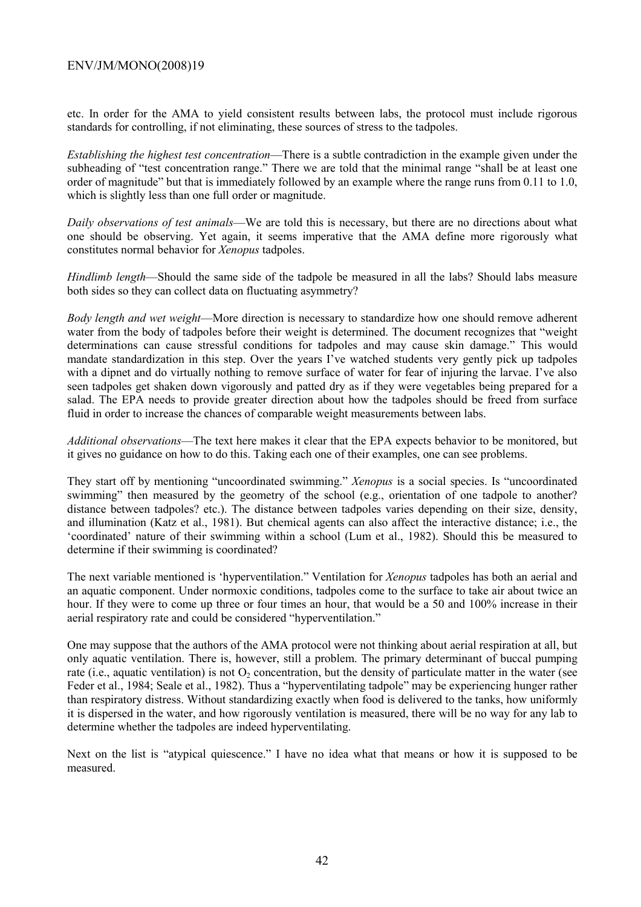etc. In order for the AMA to yield consistent results between labs, the protocol must include rigorous standards for controlling, if not eliminating, these sources of stress to the tadpoles.

*Establishing the highest test concentration*—There is a subtle contradiction in the example given under the subheading of "test concentration range." There we are told that the minimal range "shall be at least one order of magnitude" but that is immediately followed by an example where the range runs from 0.11 to 1.0, which is slightly less than one full order or magnitude.

*Daily observations of test animals*—We are told this is necessary, but there are no directions about what one should be observing. Yet again, it seems imperative that the AMA define more rigorously what constitutes normal behavior for *Xenopus* tadpoles.

*Hindlimb length*—Should the same side of the tadpole be measured in all the labs? Should labs measure both sides so they can collect data on fluctuating asymmetry?

*Body length and wet weight*—More direction is necessary to standardize how one should remove adherent water from the body of tadpoles before their weight is determined. The document recognizes that "weight determinations can cause stressful conditions for tadpoles and may cause skin damage." This would mandate standardization in this step. Over the years I've watched students very gently pick up tadpoles with a dipnet and do virtually nothing to remove surface of water for fear of injuring the larvae. I've also seen tadpoles get shaken down vigorously and patted dry as if they were vegetables being prepared for a salad. The EPA needs to provide greater direction about how the tadpoles should be freed from surface fluid in order to increase the chances of comparable weight measurements between labs.

*Additional observations*—The text here makes it clear that the EPA expects behavior to be monitored, but it gives no guidance on how to do this. Taking each one of their examples, one can see problems.

They start off by mentioning "uncoordinated swimming." *Xenopus* is a social species. Is "uncoordinated swimming" then measured by the geometry of the school (e.g., orientation of one tadpole to another? distance between tadpoles? etc.). The distance between tadpoles varies depending on their size, density, and illumination (Katz et al., 1981). But chemical agents can also affect the interactive distance; i.e., the 'coordinated' nature of their swimming within a school (Lum et al., 1982). Should this be measured to determine if their swimming is coordinated?

The next variable mentioned is 'hyperventilation." Ventilation for *Xenopus* tadpoles has both an aerial and an aquatic component. Under normoxic conditions, tadpoles come to the surface to take air about twice an hour. If they were to come up three or four times an hour, that would be a 50 and 100% increase in their aerial respiratory rate and could be considered "hyperventilation."

One may suppose that the authors of the AMA protocol were not thinking about aerial respiration at all, but only aquatic ventilation. There is, however, still a problem. The primary determinant of buccal pumping rate (i.e., aquatic ventilation) is not $O_2$ concentration, but the density of particulate matter in the water (see Feder et al., 1984; Seale et al., 1982). Thus a "hyperventilating tadpole" may be experiencing hunger rather than respiratory distress. Without standardizing exactly when food is delivered to the tanks, how uniformly it is dispersed in the water, and how rigorously ventilation is measured, there will be no way for any lab to determine whether the tadpoles are indeed hyperventilating.

Next on the list is "atypical quiescence." I have no idea what that means or how it is supposed to be measured.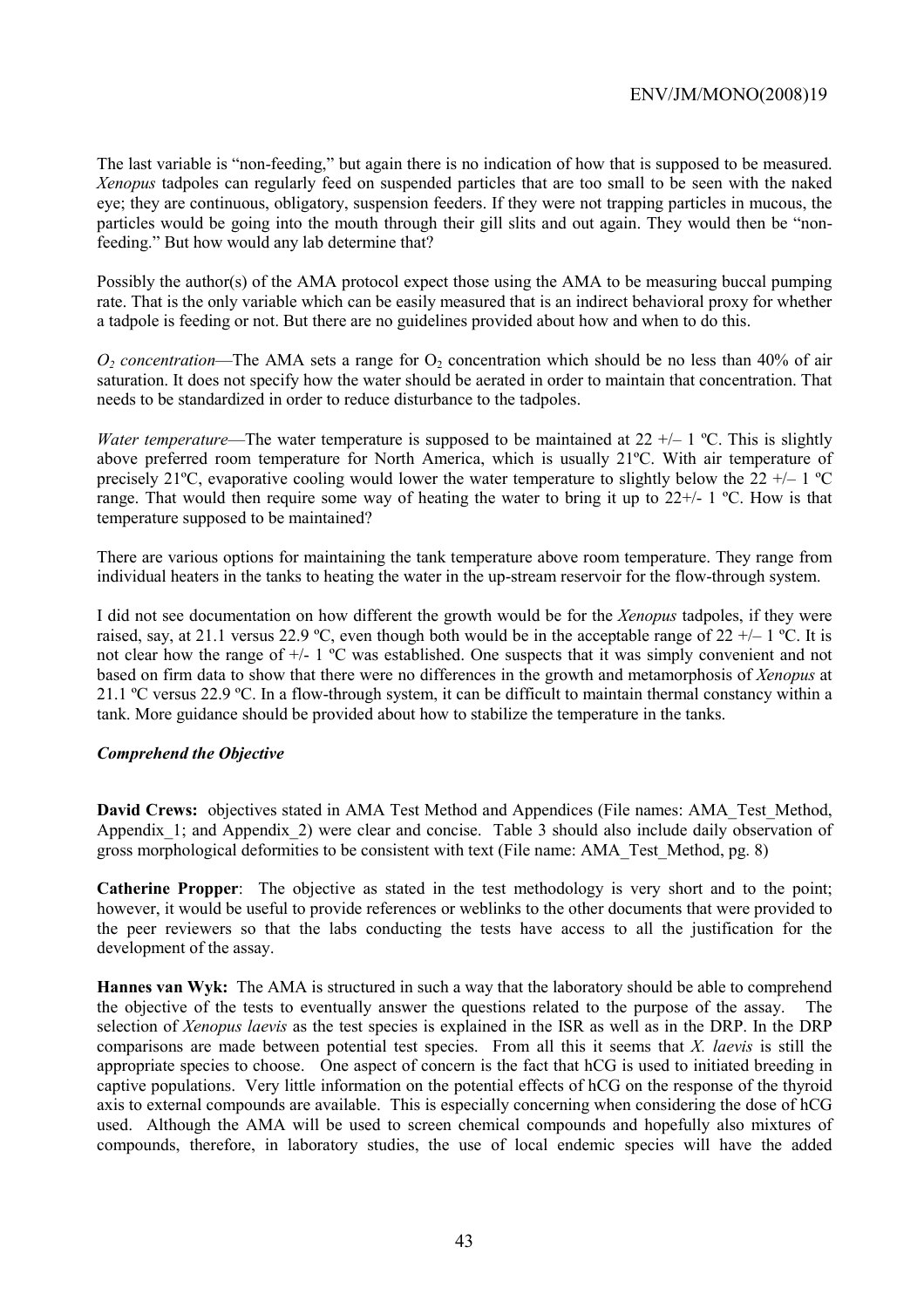The last variable is "non-feeding," but again there is no indication of how that is supposed to be measured. *Xenopus* tadpoles can regularly feed on suspended particles that are too small to be seen with the naked eye; they are continuous, obligatory, suspension feeders. If they were not trapping particles in mucous, the particles would be going into the mouth through their gill slits and out again. They would then be "non-feeding." But how would any lab determine that?

Possibly the author(s) of the AMA protocol expect those using the AMA to be measuring buccal pumping rate. That is the only variable which can be easily measured that is an indirect behavioral proxy for whether a tadpole is feeding or not. But there are no guidelines provided about how and when to do this.

*$O_2$ concentration*—The AMA sets a range for $O_2$ concentration which should be no less than 40% of air saturation. It does not specify how the water should be aerated in order to maintain that concentration. That needs to be standardized in order to reduce disturbance to the tadpoles.

*Water temperature*—The water temperature is supposed to be maintained at 22 +/– 1 ºC. This is slightly above preferred room temperature for North America, which is usually 21ºC. With air temperature of precisely 21ºC, evaporative cooling would lower the water temperature to slightly below the 22 +/– 1 ºC range. That would then require some way of heating the water to bring it up to 22+/- 1 ºC. How is that temperature supposed to be maintained?

There are various options for maintaining the tank temperature above room temperature. They range from individual heaters in the tanks to heating the water in the up-stream reservoir for the flow-through system.

I did not see documentation on how different the growth would be for the *Xenopus* tadpoles, if they were raised, say, at 21.1 versus 22.9 ºC, even though both would be in the acceptable range of 22 +/– 1 ºC. It is not clear how the range of +/- 1 ºC was established. One suspects that it was simply convenient and not based on firm data to show that there were no differences in the growth and metamorphosis of *Xenopus* at 21.1 ºC versus 22.9 ºC. In a flow-through system, it can be difficult to maintain thermal constancy within a tank. More guidance should be provided about how to stabilize the temperature in the tanks.

***Comprehend the Objective***

**David Crews:** objectives stated in AMA Test Method and Appendices (File names: AMA_Test_Method, Appendix_1; and Appendix_2) were clear and concise. Table 3 should also include daily observation of gross morphological deformities to be consistent with text (File name: AMA_Test_Method, pg. 8)

**Catherine Propper**: The objective as stated in the test methodology is very short and to the point; however, it would be useful to provide references or weblinks to the other documents that were provided to the peer reviewers so that the labs conducting the tests have access to all the justification for the development of the assay.

**Hannes van Wyk:** The AMA is structured in such a way that the laboratory should be able to comprehend the objective of the tests to eventually answer the questions related to the purpose of the assay. The selection of *Xenopus laevis* as the test species is explained in the ISR as well as in the DRP. In the DRP comparisons are made between potential test species. From all this it seems that *X. laevis* is still the appropriate species to choose. One aspect of concern is the fact that hCG is used to initiated breeding in captive populations. Very little information on the potential effects of hCG on the response of the thyroid axis to external compounds are available. This is especially concerning when considering the dose of hCG used. Although the AMA will be used to screen chemical compounds and hopefully also mixtures of compounds, therefore, in laboratory studies, the use of local endemic species will have the added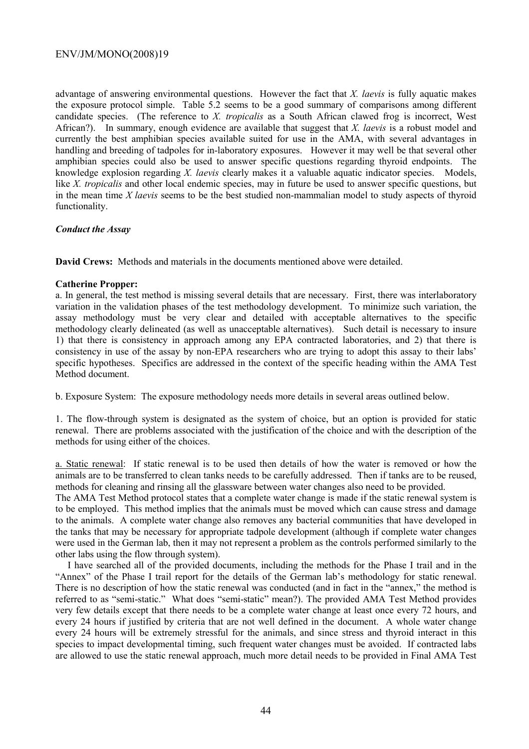advantage of answering environmental questions. However the fact that *X. laevis* is fully aquatic makes the exposure protocol simple. Table 5.2 seems to be a good summary of comparisons among different candidate species. (The reference to *X. tropicalis* as a South African clawed frog is incorrect, West African?). In summary, enough evidence are available that suggest that *X. laevis* is a robust model and currently the best amphibian species available suited for use in the AMA, with several advantages in handling and breeding of tadpoles for in-laboratory exposures. However it may well be that several other amphibian species could also be used to answer specific questions regarding thyroid endpoints. The knowledge explosion regarding *X. laevis* clearly makes it a valuable aquatic indicator species. Models, like *X. tropicalis* and other local endemic species, may in future be used to answer specific questions, but in the mean time *X laevis* seems to be the best studied non-mammalian model to study aspects of thyroid functionality.

***Conduct the Assay***

**David Crews:** Methods and materials in the documents mentioned above were detailed.

**Catherine Propper:**

a. In general, the test method is missing several details that are necessary. First, there was interlaboratory variation in the validation phases of the test methodology development. To minimize such variation, the assay methodology must be very clear and detailed with acceptable alternatives to the specific methodology clearly delineated (as well as unacceptable alternatives). Such detail is necessary to insure 1) that there is consistency in approach among any EPA contracted laboratories, and 2) that there is consistency in use of the assay by non-EPA researchers who are trying to adopt this assay to their labs' specific hypotheses. Specifics are addressed in the context of the specific heading within the AMA Test Method document.

b. Exposure System: The exposure methodology needs more details in several areas outlined below.

1. The flow-through system is designated as the system of choice, but an option is provided for static renewal. There are problems associated with the justification of the choice and with the description of the methods for using either of the choices.

a. Static renewal: If static renewal is to be used then details of how the water is removed or how the animals are to be transferred to clean tanks needs to be carefully addressed. Then if tanks are to be reused, methods for cleaning and rinsing all the glassware between water changes also need to be provided.

The AMA Test Method protocol states that a complete water change is made if the static renewal system is to be employed. This method implies that the animals must be moved which can cause stress and damage to the animals. A complete water change also removes any bacterial communities that have developed in the tanks that may be necessary for appropriate tadpole development (although if complete water changes were used in the German lab, then it may not represent a problem as the controls performed similarly to the other labs using the flow through system).

I have searched all of the provided documents, including the methods for the Phase I trail and in the "Annex" of the Phase I trail report for the details of the German lab's methodology for static renewal. There is no description of how the static renewal was conducted (and in fact in the "annex," the method is referred to as "semi-static." What does "semi-static" mean?). The provided AMA Test Method provides very few details except that there needs to be a complete water change at least once every 72 hours, and every 24 hours if justified by criteria that are not well defined in the document. A whole water change every 24 hours will be extremely stressful for the animals, and since stress and thyroid interact in this species to impact developmental timing, such frequent water changes must be avoided. If contracted labs are allowed to use the static renewal approach, much more detail needs to be provided in Final AMA Test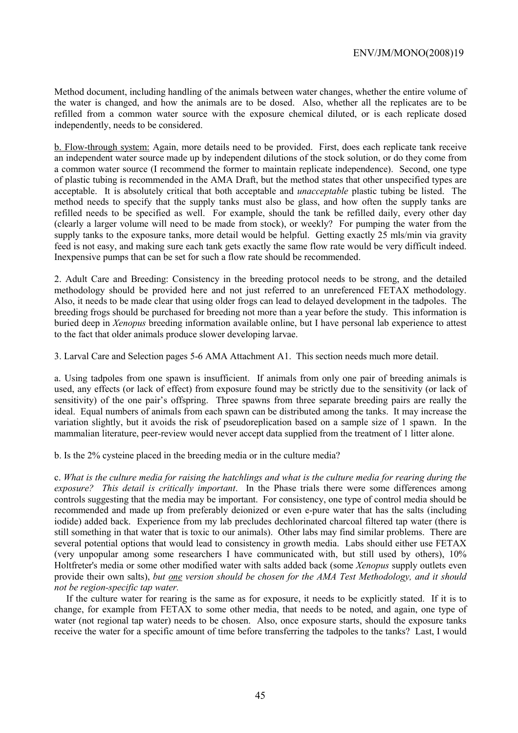Method document, including handling of the animals between water changes, whether the entire volume of the water is changed, and how the animals are to be dosed. Also, whether all the replicates are to be refilled from a common water source with the exposure chemical diluted, or is each replicate dosed independently, needs to be considered.

<u>b. Flow-through system:</u> Again, more details need to be provided. First, does each replicate tank receive an independent water source made up by independent dilutions of the stock solution, or do they come from a common water source (I recommend the former to maintain replicate independence). Second, one type of plastic tubing is recommended in the AMA Draft, but the method states that other unspecified types are acceptable. It is absolutely critical that both acceptable and *unacceptable* plastic tubing be listed. The method needs to specify that the supply tanks must also be glass, and how often the supply tanks are refilled needs to be specified as well. For example, should the tank be refilled daily, every other day (clearly a larger volume will need to be made from stock), or weekly? For pumping the water from the supply tanks to the exposure tanks, more detail would be helpful. Getting exactly 25 mls/min via gravity feed is not easy, and making sure each tank gets exactly the same flow rate would be very difficult indeed. Inexpensive pumps that can be set for such a flow rate should be recommended.

2. Adult Care and Breeding: Consistency in the breeding protocol needs to be strong, and the detailed methodology should be provided here and not just referred to an unreferenced FETAX methodology. Also, it needs to be made clear that using older frogs can lead to delayed development in the tadpoles. The breeding frogs should be purchased for breeding not more than a year before the study. This information is buried deep in *Xenopus* breeding information available online, but I have personal lab experience to attest to the fact that older animals produce slower developing larvae.

3. Larval Care and Selection pages 5-6 AMA Attachment A1. This section needs much more detail.

a. Using tadpoles from one spawn is insufficient. If animals from only one pair of breeding animals is used, any effects (or lack of effect) from exposure found may be strictly due to the sensitivity (or lack of sensitivity) of the one pair's offspring. Three spawns from three separate breeding pairs are really the ideal. Equal numbers of animals from each spawn can be distributed among the tanks. It may increase the variation slightly, but it avoids the risk of pseudoreplication based on a sample size of 1 spawn. In the mammalian literature, peer-review would never accept data supplied from the treatment of 1 litter alone.

b. Is the 2% cysteine placed in the breeding media or in the culture media?

c. *What is the culture media for raising the hatchlings and what is the culture media for rearing during the exposure? This detail is critically important*. In the Phase trials there were some differences among controls suggesting that the media may be important. For consistency, one type of control media should be recommended and made up from preferably deionized or even e-pure water that has the salts (including iodide) added back. Experience from my lab precludes dechlorinated charcoal filtered tap water (there is still something in that water that is toxic to our animals). Other labs may find similar problems. There are several potential options that would lead to consistency in growth media. Labs should either use FETAX (very unpopular among some researchers I have communicated with, but still used by others), 10% Holtfreter's media or some other modified water with salts added back (some *Xenopus* supply outlets even provide their own salts), *but <u>one</u> version should be chosen for the AMA Test Methodology, and it should not be region-specific tap water.*

If the culture water for rearing is the same as for exposure, it needs to be explicitly stated. If it is to change, for example from FETAX to some other media, that needs to be noted, and again, one type of water (not regional tap water) needs to be chosen. Also, once exposure starts, should the exposure tanks receive the water for a specific amount of time before transferring the tadpoles to the tanks? Last, I would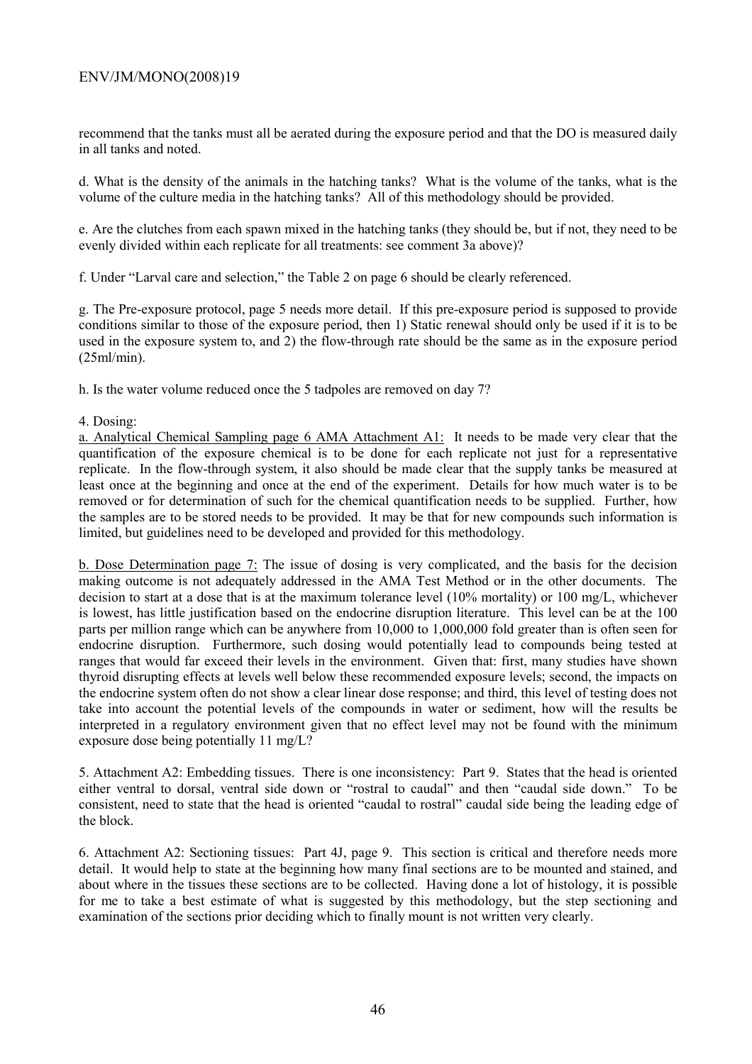recommend that the tanks must all be aerated during the exposure period and that the DO is measured daily in all tanks and noted.

d. What is the density of the animals in the hatching tanks? What is the volume of the tanks, what is the volume of the culture media in the hatching tanks? All of this methodology should be provided.

e. Are the clutches from each spawn mixed in the hatching tanks (they should be, but if not, they need to be evenly divided within each replicate for all treatments: see comment 3a above)?

f. Under "Larval care and selection," the Table 2 on page 6 should be clearly referenced.

g. The Pre-exposure protocol, page 5 needs more detail. If this pre-exposure period is supposed to provide conditions similar to those of the exposure period, then 1) Static renewal should only be used if it is to be used in the exposure system to, and 2) the flow-through rate should be the same as in the exposure period (25ml/min).

h. Is the water volume reduced once the 5 tadpoles are removed on day 7?

4. Dosing:

a. Analytical Chemical Sampling page 6 AMA Attachment A1: It needs to be made very clear that the quantification of the exposure chemical is to be done for each replicate not just for a representative replicate. In the flow-through system, it also should be made clear that the supply tanks be measured at least once at the beginning and once at the end of the experiment. Details for how much water is to be removed or for determination of such for the chemical quantification needs to be supplied. Further, how the samples are to be stored needs to be provided. It may be that for new compounds such information is limited, but guidelines need to be developed and provided for this methodology.

b. Dose Determination page 7: The issue of dosing is very complicated, and the basis for the decision making outcome is not adequately addressed in the AMA Test Method or in the other documents. The decision to start at a dose that is at the maximum tolerance level (10% mortality) or 100 mg/L, whichever is lowest, has little justification based on the endocrine disruption literature. This level can be at the 100 parts per million range which can be anywhere from 10,000 to 1,000,000 fold greater than is often seen for endocrine disruption. Furthermore, such dosing would potentially lead to compounds being tested at ranges that would far exceed their levels in the environment. Given that: first, many studies have shown thyroid disrupting effects at levels well below these recommended exposure levels; second, the impacts on the endocrine system often do not show a clear linear dose response; and third, this level of testing does not take into account the potential levels of the compounds in water or sediment, how will the results be interpreted in a regulatory environment given that no effect level may not be found with the minimum exposure dose being potentially 11 mg/L?

5. Attachment A2: Embedding tissues. There is one inconsistency: Part 9. States that the head is oriented either ventral to dorsal, ventral side down or "rostral to caudal" and then "caudal side down." To be consistent, need to state that the head is oriented "caudal to rostral" caudal side being the leading edge of the block.

6. Attachment A2: Sectioning tissues: Part 4J, page 9. This section is critical and therefore needs more detail. It would help to state at the beginning how many final sections are to be mounted and stained, and about where in the tissues these sections are to be collected. Having done a lot of histology, it is possible for me to take a best estimate of what is suggested by this methodology, but the step sectioning and examination of the sections prior deciding which to finally mount is not written very clearly.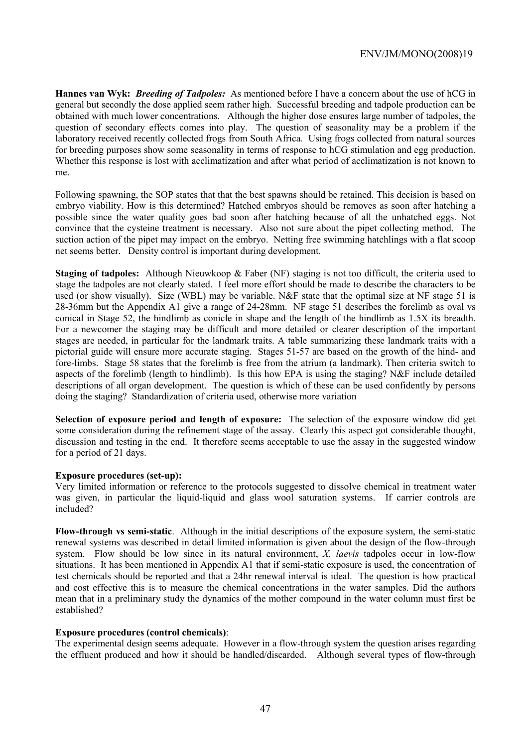**Hannes van Wyk:** ***Breeding of Tadpoles:*** As mentioned before I have a concern about the use of hCG in general but secondly the dose applied seem rather high. Successful breeding and tadpole production can be obtained with much lower concentrations. Although the higher dose ensures large number of tadpoles, the question of secondary effects comes into play. The question of seasonality may be a problem if the laboratory received recently collected frogs from South Africa. Using frogs collected from natural sources for breeding purposes show some seasonality in terms of response to hCG stimulation and egg production. Whether this response is lost with acclimatization and after what period of acclimatization is not known to me.

Following spawning, the SOP states that that the best spawns should be retained. This decision is based on embryo viability. How is this determined? Hatched embryos should be removes as soon after hatching a possible since the water quality goes bad soon after hatching because of all the unhatched eggs. Not convince that the cysteine treatment is necessary. Also not sure about the pipet collecting method. The suction action of the pipet may impact on the embryo. Netting free swimming hatchlings with a flat scoop net seems better. Density control is important during development.

**Staging of tadpoles:** Although Nieuwkoop & Faber (NF) staging is not too difficult, the criteria used to stage the tadpoles are not clearly stated. I feel more effort should be made to describe the characters to be used (or show visually). Size (WBL) may be variable. N&F state that the optimal size at NF stage 51 is 28-36mm but the Appendix A1 give a range of 24-28mm. NF stage 51 describes the forelimb as oval vs conical in Stage 52, the hindlimb as conicle in shape and the length of the hindlimb as 1.5X its breadth. For a newcomer the staging may be difficult and more detailed or clearer description of the important stages are needed, in particular for the landmark traits. A table summarizing these landmark traits with a pictorial guide will ensure more accurate staging. Stages 51-57 are based on the growth of the hind- and fore-limbs. Stage 58 states that the forelimb is free from the atrium (a landmark). Then criteria switch to aspects of the forelimb (length to hindlimb). Is this how EPA is using the staging? N&F include detailed descriptions of all organ development. The question is which of these can be used confidently by persons doing the staging? Standardization of criteria used, otherwise more variation

**Selection of exposure period and length of exposure:** The selection of the exposure window did get some consideration during the refinement stage of the assay. Clearly this aspect got considerable thought, discussion and testing in the end. It therefore seems acceptable to use the assay in the suggested window for a period of 21 days.

**Exposure procedures (set-up):**
Very limited information or reference to the protocols suggested to dissolve chemical in treatment water was given, in particular the liquid-liquid and glass wool saturation systems. If carrier controls are included?

**Flow-through vs semi-static**. Although in the initial descriptions of the exposure system, the semi-static renewal systems was described in detail limited information is given about the design of the flow-through system. Flow should be low since in its natural environment, *X. laevis* tadpoles occur in low-flow situations. It has been mentioned in Appendix A1 that if semi-static exposure is used, the concentration of test chemicals should be reported and that a 24hr renewal interval is ideal. The question is how practical and cost effective this is to measure the chemical concentrations in the water samples. Did the authors mean that in a preliminary study the dynamics of the mother compound in the water column must first be established?

**Exposure procedures (control chemicals)**:
The experimental design seems adequate. However in a flow-through system the question arises regarding the effluent produced and how it should be handled/discarded. Although several types of flow-through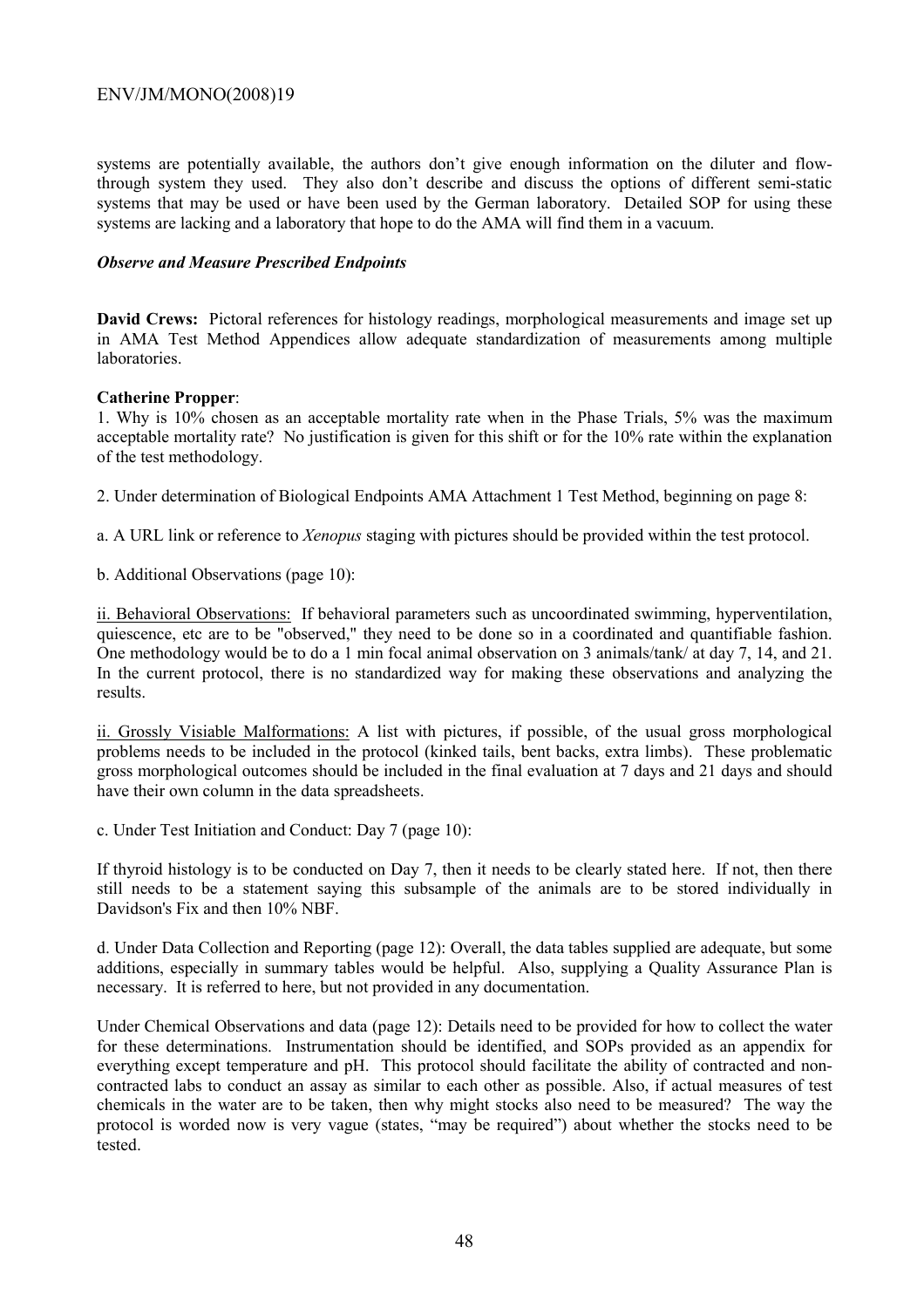systems are potentially available, the authors don't give enough information on the diluter and flow-through system they used. They also don't describe and discuss the options of different semi-static systems that may be used or have been used by the German laboratory. Detailed SOP for using these systems are lacking and a laboratory that hope to do the AMA will find them in a vacuum.

***Observe and Measure Prescribed Endpoints***

**David Crews:** Pictoral references for histology readings, morphological measurements and image set up in AMA Test Method Appendices allow adequate standardization of measurements among multiple laboratories.

**Catherine Propper**:

1. Why is 10% chosen as an acceptable mortality rate when in the Phase Trials, 5% was the maximum acceptable mortality rate? No justification is given for this shift or for the 10% rate within the explanation of the test methodology.

2. Under determination of Biological Endpoints AMA Attachment 1 Test Method, beginning on page 8:

a. A URL link or reference to *Xenopus* staging with pictures should be provided within the test protocol.

b. Additional Observations (page 10):

ii. Behavioral Observations: If behavioral parameters such as uncoordinated swimming, hyperventilation, quiescence, etc are to be "observed," they need to be done so in a coordinated and quantifiable fashion. One methodology would be to do a 1 min focal animal observation on 3 animals/tank/ at day 7, 14, and 21. In the current protocol, there is no standardized way for making these observations and analyzing the results.

ii. Grossly Visiable Malformations: A list with pictures, if possible, of the usual gross morphological problems needs to be included in the protocol (kinked tails, bent backs, extra limbs). These problematic gross morphological outcomes should be included in the final evaluation at 7 days and 21 days and should have their own column in the data spreadsheets.

c. Under Test Initiation and Conduct: Day 7 (page 10):

If thyroid histology is to be conducted on Day 7, then it needs to be clearly stated here. If not, then there still needs to be a statement saying this subsample of the animals are to be stored individually in Davidson's Fix and then 10% NBF.

d. Under Data Collection and Reporting (page 12): Overall, the data tables supplied are adequate, but some additions, especially in summary tables would be helpful. Also, supplying a Quality Assurance Plan is necessary. It is referred to here, but not provided in any documentation.

Under Chemical Observations and data (page 12): Details need to be provided for how to collect the water for these determinations. Instrumentation should be identified, and SOPs provided as an appendix for everything except temperature and pH. This protocol should facilitate the ability of contracted and non-contracted labs to conduct an assay as similar to each other as possible. Also, if actual measures of test chemicals in the water are to be taken, then why might stocks also need to be measured? The way the protocol is worded now is very vague (states, "may be required") about whether the stocks need to be tested.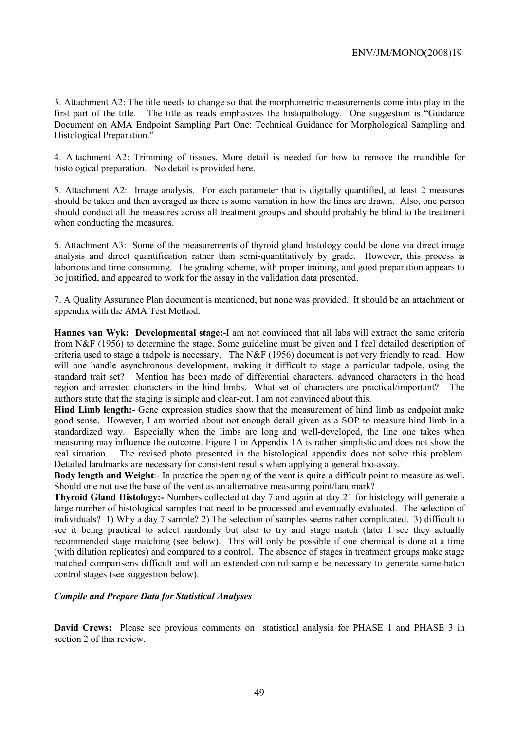3. Attachment A2: The title needs to change so that the morphometric measurements come into play in the first part of the title. The title as reads emphasizes the histopathology. One suggestion is "Guidance Document on AMA Endpoint Sampling Part One: Technical Guidance for Morphological Sampling and Histological Preparation."

4. Attachment A2: Trimming of tissues. More detail is needed for how to remove the mandible for histological preparation. No detail is provided here.

5. Attachment A2: Image analysis. For each parameter that is digitally quantified, at least 2 measures should be taken and then averaged as there is some variation in how the lines are drawn. Also, one person should conduct all the measures across all treatment groups and should probably be blind to the treatment when conducting the measures.

6. Attachment A3: Some of the measurements of thyroid gland histology could be done via direct image analysis and direct quantification rather than semi-quantitatively by grade. However, this process is laborious and time consuming. The grading scheme, with proper training, and good preparation appears to be justified, and appeared to work for the assay in the validation data presented.

7. A Quality Assurance Plan document is mentioned, but none was provided. It should be an attachment or appendix with the AMA Test Method.

**Hannes van Wyk: Developmental stage:-**I am not convinced that all labs will extract the same criteria from N&F (1956) to determine the stage. Some guideline must be given and I feel detailed description of criteria used to stage a tadpole is necessary. The N&F (1956) document is not very friendly to read. How will one handle asynchronous development, making it difficult to stage a particular tadpole, using the standard trait set? Mention has been made of differential characters, advanced characters in the head region and arrested characters in the hind limbs. What set of characters are practical/important? The authors state that the staging is simple and clear-cut. I am not convinced about this.

**Hind Limb length:**- Gene expression studies show that the measurement of hind limb as endpoint make good sense. However, I am worried about not enough detail given as a SOP to measure hind limb in a standardized way. Especially when the limbs are long and well-developed, the line one takes when measuring may influence the outcome. Figure 1 in Appendix 1A is rather simplistic and does not show the real situation. The revised photo presented in the histological appendix does not solve this problem. Detailed landmarks are necessary for consistent results when applying a general bio-assay.

**Body length and Weight**:- In practice the opening of the vent is quite a difficult point to measure as well. Should one not use the base of the vent as an alternative measuring point/landmark?

**Thyroid Gland Histology:-** Numbers collected at day 7 and again at day 21 for histology will generate a large number of histological samples that need to be processed and eventually evaluated. The selection of individuals? 1) Why a day 7 sample? 2) The selection of samples seems rather complicated. 3) difficult to see it being practical to select randomly but also to try and stage match (later I see they actually recommended stage matching (see below). This will only be possible if one chemical is done at a time (with dilution replicates) and compared to a control. The absence of stages in treatment groups make stage matched comparisons difficult and will an extended control sample be necessary to generate same-batch control stages (see suggestion below).

***Compile and Prepare Data for Statistical Analyses***

**David Crews:** Please see previous comments on statistical analysis for PHASE 1 and PHASE 3 in section 2 of this review.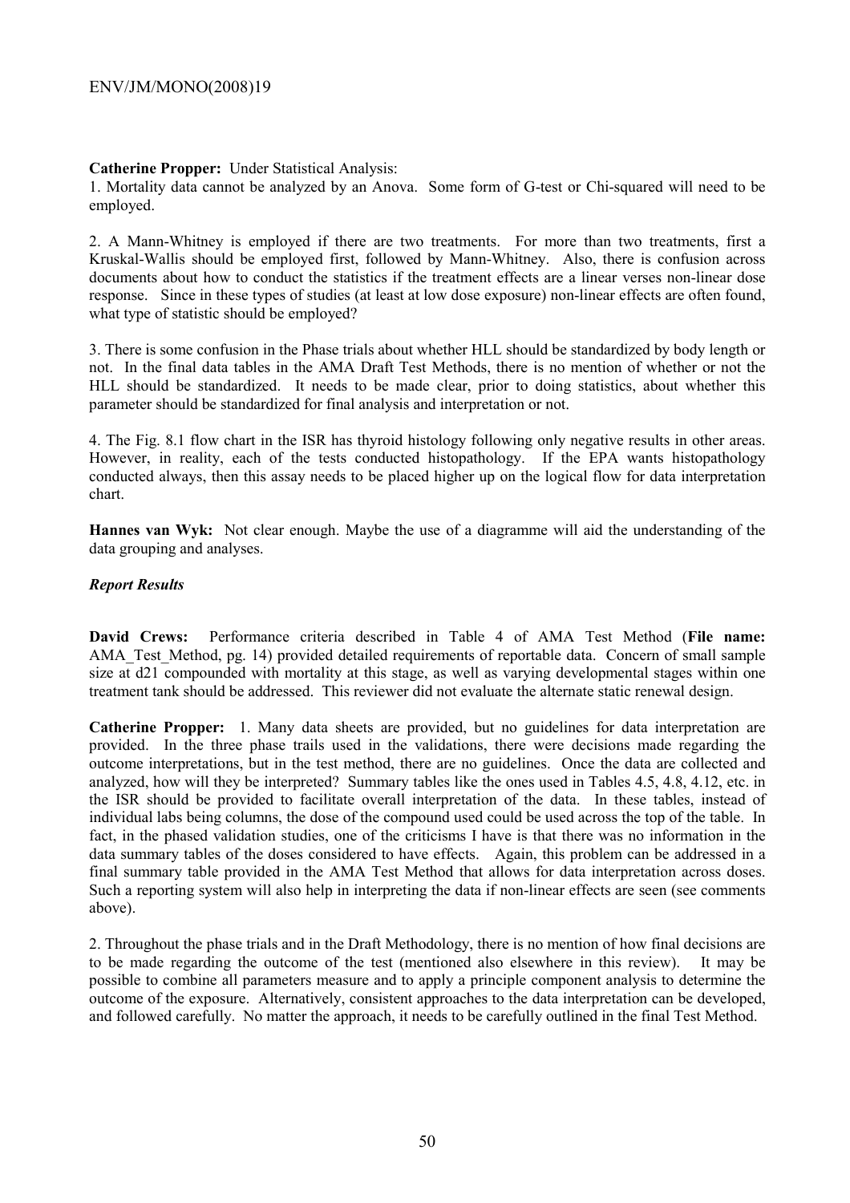**Catherine Propper:** Under Statistical Analysis:

1. Mortality data cannot be analyzed by an Anova. Some form of G-test or Chi-squared will need to be employed.

2. A Mann-Whitney is employed if there are two treatments. For more than two treatments, first a Kruskal-Wallis should be employed first, followed by Mann-Whitney. Also, there is confusion across documents about how to conduct the statistics if the treatment effects are a linear verses non-linear dose response. Since in these types of studies (at least at low dose exposure) non-linear effects are often found, what type of statistic should be employed?

3. There is some confusion in the Phase trials about whether HLL should be standardized by body length or not. In the final data tables in the AMA Draft Test Methods, there is no mention of whether or not the HLL should be standardized. It needs to be made clear, prior to doing statistics, about whether this parameter should be standardized for final analysis and interpretation or not.

4. The Fig. 8.1 flow chart in the ISR has thyroid histology following only negative results in other areas. However, in reality, each of the tests conducted histopathology. If the EPA wants histopathology conducted always, then this assay needs to be placed higher up on the logical flow for data interpretation chart.

**Hannes van Wyk:** Not clear enough. Maybe the use of a diagramme will aid the understanding of the data grouping and analyses.

### *Report Results*

**David Crews:** Performance criteria described in Table 4 of AMA Test Method (**File name:** AMA_Test_Method, pg. 14) provided detailed requirements of reportable data. Concern of small sample size at d21 compounded with mortality at this stage, as well as varying developmental stages within one treatment tank should be addressed. This reviewer did not evaluate the alternate static renewal design.

**Catherine Propper:** 1. Many data sheets are provided, but no guidelines for data interpretation are provided. In the three phase trails used in the validations, there were decisions made regarding the outcome interpretations, but in the test method, there are no guidelines. Once the data are collected and analyzed, how will they be interpreted? Summary tables like the ones used in Tables 4.5, 4.8, 4.12, etc. in the ISR should be provided to facilitate overall interpretation of the data. In these tables, instead of individual labs being columns, the dose of the compound used could be used across the top of the table. In fact, in the phased validation studies, one of the criticisms I have is that there was no information in the data summary tables of the doses considered to have effects. Again, this problem can be addressed in a final summary table provided in the AMA Test Method that allows for data interpretation across doses. Such a reporting system will also help in interpreting the data if non-linear effects are seen (see comments above).

2. Throughout the phase trials and in the Draft Methodology, there is no mention of how final decisions are to be made regarding the outcome of the test (mentioned also elsewhere in this review). It may be possible to combine all parameters measure and to apply a principle component analysis to determine the outcome of the exposure. Alternatively, consistent approaches to the data interpretation can be developed, and followed carefully. No matter the approach, it needs to be carefully outlined in the final Test Method.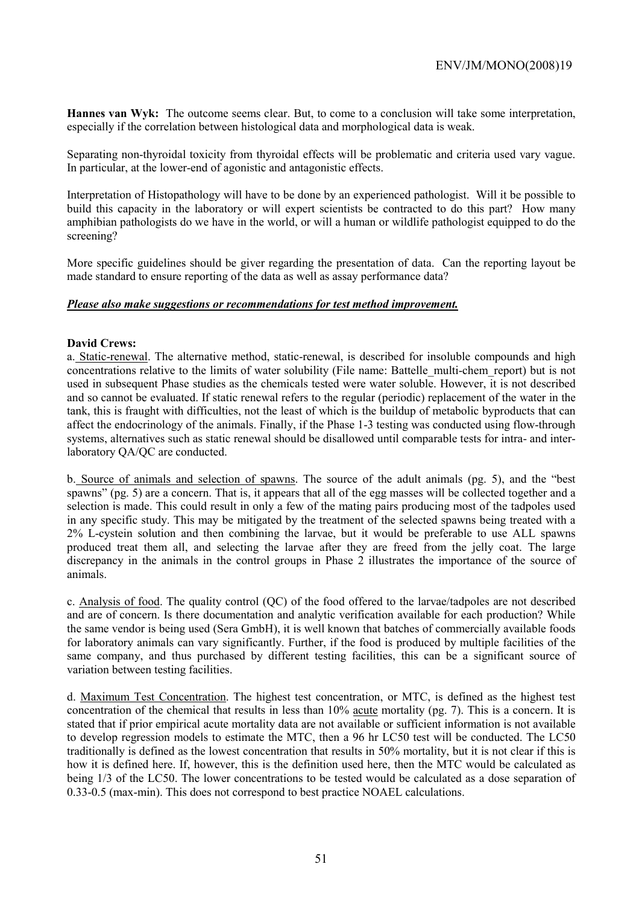**Hannes van Wyk:** The outcome seems clear. But, to come to a conclusion will take some interpretation, especially if the correlation between histological data and morphological data is weak.

Separating non-thyroidal toxicity from thyroidal effects will be problematic and criteria used vary vague. In particular, at the lower-end of agonistic and antagonistic effects.

Interpretation of Histopathology will have to be done by an experienced pathologist. Will it be possible to build this capacity in the laboratory or will expert scientists be contracted to do this part? How many amphibian pathologists do we have in the world, or will a human or wildlife pathologist equipped to do the screening?

More specific guidelines should be giver regarding the presentation of data. Can the reporting layout be made standard to ensure reporting of the data as well as assay performance data?

***Please also make suggestions or recommendations for test method improvement.***

**David Crews:**

a. Static-renewal. The alternative method, static-renewal, is described for insoluble compounds and high concentrations relative to the limits of water solubility (File name: Battelle_multi-chem_report) but is not used in subsequent Phase studies as the chemicals tested were water soluble. However, it is not described and so cannot be evaluated. If static renewal refers to the regular (periodic) replacement of the water in the tank, this is fraught with difficulties, not the least of which is the buildup of metabolic byproducts that can affect the endocrinology of the animals. Finally, if the Phase 1-3 testing was conducted using flow-through systems, alternatives such as static renewal should be disallowed until comparable tests for intra- and inter-laboratory QA/QC are conducted.

b. Source of animals and selection of spawns. The source of the adult animals (pg. 5), and the "best spawns" (pg. 5) are a concern. That is, it appears that all of the egg masses will be collected together and a selection is made. This could result in only a few of the mating pairs producing most of the tadpoles used in any specific study. This may be mitigated by the treatment of the selected spawns being treated with a 2% L-cystein solution and then combining the larvae, but it would be preferable to use ALL spawns produced treat them all, and selecting the larvae after they are freed from the jelly coat. The large discrepancy in the animals in the control groups in Phase 2 illustrates the importance of the source of animals.

c. Analysis of food. The quality control (QC) of the food offered to the larvae/tadpoles are not described and are of concern. Is there documentation and analytic verification available for each production? While the same vendor is being used (Sera GmbH), it is well known that batches of commercially available foods for laboratory animals can vary significantly. Further, if the food is produced by multiple facilities of the same company, and thus purchased by different testing facilities, this can be a significant source of variation between testing facilities.

d. Maximum Test Concentration. The highest test concentration, or MTC, is defined as the highest test concentration of the chemical that results in less than 10% acute mortality (pg. 7). This is a concern. It is stated that if prior empirical acute mortality data are not available or sufficient information is not available to develop regression models to estimate the MTC, then a 96 hr LC50 test will be conducted. The LC50 traditionally is defined as the lowest concentration that results in 50% mortality, but it is not clear if this is how it is defined here. If, however, this is the definition used here, then the MTC would be calculated as being 1/3 of the LC50. The lower concentrations to be tested would be calculated as a dose separation of 0.33-0.5 (max-min). This does not correspond to best practice NOAEL calculations.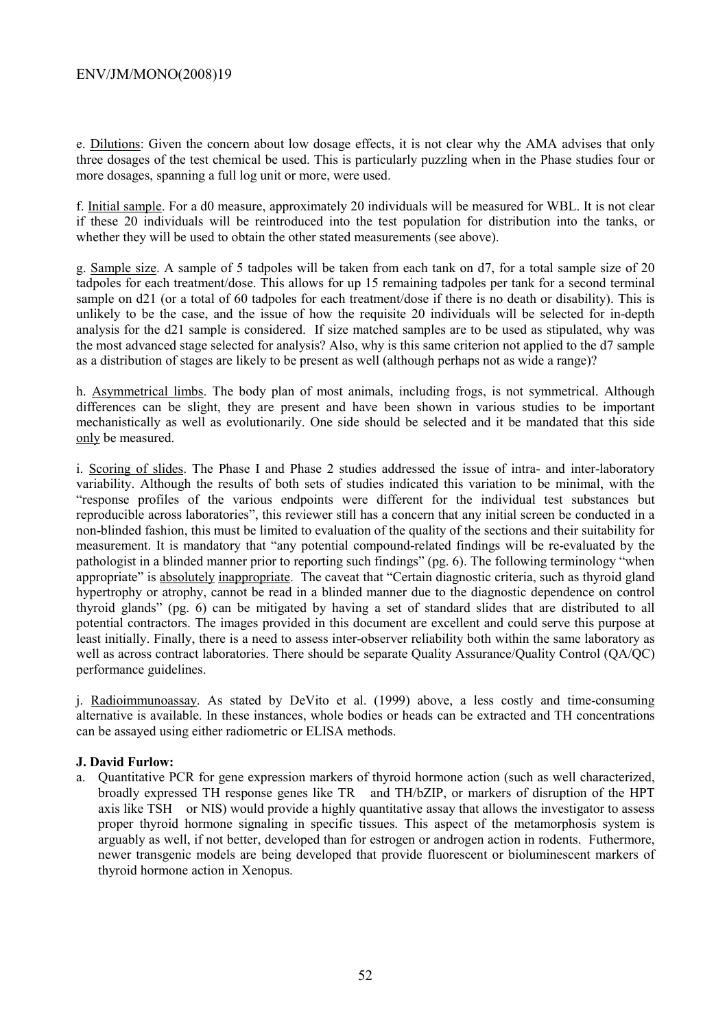e. <u>Dilutions</u>: Given the concern about low dosage effects, it is not clear why the AMA advises that only three dosages of the test chemical be used. This is particularly puzzling when in the Phase studies four or more dosages, spanning a full log unit or more, were used.

f. <u>Initial sample</u>. For a d0 measure, approximately 20 individuals will be measured for WBL. It is not clear if these 20 individuals will be reintroduced into the test population for distribution into the tanks, or whether they will be used to obtain the other stated measurements (see above).

g. <u>Sample size</u>. A sample of 5 tadpoles will be taken from each tank on d7, for a total sample size of 20 tadpoles for each treatment/dose. This allows for up 15 remaining tadpoles per tank for a second terminal sample on d21 (or a total of 60 tadpoles for each treatment/dose if there is no death or disability). This is unlikely to be the case, and the issue of how the requisite 20 individuals will be selected for in-depth analysis for the d21 sample is considered. If size matched samples are to be used as stipulated, why was the most advanced stage selected for analysis? Also, why is this same criterion not applied to the d7 sample as a distribution of stages are likely to be present as well (although perhaps not as wide a range)?

h. <u>Asymmetrical limbs</u>. The body plan of most animals, including frogs, is not symmetrical. Although differences can be slight, they are present and have been shown in various studies to be important mechanistically as well as evolutionarily. One side should be selected and it be mandated that this side <u>only</u> be measured.

i. <u>Scoring of slides</u>. The Phase I and Phase 2 studies addressed the issue of intra- and inter-laboratory variability. Although the results of both sets of studies indicated this variation to be minimal, with the "response profiles of the various endpoints were different for the individual test substances but reproducible across laboratories", this reviewer still has a concern that any initial screen be conducted in a non-blinded fashion, this must be limited to evaluation of the quality of the sections and their suitability for measurement. It is mandatory that "any potential compound-related findings will be re-evaluated by the pathologist in a blinded manner prior to reporting such findings" (pg. 6). The following terminology "when appropriate" is <u>absolutely</u> <u>inappropriate</u>. The caveat that "Certain diagnostic criteria, such as thyroid gland hypertrophy or atrophy, cannot be read in a blinded manner due to the diagnostic dependence on control thyroid glands" (pg. 6) can be mitigated by having a set of standard slides that are distributed to all potential contractors. The images provided in this document are excellent and could serve this purpose at least initially. Finally, there is a need to assess inter-observer reliability both within the same laboratory as well as across contract laboratories. There should be separate Quality Assurance/Quality Control (QA/QC) performance guidelines.

j. <u>Radioimmunoassay</u>. As stated by DeVito et al. (1999) above, a less costly and time-consuming alternative is available. In these instances, whole bodies or heads can be extracted and TH concentrations can be assayed using either radiometric or ELISA methods.

**J. David Furlow:**

a. Quantitative PCR for gene expression markers of thyroid hormone action (such as well characterized, broadly expressed TH response genes like TR and TH/bZIP, or markers of disruption of the HPT axis like TSH or NIS) would provide a highly quantitative assay that allows the investigator to assess proper thyroid hormone signaling in specific tissues. This aspect of the metamorphosis system is arguably as well, if not better, developed than for estrogen or androgen action in rodents. Futhermore, newer transgenic models are being developed that provide fluorescent or bioluminescent markers of thyroid hormone action in Xenopus.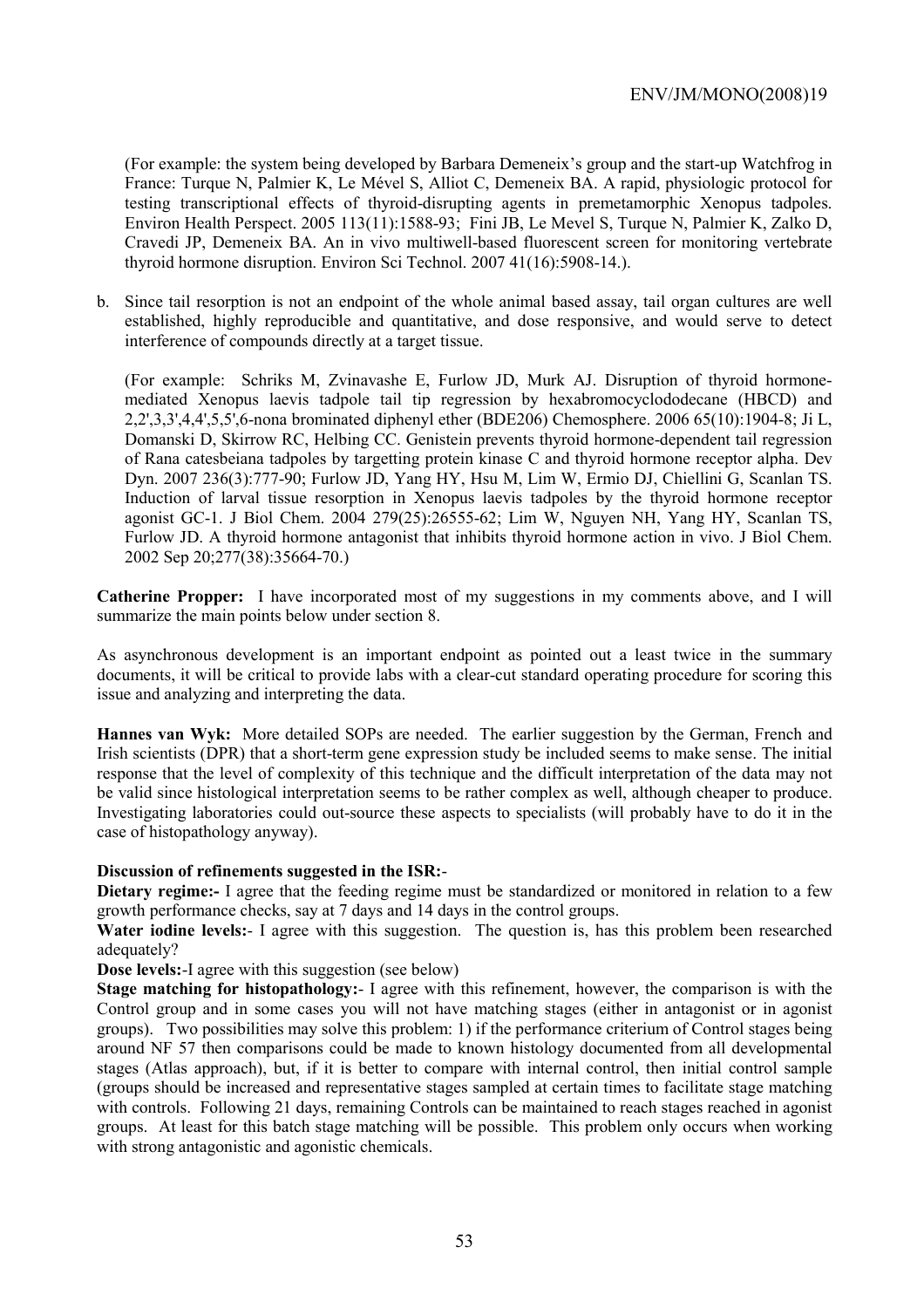(For example: the system being developed by Barbara Demeneix's group and the start-up Watchfrog in France: Turque N, Palmier K, Le Mével S, Alliot C, Demeneix BA. A rapid, physiologic protocol for testing transcriptional effects of thyroid-disrupting agents in premetamorphic Xenopus tadpoles. Environ Health Perspect. 2005 113(11):1588-93; Fini JB, Le Mevel S, Turque N, Palmier K, Zalko D, Cravedi JP, Demeneix BA. An in vivo multiwell-based fluorescent screen for monitoring vertebrate thyroid hormone disruption. Environ Sci Technol. 2007 41(16):5908-14.).

b. Since tail resorption is not an endpoint of the whole animal based assay, tail organ cultures are well established, highly reproducible and quantitative, and dose responsive, and would serve to detect interference of compounds directly at a target tissue.

   (For example: Schriks M, Zvinavashe E, Furlow JD, Murk AJ. Disruption of thyroid hormone-mediated Xenopus laevis tadpole tail tip regression by hexabromocyclododecane (HBCD) and 2,2',3,3',4,4',5,5',6-nona brominated diphenyl ether (BDE206) Chemosphere. 2006 65(10):1904-8; Ji L, Domanski D, Skirrow RC, Helbing CC. Genistein prevents thyroid hormone-dependent tail regression of Rana catesbeiana tadpoles by targetting protein kinase C and thyroid hormone receptor alpha. Dev Dyn. 2007 236(3):777-90; Furlow JD, Yang HY, Hsu M, Lim W, Ermio DJ, Chiellini G, Scanlan TS. Induction of larval tissue resorption in Xenopus laevis tadpoles by the thyroid hormone receptor agonist GC-1. J Biol Chem. 2004 279(25):26555-62; Lim W, Nguyen NH, Yang HY, Scanlan TS, Furlow JD. A thyroid hormone antagonist that inhibits thyroid hormone action in vivo. J Biol Chem. 2002 Sep 20;277(38):35664-70.)

**Catherine Propper:** I have incorporated most of my suggestions in my comments above, and I will summarize the main points below under section 8.

As asynchronous development is an important endpoint as pointed out a least twice in the summary documents, it will be critical to provide labs with a clear-cut standard operating procedure for scoring this issue and analyzing and interpreting the data.

**Hannes van Wyk:** More detailed SOPs are needed. The earlier suggestion by the German, French and Irish scientists (DPR) that a short-term gene expression study be included seems to make sense. The initial response that the level of complexity of this technique and the difficult interpretation of the data may not be valid since histological interpretation seems to be rather complex as well, although cheaper to produce. Investigating laboratories could out-source these aspects to specialists (will probably have to do it in the case of histopathology anyway).

**Discussion of refinements suggested in the ISR:**-

**Dietary regime:-** I agree that the feeding regime must be standardized or monitored in relation to a few growth performance checks, say at 7 days and 14 days in the control groups.

**Water iodine levels:**- I agree with this suggestion. The question is, has this problem been researched adequately?

**Dose levels:**-I agree with this suggestion (see below)

**Stage matching for histopathology:**- I agree with this refinement, however, the comparison is with the Control group and in some cases you will not have matching stages (either in antagonist or in agonist groups). Two possibilities may solve this problem: 1) if the performance criterium of Control stages being around NF 57 then comparisons could be made to known histology documented from all developmental stages (Atlas approach), but, if it is better to compare with internal control, then initial control sample (groups should be increased and representative stages sampled at certain times to facilitate stage matching with controls. Following 21 days, remaining Controls can be maintained to reach stages reached in agonist groups. At least for this batch stage matching will be possible. This problem only occurs when working with strong antagonistic and agonistic chemicals.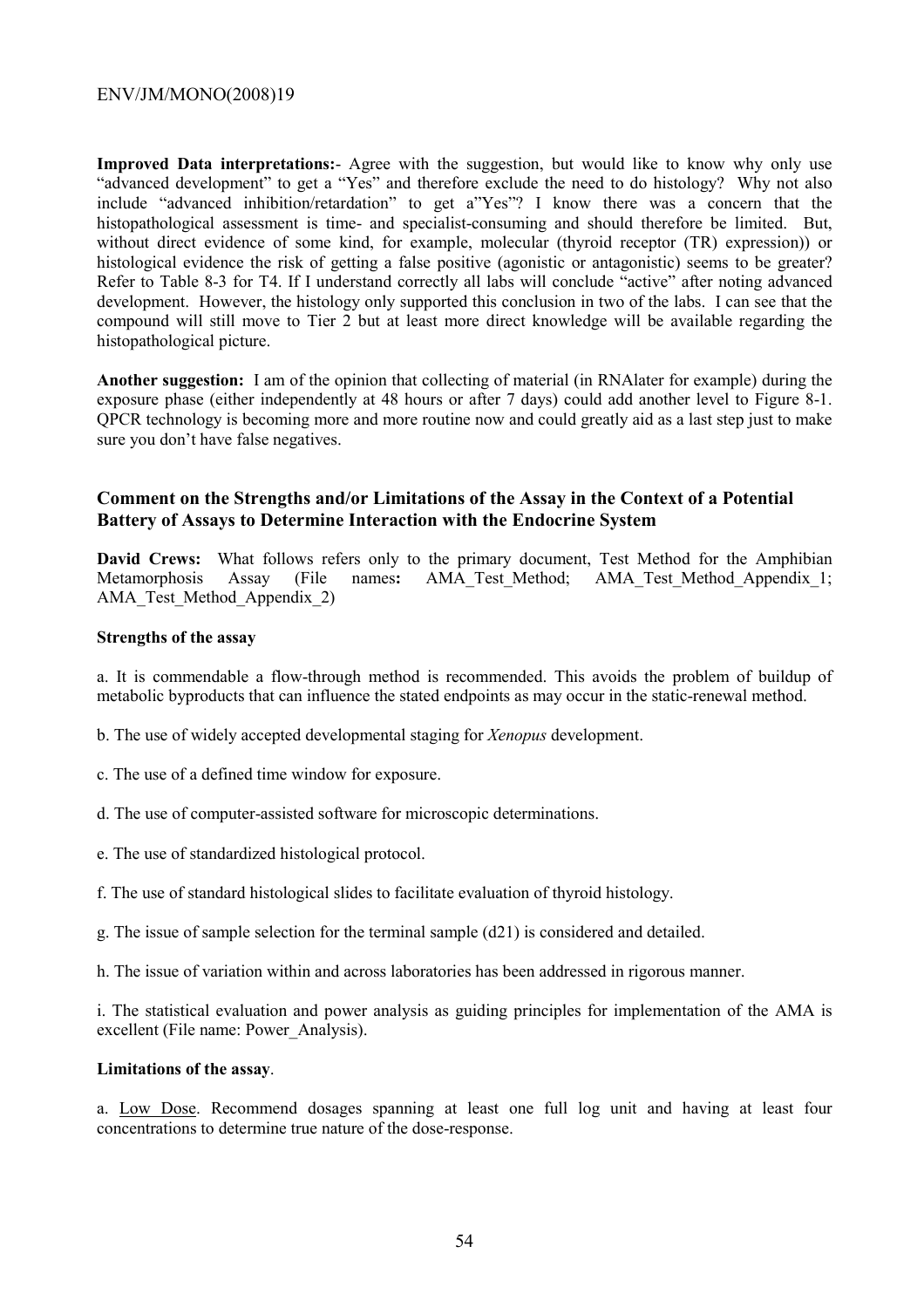**Improved Data interpretations:**- Agree with the suggestion, but would like to know why only use "advanced development" to get a "Yes" and therefore exclude the need to do histology? Why not also include "advanced inhibition/retardation" to get a"Yes"? I know there was a concern that the histopathological assessment is time- and specialist-consuming and should therefore be limited. But, without direct evidence of some kind, for example, molecular (thyroid receptor (TR) expression)) or histological evidence the risk of getting a false positive (agonistic or antagonistic) seems to be greater? Refer to Table 8-3 for T4. If I understand correctly all labs will conclude "active" after noting advanced development. However, the histology only supported this conclusion in two of the labs. I can see that the compound will still move to Tier 2 but at least more direct knowledge will be available regarding the histopathological picture.

**Another suggestion:** I am of the opinion that collecting of material (in RNAlater for example) during the exposure phase (either independently at 48 hours or after 7 days) could add another level to Figure 8-1. QPCR technology is becoming more and more routine now and could greatly aid as a last step just to make sure you don't have false negatives.

## Comment on the Strengths and/or Limitations of the Assay in the Context of a Potential Battery of Assays to Determine Interaction with the Endocrine System

**David Crews:** What follows refers only to the primary document, Test Method for the Amphibian Metamorphosis Assay (File names**:** AMA_Test_Method; AMA_Test_Method_Appendix_1; AMA_Test_Method_Appendix_2)

**Strengths of the assay**

a. It is commendable a flow-through method is recommended. This avoids the problem of buildup of metabolic byproducts that can influence the stated endpoints as may occur in the static-renewal method.

b. The use of widely accepted developmental staging for *Xenopus* development.

c. The use of a defined time window for exposure.

d. The use of computer-assisted software for microscopic determinations.

e. The use of standardized histological protocol.

f. The use of standard histological slides to facilitate evaluation of thyroid histology.

g. The issue of sample selection for the terminal sample (d21) is considered and detailed.

h. The issue of variation within and across laboratories has been addressed in rigorous manner.

i. The statistical evaluation and power analysis as guiding principles for implementation of the AMA is excellent (File name: Power_Analysis).

**Limitations of the assay**.

a. Low Dose. Recommend dosages spanning at least one full log unit and having at least four concentrations to determine true nature of the dose-response.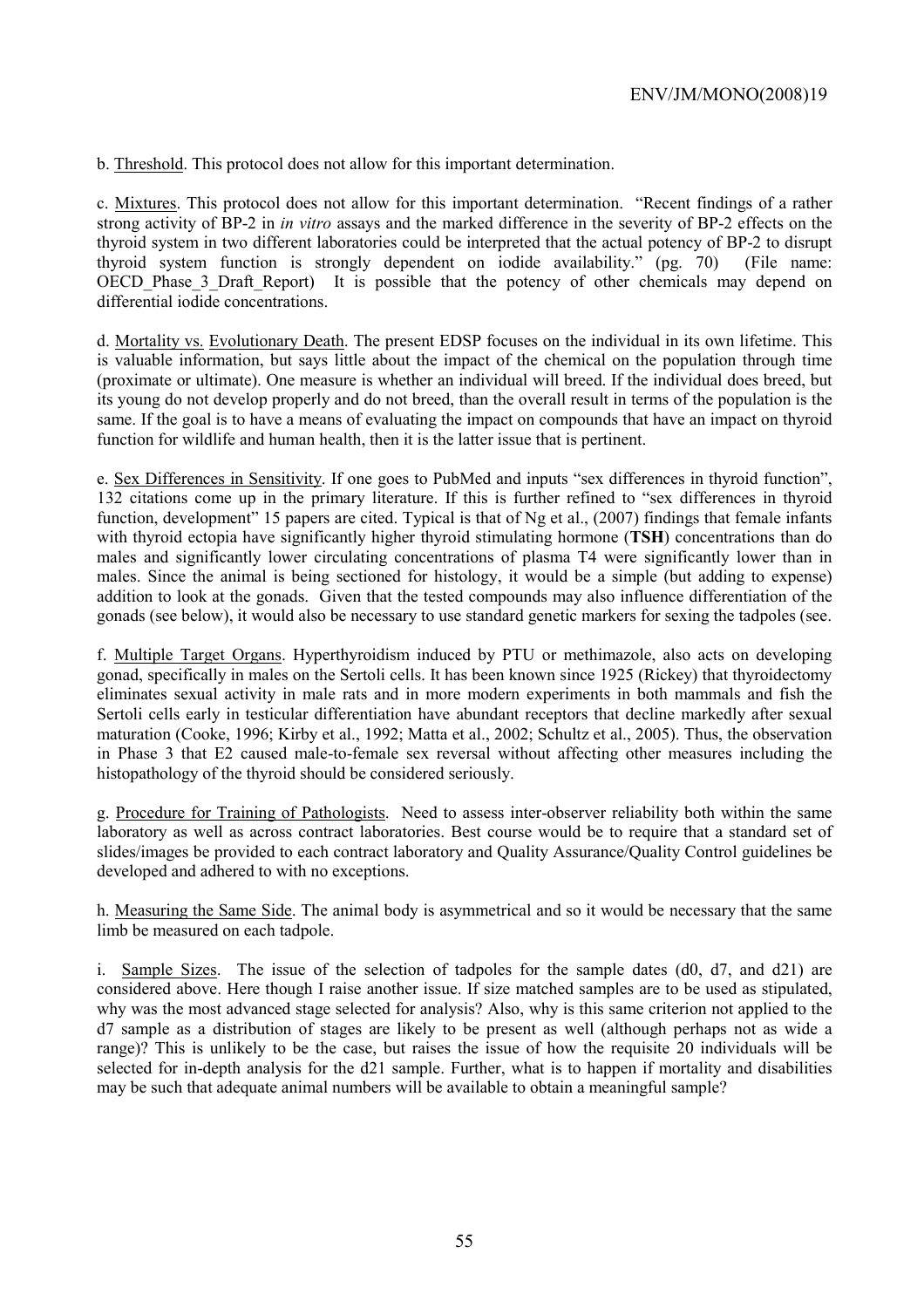b. Threshold. This protocol does not allow for this important determination.

c. Mixtures. This protocol does not allow for this important determination. "Recent findings of a rather strong activity of BP-2 in *in vitro* assays and the marked difference in the severity of BP-2 effects on the thyroid system in two different laboratories could be interpreted that the actual potency of BP-2 to disrupt thyroid system function is strongly dependent on iodide availability." (pg. 70) (File name: OECD_Phase_3_Draft_Report) It is possible that the potency of other chemicals may depend on differential iodide concentrations.

d. Mortality vs. Evolutionary Death. The present EDSP focuses on the individual in its own lifetime. This is valuable information, but says little about the impact of the chemical on the population through time (proximate or ultimate). One measure is whether an individual will breed. If the individual does breed, but its young do not develop properly and do not breed, than the overall result in terms of the population is the same. If the goal is to have a means of evaluating the impact on compounds that have an impact on thyroid function for wildlife and human health, then it is the latter issue that is pertinent.

e. Sex Differences in Sensitivity. If one goes to PubMed and inputs "sex differences in thyroid function", 132 citations come up in the primary literature. If this is further refined to "sex differences in thyroid function, development" 15 papers are cited. Typical is that of Ng et al., (2007) findings that female infants with thyroid ectopia have significantly higher thyroid stimulating hormone (**TSH**) concentrations than do males and significantly lower circulating concentrations of plasma T4 were significantly lower than in males. Since the animal is being sectioned for histology, it would be a simple (but adding to expense) addition to look at the gonads. Given that the tested compounds may also influence differentiation of the gonads (see below), it would also be necessary to use standard genetic markers for sexing the tadpoles (see.

f. Multiple Target Organs. Hyperthyroidism induced by PTU or methimazole, also acts on developing gonad, specifically in males on the Sertoli cells. It has been known since 1925 (Rickey) that thyroidectomy eliminates sexual activity in male rats and in more modern experiments in both mammals and fish the Sertoli cells early in testicular differentiation have abundant receptors that decline markedly after sexual maturation (Cooke, 1996; Kirby et al., 1992; Matta et al., 2002; Schultz et al., 2005). Thus, the observation in Phase 3 that E2 caused male-to-female sex reversal without affecting other measures including the histopathology of the thyroid should be considered seriously.

g. Procedure for Training of Pathologists. Need to assess inter-observer reliability both within the same laboratory as well as across contract laboratories. Best course would be to require that a standard set of slides/images be provided to each contract laboratory and Quality Assurance/Quality Control guidelines be developed and adhered to with no exceptions.

h. Measuring the Same Side. The animal body is asymmetrical and so it would be necessary that the same limb be measured on each tadpole.

i. Sample Sizes. The issue of the selection of tadpoles for the sample dates (d0, d7, and d21) are considered above. Here though I raise another issue. If size matched samples are to be used as stipulated, why was the most advanced stage selected for analysis? Also, why is this same criterion not applied to the d7 sample as a distribution of stages are likely to be present as well (although perhaps not as wide a range)? This is unlikely to be the case, but raises the issue of how the requisite 20 individuals will be selected for in-depth analysis for the d21 sample. Further, what is to happen if mortality and disabilities may be such that adequate animal numbers will be available to obtain a meaningful sample?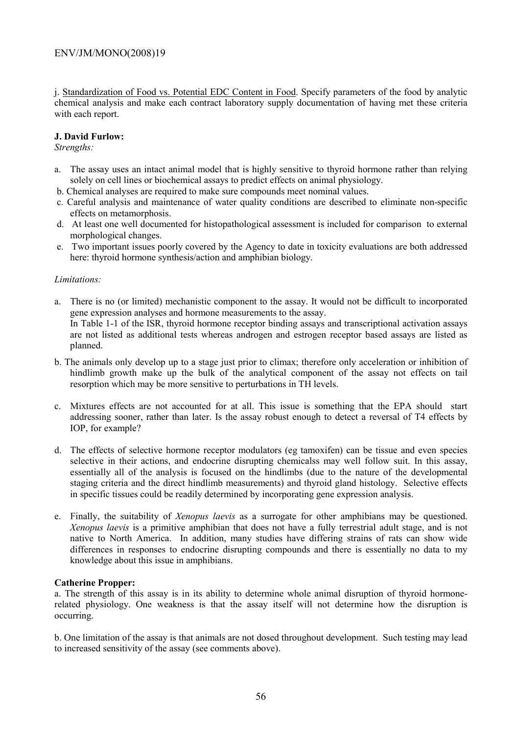j. Standardization of Food vs. Potential EDC Content in Food. Specify parameters of the food by analytic chemical analysis and make each contract laboratory supply documentation of having met these criteria with each report.

**J. David Furlow:**

*Strengths:*

a. The assay uses an intact animal model that is highly sensitive to thyroid hormone rather than relying solely on cell lines or biochemical assays to predict effects on animal physiology.

b. Chemical analyses are required to make sure compounds meet nominal values.

c. Careful analysis and maintenance of water quality conditions are described to eliminate non-specific effects on metamorphosis.

d. At least one well documented for histopathological assessment is included for comparison to external morphological changes.

e. Two important issues poorly covered by the Agency to date in toxicity evaluations are both addressed here: thyroid hormone synthesis/action and amphibian biology.

*Limitations:*

a. There is no (or limited) mechanistic component to the assay. It would not be difficult to incorporated gene expression analyses and hormone measurements to the assay.
In Table 1-1 of the ISR, thyroid hormone receptor binding assays and transcriptional activation assays are not listed as additional tests whereas androgen and estrogen receptor based assays are listed as planned.

b. The animals only develop up to a stage just prior to climax; therefore only acceleration or inhibition of hindlimb growth make up the bulk of the analytical component of the assay not effects on tail resorption which may be more sensitive to perturbations in TH levels.

c. Mixtures effects are not accounted for at all. This issue is something that the EPA should start addressing sooner, rather than later. Is the assay robust enough to detect a reversal of T4 effects by IOP, for example?

d. The effects of selective hormone receptor modulators (eg tamoxifen) can be tissue and even species selective in their actions, and endocrine disrupting chemicalss may well follow suit. In this assay, essentially all of the analysis is focused on the hindlimbs (due to the nature of the developmental staging criteria and the direct hindlimb measurements) and thyroid gland histology. Selective effects in specific tissues could be readily determined by incorporating gene expression analysis.

e. Finally, the suitability of *Xenopus laevis* as a surrogate for other amphibians may be questioned. *Xenopus laevis* is a primitive amphibian that does not have a fully terrestrial adult stage, and is not native to North America. In addition, many studies have differing strains of rats can show wide differences in responses to endocrine disrupting compounds and there is essentially no data to my knowledge about this issue in amphibians.

**Catherine Propper:**

a. The strength of this assay is in its ability to determine whole animal disruption of thyroid hormone-related physiology. One weakness is that the assay itself will not determine how the disruption is occurring.

b. One limitation of the assay is that animals are not dosed throughout development. Such testing may lead to increased sensitivity of the assay (see comments above).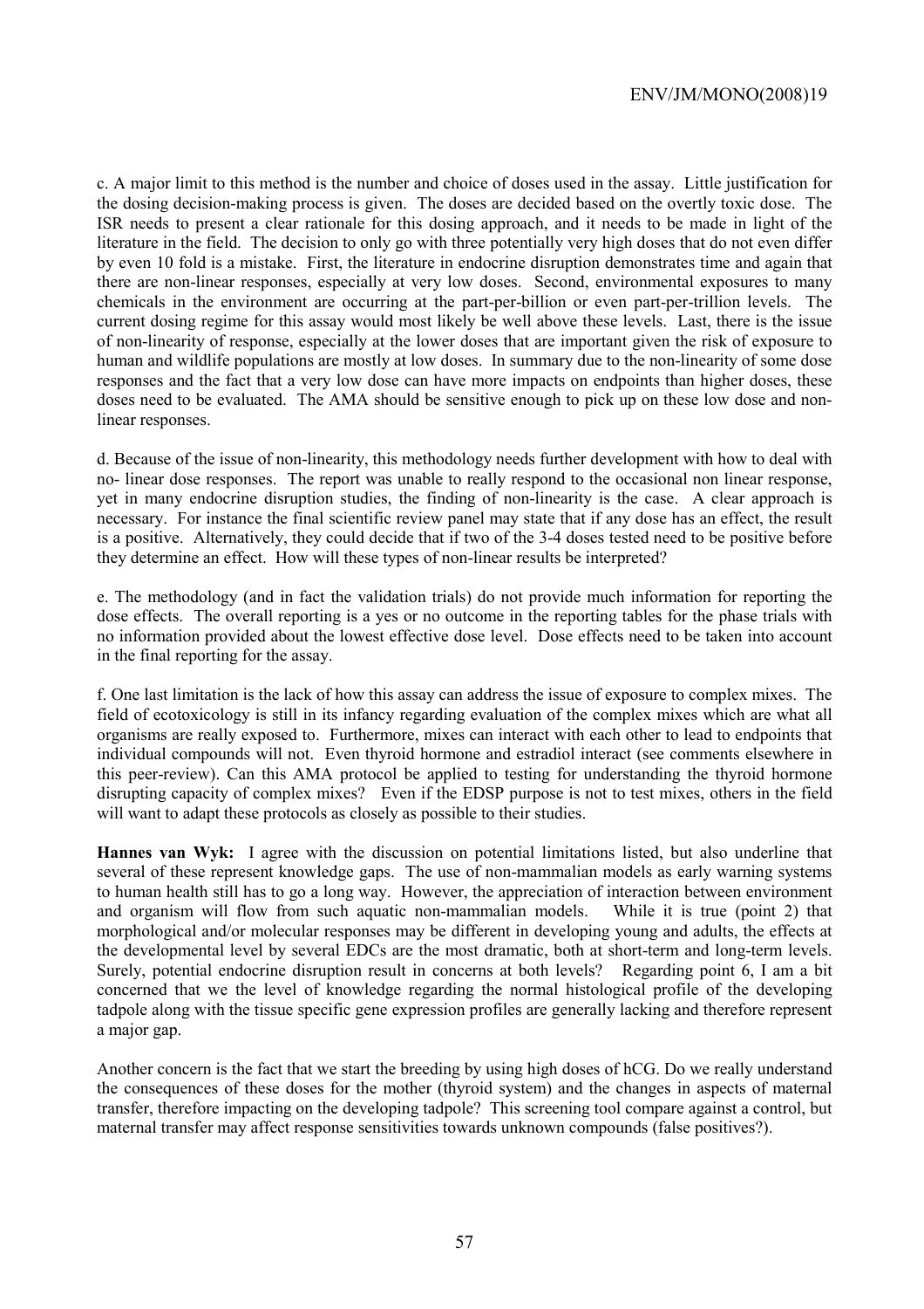c. A major limit to this method is the number and choice of doses used in the assay. Little justification for the dosing decision-making process is given. The doses are decided based on the overtly toxic dose. The ISR needs to present a clear rationale for this dosing approach, and it needs to be made in light of the literature in the field. The decision to only go with three potentially very high doses that do not even differ by even 10 fold is a mistake. First, the literature in endocrine disruption demonstrates time and again that there are non-linear responses, especially at very low doses. Second, environmental exposures to many chemicals in the environment are occurring at the part-per-billion or even part-per-trillion levels. The current dosing regime for this assay would most likely be well above these levels. Last, there is the issue of non-linearity of response, especially at the lower doses that are important given the risk of exposure to human and wildlife populations are mostly at low doses. In summary due to the non-linearity of some dose responses and the fact that a very low dose can have more impacts on endpoints than higher doses, these doses need to be evaluated. The AMA should be sensitive enough to pick up on these low dose and non-linear responses.

d. Because of the issue of non-linearity, this methodology needs further development with how to deal with no- linear dose responses. The report was unable to really respond to the occasional non linear response, yet in many endocrine disruption studies, the finding of non-linearity is the case. A clear approach is necessary. For instance the final scientific review panel may state that if any dose has an effect, the result is a positive. Alternatively, they could decide that if two of the 3-4 doses tested need to be positive before they determine an effect. How will these types of non-linear results be interpreted?

e. The methodology (and in fact the validation trials) do not provide much information for reporting the dose effects. The overall reporting is a yes or no outcome in the reporting tables for the phase trials with no information provided about the lowest effective dose level. Dose effects need to be taken into account in the final reporting for the assay.

f. One last limitation is the lack of how this assay can address the issue of exposure to complex mixes. The field of ecotoxicology is still in its infancy regarding evaluation of the complex mixes which are what all organisms are really exposed to. Furthermore, mixes can interact with each other to lead to endpoints that individual compounds will not. Even thyroid hormone and estradiol interact (see comments elsewhere in this peer-review). Can this AMA protocol be applied to testing for understanding the thyroid hormone disrupting capacity of complex mixes? Even if the EDSP purpose is not to test mixes, others in the field will want to adapt these protocols as closely as possible to their studies.

**Hannes van Wyk:** I agree with the discussion on potential limitations listed, but also underline that several of these represent knowledge gaps. The use of non-mammalian models as early warning systems to human health still has to go a long way. However, the appreciation of interaction between environment and organism will flow from such aquatic non-mammalian models. While it is true (point 2) that morphological and/or molecular responses may be different in developing young and adults, the effects at the developmental level by several EDCs are the most dramatic, both at short-term and long-term levels. Surely, potential endocrine disruption result in concerns at both levels? Regarding point 6, I am a bit concerned that we the level of knowledge regarding the normal histological profile of the developing tadpole along with the tissue specific gene expression profiles are generally lacking and therefore represent a major gap.

Another concern is the fact that we start the breeding by using high doses of hCG. Do we really understand the consequences of these doses for the mother (thyroid system) and the changes in aspects of maternal transfer, therefore impacting on the developing tadpole? This screening tool compare against a control, but maternal transfer may affect response sensitivities towards unknown compounds (false positives?).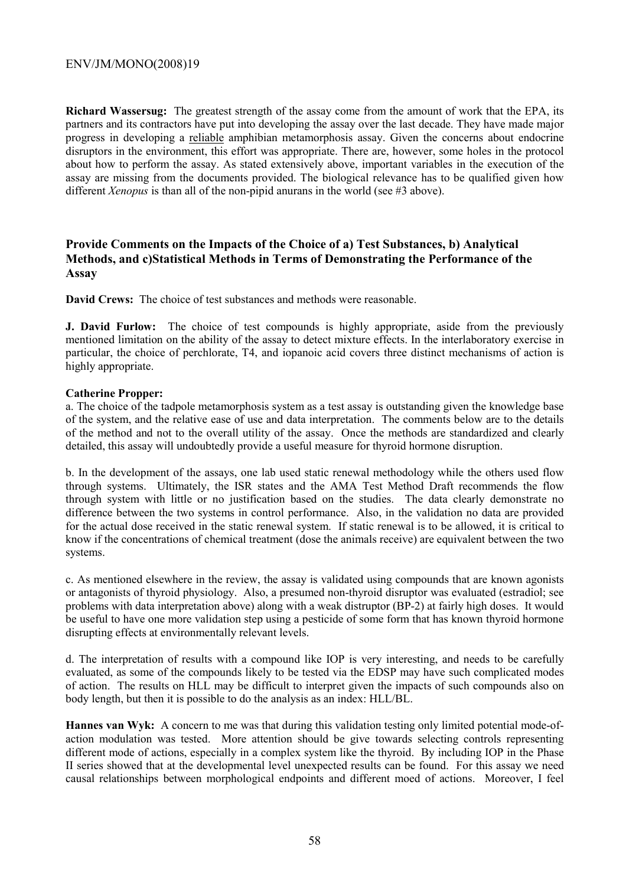**Richard Wassersug:** The greatest strength of the assay come from the amount of work that the EPA, its partners and its contractors have put into developing the assay over the last decade. They have made major progress in developing a reliable amphibian metamorphosis assay. Given the concerns about endocrine disruptors in the environment, this effort was appropriate. There are, however, some holes in the protocol about how to perform the assay. As stated extensively above, important variables in the execution of the assay are missing from the documents provided. The biological relevance has to be qualified given how different *Xenopus* is than all of the non-pipid anurans in the world (see #3 above).

## Provide Comments on the Impacts of the Choice of a) Test Substances, b) Analytical Methods, and c)Statistical Methods in Terms of Demonstrating the Performance of the Assay

**David Crews:** The choice of test substances and methods were reasonable.

**J. David Furlow:** The choice of test compounds is highly appropriate, aside from the previously mentioned limitation on the ability of the assay to detect mixture effects. In the interlaboratory exercise in particular, the choice of perchlorate, T4, and iopanoic acid covers three distinct mechanisms of action is highly appropriate.

**Catherine Propper:**

a. The choice of the tadpole metamorphosis system as a test assay is outstanding given the knowledge base of the system, and the relative ease of use and data interpretation. The comments below are to the details of the method and not to the overall utility of the assay. Once the methods are standardized and clearly detailed, this assay will undoubtedly provide a useful measure for thyroid hormone disruption.

b. In the development of the assays, one lab used static renewal methodology while the others used flow through systems. Ultimately, the ISR states and the AMA Test Method Draft recommends the flow through system with little or no justification based on the studies. The data clearly demonstrate no difference between the two systems in control performance. Also, in the validation no data are provided for the actual dose received in the static renewal system. If static renewal is to be allowed, it is critical to know if the concentrations of chemical treatment (dose the animals receive) are equivalent between the two systems.

c. As mentioned elsewhere in the review, the assay is validated using compounds that are known agonists or antagonists of thyroid physiology. Also, a presumed non-thyroid disruptor was evaluated (estradiol; see problems with data interpretation above) along with a weak distruptor (BP-2) at fairly high doses. It would be useful to have one more validation step using a pesticide of some form that has known thyroid hormone disrupting effects at environmentally relevant levels.

d. The interpretation of results with a compound like IOP is very interesting, and needs to be carefully evaluated, as some of the compounds likely to be tested via the EDSP may have such complicated modes of action. The results on HLL may be difficult to interpret given the impacts of such compounds also on body length, but then it is possible to do the analysis as an index: HLL/BL.

**Hannes van Wyk:** A concern to me was that during this validation testing only limited potential mode-of-action modulation was tested. More attention should be give towards selecting controls representing different mode of actions, especially in a complex system like the thyroid. By including IOP in the Phase II series showed that at the developmental level unexpected results can be found. For this assay we need causal relationships between morphological endpoints and different moed of actions. Moreover, I feel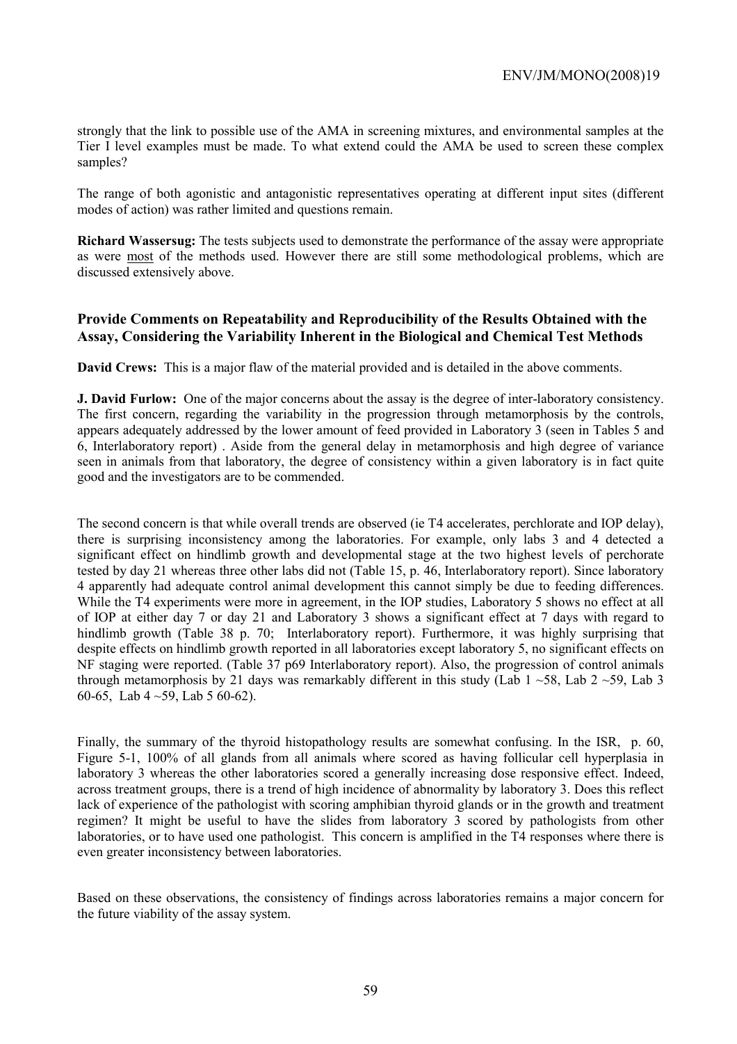strongly that the link to possible use of the AMA in screening mixtures, and environmental samples at the Tier I level examples must be made. To what extend could the AMA be used to screen these complex samples?

The range of both agonistic and antagonistic representatives operating at different input sites (different modes of action) was rather limited and questions remain.

**Richard Wassersug:** The tests subjects used to demonstrate the performance of the assay were appropriate as were most of the methods used. However there are still some methodological problems, which are discussed extensively above.

### Provide Comments on Repeatability and Reproducibility of the Results Obtained with the Assay, Considering the Variability Inherent in the Biological and Chemical Test Methods

**David Crews:** This is a major flaw of the material provided and is detailed in the above comments.

**J. David Furlow:** One of the major concerns about the assay is the degree of inter-laboratory consistency. The first concern, regarding the variability in the progression through metamorphosis by the controls, appears adequately addressed by the lower amount of feed provided in Laboratory 3 (seen in Tables 5 and 6, Interlaboratory report) . Aside from the general delay in metamorphosis and high degree of variance seen in animals from that laboratory, the degree of consistency within a given laboratory is in fact quite good and the investigators are to be commended.

The second concern is that while overall trends are observed (ie T4 accelerates, perchlorate and IOP delay), there is surprising inconsistency among the laboratories. For example, only labs 3 and 4 detected a significant effect on hindlimb growth and developmental stage at the two highest levels of perchorate tested by day 21 whereas three other labs did not (Table 15, p. 46, Interlaboratory report). Since laboratory 4 apparently had adequate control animal development this cannot simply be due to feeding differences. While the T4 experiments were more in agreement, in the IOP studies, Laboratory 5 shows no effect at all of IOP at either day 7 or day 21 and Laboratory 3 shows a significant effect at 7 days with regard to hindlimb growth (Table 38 p. 70; Interlaboratory report). Furthermore, it was highly surprising that despite effects on hindlimb growth reported in all laboratories except laboratory 5, no significant effects on NF staging were reported. (Table 37 p69 Interlaboratory report). Also, the progression of control animals through metamorphosis by 21 days was remarkably different in this study (Lab 1 ~58, Lab 2 ~59, Lab 3 60-65, Lab 4 ~59, Lab 5 60-62).

Finally, the summary of the thyroid histopathology results are somewhat confusing. In the ISR, p. 60, Figure 5-1, 100% of all glands from all animals where scored as having follicular cell hyperplasia in laboratory 3 whereas the other laboratories scored a generally increasing dose responsive effect. Indeed, across treatment groups, there is a trend of high incidence of abnormality by laboratory 3. Does this reflect lack of experience of the pathologist with scoring amphibian thyroid glands or in the growth and treatment regimen? It might be useful to have the slides from laboratory 3 scored by pathologists from other laboratories, or to have used one pathologist. This concern is amplified in the T4 responses where there is even greater inconsistency between laboratories.

Based on these observations, the consistency of findings across laboratories remains a major concern for the future viability of the assay system.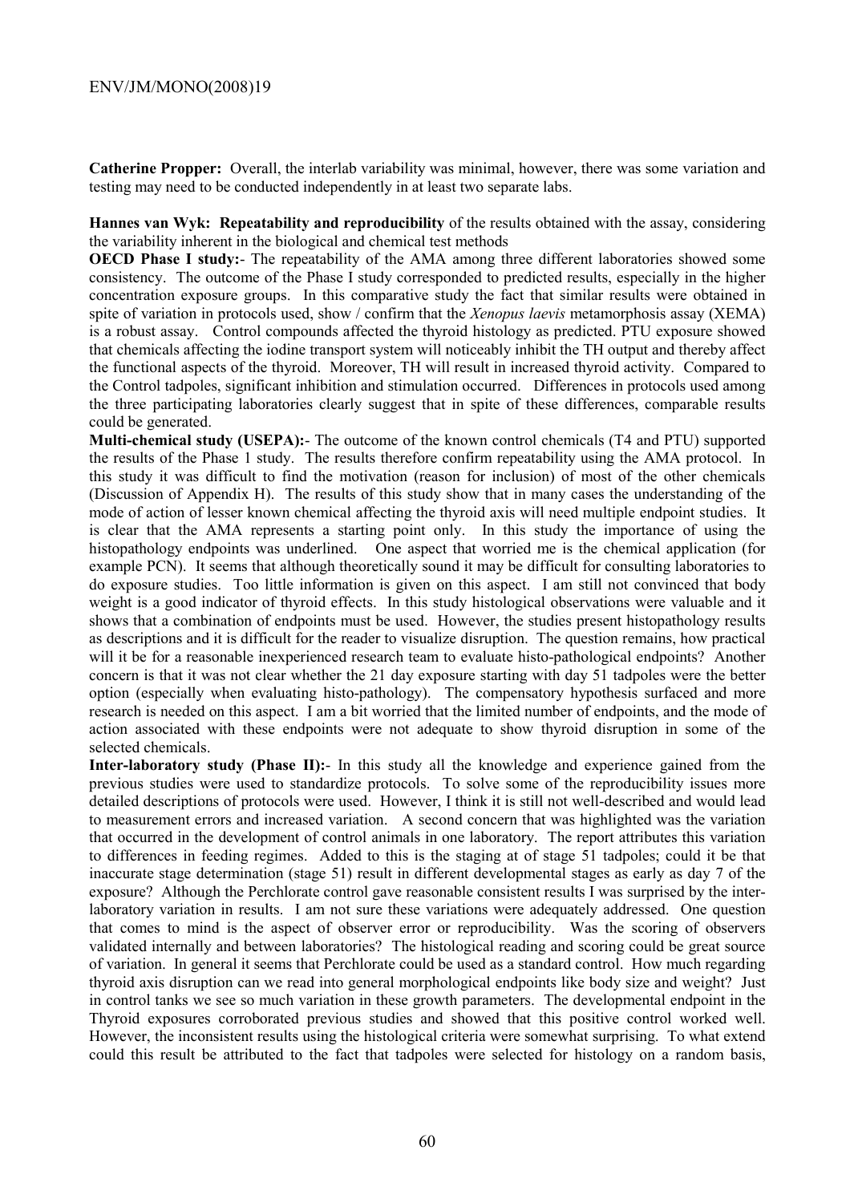**Catherine Propper:** Overall, the interlab variability was minimal, however, there was some variation and testing may need to be conducted independently in at least two separate labs.

**Hannes van Wyk: Repeatability and reproducibility** of the results obtained with the assay, considering the variability inherent in the biological and chemical test methods

**OECD Phase I study:**- The repeatability of the AMA among three different laboratories showed some consistency. The outcome of the Phase I study corresponded to predicted results, especially in the higher concentration exposure groups. In this comparative study the fact that similar results were obtained in spite of variation in protocols used, show / confirm that the *Xenopus laevis* metamorphosis assay (XEMA) is a robust assay. Control compounds affected the thyroid histology as predicted. PTU exposure showed that chemicals affecting the iodine transport system will noticeably inhibit the TH output and thereby affect the functional aspects of the thyroid. Moreover, TH will result in increased thyroid activity. Compared to the Control tadpoles, significant inhibition and stimulation occurred. Differences in protocols used among the three participating laboratories clearly suggest that in spite of these differences, comparable results could be generated.

**Multi-chemical study (USEPA):**- The outcome of the known control chemicals (T4 and PTU) supported the results of the Phase 1 study. The results therefore confirm repeatability using the AMA protocol. In this study it was difficult to find the motivation (reason for inclusion) of most of the other chemicals (Discussion of Appendix H). The results of this study show that in many cases the understanding of the mode of action of lesser known chemical affecting the thyroid axis will need multiple endpoint studies. It is clear that the AMA represents a starting point only. In this study the importance of using the histopathology endpoints was underlined. One aspect that worried me is the chemical application (for example PCN). It seems that although theoretically sound it may be difficult for consulting laboratories to do exposure studies. Too little information is given on this aspect. I am still not convinced that body weight is a good indicator of thyroid effects. In this study histological observations were valuable and it shows that a combination of endpoints must be used. However, the studies present histopathology results as descriptions and it is difficult for the reader to visualize disruption. The question remains, how practical will it be for a reasonable inexperienced research team to evaluate histo-pathological endpoints? Another concern is that it was not clear whether the 21 day exposure starting with day 51 tadpoles were the better option (especially when evaluating histo-pathology). The compensatory hypothesis surfaced and more research is needed on this aspect. I am a bit worried that the limited number of endpoints, and the mode of action associated with these endpoints were not adequate to show thyroid disruption in some of the selected chemicals.

**Inter-laboratory study (Phase II):**- In this study all the knowledge and experience gained from the previous studies were used to standardize protocols. To solve some of the reproducibility issues more detailed descriptions of protocols were used. However, I think it is still not well-described and would lead to measurement errors and increased variation. A second concern that was highlighted was the variation that occurred in the development of control animals in one laboratory. The report attributes this variation to differences in feeding regimes. Added to this is the staging at of stage 51 tadpoles; could it be that inaccurate stage determination (stage 51) result in different developmental stages as early as day 7 of the exposure? Although the Perchlorate control gave reasonable consistent results I was surprised by the inter-laboratory variation in results. I am not sure these variations were adequately addressed. One question that comes to mind is the aspect of observer error or reproducibility. Was the scoring of observers validated internally and between laboratories? The histological reading and scoring could be great source of variation. In general it seems that Perchlorate could be used as a standard control. How much regarding thyroid axis disruption can we read into general morphological endpoints like body size and weight? Just in control tanks we see so much variation in these growth parameters. The developmental endpoint in the Thyroid exposures corroborated previous studies and showed that this positive control worked well. However, the inconsistent results using the histological criteria were somewhat surprising. To what extend could this result be attributed to the fact that tadpoles were selected for histology on a random basis,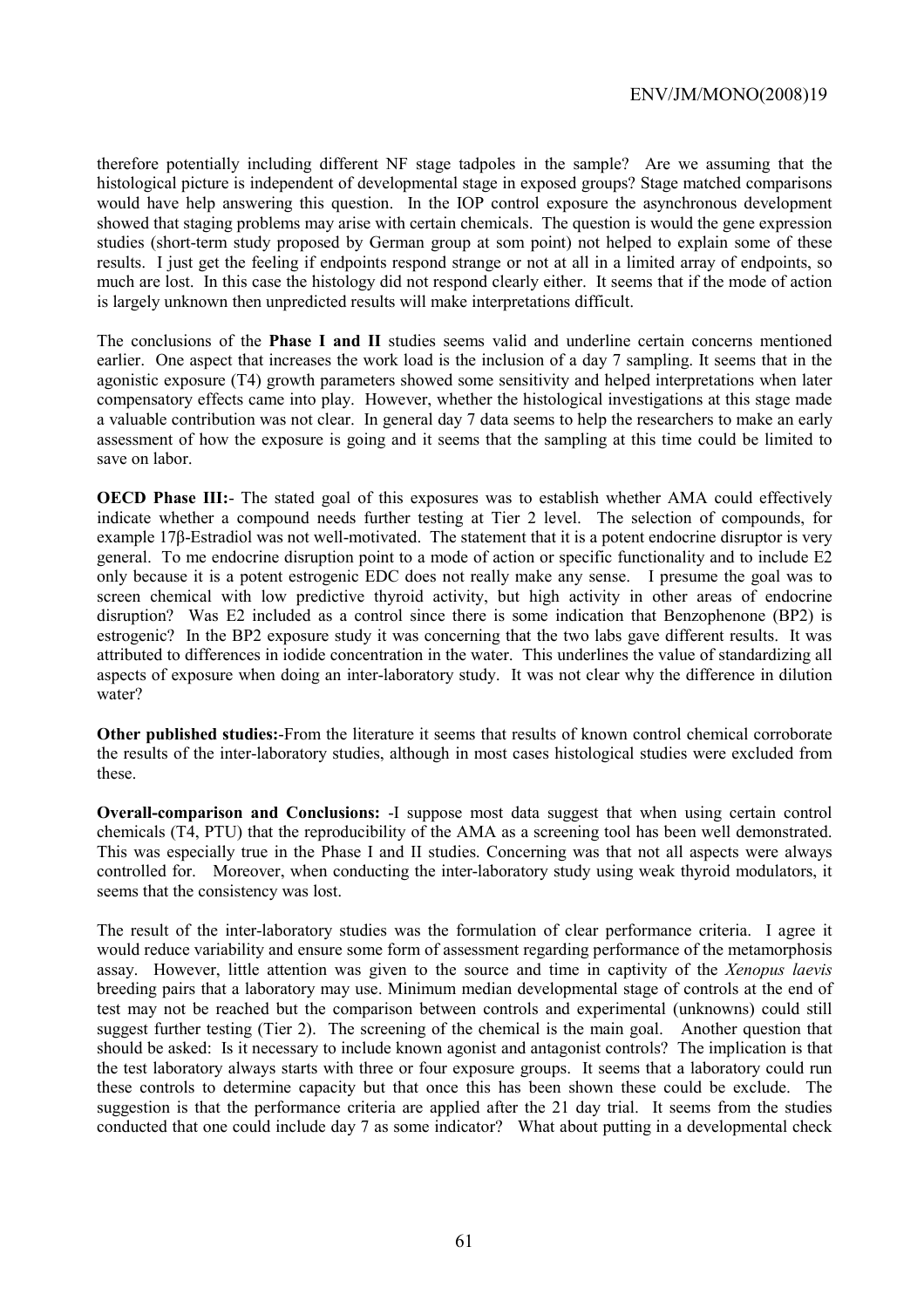therefore potentially including different NF stage tadpoles in the sample? Are we assuming that the histological picture is independent of developmental stage in exposed groups? Stage matched comparisons would have help answering this question. In the IOP control exposure the asynchronous development showed that staging problems may arise with certain chemicals. The question is would the gene expression studies (short-term study proposed by German group at som point) not helped to explain some of these results. I just get the feeling if endpoints respond strange or not at all in a limited array of endpoints, so much are lost. In this case the histology did not respond clearly either. It seems that if the mode of action is largely unknown then unpredicted results will make interpretations difficult.

The conclusions of the **Phase I and II** studies seems valid and underline certain concerns mentioned earlier. One aspect that increases the work load is the inclusion of a day 7 sampling. It seems that in the agonistic exposure (T4) growth parameters showed some sensitivity and helped interpretations when later compensatory effects came into play. However, whether the histological investigations at this stage made a valuable contribution was not clear. In general day 7 data seems to help the researchers to make an early assessment of how the exposure is going and it seems that the sampling at this time could be limited to save on labor.

**OECD Phase III:**- The stated goal of this exposures was to establish whether AMA could effectively indicate whether a compound needs further testing at Tier 2 level. The selection of compounds, for example 17β-Estradiol was not well-motivated. The statement that it is a potent endocrine disruptor is very general. To me endocrine disruption point to a mode of action or specific functionality and to include E2 only because it is a potent estrogenic EDC does not really make any sense. I presume the goal was to screen chemical with low predictive thyroid activity, but high activity in other areas of endocrine disruption? Was E2 included as a control since there is some indication that Benzophenone (BP2) is estrogenic? In the BP2 exposure study it was concerning that the two labs gave different results. It was attributed to differences in iodide concentration in the water. This underlines the value of standardizing all aspects of exposure when doing an inter-laboratory study. It was not clear why the difference in dilution water?

**Other published studies:**-From the literature it seems that results of known control chemical corroborate the results of the inter-laboratory studies, although in most cases histological studies were excluded from these.

**Overall-comparison and Conclusions:** -I suppose most data suggest that when using certain control chemicals (T4, PTU) that the reproducibility of the AMA as a screening tool has been well demonstrated. This was especially true in the Phase I and II studies. Concerning was that not all aspects were always controlled for. Moreover, when conducting the inter-laboratory study using weak thyroid modulators, it seems that the consistency was lost.

The result of the inter-laboratory studies was the formulation of clear performance criteria. I agree it would reduce variability and ensure some form of assessment regarding performance of the metamorphosis assay. However, little attention was given to the source and time in captivity of the *Xenopus laevis* breeding pairs that a laboratory may use. Minimum median developmental stage of controls at the end of test may not be reached but the comparison between controls and experimental (unknowns) could still suggest further testing (Tier 2). The screening of the chemical is the main goal. Another question that should be asked: Is it necessary to include known agonist and antagonist controls? The implication is that the test laboratory always starts with three or four exposure groups. It seems that a laboratory could run these controls to determine capacity but that once this has been shown these could be exclude. The suggestion is that the performance criteria are applied after the 21 day trial. It seems from the studies conducted that one could include day 7 as some indicator? What about putting in a developmental check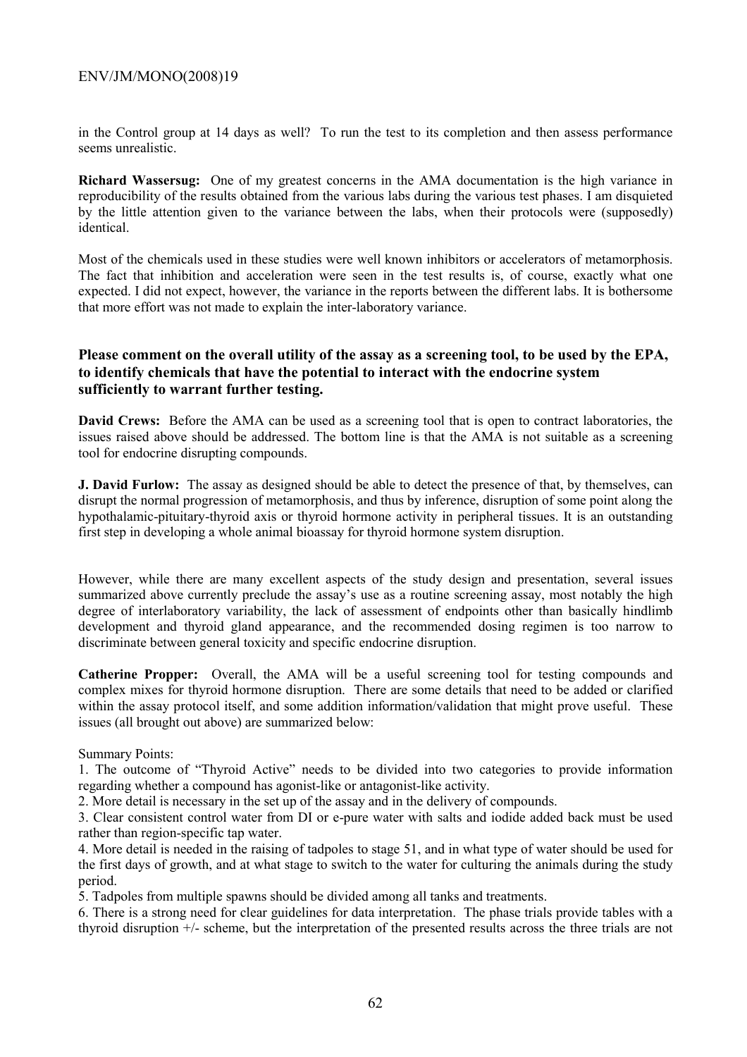in the Control group at 14 days as well? To run the test to its completion and then assess performance seems unrealistic.

**Richard Wassersug:** One of my greatest concerns in the AMA documentation is the high variance in reproducibility of the results obtained from the various labs during the various test phases. I am disquieted by the little attention given to the variance between the labs, when their protocols were (supposedly) identical.

Most of the chemicals used in these studies were well known inhibitors or accelerators of metamorphosis. The fact that inhibition and acceleration were seen in the test results is, of course, exactly what one expected. I did not expect, however, the variance in the reports between the different labs. It is bothersome that more effort was not made to explain the inter-laboratory variance.

### Please comment on the overall utility of the assay as a screening tool, to be used by the EPA, to identify chemicals that have the potential to interact with the endocrine system sufficiently to warrant further testing.

**David Crews:** Before the AMA can be used as a screening tool that is open to contract laboratories, the issues raised above should be addressed. The bottom line is that the AMA is not suitable as a screening tool for endocrine disrupting compounds.

**J. David Furlow:** The assay as designed should be able to detect the presence of that, by themselves, can disrupt the normal progression of metamorphosis, and thus by inference, disruption of some point along the hypothalamic-pituitary-thyroid axis or thyroid hormone activity in peripheral tissues. It is an outstanding first step in developing a whole animal bioassay for thyroid hormone system disruption.

However, while there are many excellent aspects of the study design and presentation, several issues summarized above currently preclude the assay's use as a routine screening assay, most notably the high degree of interlaboratory variability, the lack of assessment of endpoints other than basically hindlimb development and thyroid gland appearance, and the recommended dosing regimen is too narrow to discriminate between general toxicity and specific endocrine disruption.

**Catherine Propper:** Overall, the AMA will be a useful screening tool for testing compounds and complex mixes for thyroid hormone disruption. There are some details that need to be added or clarified within the assay protocol itself, and some addition information/validation that might prove useful. These issues (all brought out above) are summarized below:

Summary Points:

1. The outcome of "Thyroid Active" needs to be divided into two categories to provide information regarding whether a compound has agonist-like or antagonist-like activity.
2. More detail is necessary in the set up of the assay and in the delivery of compounds.
3. Clear consistent control water from DI or e-pure water with salts and iodide added back must be used rather than region-specific tap water.
4. More detail is needed in the raising of tadpoles to stage 51, and in what type of water should be used for the first days of growth, and at what stage to switch to the water for culturing the animals during the study period.
5. Tadpoles from multiple spawns should be divided among all tanks and treatments.
6. There is a strong need for clear guidelines for data interpretation. The phase trials provide tables with a thyroid disruption +/- scheme, but the interpretation of the presented results across the three trials are not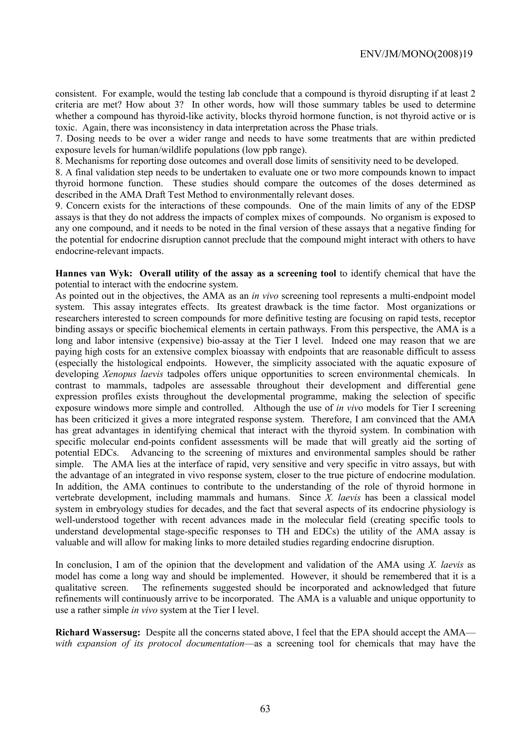consistent. For example, would the testing lab conclude that a compound is thyroid disrupting if at least 2 criteria are met? How about 3? In other words, how will those summary tables be used to determine whether a compound has thyroid-like activity, blocks thyroid hormone function, is not thyroid active or is toxic. Again, there was inconsistency in data interpretation across the Phase trials.

7. Dosing needs to be over a wider range and needs to have some treatments that are within predicted exposure levels for human/wildlife populations (low ppb range).

8. Mechanisms for reporting dose outcomes and overall dose limits of sensitivity need to be developed.

8. A final validation step needs to be undertaken to evaluate one or two more compounds known to impact thyroid hormone function. These studies should compare the outcomes of the doses determined as described in the AMA Draft Test Method to environmentally relevant doses.

9. Concern exists for the interactions of these compounds. One of the main limits of any of the EDSP assays is that they do not address the impacts of complex mixes of compounds. No organism is exposed to any one compound, and it needs to be noted in the final version of these assays that a negative finding for the potential for endocrine disruption cannot preclude that the compound might interact with others to have endocrine-relevant impacts.

**Hannes van Wyk: Overall utility of the assay as a screening tool** to identify chemical that have the potential to interact with the endocrine system.

As pointed out in the objectives, the AMA as an *in vivo* screening tool represents a multi-endpoint model system. This assay integrates effects. Its greatest drawback is the time factor. Most organizations or researchers interested to screen compounds for more definitive testing are focusing on rapid tests, receptor binding assays or specific biochemical elements in certain pathways. From this perspective, the AMA is a long and labor intensive (expensive) bio-assay at the Tier I level. Indeed one may reason that we are paying high costs for an extensive complex bioassay with endpoints that are reasonable difficult to assess (especially the histological endpoints. However, the simplicity associated with the aquatic exposure of developing *Xenopus laevis* tadpoles offers unique opportunities to screen environmental chemicals. In contrast to mammals, tadpoles are assessable throughout their development and differential gene expression profiles exists throughout the developmental programme, making the selection of specific exposure windows more simple and controlled. Although the use of *in vivo* models for Tier I screening has been criticized it gives a more integrated response system. Therefore, I am convinced that the AMA has great advantages in identifying chemical that interact with the thyroid system. In combination with specific molecular end-points confident assessments will be made that will greatly aid the sorting of potential EDCs. Advancing to the screening of mixtures and environmental samples should be rather simple. The AMA lies at the interface of rapid, very sensitive and very specific in vitro assays, but with the advantage of an integrated in vivo response system, closer to the true picture of endocrine modulation. In addition, the AMA continues to contribute to the understanding of the role of thyroid hormone in vertebrate development, including mammals and humans. Since *X. laevis* has been a classical model system in embryology studies for decades, and the fact that several aspects of its endocrine physiology is well-understood together with recent advances made in the molecular field (creating specific tools to understand developmental stage-specific responses to TH and EDCs) the utility of the AMA assay is valuable and will allow for making links to more detailed studies regarding endocrine disruption.

In conclusion, I am of the opinion that the development and validation of the AMA using *X. laevis* as model has come a long way and should be implemented. However, it should be remembered that it is a qualitative screen. The refinements suggested should be incorporated and acknowledged that future refinements will continuously arrive to be incorporated. The AMA is a valuable and unique opportunity to use a rather simple *in vivo* system at the Tier I level.

**Richard Wassersug:** Despite all the concerns stated above, I feel that the EPA should accept the AMA—*with expansion of its protocol documentation*—as a screening tool for chemicals that may have the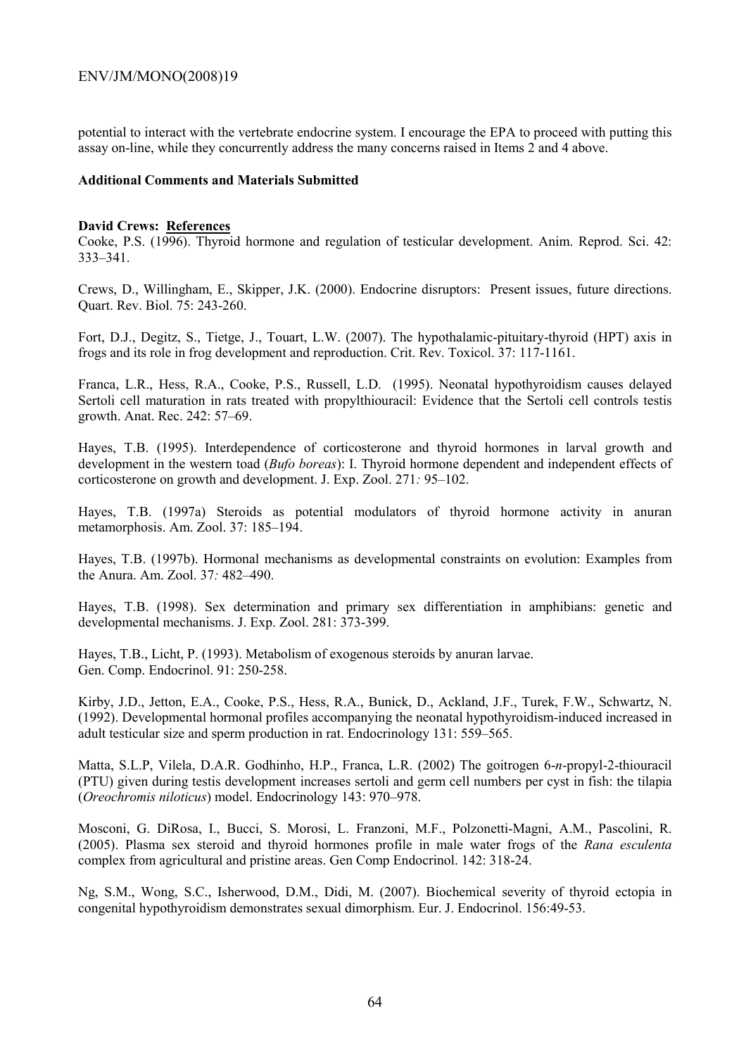potential to interact with the vertebrate endocrine system. I encourage the EPA to proceed with putting this assay on-line, while they concurrently address the many concerns raised in Items 2 and 4 above.

### Additional Comments and Materials Submitted

**David Crews: References**

Cooke, P.S. (1996). Thyroid hormone and regulation of testicular development. Anim. Reprod. Sci. 42: 333–341.

Crews, D., Willingham, E., Skipper, J.K. (2000). Endocrine disruptors: Present issues, future directions. Quart. Rev. Biol. 75: 243-260.

Fort, D.J., Degitz, S., Tietge, J., Touart, L.W. (2007). The hypothalamic-pituitary-thyroid (HPT) axis in frogs and its role in frog development and reproduction. Crit. Rev. Toxicol. 37: 117-1161.

Franca, L.R., Hess, R.A., Cooke, P.S., Russell, L.D. (1995). Neonatal hypothyroidism causes delayed Sertoli cell maturation in rats treated with propylthiouracil: Evidence that the Sertoli cell controls testis growth. Anat. Rec. 242: 57–69.

Hayes, T.B. (1995). Interdependence of corticosterone and thyroid hormones in larval growth and development in the western toad (*Bufo boreas*): I. Thyroid hormone dependent and independent effects of corticosterone on growth and development. J. Exp. Zool. 271*:* 95–102.

Hayes, T.B. (1997a) Steroids as potential modulators of thyroid hormone activity in anuran metamorphosis. Am. Zool. 37: 185–194.

Hayes, T.B. (1997b). Hormonal mechanisms as developmental constraints on evolution: Examples from the Anura. Am. Zool. 37*:* 482–490.

Hayes, T.B. (1998). Sex determination and primary sex differentiation in amphibians: genetic and developmental mechanisms. J. Exp. Zool. 281: 373-399.

Hayes, T.B., Licht, P. (1993). Metabolism of exogenous steroids by anuran larvae. Gen. Comp. Endocrinol. 91: 250-258.

Kirby, J.D., Jetton, E.A., Cooke, P.S., Hess, R.A., Bunick, D., Ackland, J.F., Turek, F.W., Schwartz, N. (1992). Developmental hormonal profiles accompanying the neonatal hypothyroidism-induced increased in adult testicular size and sperm production in rat. Endocrinology 131: 559–565.

Matta, S.L.P, Vilela, D.A.R. Godhinho, H.P., Franca, L.R. (2002) The goitrogen 6-*n*-propyl-2-thiouracil (PTU) given during testis development increases sertoli and germ cell numbers per cyst in fish: the tilapia (*Oreochromis niloticus*) model. Endocrinology 143: 970–978.

Mosconi, G. DiRosa, I., Bucci, S. Morosi, L. Franzoni, M.F., Polzonetti-Magni, A.M., Pascolini, R. (2005). Plasma sex steroid and thyroid hormones profile in male water frogs of the *Rana esculenta* complex from agricultural and pristine areas. Gen Comp Endocrinol. 142: 318-24.

Ng, S.M., Wong, S.C., Isherwood, D.M., Didi, M. (2007). Biochemical severity of thyroid ectopia in congenital hypothyroidism demonstrates sexual dimorphism. Eur. J. Endocrinol. 156:49-53.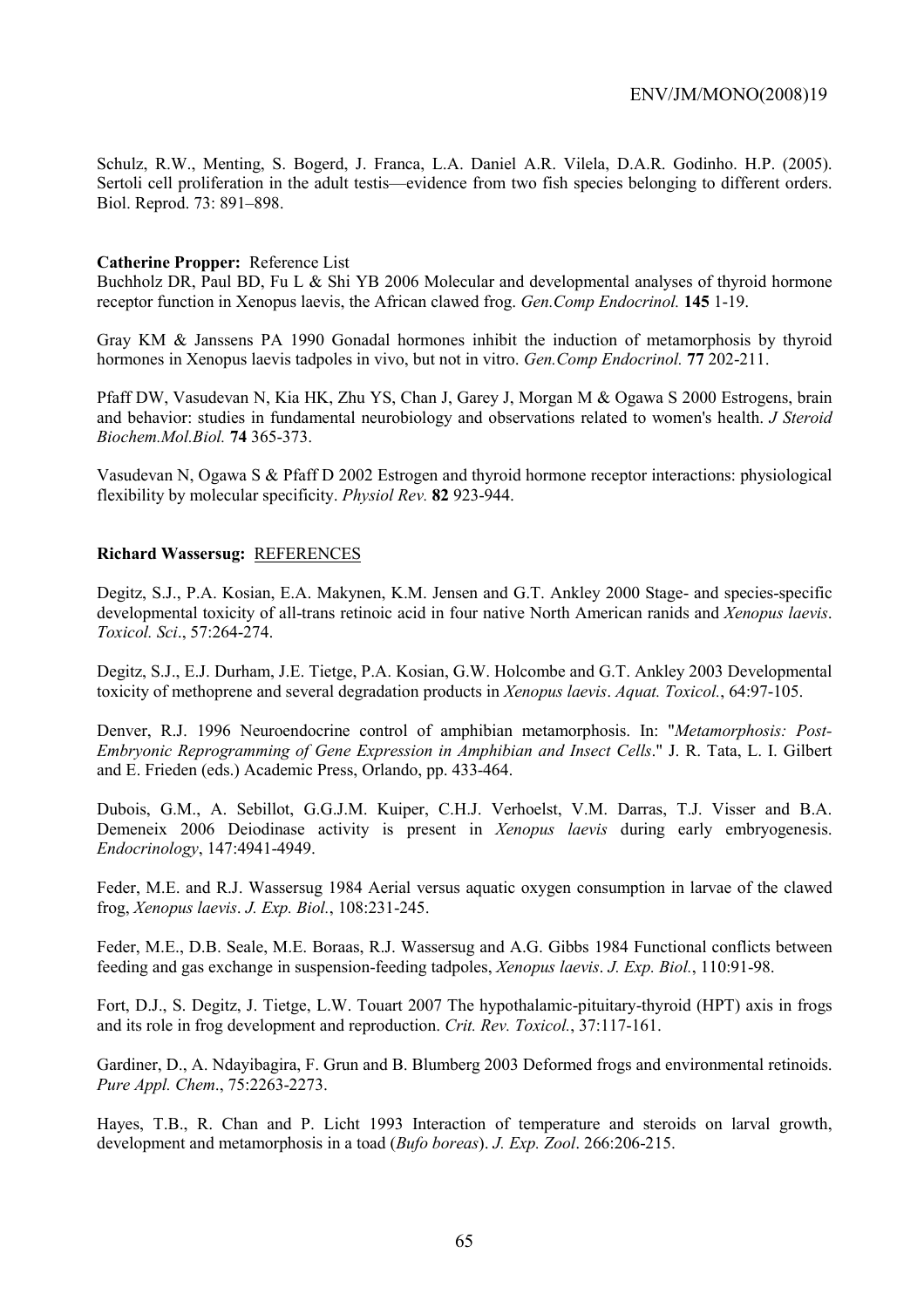Schulz, R.W., Menting, S. Bogerd, J. Franca, L.A. Daniel A.R. Vilela, D.A.R. Godinho. H.P. (2005). Sertoli cell proliferation in the adult testis—evidence from two fish species belonging to different orders. Biol. Reprod. 73: 891–898.

**Catherine Propper:** Reference List

Buchholz DR, Paul BD, Fu L & Shi YB 2006 Molecular and developmental analyses of thyroid hormone receptor function in Xenopus laevis, the African clawed frog. *Gen.Comp Endocrinol.* **145** 1-19.

Gray KM & Janssens PA 1990 Gonadal hormones inhibit the induction of metamorphosis by thyroid hormones in Xenopus laevis tadpoles in vivo, but not in vitro. *Gen.Comp Endocrinol.* **77** 202-211.

Pfaff DW, Vasudevan N, Kia HK, Zhu YS, Chan J, Garey J, Morgan M & Ogawa S 2000 Estrogens, brain and behavior: studies in fundamental neurobiology and observations related to women's health. *J Steroid Biochem.Mol.Biol.* **74** 365-373.

Vasudevan N, Ogawa S & Pfaff D 2002 Estrogen and thyroid hormone receptor interactions: physiological flexibility by molecular specificity. *Physiol Rev.* **82** 923-944.

**Richard Wassersug:** REFERENCES

Degitz, S.J., P.A. Kosian, E.A. Makynen, K.M. Jensen and G.T. Ankley 2000 Stage- and species-specific developmental toxicity of all-trans retinoic acid in four native North American ranids and *Xenopus laevis*. *Toxicol. Sci*., 57:264-274.

Degitz, S.J., E.J. Durham, J.E. Tietge, P.A. Kosian, G.W. Holcombe and G.T. Ankley 2003 Developmental toxicity of methoprene and several degradation products in *Xenopus laevis*. *Aquat. Toxicol.*, 64:97-105.

Denver, R.J. 1996 Neuroendocrine control of amphibian metamorphosis. In: "*Metamorphosis: Post-Embryonic Reprogramming of Gene Expression in Amphibian and Insect Cells*." J. R. Tata, L. I. Gilbert and E. Frieden (eds.) Academic Press, Orlando, pp. 433-464.

Dubois, G.M., A. Sebillot, G.G.J.M. Kuiper, C.H.J. Verhoelst, V.M. Darras, T.J. Visser and B.A. Demeneix 2006 Deiodinase activity is present in *Xenopus laevis* during early embryogenesis. *Endocrinology*, 147:4941-4949.

Feder, M.E. and R.J. Wassersug 1984 Aerial versus aquatic oxygen consumption in larvae of the clawed frog, *Xenopus laevis*. *J. Exp. Biol.*, 108:231-245.

Feder, M.E., D.B. Seale, M.E. Boraas, R.J. Wassersug and A.G. Gibbs 1984 Functional conflicts between feeding and gas exchange in suspension-feeding tadpoles, *Xenopus laevis*. *J. Exp. Biol.*, 110:91-98.

Fort, D.J., S. Degitz, J. Tietge, L.W. Touart 2007 The hypothalamic-pituitary-thyroid (HPT) axis in frogs and its role in frog development and reproduction. *Crit. Rev. Toxicol.*, 37:117-161.

Gardiner, D., A. Ndayibagira, F. Grun and B. Blumberg 2003 Deformed frogs and environmental retinoids. *Pure Appl. Chem*., 75:2263-2273.

Hayes, T.B., R. Chan and P. Licht 1993 Interaction of temperature and steroids on larval growth, development and metamorphosis in a toad (*Bufo boreas*). *J. Exp. Zool*. 266:206-215.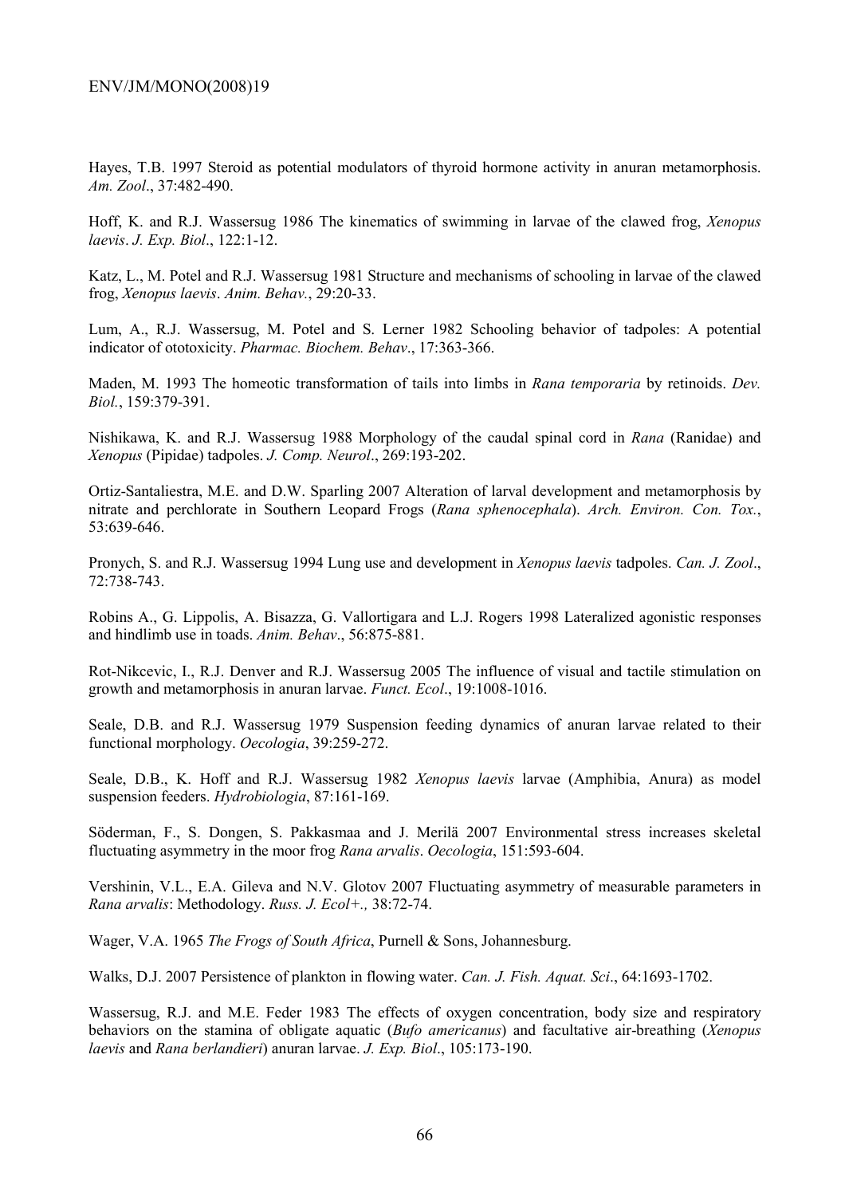Hayes, T.B. 1997 Steroid as potential modulators of thyroid hormone activity in anuran metamorphosis. *Am. Zool*., 37:482-490.

Hoff, K. and R.J. Wassersug 1986 The kinematics of swimming in larvae of the clawed frog, *Xenopus laevis*. *J. Exp. Biol*., 122:1-12.

Katz, L., M. Potel and R.J. Wassersug 1981 Structure and mechanisms of schooling in larvae of the clawed frog, *Xenopus laevis*. *Anim. Behav.*, 29:20-33.

Lum, A., R.J. Wassersug, M. Potel and S. Lerner 1982 Schooling behavior of tadpoles: A potential indicator of ototoxicity. *Pharmac. Biochem. Behav*., 17:363-366.

Maden, M. 1993 The homeotic transformation of tails into limbs in *Rana temporaria* by retinoids. *Dev. Biol.*, 159:379-391.

Nishikawa, K. and R.J. Wassersug 1988 Morphology of the caudal spinal cord in *Rana* (Ranidae) and *Xenopus* (Pipidae) tadpoles. *J. Comp. Neurol*., 269:193-202.

Ortiz-Santaliestra, M.E. and D.W. Sparling 2007 Alteration of larval development and metamorphosis by nitrate and perchlorate in Southern Leopard Frogs (*Rana sphenocephala*). *Arch. Environ. Con. Tox.*, 53:639-646.

Pronych, S. and R.J. Wassersug 1994 Lung use and development in *Xenopus laevis* tadpoles. *Can. J. Zool*., 72:738-743.

Robins A., G. Lippolis, A. Bisazza, G. Vallortigara and L.J. Rogers 1998 Lateralized agonistic responses and hindlimb use in toads. *Anim. Behav*., 56:875-881.

Rot-Nikcevic, I., R.J. Denver and R.J. Wassersug 2005 The influence of visual and tactile stimulation on growth and metamorphosis in anuran larvae. *Funct. Ecol*., 19:1008-1016.

Seale, D.B. and R.J. Wassersug 1979 Suspension feeding dynamics of anuran larvae related to their functional morphology. *Oecologia*, 39:259-272.

Seale, D.B., K. Hoff and R.J. Wassersug 1982 *Xenopus laevis* larvae (Amphibia, Anura) as model suspension feeders. *Hydrobiologia*, 87:161-169.

Söderman, F., S. Dongen, S. Pakkasmaa and J. Merilä 2007 Environmental stress increases skeletal fluctuating asymmetry in the moor frog *Rana arvalis*. *Oecologia*, 151:593-604.

Vershinin, V.L., E.A. Gileva and N.V. Glotov 2007 Fluctuating asymmetry of measurable parameters in *Rana arvalis*: Methodology. *Russ. J. Ecol+.,* 38:72-74.

Wager, V.A. 1965 *The Frogs of South Africa*, Purnell & Sons, Johannesburg.

Walks, D.J. 2007 Persistence of plankton in flowing water. *Can. J. Fish. Aquat. Sci*., 64:1693-1702.

Wassersug, R.J. and M.E. Feder 1983 The effects of oxygen concentration, body size and respiratory behaviors on the stamina of obligate aquatic (*Bufo americanus*) and facultative air-breathing (*Xenopus laevis* and *Rana berlandieri*) anuran larvae. *J. Exp. Biol*., 105:173-190.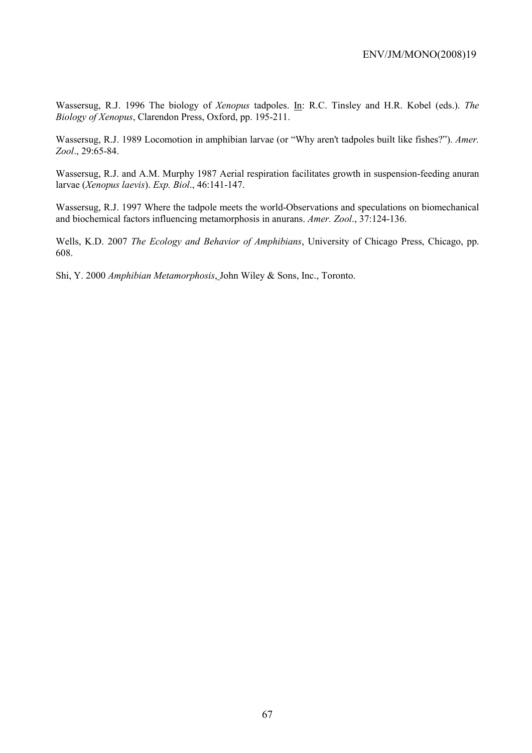Wassersug, R.J. 1996 The biology of *Xenopus* tadpoles. In: R.C. Tinsley and H.R. Kobel (eds.). *The Biology of Xenopus*, Clarendon Press, Oxford, pp. 195-211.

Wassersug, R.J. 1989 Locomotion in amphibian larvae (or "Why aren't tadpoles built like fishes?"). *Amer. Zool*., 29:65-84.

Wassersug, R.J. and A.M. Murphy 1987 Aerial respiration facilitates growth in suspension-feeding anuran larvae (*Xenopus laevis*). *Exp. Biol*., 46:141-147.

Wassersug, R.J. 1997 Where the tadpole meets the world-Observations and speculations on biomechanical and biochemical factors influencing metamorphosis in anurans. *Amer. Zool*., 37:124-136.

Wells, K.D. 2007 *The Ecology and Behavior of Amphibians*, University of Chicago Press, Chicago, pp. 608.

Shi, Y. 2000 *Amphibian Metamorphosis*, John Wiley & Sons, Inc., Toronto.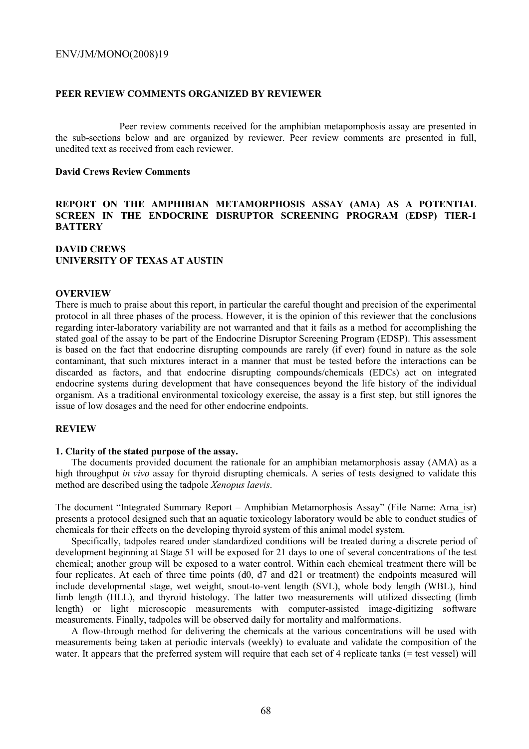## PEER REVIEW COMMENTS ORGANIZED BY REVIEWER

Peer review comments received for the amphibian metapomphosis assay are presented in the sub-sections below and are organized by reviewer. Peer review comments are presented in full, unedited text as received from each reviewer.

### David Crews Review Comments

## REPORT ON THE AMPHIBIAN METAMORPHOSIS ASSAY (AMA) AS A POTENTIAL SCREEN IN THE ENDOCRINE DISRUPTOR SCREENING PROGRAM (EDSP) TIER-1 BATTERY

**DAVID CREWS**
**UNIVERSITY OF TEXAS AT AUSTIN**

### OVERVIEW

There is much to praise about this report, in particular the careful thought and precision of the experimental protocol in all three phases of the process. However, it is the opinion of this reviewer that the conclusions regarding inter-laboratory variability are not warranted and that it fails as a method for accomplishing the stated goal of the assay to be part of the Endocrine Disruptor Screening Program (EDSP). This assessment is based on the fact that endocrine disrupting compounds are rarely (if ever) found in nature as the sole contaminant, that such mixtures interact in a manner that must be tested before the interactions can be discarded as factors, and that endocrine disrupting compounds/chemicals (EDCs) act on integrated endocrine systems during development that have consequences beyond the life history of the individual organism. As a traditional environmental toxicology exercise, the assay is a first step, but still ignores the issue of low dosages and the need for other endocrine endpoints.

### REVIEW

**1. Clarity of the stated purpose of the assay.**

The documents provided document the rationale for an amphibian metamorphosis assay (AMA) as a high throughput *in vivo* assay for thyroid disrupting chemicals. A series of tests designed to validate this method are described using the tadpole *Xenopus laevis*.

The document "Integrated Summary Report – Amphibian Metamorphosis Assay" (File Name: Ama_isr) presents a protocol designed such that an aquatic toxicology laboratory would be able to conduct studies of chemicals for their effects on the developing thyroid system of this animal model system.

Specifically, tadpoles reared under standardized conditions will be treated during a discrete period of development beginning at Stage 51 will be exposed for 21 days to one of several concentrations of the test chemical; another group will be exposed to a water control. Within each chemical treatment there will be four replicates. At each of three time points (d0, d7 and d21 or treatment) the endpoints measured will include developmental stage, wet weight, snout-to-vent length (SVL), whole body length (WBL), hind limb length (HLL), and thyroid histology. The latter two measurements will utilized dissecting (limb length) or light microscopic measurements with computer-assisted image-digitizing software measurements. Finally, tadpoles will be observed daily for mortality and malformations.

A flow-through method for delivering the chemicals at the various concentrations will be used with measurements being taken at periodic intervals (weekly) to evaluate and validate the composition of the water. It appears that the preferred system will require that each set of 4 replicate tanks (= test vessel) will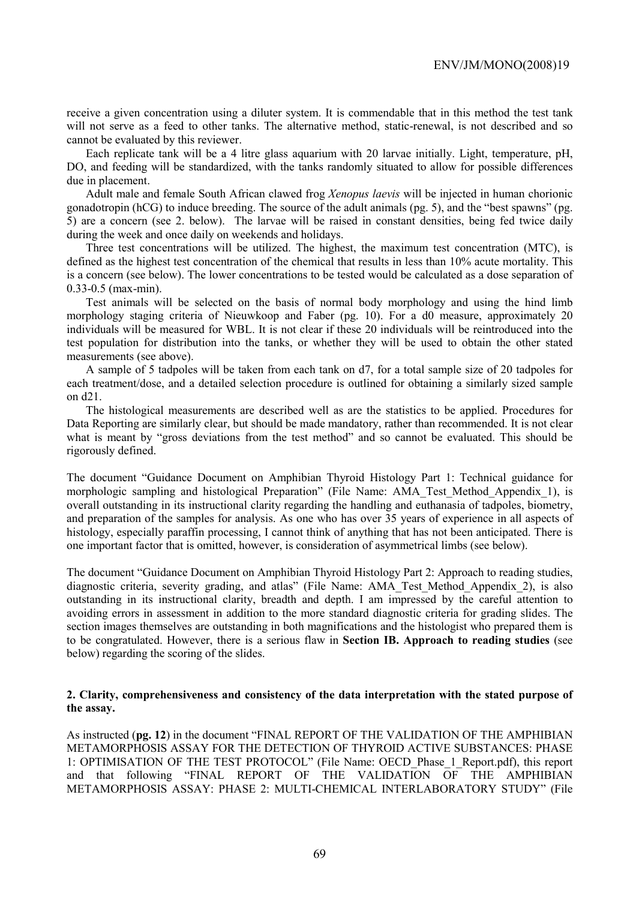receive a given concentration using a diluter system. It is commendable that in this method the test tank will not serve as a feed to other tanks. The alternative method, static-renewal, is not described and so cannot be evaluated by this reviewer.

Each replicate tank will be a 4 litre glass aquarium with 20 larvae initially. Light, temperature, pH, DO, and feeding will be standardized, with the tanks randomly situated to allow for possible differences due in placement.

Adult male and female South African clawed frog *Xenopus laevis* will be injected in human chorionic gonadotropin (hCG) to induce breeding. The source of the adult animals (pg. 5), and the "best spawns" (pg. 5) are a concern (see 2. below). The larvae will be raised in constant densities, being fed twice daily during the week and once daily on weekends and holidays.

Three test concentrations will be utilized. The highest, the maximum test concentration (MTC), is defined as the highest test concentration of the chemical that results in less than 10% acute mortality. This is a concern (see below). The lower concentrations to be tested would be calculated as a dose separation of 0.33-0.5 (max-min).

Test animals will be selected on the basis of normal body morphology and using the hind limb morphology staging criteria of Nieuwkoop and Faber (pg. 10). For a d0 measure, approximately 20 individuals will be measured for WBL. It is not clear if these 20 individuals will be reintroduced into the test population for distribution into the tanks, or whether they will be used to obtain the other stated measurements (see above).

A sample of 5 tadpoles will be taken from each tank on d7, for a total sample size of 20 tadpoles for each treatment/dose, and a detailed selection procedure is outlined for obtaining a similarly sized sample on d21.

The histological measurements are described well as are the statistics to be applied. Procedures for Data Reporting are similarly clear, but should be made mandatory, rather than recommended. It is not clear what is meant by "gross deviations from the test method" and so cannot be evaluated. This should be rigorously defined.

The document "Guidance Document on Amphibian Thyroid Histology Part 1: Technical guidance for morphologic sampling and histological Preparation" (File Name: AMA_Test_Method_Appendix_1), is overall outstanding in its instructional clarity regarding the handling and euthanasia of tadpoles, biometry, and preparation of the samples for analysis. As one who has over 35 years of experience in all aspects of histology, especially paraffin processing, I cannot think of anything that has not been anticipated. There is one important factor that is omitted, however, is consideration of asymmetrical limbs (see below).

The document "Guidance Document on Amphibian Thyroid Histology Part 2: Approach to reading studies, diagnostic criteria, severity grading, and atlas" (File Name: AMA_Test_Method_Appendix_2), is also outstanding in its instructional clarity, breadth and depth. I am impressed by the careful attention to avoiding errors in assessment in addition to the more standard diagnostic criteria for grading slides. The section images themselves are outstanding in both magnifications and the histologist who prepared them is to be congratulated. However, there is a serious flaw in **Section IB. Approach to reading studies** (see below) regarding the scoring of the slides.

**2. Clarity, comprehensiveness and consistency of the data interpretation with the stated purpose of the assay.**

As instructed (**pg. 12**) in the document "FINAL REPORT OF THE VALIDATION OF THE AMPHIBIAN METAMORPHOSIS ASSAY FOR THE DETECTION OF THYROID ACTIVE SUBSTANCES: PHASE 1: OPTIMISATION OF THE TEST PROTOCOL" (File Name: OECD_Phase_1_Report.pdf), this report and that following "FINAL REPORT OF THE VALIDATION OF THE AMPHIBIAN METAMORPHOSIS ASSAY: PHASE 2: MULTI-CHEMICAL INTERLABORATORY STUDY" (File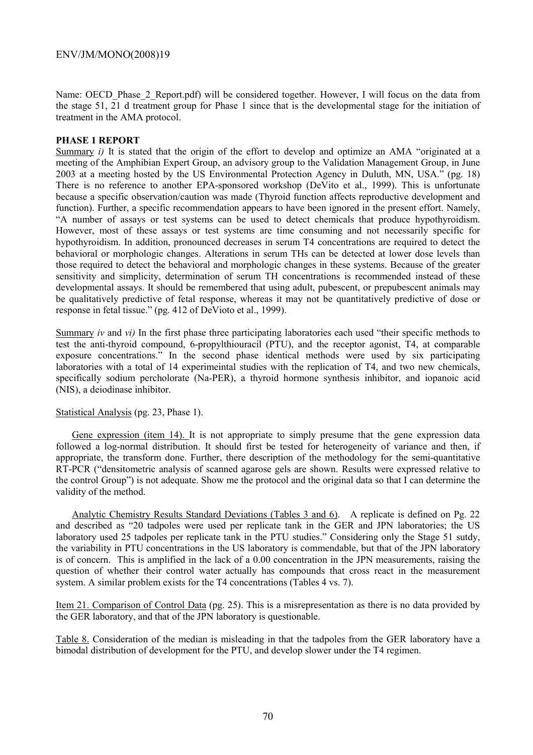Name: OECD_Phase_2_Report.pdf) will be considered together. However, I will focus on the data from the stage 51, 21 d treatment group for Phase 1 since that is the developmental stage for the initiation of treatment in the AMA protocol.

**PHASE 1 REPORT**

Summary *i)* It is stated that the origin of the effort to develop and optimize an AMA "originated at a meeting of the Amphibian Expert Group, an advisory group to the Validation Management Group, in June 2003 at a meeting hosted by the US Environmental Protection Agency in Duluth, MN, USA." (pg. 18) There is no reference to another EPA-sponsored workshop (DeVito et al., 1999). This is unfortunate because a specific observation/caution was made (Thyroid function affects reproductive development and function). Further, a specific recommendation appears to have been ignored in the present effort. Namely, "A number of assays or test systems can be used to detect chemicals that produce hypothyroidism. However, most of these assays or test systems are time consuming and not necessarily specific for hypothyroidism. In addition, pronounced decreases in serum T4 concentrations are required to detect the behavioral or morphologic changes. Alterations in serum THs can be detected at lower dose levels than those required to detect the behavioral and morphologic changes in these systems. Because of the greater sensitivity and simplicity, determination of serum TH concentrations is recommended instead of these developmental assays. It should be remembered that using adult, pubescent, or prepubescent animals may be qualitatively predictive of fetal response, whereas it may not be quantitatively predictive of dose or response in fetal tissue." (pg. 412 of DeVioto et al., 1999).

Summary *iv* and *vi)* In the first phase three participating laboratories each used "their specific methods to test the anti-thyroid compound, 6-propylthiouracil (PTU), and the receptor agonist, T4, at comparable exposure concentrations." In the second phase identical methods were used by six participating laboratories with a total of 14 experimeintal studies with the replication of T4, and two new chemicals, specifically sodium percholorate (Na-PER), a thyroid hormone synthesis inhibitor, and iopanoic acid (NIS), a deiodinase inhibitor.

Statistical Analysis (pg. 23, Phase 1).

Gene expression (item 14). It is not appropriate to simply presume that the gene expression data followed a log-normal distribution. It should first be tested for heterogeneity of variance and then, if appropriate, the transform done. Further, there description of the methodology for the semi-quantitative RT-PCR ("densitometric analysis of scanned agarose gels are shown. Results were expressed relative to the control Group") is not adequate. Show me the protocol and the original data so that I can determine the validity of the method.

Analytic Chemistry Results Standard Deviations (Tables 3 and 6). A replicate is defined on Pg. 22 and described as "20 tadpoles were used per replicate tank in the GER and JPN laboratories; the US laboratory used 25 tadpoles per replicate tank in the PTU studies." Considering only the Stage 51 sutdy, the variability in PTU concentrations in the US laboratory is commendable, but that of the JPN laboratory is of concern. This is amplified in the lack of a 0.00 concentration in the JPN measurements, raising the question of whether their control water actually has compounds that cross react in the measurement system. A similar problem exists for the T4 concentrations (Tables 4 vs. 7).

Item 21. Comparison of Control Data (pg. 25). This is a misrepresentation as there is no data provided by the GER laboratory, and that of the JPN laboratory is questionable.

Table 8. Consideration of the median is misleading in that the tadpoles from the GER laboratory have a bimodal distribution of development for the PTU, and develop slower under the T4 regimen.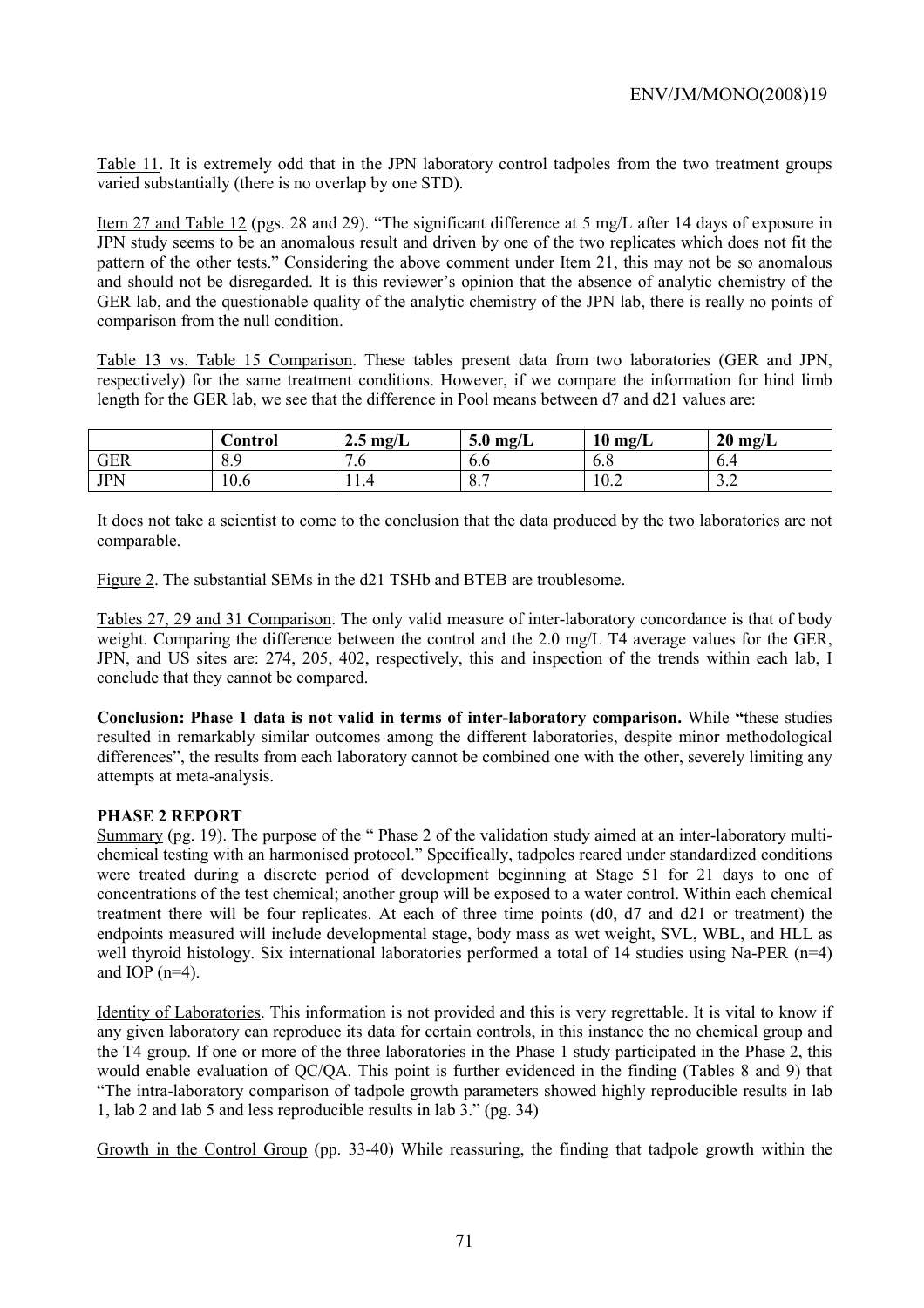Table 11. It is extremely odd that in the JPN laboratory control tadpoles from the two treatment groups varied substantially (there is no overlap by one STD).

Item 27 and Table 12 (pgs. 28 and 29). "The significant difference at 5 mg/L after 14 days of exposure in JPN study seems to be an anomalous result and driven by one of the two replicates which does not fit the pattern of the other tests." Considering the above comment under Item 21, this may not be so anomalous and should not be disregarded. It is this reviewer's opinion that the absence of analytic chemistry of the GER lab, and the questionable quality of the analytic chemistry of the JPN lab, there is really no points of comparison from the null condition.

Table 13 vs. Table 15 Comparison. These tables present data from two laboratories (GER and JPN, respectively) for the same treatment conditions. However, if we compare the information for hind limb length for the GER lab, we see that the difference in Pool means between d7 and d21 values are:

| | Control | 2.5 mg/L | 5.0 mg/L | 10 mg/L | 20 mg/L |
|---|---|---|---|---|---|
| GER | 8.9 | 7.6 | 6.6 | 6.8 | 6.4 |
| JPN | 10.6 | 11.4 | 8.7 | 10.2 | 3.2 |

It does not take a scientist to come to the conclusion that the data produced by the two laboratories are not comparable.

Figure 2. The substantial SEMs in the d21 TSHb and BTEB are troublesome.

Tables 27, 29 and 31 Comparison. The only valid measure of inter-laboratory concordance is that of body weight. Comparing the difference between the control and the 2.0 mg/L T4 average values for the GER, JPN, and US sites are: 274, 205, 402, respectively, this and inspection of the trends within each lab, I conclude that they cannot be compared.

**Conclusion: Phase 1 data is not valid in terms of inter-laboratory comparison.** While **"**these studies resulted in remarkably similar outcomes among the different laboratories, despite minor methodological differences", the results from each laboratory cannot be combined one with the other, severely limiting any attempts at meta-analysis.

**PHASE 2 REPORT**

Summary (pg. 19). The purpose of the " Phase 2 of the validation study aimed at an inter-laboratory multi-chemical testing with an harmonised protocol." Specifically, tadpoles reared under standardized conditions were treated during a discrete period of development beginning at Stage 51 for 21 days to one of concentrations of the test chemical; another group will be exposed to a water control. Within each chemical treatment there will be four replicates. At each of three time points (d0, d7 and d21 or treatment) the endpoints measured will include developmental stage, body mass as wet weight, SVL, WBL, and HLL as well thyroid histology. Six international laboratories performed a total of 14 studies using Na-PER (n=4) and IOP (n=4).

Identity of Laboratories. This information is not provided and this is very regrettable. It is vital to know if any given laboratory can reproduce its data for certain controls, in this instance the no chemical group and the T4 group. If one or more of the three laboratories in the Phase 1 study participated in the Phase 2, this would enable evaluation of QC/QA. This point is further evidenced in the finding (Tables 8 and 9) that "The intra-laboratory comparison of tadpole growth parameters showed highly reproducible results in lab 1, lab 2 and lab 5 and less reproducible results in lab 3." (pg. 34)

Growth in the Control Group (pp. 33-40) While reassuring, the finding that tadpole growth within the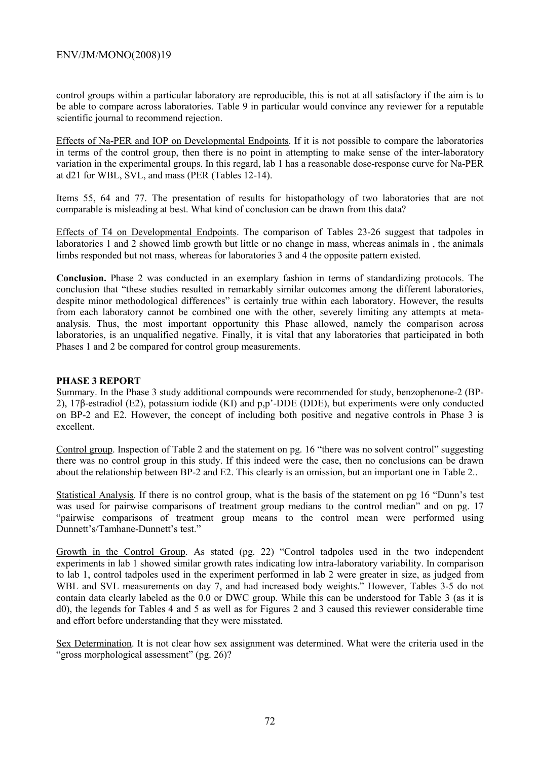control groups within a particular laboratory are reproducible, this is not at all satisfactory if the aim is to be able to compare across laboratories. Table 9 in particular would convince any reviewer for a reputable scientific journal to recommend rejection.

Effects of Na-PER and IOP on Developmental Endpoints. If it is not possible to compare the laboratories in terms of the control group, then there is no point in attempting to make sense of the inter-laboratory variation in the experimental groups. In this regard, lab 1 has a reasonable dose-response curve for Na-PER at d21 for WBL, SVL, and mass (PER (Tables 12-14).

Items 55, 64 and 77. The presentation of results for histopathology of two laboratories that are not comparable is misleading at best. What kind of conclusion can be drawn from this data?

Effects of T4 on Developmental Endpoints. The comparison of Tables 23-26 suggest that tadpoles in laboratories 1 and 2 showed limb growth but little or no change in mass, whereas animals in , the animals limbs responded but not mass, whereas for laboratories 3 and 4 the opposite pattern existed.

**Conclusion.** Phase 2 was conducted in an exemplary fashion in terms of standardizing protocols. The conclusion that "these studies resulted in remarkably similar outcomes among the different laboratories, despite minor methodological differences" is certainly true within each laboratory. However, the results from each laboratory cannot be combined one with the other, severely limiting any attempts at meta-analysis. Thus, the most important opportunity this Phase allowed, namely the comparison across laboratories, is an unqualified negative. Finally, it is vital that any laboratories that participated in both Phases 1 and 2 be compared for control group measurements.

**PHASE 3 REPORT**

Summary. In the Phase 3 study additional compounds were recommended for study, benzophenone-2 (BP-2), 17β-estradiol (E2), potassium iodide (KI) and p,p'-DDE (DDE), but experiments were only conducted on BP-2 and E2. However, the concept of including both positive and negative controls in Phase 3 is excellent.

Control group. Inspection of Table 2 and the statement on pg. 16 "there was no solvent control" suggesting there was no control group in this study. If this indeed were the case, then no conclusions can be drawn about the relationship between BP-2 and E2. This clearly is an omission, but an important one in Table 2..

Statistical Analysis. If there is no control group, what is the basis of the statement on pg 16 "Dunn's test was used for pairwise comparisons of treatment group medians to the control median" and on pg. 17 "pairwise comparisons of treatment group means to the control mean were performed using Dunnett's/Tamhane-Dunnett's test."

Growth in the Control Group. As stated (pg. 22) "Control tadpoles used in the two independent experiments in lab 1 showed similar growth rates indicating low intra-laboratory variability. In comparison to lab 1, control tadpoles used in the experiment performed in lab 2 were greater in size, as judged from WBL and SVL measurements on day 7, and had increased body weights." However, Tables 3-5 do not contain data clearly labeled as the 0.0 or DWC group. While this can be understood for Table 3 (as it is d0), the legends for Tables 4 and 5 as well as for Figures 2 and 3 caused this reviewer considerable time and effort before understanding that they were misstated.

Sex Determination. It is not clear how sex assignment was determined. What were the criteria used in the "gross morphological assessment" (pg. 26)?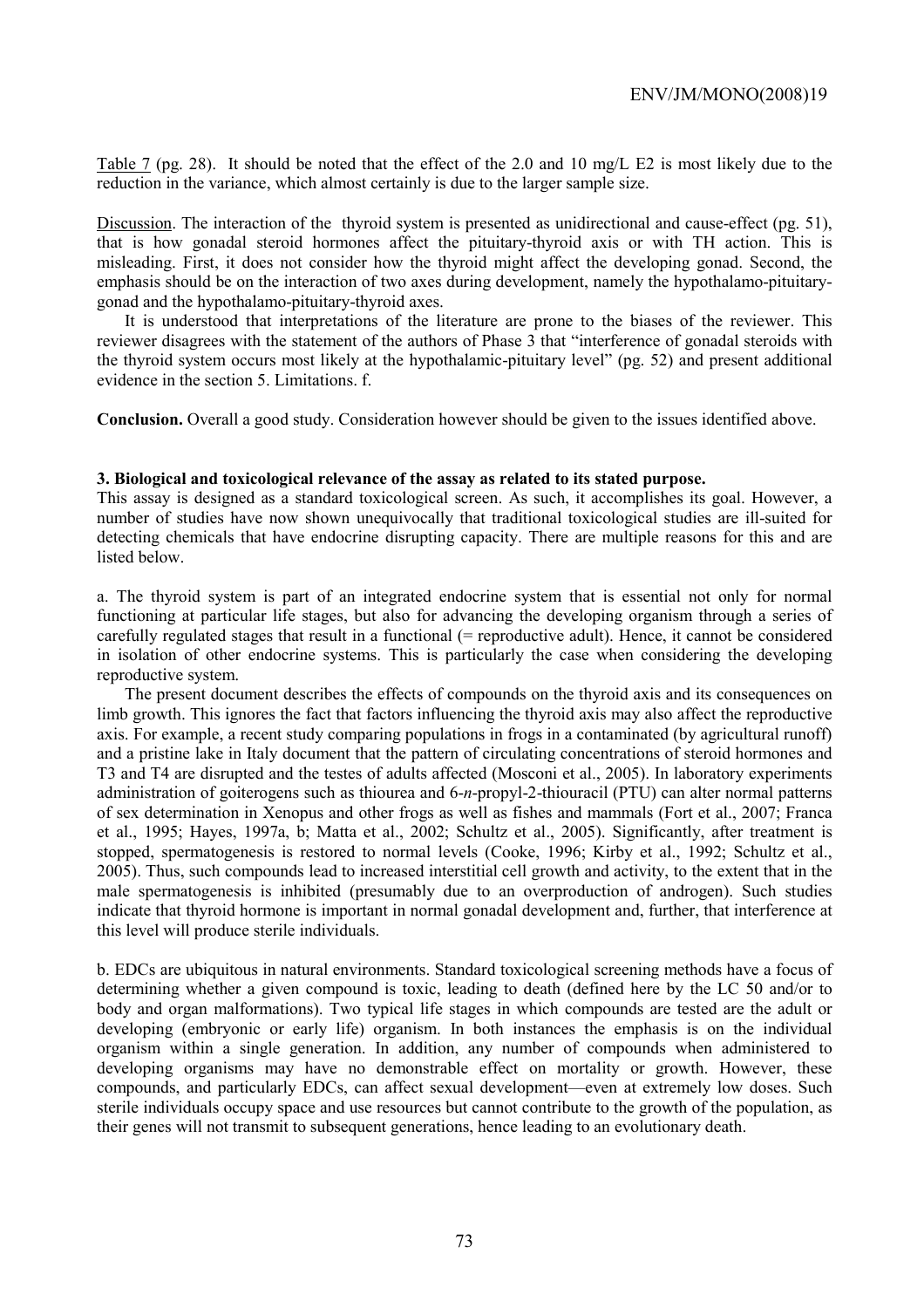Table 7 (pg. 28). It should be noted that the effect of the 2.0 and 10 mg/L E2 is most likely due to the reduction in the variance, which almost certainly is due to the larger sample size.

Discussion. The interaction of the thyroid system is presented as unidirectional and cause-effect (pg. 51), that is how gonadal steroid hormones affect the pituitary-thyroid axis or with TH action. This is misleading. First, it does not consider how the thyroid might affect the developing gonad. Second, the emphasis should be on the interaction of two axes during development, namely the hypothalamo-pituitary-gonad and the hypothalamo-pituitary-thyroid axes.

It is understood that interpretations of the literature are prone to the biases of the reviewer. This reviewer disagrees with the statement of the authors of Phase 3 that "interference of gonadal steroids with the thyroid system occurs most likely at the hypothalamic-pituitary level" (pg. 52) and present additional evidence in the section 5. Limitations. f.

**Conclusion.** Overall a good study. Consideration however should be given to the issues identified above.

**3. Biological and toxicological relevance of the assay as related to its stated purpose.**

This assay is designed as a standard toxicological screen. As such, it accomplishes its goal. However, a number of studies have now shown unequivocally that traditional toxicological studies are ill-suited for detecting chemicals that have endocrine disrupting capacity. There are multiple reasons for this and are listed below.

a. The thyroid system is part of an integrated endocrine system that is essential not only for normal functioning at particular life stages, but also for advancing the developing organism through a series of carefully regulated stages that result in a functional (= reproductive adult). Hence, it cannot be considered in isolation of other endocrine systems. This is particularly the case when considering the developing reproductive system.

The present document describes the effects of compounds on the thyroid axis and its consequences on limb growth. This ignores the fact that factors influencing the thyroid axis may also affect the reproductive axis. For example, a recent study comparing populations in frogs in a contaminated (by agricultural runoff) and a pristine lake in Italy document that the pattern of circulating concentrations of steroid hormones and T3 and T4 are disrupted and the testes of adults affected (Mosconi et al., 2005). In laboratory experiments administration of goiterogens such as thiourea and 6-*n*-propyl-2-thiouracil (PTU) can alter normal patterns of sex determination in Xenopus and other frogs as well as fishes and mammals (Fort et al., 2007; Franca et al., 1995; Hayes, 1997a, b; Matta et al., 2002; Schultz et al., 2005). Significantly, after treatment is stopped, spermatogenesis is restored to normal levels (Cooke, 1996; Kirby et al., 1992; Schultz et al., 2005). Thus, such compounds lead to increased interstitial cell growth and activity, to the extent that in the male spermatogenesis is inhibited (presumably due to an overproduction of androgen). Such studies indicate that thyroid hormone is important in normal gonadal development and, further, that interference at this level will produce sterile individuals.

b. EDCs are ubiquitous in natural environments. Standard toxicological screening methods have a focus of determining whether a given compound is toxic, leading to death (defined here by the LC 50 and/or to body and organ malformations). Two typical life stages in which compounds are tested are the adult or developing (embryonic or early life) organism. In both instances the emphasis is on the individual organism within a single generation. In addition, any number of compounds when administered to developing organisms may have no demonstrable effect on mortality or growth. However, these compounds, and particularly EDCs, can affect sexual development—even at extremely low doses. Such sterile individuals occupy space and use resources but cannot contribute to the growth of the population, as their genes will not transmit to subsequent generations, hence leading to an evolutionary death.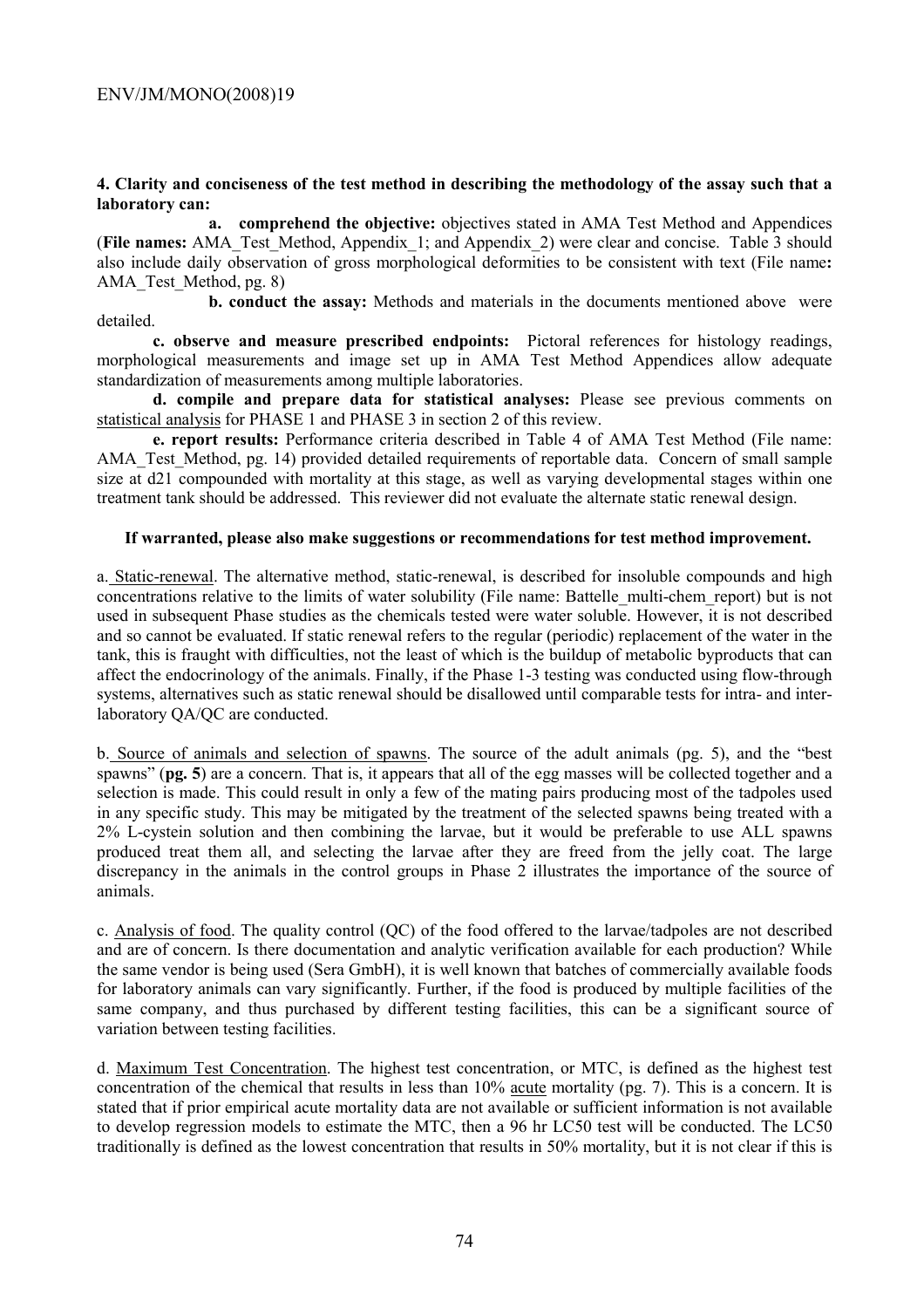**4. Clarity and conciseness of the test method in describing the methodology of the assay such that a laboratory can:**

**a. comprehend the objective:** objectives stated in AMA Test Method and Appendices (**File names:** AMA_Test_Method, Appendix_1; and Appendix_2) were clear and concise. Table 3 should also include daily observation of gross morphological deformities to be consistent with text (File name**:** AMA_Test_Method, pg. 8)

**b. conduct the assay:** Methods and materials in the documents mentioned above were detailed.

**c. observe and measure prescribed endpoints:** Pictoral references for histology readings, morphological measurements and image set up in AMA Test Method Appendices allow adequate standardization of measurements among multiple laboratories.

**d. compile and prepare data for statistical analyses:** Please see previous comments on statistical analysis for PHASE 1 and PHASE 3 in section 2 of this review.

**e. report results:** Performance criteria described in Table 4 of AMA Test Method (File name: AMA_Test_Method, pg. 14) provided detailed requirements of reportable data. Concern of small sample size at d21 compounded with mortality at this stage, as well as varying developmental stages within one treatment tank should be addressed. This reviewer did not evaluate the alternate static renewal design.

**If warranted, please also make suggestions or recommendations for test method improvement.**

a. Static-renewal. The alternative method, static-renewal, is described for insoluble compounds and high concentrations relative to the limits of water solubility (File name: Battelle_multi-chem_report) but is not used in subsequent Phase studies as the chemicals tested were water soluble. However, it is not described and so cannot be evaluated. If static renewal refers to the regular (periodic) replacement of the water in the tank, this is fraught with difficulties, not the least of which is the buildup of metabolic byproducts that can affect the endocrinology of the animals. Finally, if the Phase 1-3 testing was conducted using flow-through systems, alternatives such as static renewal should be disallowed until comparable tests for intra- and inter-laboratory QA/QC are conducted.

b. Source of animals and selection of spawns. The source of the adult animals (pg. 5), and the "best spawns" (**pg. 5**) are a concern. That is, it appears that all of the egg masses will be collected together and a selection is made. This could result in only a few of the mating pairs producing most of the tadpoles used in any specific study. This may be mitigated by the treatment of the selected spawns being treated with a 2% L-cystein solution and then combining the larvae, but it would be preferable to use ALL spawns produced treat them all, and selecting the larvae after they are freed from the jelly coat. The large discrepancy in the animals in the control groups in Phase 2 illustrates the importance of the source of animals.

c. Analysis of food. The quality control (QC) of the food offered to the larvae/tadpoles are not described and are of concern. Is there documentation and analytic verification available for each production? While the same vendor is being used (Sera GmbH), it is well known that batches of commercially available foods for laboratory animals can vary significantly. Further, if the food is produced by multiple facilities of the same company, and thus purchased by different testing facilities, this can be a significant source of variation between testing facilities.

d. Maximum Test Concentration. The highest test concentration, or MTC, is defined as the highest test concentration of the chemical that results in less than 10% acute mortality (pg. 7). This is a concern. It is stated that if prior empirical acute mortality data are not available or sufficient information is not available to develop regression models to estimate the MTC, then a 96 hr LC50 test will be conducted. The LC50 traditionally is defined as the lowest concentration that results in 50% mortality, but it is not clear if this is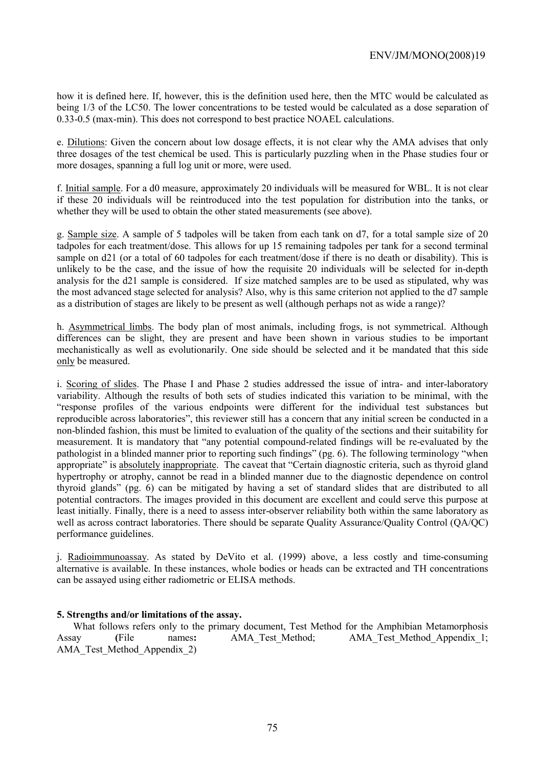how it is defined here. If, however, this is the definition used here, then the MTC would be calculated as being 1/3 of the LC50. The lower concentrations to be tested would be calculated as a dose separation of 0.33-0.5 (max-min). This does not correspond to best practice NOAEL calculations.

e. <u>Dilutions</u>: Given the concern about low dosage effects, it is not clear why the AMA advises that only three dosages of the test chemical be used. This is particularly puzzling when in the Phase studies four or more dosages, spanning a full log unit or more, were used.

f. <u>Initial sample</u>. For a d0 measure, approximately 20 individuals will be measured for WBL. It is not clear if these 20 individuals will be reintroduced into the test population for distribution into the tanks, or whether they will be used to obtain the other stated measurements (see above).

g. <u>Sample size</u>. A sample of 5 tadpoles will be taken from each tank on d7, for a total sample size of 20 tadpoles for each treatment/dose. This allows for up 15 remaining tadpoles per tank for a second terminal sample on d21 (or a total of 60 tadpoles for each treatment/dose if there is no death or disability). This is unlikely to be the case, and the issue of how the requisite 20 individuals will be selected for in-depth analysis for the d21 sample is considered. If size matched samples are to be used as stipulated, why was the most advanced stage selected for analysis? Also, why is this same criterion not applied to the d7 sample as a distribution of stages are likely to be present as well (although perhaps not as wide a range)?

h. <u>Asymmetrical limbs</u>. The body plan of most animals, including frogs, is not symmetrical. Although differences can be slight, they are present and have been shown in various studies to be important mechanistically as well as evolutionarily. One side should be selected and it be mandated that this side <u>only</u> be measured.

i. <u>Scoring of slides</u>. The Phase I and Phase 2 studies addressed the issue of intra- and inter-laboratory variability. Although the results of both sets of studies indicated this variation to be minimal, with the "response profiles of the various endpoints were different for the individual test substances but reproducible across laboratories", this reviewer still has a concern that any initial screen be conducted in a non-blinded fashion, this must be limited to evaluation of the quality of the sections and their suitability for measurement. It is mandatory that "any potential compound-related findings will be re-evaluated by the pathologist in a blinded manner prior to reporting such findings" (pg. 6). The following terminology "when appropriate" is <u>absolutely</u> <u>inappropriate</u>. The caveat that "Certain diagnostic criteria, such as thyroid gland hypertrophy or atrophy, cannot be read in a blinded manner due to the diagnostic dependence on control thyroid glands" (pg. 6) can be mitigated by having a set of standard slides that are distributed to all potential contractors. The images provided in this document are excellent and could serve this purpose at least initially. Finally, there is a need to assess inter-observer reliability both within the same laboratory as well as across contract laboratories. There should be separate Quality Assurance/Quality Control (QA/QC) performance guidelines.

j. <u>Radioimmunoassay</u>. As stated by DeVito et al. (1999) above, a less costly and time-consuming alternative is available. In these instances, whole bodies or heads can be extracted and TH concentrations can be assayed using either radiometric or ELISA methods.

**5. Strengths and/or limitations of the assay.**

What follows refers only to the primary document, Test Method for the Amphibian Metamorphosis Assay (**File names:** AMA_Test_Method; AMA_Test_Method_Appendix_1; AMA_Test_Method_Appendix_2)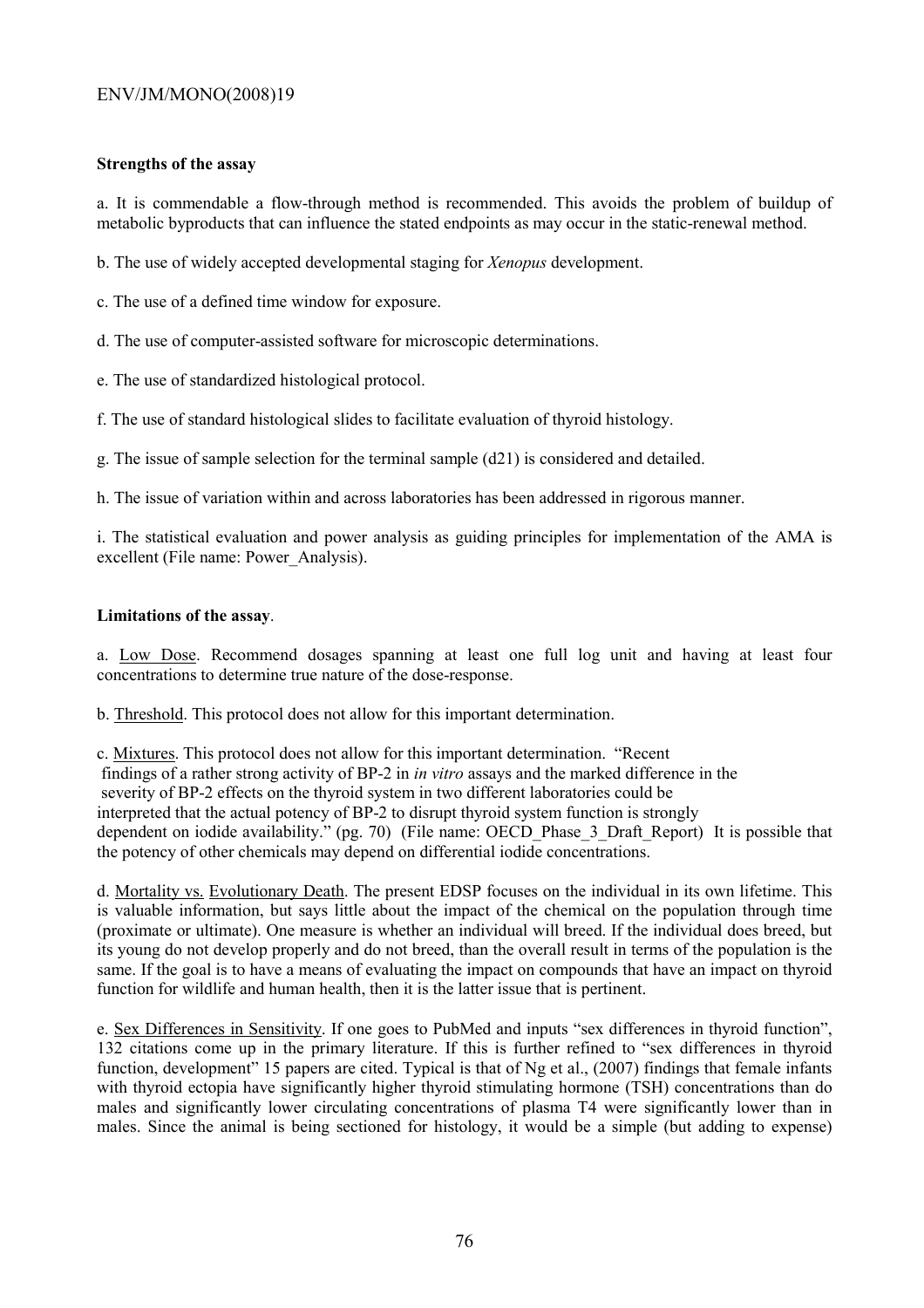**Strengths of the assay**

a. It is commendable a flow-through method is recommended. This avoids the problem of buildup of metabolic byproducts that can influence the stated endpoints as may occur in the static-renewal method.

b. The use of widely accepted developmental staging for *Xenopus* development.

c. The use of a defined time window for exposure.

d. The use of computer-assisted software for microscopic determinations.

e. The use of standardized histological protocol.

f. The use of standard histological slides to facilitate evaluation of thyroid histology.

g. The issue of sample selection for the terminal sample (d21) is considered and detailed.

h. The issue of variation within and across laboratories has been addressed in rigorous manner.

i. The statistical evaluation and power analysis as guiding principles for implementation of the AMA is excellent (File name: Power_Analysis).

**Limitations of the assay**.

a. Low Dose. Recommend dosages spanning at least one full log unit and having at least four concentrations to determine true nature of the dose-response.

b. Threshold. This protocol does not allow for this important determination.

c. Mixtures. This protocol does not allow for this important determination. "Recent findings of a rather strong activity of BP-2 in *in vitro* assays and the marked difference in the severity of BP-2 effects on the thyroid system in two different laboratories could be interpreted that the actual potency of BP-2 to disrupt thyroid system function is strongly dependent on iodide availability." (pg. 70) (File name: OECD_Phase_3_Draft_Report) It is possible that the potency of other chemicals may depend on differential iodide concentrations.

d. Mortality vs. Evolutionary Death. The present EDSP focuses on the individual in its own lifetime. This is valuable information, but says little about the impact of the chemical on the population through time (proximate or ultimate). One measure is whether an individual will breed. If the individual does breed, but its young do not develop properly and do not breed, than the overall result in terms of the population is the same. If the goal is to have a means of evaluating the impact on compounds that have an impact on thyroid function for wildlife and human health, then it is the latter issue that is pertinent.

e. Sex Differences in Sensitivity. If one goes to PubMed and inputs "sex differences in thyroid function", 132 citations come up in the primary literature. If this is further refined to "sex differences in thyroid function, development" 15 papers are cited. Typical is that of Ng et al., (2007) findings that female infants with thyroid ectopia have significantly higher thyroid stimulating hormone (TSH) concentrations than do males and significantly lower circulating concentrations of plasma T4 were significantly lower than in males. Since the animal is being sectioned for histology, it would be a simple (but adding to expense)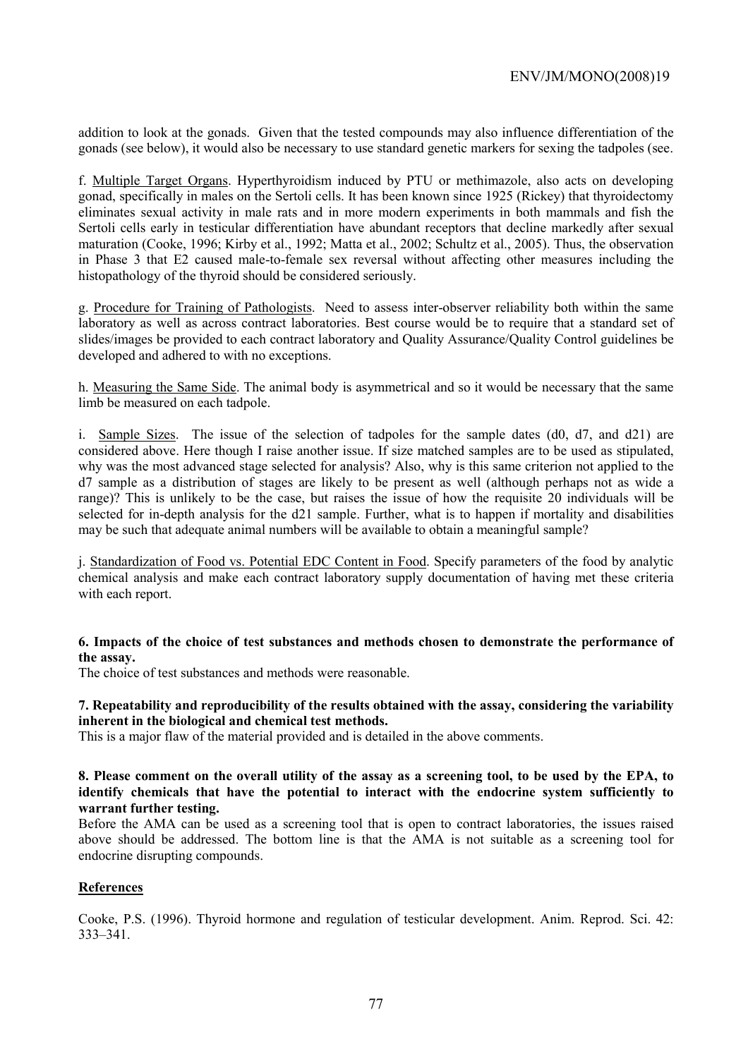addition to look at the gonads. Given that the tested compounds may also influence differentiation of the gonads (see below), it would also be necessary to use standard genetic markers for sexing the tadpoles (see.

f. Multiple Target Organs. Hyperthyroidism induced by PTU or methimazole, also acts on developing gonad, specifically in males on the Sertoli cells. It has been known since 1925 (Rickey) that thyroidectomy eliminates sexual activity in male rats and in more modern experiments in both mammals and fish the Sertoli cells early in testicular differentiation have abundant receptors that decline markedly after sexual maturation (Cooke, 1996; Kirby et al., 1992; Matta et al., 2002; Schultz et al., 2005). Thus, the observation in Phase 3 that E2 caused male-to-female sex reversal without affecting other measures including the histopathology of the thyroid should be considered seriously.

g. Procedure for Training of Pathologists. Need to assess inter-observer reliability both within the same laboratory as well as across contract laboratories. Best course would be to require that a standard set of slides/images be provided to each contract laboratory and Quality Assurance/Quality Control guidelines be developed and adhered to with no exceptions.

h. Measuring the Same Side. The animal body is asymmetrical and so it would be necessary that the same limb be measured on each tadpole.

i. Sample Sizes. The issue of the selection of tadpoles for the sample dates (d0, d7, and d21) are considered above. Here though I raise another issue. If size matched samples are to be used as stipulated, why was the most advanced stage selected for analysis? Also, why is this same criterion not applied to the d7 sample as a distribution of stages are likely to be present as well (although perhaps not as wide a range)? This is unlikely to be the case, but raises the issue of how the requisite 20 individuals will be selected for in-depth analysis for the d21 sample. Further, what is to happen if mortality and disabilities may be such that adequate animal numbers will be available to obtain a meaningful sample?

j. Standardization of Food vs. Potential EDC Content in Food. Specify parameters of the food by analytic chemical analysis and make each contract laboratory supply documentation of having met these criteria with each report.

**6. Impacts of the choice of test substances and methods chosen to demonstrate the performance of the assay.**

The choice of test substances and methods were reasonable.

**7. Repeatability and reproducibility of the results obtained with the assay, considering the variability inherent in the biological and chemical test methods.**

This is a major flaw of the material provided and is detailed in the above comments.

**8. Please comment on the overall utility of the assay as a screening tool, to be used by the EPA, to identify chemicals that have the potential to interact with the endocrine system sufficiently to warrant further testing.**

Before the AMA can be used as a screening tool that is open to contract laboratories, the issues raised above should be addressed. The bottom line is that the AMA is not suitable as a screening tool for endocrine disrupting compounds.

**References**

Cooke, P.S. (1996). Thyroid hormone and regulation of testicular development. Anim. Reprod. Sci. 42: 333–341.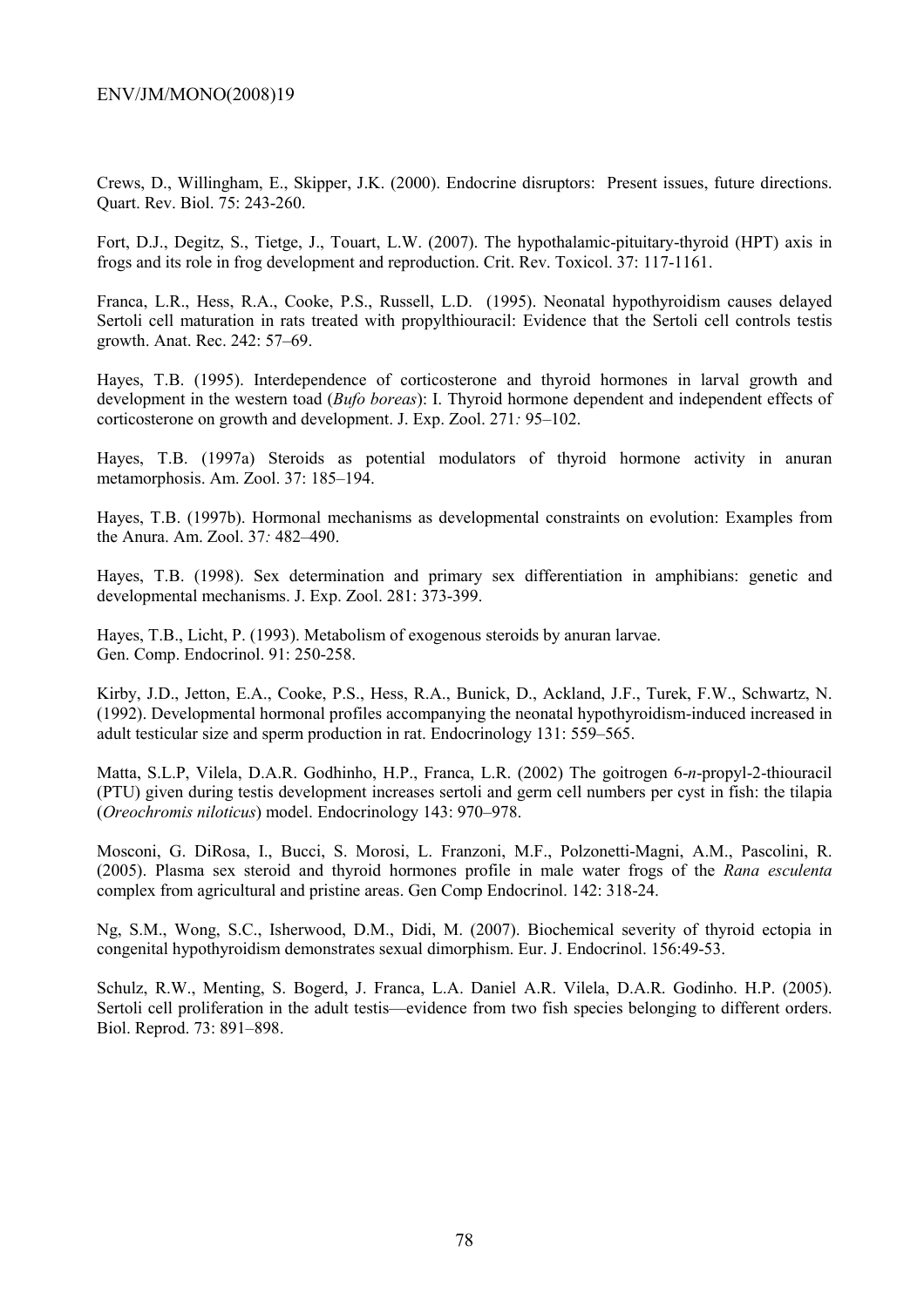Crews, D., Willingham, E., Skipper, J.K. (2000). Endocrine disruptors: Present issues, future directions. Quart. Rev. Biol. 75: 243-260.

Fort, D.J., Degitz, S., Tietge, J., Touart, L.W. (2007). The hypothalamic-pituitary-thyroid (HPT) axis in frogs and its role in frog development and reproduction. Crit. Rev. Toxicol. 37: 117-1161.

Franca, L.R., Hess, R.A., Cooke, P.S., Russell, L.D. (1995). Neonatal hypothyroidism causes delayed Sertoli cell maturation in rats treated with propylthiouracil: Evidence that the Sertoli cell controls testis growth. Anat. Rec. 242: 57–69.

Hayes, T.B. (1995). Interdependence of corticosterone and thyroid hormones in larval growth and development in the western toad (*Bufo boreas*): I. Thyroid hormone dependent and independent effects of corticosterone on growth and development. J. Exp. Zool. 271*:* 95–102.

Hayes, T.B. (1997a) Steroids as potential modulators of thyroid hormone activity in anuran metamorphosis. Am. Zool. 37: 185–194.

Hayes, T.B. (1997b). Hormonal mechanisms as developmental constraints on evolution: Examples from the Anura. Am. Zool. 37*:* 482–490.

Hayes, T.B. (1998). Sex determination and primary sex differentiation in amphibians: genetic and developmental mechanisms. J. Exp. Zool. 281: 373-399.

Hayes, T.B., Licht, P. (1993). Metabolism of exogenous steroids by anuran larvae. Gen. Comp. Endocrinol. 91: 250-258.

Kirby, J.D., Jetton, E.A., Cooke, P.S., Hess, R.A., Bunick, D., Ackland, J.F., Turek, F.W., Schwartz, N. (1992). Developmental hormonal profiles accompanying the neonatal hypothyroidism-induced increased in adult testicular size and sperm production in rat. Endocrinology 131: 559–565.

Matta, S.L.P, Vilela, D.A.R. Godhinho, H.P., Franca, L.R. (2002) The goitrogen 6-*n*-propyl-2-thiouracil (PTU) given during testis development increases sertoli and germ cell numbers per cyst in fish: the tilapia (*Oreochromis niloticus*) model. Endocrinology 143: 970–978.

Mosconi, G. DiRosa, I., Bucci, S. Morosi, L. Franzoni, M.F., Polzonetti-Magni, A.M., Pascolini, R. (2005). Plasma sex steroid and thyroid hormones profile in male water frogs of the *Rana esculenta* complex from agricultural and pristine areas. Gen Comp Endocrinol. 142: 318-24.

Ng, S.M., Wong, S.C., Isherwood, D.M., Didi, M. (2007). Biochemical severity of thyroid ectopia in congenital hypothyroidism demonstrates sexual dimorphism. Eur. J. Endocrinol. 156:49-53.

Schulz, R.W., Menting, S. Bogerd, J. Franca, L.A. Daniel A.R. Vilela, D.A.R. Godinho. H.P. (2005). Sertoli cell proliferation in the adult testis—evidence from two fish species belonging to different orders. Biol. Reprod. 73: 891–898.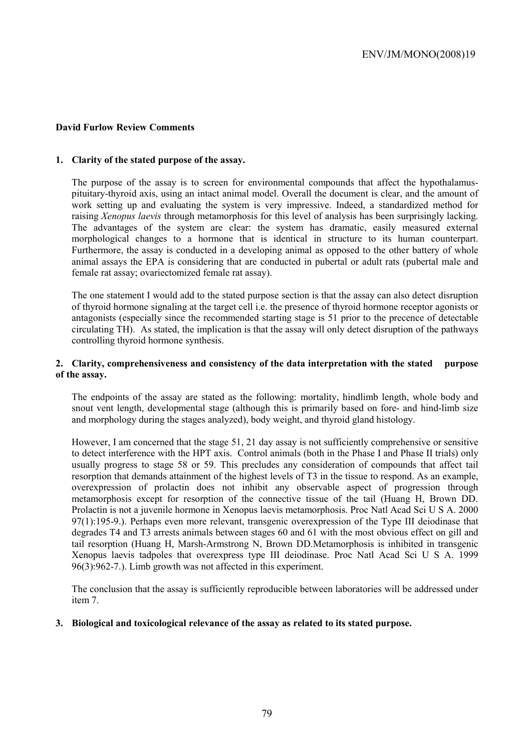**David Furlow Review Comments**

**1. Clarity of the stated purpose of the assay.**

The purpose of the assay is to screen for environmental compounds that affect the hypothalamus-pituitary-thyroid axis, using an intact animal model. Overall the document is clear, and the amount of work setting up and evaluating the system is very impressive. Indeed, a standardized method for raising *Xenopus laevis* through metamorphosis for this level of analysis has been surprisingly lacking. The advantages of the system are clear: the system has dramatic, easily measured external morphological changes to a hormone that is identical in structure to its human counterpart. Furthermore, the assay is conducted in a developing animal as opposed to the other battery of whole animal assays the EPA is considering that are conducted in pubertal or adult rats (pubertal male and female rat assay; ovariectomized female rat assay).

The one statement I would add to the stated purpose section is that the assay can also detect disruption of thyroid hormone signaling at the target cell i.e. the presence of thyroid hormone receptor agonists or antagonists (especially since the recommended starting stage is 51 prior to the precence of detectable circulating TH). As stated, the implication is that the assay will only detect disruption of the pathways controlling thyroid hormone synthesis.

**2. Clarity, comprehensiveness and consistency of the data interpretation with the stated purpose of the assay.**

The endpoints of the assay are stated as the following: mortality, hindlimb length, whole body and snout vent length, developmental stage (although this is primarily based on fore- and hind-limb size and morphology during the stages analyzed), body weight, and thyroid gland histology.

However, I am concerned that the stage 51, 21 day assay is not sufficiently comprehensive or sensitive to detect interference with the HPT axis. Control animals (both in the Phase I and Phase II trials) only usually progress to stage 58 or 59. This precludes any consideration of compounds that affect tail resorption that demands attainment of the highest levels of T3 in the tissue to respond. As an example, overexpression of prolactin does not inhibit any observable aspect of progression through metamorphosis except for resorption of the connective tissue of the tail (Huang H, Brown DD. Prolactin is not a juvenile hormone in Xenopus laevis metamorphosis. Proc Natl Acad Sci U S A. 2000 97(1):195-9.). Perhaps even more relevant, transgenic overexpression of the Type III deiodinase that degrades T4 and T3 arrests animals between stages 60 and 61 with the most obvious effect on gill and tail resorption (Huang H, Marsh-Armstrong N, Brown DD.Metamorphosis is inhibited in transgenic Xenopus laevis tadpoles that overexpress type III deiodinase. Proc Natl Acad Sci U S A. 1999 96(3):962-7.). Limb growth was not affected in this experiment.

The conclusion that the assay is sufficiently reproducible between laboratories will be addressed under item 7.

**3. Biological and toxicological relevance of the assay as related to its stated purpose.**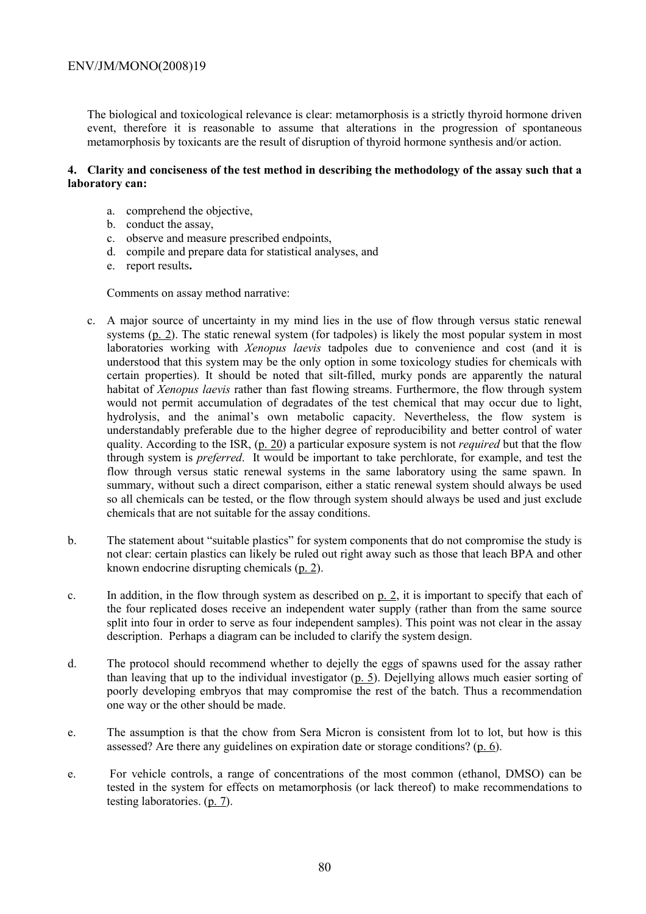The biological and toxicological relevance is clear: metamorphosis is a strictly thyroid hormone driven event, therefore it is reasonable to assume that alterations in the progression of spontaneous metamorphosis by toxicants are the result of disruption of thyroid hormone synthesis and/or action.

**4. Clarity and conciseness of the test method in describing the methodology of the assay such that a laboratory can:**

a. comprehend the objective,
b. conduct the assay,
c. observe and measure prescribed endpoints,
d. compile and prepare data for statistical analyses, and
e. report results**.**

Comments on assay method narrative:

c. A major source of uncertainty in my mind lies in the use of flow through versus static renewal systems (p. 2). The static renewal system (for tadpoles) is likely the most popular system in most laboratories working with *Xenopus laevis* tadpoles due to convenience and cost (and it is understood that this system may be the only option in some toxicology studies for chemicals with certain properties). It should be noted that silt-filled, murky ponds are apparently the natural habitat of *Xenopus laevis* rather than fast flowing streams. Furthermore, the flow through system would not permit accumulation of degradates of the test chemical that may occur due to light, hydrolysis, and the animal's own metabolic capacity. Nevertheless, the flow system is understandably preferable due to the higher degree of reproducibility and better control of water quality. According to the ISR, (p. 20) a particular exposure system is not *required* but that the flow through system is *preferred*. It would be important to take perchlorate, for example, and test the flow through versus static renewal systems in the same laboratory using the same spawn. In summary, without such a direct comparison, either a static renewal system should always be used so all chemicals can be tested, or the flow through system should always be used and just exclude chemicals that are not suitable for the assay conditions.

b. The statement about "suitable plastics" for system components that do not compromise the study is not clear: certain plastics can likely be ruled out right away such as those that leach BPA and other known endocrine disrupting chemicals (p. 2).

c. In addition, in the flow through system as described on p. 2, it is important to specify that each of the four replicated doses receive an independent water supply (rather than from the same source split into four in order to serve as four independent samples). This point was not clear in the assay description. Perhaps a diagram can be included to clarify the system design.

d. The protocol should recommend whether to dejelly the eggs of spawns used for the assay rather than leaving that up to the individual investigator (p. 5). Dejellying allows much easier sorting of poorly developing embryos that may compromise the rest of the batch. Thus a recommendation one way or the other should be made.

e. The assumption is that the chow from Sera Micron is consistent from lot to lot, but how is this assessed? Are there any guidelines on expiration date or storage conditions? (p. 6).

e. For vehicle controls, a range of concentrations of the most common (ethanol, DMSO) can be tested in the system for effects on metamorphosis (or lack thereof) to make recommendations to testing laboratories. (p. 7).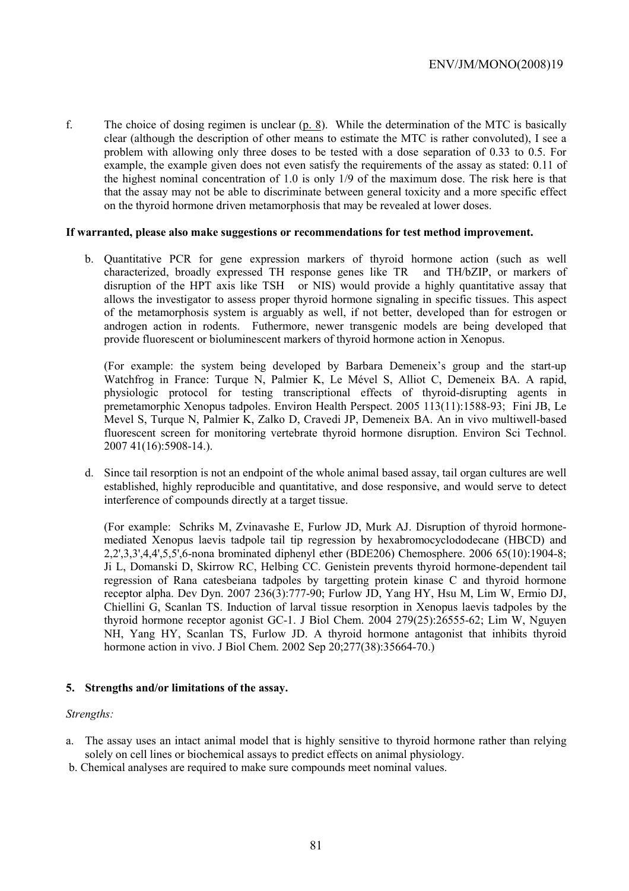f. The choice of dosing regimen is unclear (p. 8). While the determination of the MTC is basically clear (although the description of other means to estimate the MTC is rather convoluted), I see a problem with allowing only three doses to be tested with a dose separation of 0.33 to 0.5. For example, the example given does not even satisfy the requirements of the assay as stated: 0.11 of the highest nominal concentration of 1.0 is only 1/9 of the maximum dose. The risk here is that that the assay may not be able to discriminate between general toxicity and a more specific effect on the thyroid hormone driven metamorphosis that may be revealed at lower doses.

**If warranted, please also make suggestions or recommendations for test method improvement.**

b. Quantitative PCR for gene expression markers of thyroid hormone action (such as well characterized, broadly expressed TH response genes like TR and TH/bZIP, or markers of disruption of the HPT axis like TSH or NIS) would provide a highly quantitative assay that allows the investigator to assess proper thyroid hormone signaling in specific tissues. This aspect of the metamorphosis system is arguably as well, if not better, developed than for estrogen or androgen action in rodents. Futhermore, newer transgenic models are being developed that provide fluorescent or bioluminescent markers of thyroid hormone action in Xenopus.

   (For example: the system being developed by Barbara Demeneix's group and the start-up Watchfrog in France: Turque N, Palmier K, Le Mével S, Alliot C, Demeneix BA. A rapid, physiologic protocol for testing transcriptional effects of thyroid-disrupting agents in premetamorphic Xenopus tadpoles. Environ Health Perspect. 2005 113(11):1588-93; Fini JB, Le Mevel S, Turque N, Palmier K, Zalko D, Cravedi JP, Demeneix BA. An in vivo multiwell-based fluorescent screen for monitoring vertebrate thyroid hormone disruption. Environ Sci Technol. 2007 41(16):5908-14.).

d. Since tail resorption is not an endpoint of the whole animal based assay, tail organ cultures are well established, highly reproducible and quantitative, and dose responsive, and would serve to detect interference of compounds directly at a target tissue.

   (For example: Schriks M, Zvinavashe E, Furlow JD, Murk AJ. Disruption of thyroid hormone-mediated Xenopus laevis tadpole tail tip regression by hexabromocyclododecane (HBCD) and 2,2',3,3',4,4',5,5',6-nona brominated diphenyl ether (BDE206) Chemosphere. 2006 65(10):1904-8; Ji L, Domanski D, Skirrow RC, Helbing CC. Genistein prevents thyroid hormone-dependent tail regression of Rana catesbeiana tadpoles by targetting protein kinase C and thyroid hormone receptor alpha. Dev Dyn. 2007 236(3):777-90; Furlow JD, Yang HY, Hsu M, Lim W, Ermio DJ, Chiellini G, Scanlan TS. Induction of larval tissue resorption in Xenopus laevis tadpoles by the thyroid hormone receptor agonist GC-1. J Biol Chem. 2004 279(25):26555-62; Lim W, Nguyen NH, Yang HY, Scanlan TS, Furlow JD. A thyroid hormone antagonist that inhibits thyroid hormone action in vivo. J Biol Chem. 2002 Sep 20;277(38):35664-70.)

### 5. Strengths and/or limitations of the assay.

*Strengths:*

a. The assay uses an intact animal model that is highly sensitive to thyroid hormone rather than relying solely on cell lines or biochemical assays to predict effects on animal physiology.
b. Chemical analyses are required to make sure compounds meet nominal values.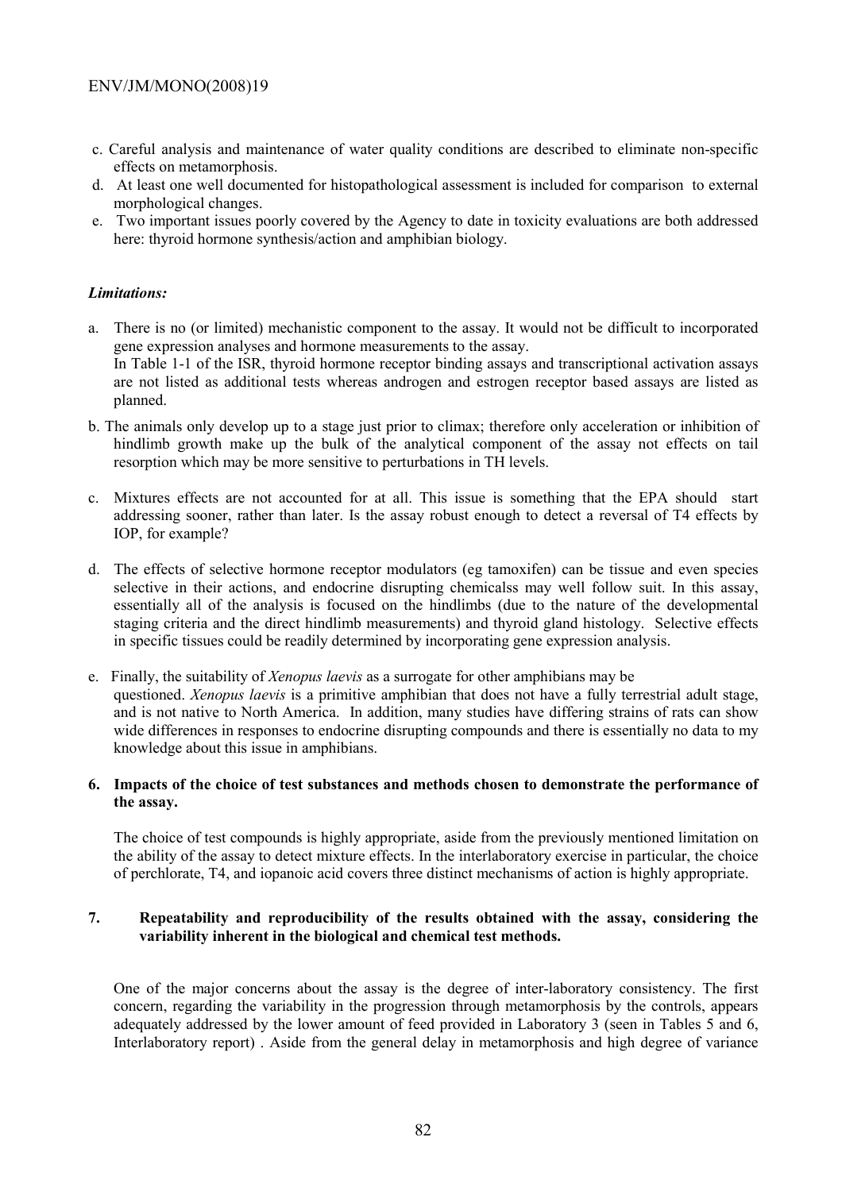c. Careful analysis and maintenance of water quality conditions are described to eliminate non-specific effects on metamorphosis.

d. At least one well documented for histopathological assessment is included for comparison to external morphological changes.

e. Two important issues poorly covered by the Agency to date in toxicity evaluations are both addressed here: thyroid hormone synthesis/action and amphibian biology.

***Limitations:***

a. There is no (or limited) mechanistic component to the assay. It would not be difficult to incorporated gene expression analyses and hormone measurements to the assay.
   In Table 1-1 of the ISR, thyroid hormone receptor binding assays and transcriptional activation assays are not listed as additional tests whereas androgen and estrogen receptor based assays are listed as planned.

b. The animals only develop up to a stage just prior to climax; therefore only acceleration or inhibition of hindlimb growth make up the bulk of the analytical component of the assay not effects on tail resorption which may be more sensitive to perturbations in TH levels.

c. Mixtures effects are not accounted for at all. This issue is something that the EPA should start addressing sooner, rather than later. Is the assay robust enough to detect a reversal of T4 effects by IOP, for example?

d. The effects of selective hormone receptor modulators (eg tamoxifen) can be tissue and even species selective in their actions, and endocrine disrupting chemicalss may well follow suit. In this assay, essentially all of the analysis is focused on the hindlimbs (due to the nature of the developmental staging criteria and the direct hindlimb measurements) and thyroid gland histology. Selective effects in specific tissues could be readily determined by incorporating gene expression analysis.

e. Finally, the suitability of *Xenopus laevis* as a surrogate for other amphibians may be questioned. *Xenopus laevis* is a primitive amphibian that does not have a fully terrestrial adult stage, and is not native to North America. In addition, many studies have differing strains of rats can show wide differences in responses to endocrine disrupting compounds and there is essentially no data to my knowledge about this issue in amphibians.

**6. Impacts of the choice of test substances and methods chosen to demonstrate the performance of the assay.**

The choice of test compounds is highly appropriate, aside from the previously mentioned limitation on the ability of the assay to detect mixture effects. In the interlaboratory exercise in particular, the choice of perchlorate, T4, and iopanoic acid covers three distinct mechanisms of action is highly appropriate.

**7. Repeatability and reproducibility of the results obtained with the assay, considering the variability inherent in the biological and chemical test methods.**

One of the major concerns about the assay is the degree of inter-laboratory consistency. The first concern, regarding the variability in the progression through metamorphosis by the controls, appears adequately addressed by the lower amount of feed provided in Laboratory 3 (seen in Tables 5 and 6, Interlaboratory report) . Aside from the general delay in metamorphosis and high degree of variance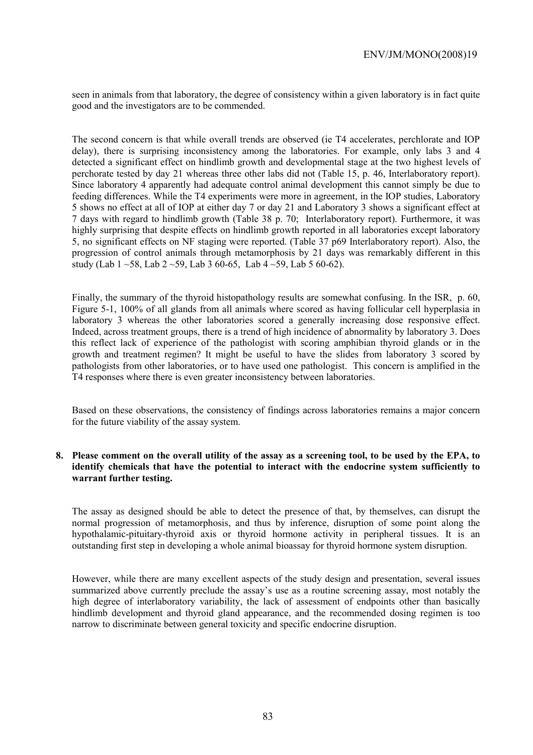seen in animals from that laboratory, the degree of consistency within a given laboratory is in fact quite good and the investigators are to be commended.

The second concern is that while overall trends are observed (ie T4 accelerates, perchlorate and IOP delay), there is surprising inconsistency among the laboratories. For example, only labs 3 and 4 detected a significant effect on hindlimb growth and developmental stage at the two highest levels of perchorate tested by day 21 whereas three other labs did not (Table 15, p. 46, Interlaboratory report). Since laboratory 4 apparently had adequate control animal development this cannot simply be due to feeding differences. While the T4 experiments were more in agreement, in the IOP studies, Laboratory 5 shows no effect at all of IOP at either day 7 or day 21 and Laboratory 3 shows a significant effect at 7 days with regard to hindlimb growth (Table 38 p. 70; Interlaboratory report). Furthermore, it was highly surprising that despite effects on hindlimb growth reported in all laboratories except laboratory 5, no significant effects on NF staging were reported. (Table 37 p69 Interlaboratory report). Also, the progression of control animals through metamorphosis by 21 days was remarkably different in this study (Lab 1 ~58, Lab 2 ~59, Lab 3 60-65, Lab 4 ~59, Lab 5 60-62).

Finally, the summary of the thyroid histopathology results are somewhat confusing. In the ISR, p. 60, Figure 5-1, 100% of all glands from all animals where scored as having follicular cell hyperplasia in laboratory 3 whereas the other laboratories scored a generally increasing dose responsive effect. Indeed, across treatment groups, there is a trend of high incidence of abnormality by laboratory 3. Does this reflect lack of experience of the pathologist with scoring amphibian thyroid glands or in the growth and treatment regimen? It might be useful to have the slides from laboratory 3 scored by pathologists from other laboratories, or to have used one pathologist. This concern is amplified in the T4 responses where there is even greater inconsistency between laboratories.

Based on these observations, the consistency of findings across laboratories remains a major concern for the future viability of the assay system.

**8. Please comment on the overall utility of the assay as a screening tool, to be used by the EPA, to identify chemicals that have the potential to interact with the endocrine system sufficiently to warrant further testing.**

The assay as designed should be able to detect the presence of that, by themselves, can disrupt the normal progression of metamorphosis, and thus by inference, disruption of some point along the hypothalamic-pituitary-thyroid axis or thyroid hormone activity in peripheral tissues. It is an outstanding first step in developing a whole animal bioassay for thyroid hormone system disruption.

However, while there are many excellent aspects of the study design and presentation, several issues summarized above currently preclude the assay's use as a routine screening assay, most notably the high degree of interlaboratory variability, the lack of assessment of endpoints other than basically hindlimb development and thyroid gland appearance, and the recommended dosing regimen is too narrow to discriminate between general toxicity and specific endocrine disruption.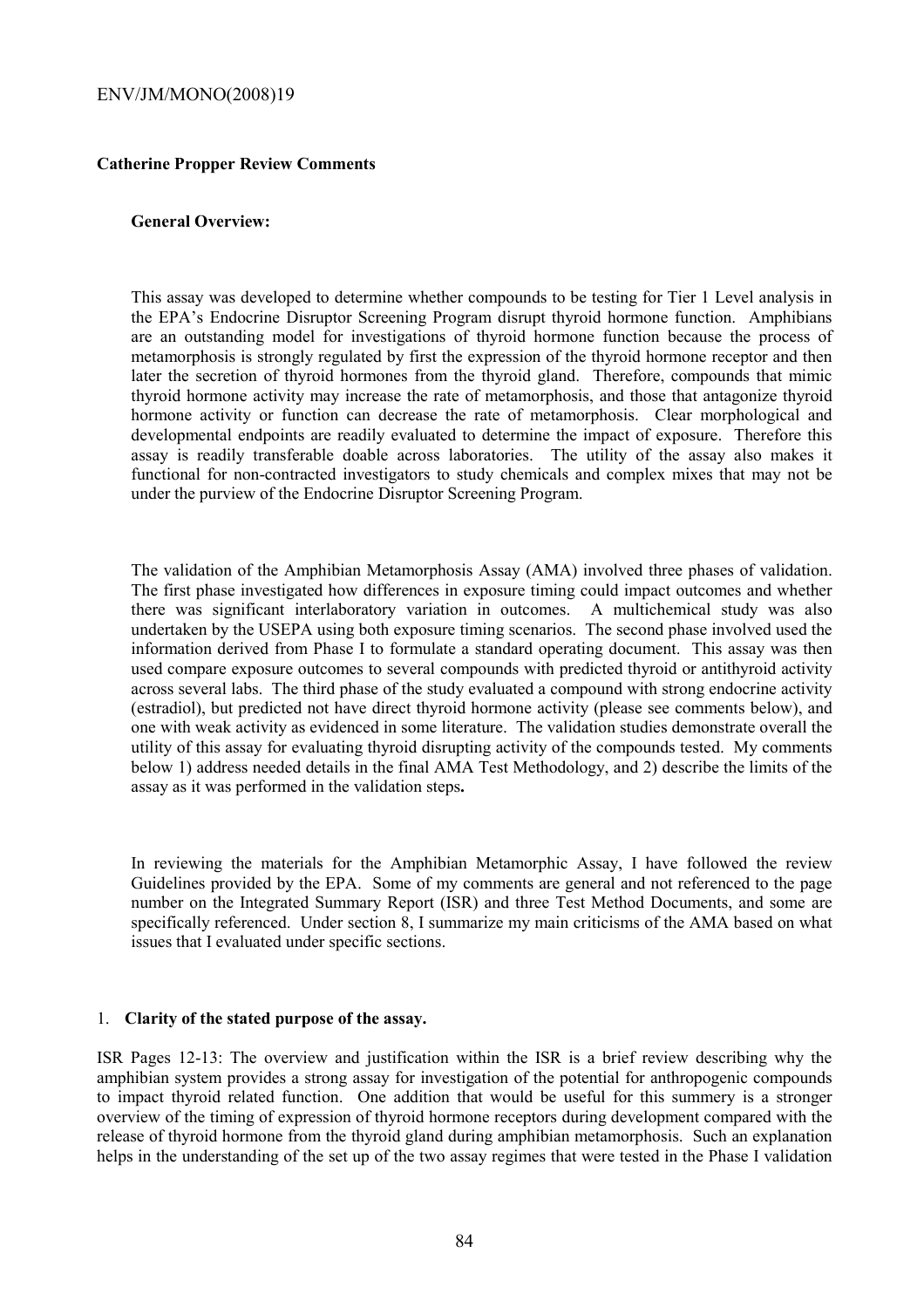**Catherine Propper Review Comments**

**General Overview:**

This assay was developed to determine whether compounds to be testing for Tier 1 Level analysis in the EPA's Endocrine Disruptor Screening Program disrupt thyroid hormone function. Amphibians are an outstanding model for investigations of thyroid hormone function because the process of metamorphosis is strongly regulated by first the expression of the thyroid hormone receptor and then later the secretion of thyroid hormones from the thyroid gland. Therefore, compounds that mimic thyroid hormone activity may increase the rate of metamorphosis, and those that antagonize thyroid hormone activity or function can decrease the rate of metamorphosis. Clear morphological and developmental endpoints are readily evaluated to determine the impact of exposure. Therefore this assay is readily transferable doable across laboratories. The utility of the assay also makes it functional for non-contracted investigators to study chemicals and complex mixes that may not be under the purview of the Endocrine Disruptor Screening Program.

The validation of the Amphibian Metamorphosis Assay (AMA) involved three phases of validation. The first phase investigated how differences in exposure timing could impact outcomes and whether there was significant interlaboratory variation in outcomes. A multichemical study was also undertaken by the USEPA using both exposure timing scenarios. The second phase involved used the information derived from Phase I to formulate a standard operating document. This assay was then used compare exposure outcomes to several compounds with predicted thyroid or antithyroid activity across several labs. The third phase of the study evaluated a compound with strong endocrine activity (estradiol), but predicted not have direct thyroid hormone activity (please see comments below), and one with weak activity as evidenced in some literature. The validation studies demonstrate overall the utility of this assay for evaluating thyroid disrupting activity of the compounds tested. My comments below 1) address needed details in the final AMA Test Methodology, and 2) describe the limits of the assay as it was performed in the validation steps**.**

In reviewing the materials for the Amphibian Metamorphic Assay, I have followed the review Guidelines provided by the EPA. Some of my comments are general and not referenced to the page number on the Integrated Summary Report (ISR) and three Test Method Documents, and some are specifically referenced. Under section 8, I summarize my main criticisms of the AMA based on what issues that I evaluated under specific sections.

1. **Clarity of the stated purpose of the assay.**

ISR Pages 12-13: The overview and justification within the ISR is a brief review describing why the amphibian system provides a strong assay for investigation of the potential for anthropogenic compounds to impact thyroid related function. One addition that would be useful for this summery is a stronger overview of the timing of expression of thyroid hormone receptors during development compared with the release of thyroid hormone from the thyroid gland during amphibian metamorphosis. Such an explanation helps in the understanding of the set up of the two assay regimes that were tested in the Phase I validation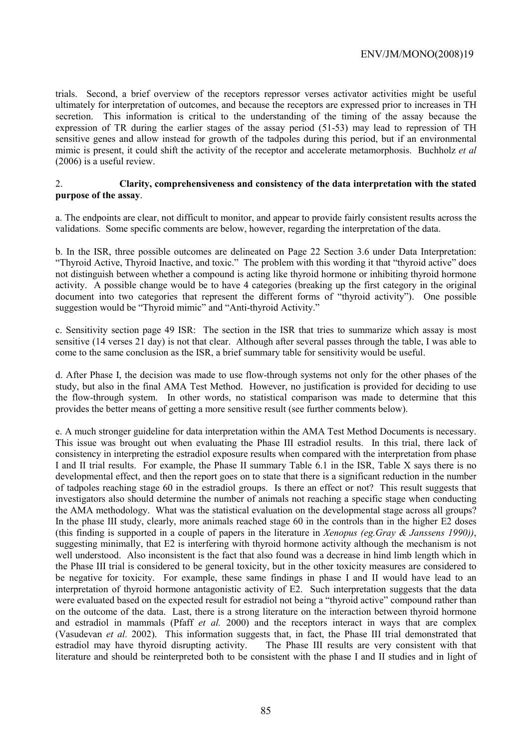trials. Second, a brief overview of the receptors repressor verses activator activities might be useful ultimately for interpretation of outcomes, and because the receptors are expressed prior to increases in TH secretion. This information is critical to the understanding of the timing of the assay because the expression of TR during the earlier stages of the assay period (51-53) may lead to repression of TH sensitive genes and allow instead for growth of the tadpoles during this period, but if an environmental mimic is present, it could shift the activity of the receptor and accelerate metamorphosis. Buchholz *et al* (2006) is a useful review.

2. **Clarity, comprehensiveness and consistency of the data interpretation with the stated purpose of the assay**.

a. The endpoints are clear, not difficult to monitor, and appear to provide fairly consistent results across the validations. Some specific comments are below, however, regarding the interpretation of the data.

b. In the ISR, three possible outcomes are delineated on Page 22 Section 3.6 under Data Interpretation: "Thyroid Active, Thyroid Inactive, and toxic." The problem with this wording it that "thyroid active" does not distinguish between whether a compound is acting like thyroid hormone or inhibiting thyroid hormone activity. A possible change would be to have 4 categories (breaking up the first category in the original document into two categories that represent the different forms of "thyroid activity"). One possible suggestion would be "Thyroid mimic" and "Anti-thyroid Activity."

c. Sensitivity section page 49 ISR: The section in the ISR that tries to summarize which assay is most sensitive (14 verses 21 day) is not that clear. Although after several passes through the table, I was able to come to the same conclusion as the ISR, a brief summary table for sensitivity would be useful.

d. After Phase I, the decision was made to use flow-through systems not only for the other phases of the study, but also in the final AMA Test Method. However, no justification is provided for deciding to use the flow-through system. In other words, no statistical comparison was made to determine that this provides the better means of getting a more sensitive result (see further comments below).

e. A much stronger guideline for data interpretation within the AMA Test Method Documents is necessary. This issue was brought out when evaluating the Phase III estradiol results. In this trial, there lack of consistency in interpreting the estradiol exposure results when compared with the interpretation from phase I and II trial results. For example, the Phase II summary Table 6.1 in the ISR, Table X says there is no developmental effect, and then the report goes on to state that there is a significant reduction in the number of tadpoles reaching stage 60 in the estradiol groups. Is there an effect or not? This result suggests that investigators also should determine the number of animals not reaching a specific stage when conducting the AMA methodology. What was the statistical evaluation on the developmental stage across all groups? In the phase III study, clearly, more animals reached stage 60 in the controls than in the higher E2 doses (this finding is supported in a couple of papers in the literature in *Xenopus (eg.Gray & Janssens 1990))*, suggesting minimally, that E2 is interfering with thyroid hormone activity although the mechanism is not well understood. Also inconsistent is the fact that also found was a decrease in hind limb length which in the Phase III trial is considered to be general toxicity, but in the other toxicity measures are considered to be negative for toxicity. For example, these same findings in phase I and II would have lead to an interpretation of thyroid hormone antagonistic activity of E2. Such interpretation suggests that the data were evaluated based on the expected result for estradiol not being a "thyroid active" compound rather than on the outcome of the data. Last, there is a strong literature on the interaction between thyroid hormone and estradiol in mammals (Pfaff *et al.* 2000) and the receptors interact in ways that are complex (Vasudevan *et al.* 2002). This information suggests that, in fact, the Phase III trial demonstrated that estradiol may have thyroid disrupting activity. The Phase III results are very consistent with that literature and should be reinterpreted both to be consistent with the phase I and II studies and in light of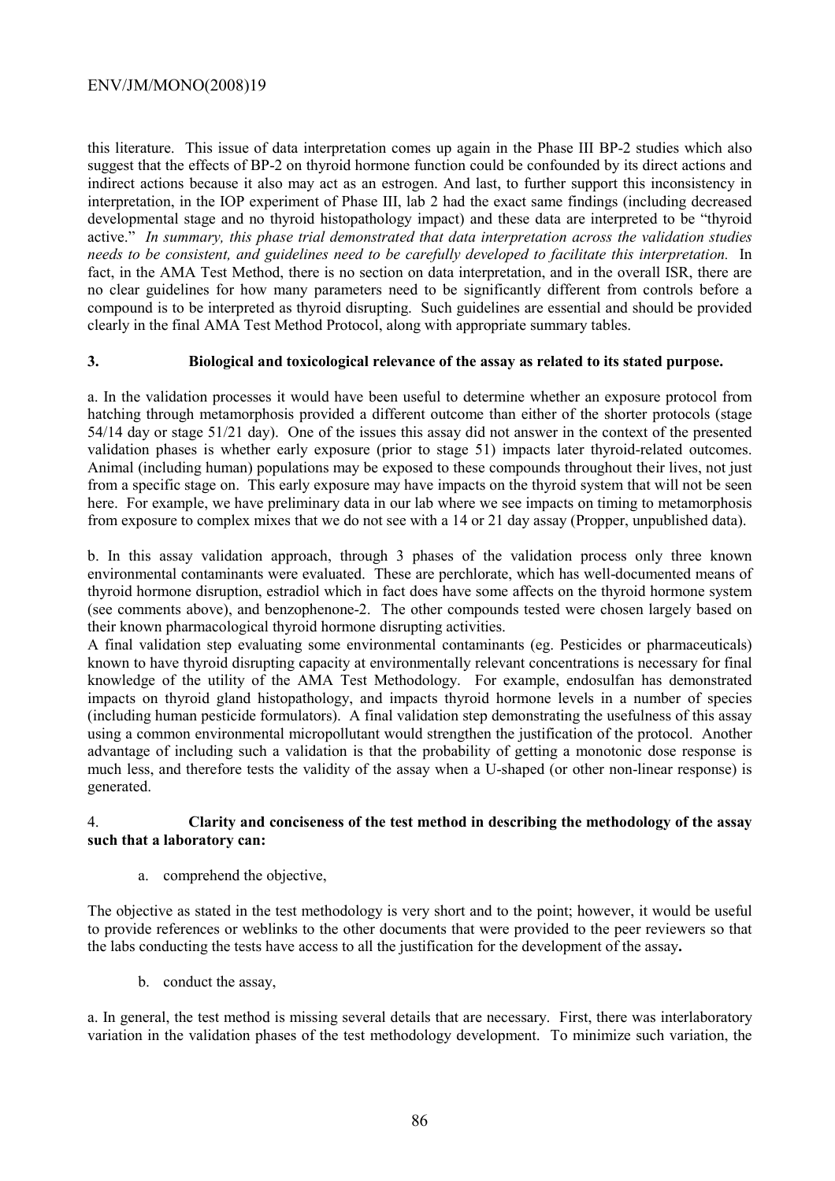this literature. This issue of data interpretation comes up again in the Phase III BP-2 studies which also suggest that the effects of BP-2 on thyroid hormone function could be confounded by its direct actions and indirect actions because it also may act as an estrogen. And last, to further support this inconsistency in interpretation, in the IOP experiment of Phase III, lab 2 had the exact same findings (including decreased developmental stage and no thyroid histopathology impact) and these data are interpreted to be "thyroid active." *In summary, this phase trial demonstrated that data interpretation across the validation studies needs to be consistent, and guidelines need to be carefully developed to facilitate this interpretation.* In fact, in the AMA Test Method, there is no section on data interpretation, and in the overall ISR, there are no clear guidelines for how many parameters need to be significantly different from controls before a compound is to be interpreted as thyroid disrupting. Such guidelines are essential and should be provided clearly in the final AMA Test Method Protocol, along with appropriate summary tables.

### 3. Biological and toxicological relevance of the assay as related to its stated purpose.

a. In the validation processes it would have been useful to determine whether an exposure protocol from hatching through metamorphosis provided a different outcome than either of the shorter protocols (stage 54/14 day or stage 51/21 day). One of the issues this assay did not answer in the context of the presented validation phases is whether early exposure (prior to stage 51) impacts later thyroid-related outcomes. Animal (including human) populations may be exposed to these compounds throughout their lives, not just from a specific stage on. This early exposure may have impacts on the thyroid system that will not be seen here. For example, we have preliminary data in our lab where we see impacts on timing to metamorphosis from exposure to complex mixes that we do not see with a 14 or 21 day assay (Propper, unpublished data).

b. In this assay validation approach, through 3 phases of the validation process only three known environmental contaminants were evaluated. These are perchlorate, which has well-documented means of thyroid hormone disruption, estradiol which in fact does have some affects on the thyroid hormone system (see comments above), and benzophenone-2. The other compounds tested were chosen largely based on their known pharmacological thyroid hormone disrupting activities.

A final validation step evaluating some environmental contaminants (eg. Pesticides or pharmaceuticals) known to have thyroid disrupting capacity at environmentally relevant concentrations is necessary for final knowledge of the utility of the AMA Test Methodology. For example, endosulfan has demonstrated impacts on thyroid gland histopathology, and impacts thyroid hormone levels in a number of species (including human pesticide formulators). A final validation step demonstrating the usefulness of this assay using a common environmental micropollutant would strengthen the justification of the protocol. Another advantage of including such a validation is that the probability of getting a monotonic dose response is much less, and therefore tests the validity of the assay when a U-shaped (or other non-linear response) is generated.

### 4. Clarity and conciseness of the test method in describing the methodology of the assay such that a laboratory can:

a. comprehend the objective,

The objective as stated in the test methodology is very short and to the point; however, it would be useful to provide references or weblinks to the other documents that were provided to the peer reviewers so that the labs conducting the tests have access to all the justification for the development of the assay**.**

b. conduct the assay,

a. In general, the test method is missing several details that are necessary. First, there was interlaboratory variation in the validation phases of the test methodology development. To minimize such variation, the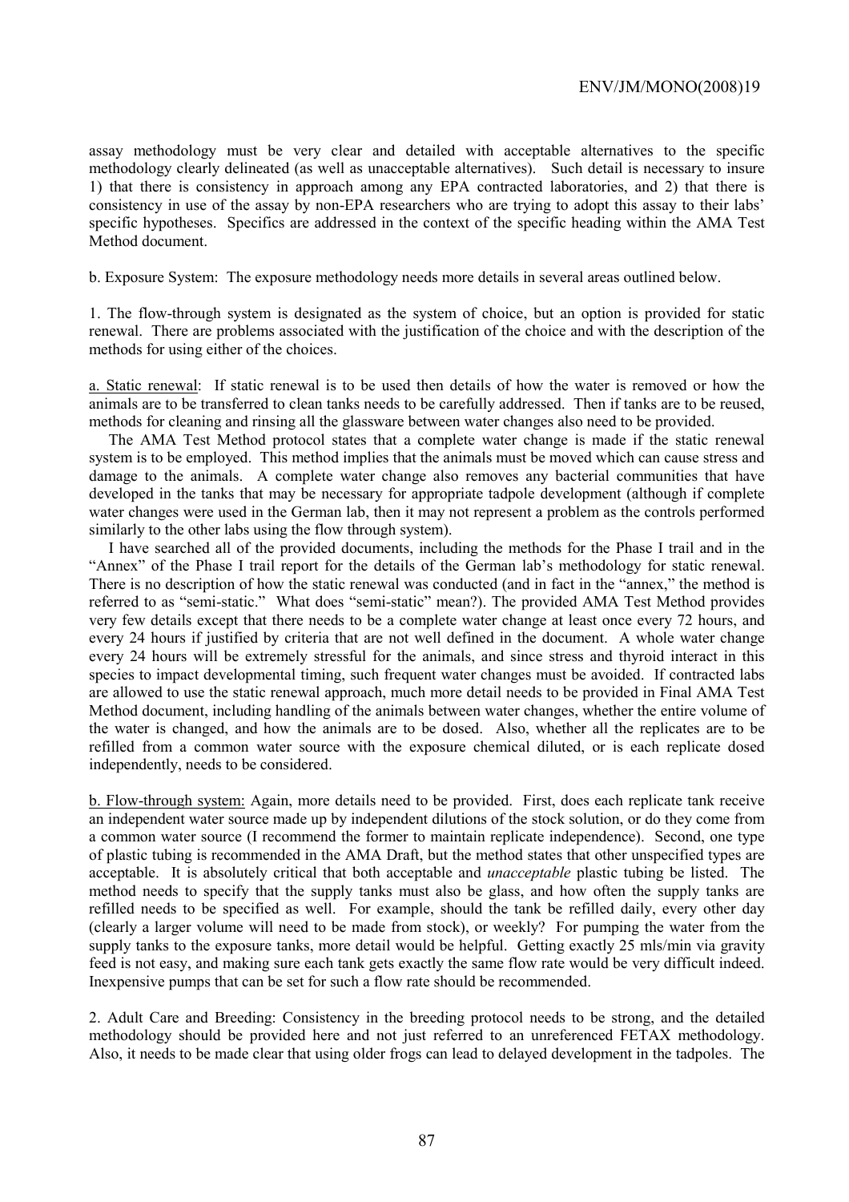assay methodology must be very clear and detailed with acceptable alternatives to the specific methodology clearly delineated (as well as unacceptable alternatives). Such detail is necessary to insure 1) that there is consistency in approach among any EPA contracted laboratories, and 2) that there is consistency in use of the assay by non-EPA researchers who are trying to adopt this assay to their labs' specific hypotheses. Specifics are addressed in the context of the specific heading within the AMA Test Method document.

b. Exposure System: The exposure methodology needs more details in several areas outlined below.

1. The flow-through system is designated as the system of choice, but an option is provided for static renewal. There are problems associated with the justification of the choice and with the description of the methods for using either of the choices.

a. Static renewal: If static renewal is to be used then details of how the water is removed or how the animals are to be transferred to clean tanks needs to be carefully addressed. Then if tanks are to be reused, methods for cleaning and rinsing all the glassware between water changes also need to be provided.

The AMA Test Method protocol states that a complete water change is made if the static renewal system is to be employed. This method implies that the animals must be moved which can cause stress and damage to the animals. A complete water change also removes any bacterial communities that have developed in the tanks that may be necessary for appropriate tadpole development (although if complete water changes were used in the German lab, then it may not represent a problem as the controls performed similarly to the other labs using the flow through system).

I have searched all of the provided documents, including the methods for the Phase I trail and in the "Annex" of the Phase I trail report for the details of the German lab's methodology for static renewal. There is no description of how the static renewal was conducted (and in fact in the "annex," the method is referred to as "semi-static." What does "semi-static" mean?). The provided AMA Test Method provides very few details except that there needs to be a complete water change at least once every 72 hours, and every 24 hours if justified by criteria that are not well defined in the document. A whole water change every 24 hours will be extremely stressful for the animals, and since stress and thyroid interact in this species to impact developmental timing, such frequent water changes must be avoided. If contracted labs are allowed to use the static renewal approach, much more detail needs to be provided in Final AMA Test Method document, including handling of the animals between water changes, whether the entire volume of the water is changed, and how the animals are to be dosed. Also, whether all the replicates are to be refilled from a common water source with the exposure chemical diluted, or is each replicate dosed independently, needs to be considered.

b. Flow-through system: Again, more details need to be provided. First, does each replicate tank receive an independent water source made up by independent dilutions of the stock solution, or do they come from a common water source (I recommend the former to maintain replicate independence). Second, one type of plastic tubing is recommended in the AMA Draft, but the method states that other unspecified types are acceptable. It is absolutely critical that both acceptable and *unacceptable* plastic tubing be listed. The method needs to specify that the supply tanks must also be glass, and how often the supply tanks are refilled needs to be specified as well. For example, should the tank be refilled daily, every other day (clearly a larger volume will need to be made from stock), or weekly? For pumping the water from the supply tanks to the exposure tanks, more detail would be helpful. Getting exactly 25 mls/min via gravity feed is not easy, and making sure each tank gets exactly the same flow rate would be very difficult indeed. Inexpensive pumps that can be set for such a flow rate should be recommended.

2. Adult Care and Breeding: Consistency in the breeding protocol needs to be strong, and the detailed methodology should be provided here and not just referred to an unreferenced FETAX methodology. Also, it needs to be made clear that using older frogs can lead to delayed development in the tadpoles. The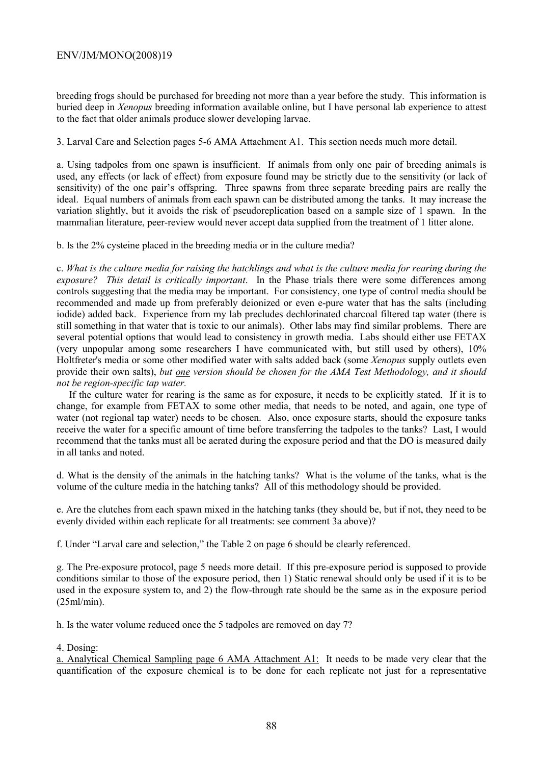breeding frogs should be purchased for breeding not more than a year before the study. This information is buried deep in *Xenopus* breeding information available online, but I have personal lab experience to attest to the fact that older animals produce slower developing larvae.

3. Larval Care and Selection pages 5-6 AMA Attachment A1. This section needs much more detail.

a. Using tadpoles from one spawn is insufficient. If animals from only one pair of breeding animals is used, any effects (or lack of effect) from exposure found may be strictly due to the sensitivity (or lack of sensitivity) of the one pair's offspring. Three spawns from three separate breeding pairs are really the ideal. Equal numbers of animals from each spawn can be distributed among the tanks. It may increase the variation slightly, but it avoids the risk of pseudoreplication based on a sample size of 1 spawn. In the mammalian literature, peer-review would never accept data supplied from the treatment of 1 litter alone.

b. Is the 2% cysteine placed in the breeding media or in the culture media?

c. *What is the culture media for raising the hatchlings and what is the culture media for rearing during the exposure? This detail is critically important*. In the Phase trials there were some differences among controls suggesting that the media may be important. For consistency, one type of control media should be recommended and made up from preferably deionized or even e-pure water that has the salts (including iodide) added back. Experience from my lab precludes dechlorinated charcoal filtered tap water (there is still something in that water that is toxic to our animals). Other labs may find similar problems. There are several potential options that would lead to consistency in growth media. Labs should either use FETAX (very unpopular among some researchers I have communicated with, but still used by others), 10% Holtfreter's media or some other modified water with salts added back (some *Xenopus* supply outlets even provide their own salts), *but one version should be chosen for the AMA Test Methodology, and it should not be region-specific tap water.*

If the culture water for rearing is the same as for exposure, it needs to be explicitly stated. If it is to change, for example from FETAX to some other media, that needs to be noted, and again, one type of water (not regional tap water) needs to be chosen. Also, once exposure starts, should the exposure tanks receive the water for a specific amount of time before transferring the tadpoles to the tanks? Last, I would recommend that the tanks must all be aerated during the exposure period and that the DO is measured daily in all tanks and noted.

d. What is the density of the animals in the hatching tanks? What is the volume of the tanks, what is the volume of the culture media in the hatching tanks? All of this methodology should be provided.

e. Are the clutches from each spawn mixed in the hatching tanks (they should be, but if not, they need to be evenly divided within each replicate for all treatments: see comment 3a above)?

f. Under "Larval care and selection," the Table 2 on page 6 should be clearly referenced.

g. The Pre-exposure protocol, page 5 needs more detail. If this pre-exposure period is supposed to provide conditions similar to those of the exposure period, then 1) Static renewal should only be used if it is to be used in the exposure system to, and 2) the flow-through rate should be the same as in the exposure period (25ml/min).

h. Is the water volume reduced once the 5 tadpoles are removed on day 7?

4. Dosing:

a. Analytical Chemical Sampling page 6 AMA Attachment A1: It needs to be made very clear that the quantification of the exposure chemical is to be done for each replicate not just for a representative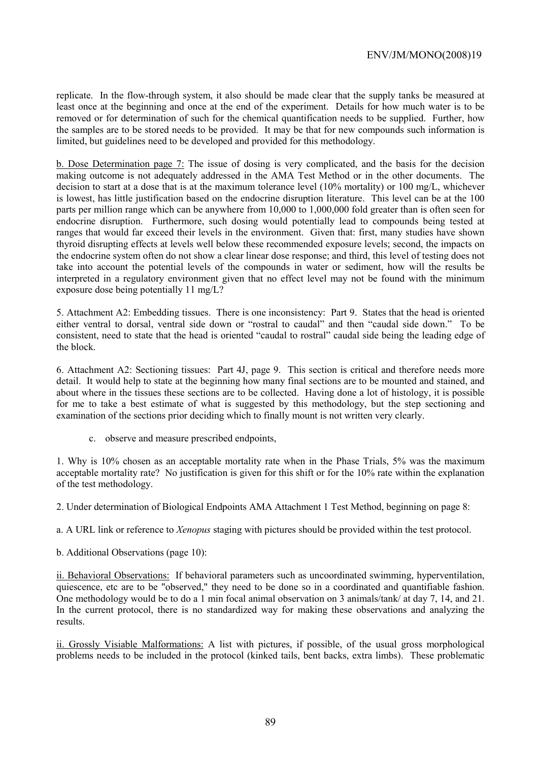replicate. In the flow-through system, it also should be made clear that the supply tanks be measured at least once at the beginning and once at the end of the experiment. Details for how much water is to be removed or for determination of such for the chemical quantification needs to be supplied. Further, how the samples are to be stored needs to be provided. It may be that for new compounds such information is limited, but guidelines need to be developed and provided for this methodology.

<u>b. Dose Determination page 7:</u> The issue of dosing is very complicated, and the basis for the decision making outcome is not adequately addressed in the AMA Test Method or in the other documents. The decision to start at a dose that is at the maximum tolerance level (10% mortality) or 100 mg/L, whichever is lowest, has little justification based on the endocrine disruption literature. This level can be at the 100 parts per million range which can be anywhere from 10,000 to 1,000,000 fold greater than is often seen for endocrine disruption. Furthermore, such dosing would potentially lead to compounds being tested at ranges that would far exceed their levels in the environment. Given that: first, many studies have shown thyroid disrupting effects at levels well below these recommended exposure levels; second, the impacts on the endocrine system often do not show a clear linear dose response; and third, this level of testing does not take into account the potential levels of the compounds in water or sediment, how will the results be interpreted in a regulatory environment given that no effect level may not be found with the minimum exposure dose being potentially 11 mg/L?

5. Attachment A2: Embedding tissues. There is one inconsistency: Part 9. States that the head is oriented either ventral to dorsal, ventral side down or "rostral to caudal" and then "caudal side down." To be consistent, need to state that the head is oriented "caudal to rostral" caudal side being the leading edge of the block.

6. Attachment A2: Sectioning tissues: Part 4J, page 9. This section is critical and therefore needs more detail. It would help to state at the beginning how many final sections are to be mounted and stained, and about where in the tissues these sections are to be collected. Having done a lot of histology, it is possible for me to take a best estimate of what is suggested by this methodology, but the step sectioning and examination of the sections prior deciding which to finally mount is not written very clearly.

c. observe and measure prescribed endpoints,

1. Why is 10% chosen as an acceptable mortality rate when in the Phase Trials, 5% was the maximum acceptable mortality rate? No justification is given for this shift or for the 10% rate within the explanation of the test methodology.

2. Under determination of Biological Endpoints AMA Attachment 1 Test Method, beginning on page 8:

a. A URL link or reference to *Xenopus* staging with pictures should be provided within the test protocol.

b. Additional Observations (page 10):

<u>ii. Behavioral Observations:</u> If behavioral parameters such as uncoordinated swimming, hyperventilation, quiescence, etc are to be "observed," they need to be done so in a coordinated and quantifiable fashion. One methodology would be to do a 1 min focal animal observation on 3 animals/tank/ at day 7, 14, and 21. In the current protocol, there is no standardized way for making these observations and analyzing the results.

<u>ii. Grossly Visiable Malformations:</u> A list with pictures, if possible, of the usual gross morphological problems needs to be included in the protocol (kinked tails, bent backs, extra limbs). These problematic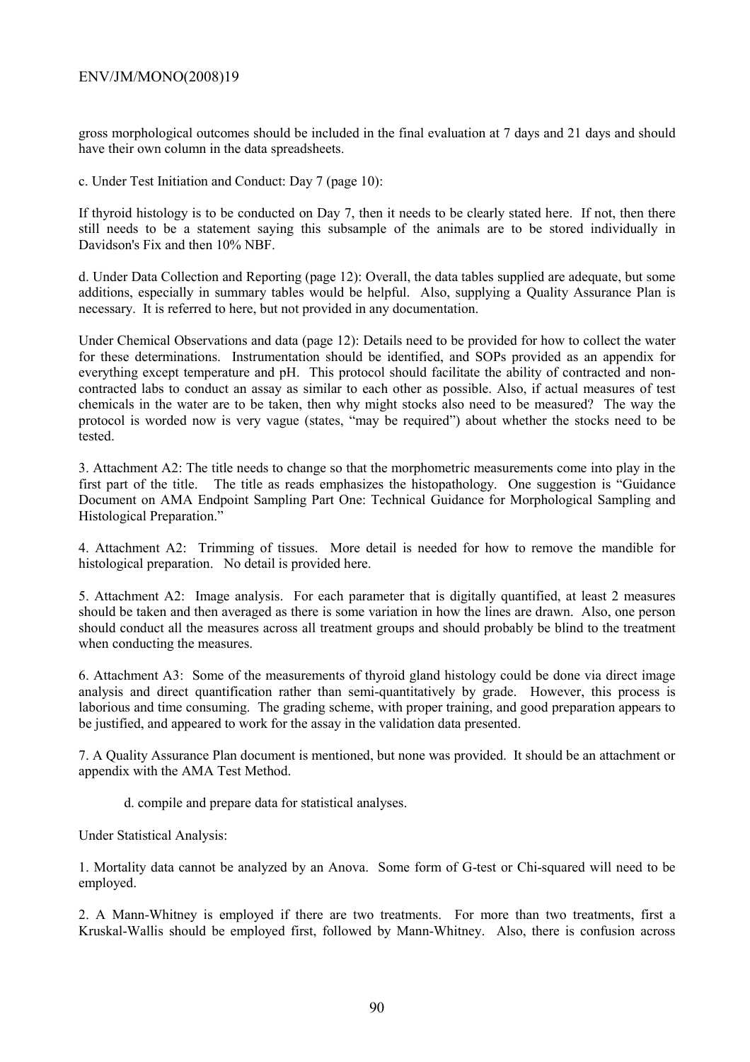gross morphological outcomes should be included in the final evaluation at 7 days and 21 days and should have their own column in the data spreadsheets.

c. Under Test Initiation and Conduct: Day 7 (page 10):

If thyroid histology is to be conducted on Day 7, then it needs to be clearly stated here. If not, then there still needs to be a statement saying this subsample of the animals are to be stored individually in Davidson's Fix and then 10% NBF.

d. Under Data Collection and Reporting (page 12): Overall, the data tables supplied are adequate, but some additions, especially in summary tables would be helpful. Also, supplying a Quality Assurance Plan is necessary. It is referred to here, but not provided in any documentation.

Under Chemical Observations and data (page 12): Details need to be provided for how to collect the water for these determinations. Instrumentation should be identified, and SOPs provided as an appendix for everything except temperature and pH. This protocol should facilitate the ability of contracted and non-contracted labs to conduct an assay as similar to each other as possible. Also, if actual measures of test chemicals in the water are to be taken, then why might stocks also need to be measured? The way the protocol is worded now is very vague (states, "may be required") about whether the stocks need to be tested.

3. Attachment A2: The title needs to change so that the morphometric measurements come into play in the first part of the title. The title as reads emphasizes the histopathology. One suggestion is "Guidance Document on AMA Endpoint Sampling Part One: Technical Guidance for Morphological Sampling and Histological Preparation."

4. Attachment A2: Trimming of tissues. More detail is needed for how to remove the mandible for histological preparation. No detail is provided here.

5. Attachment A2: Image analysis. For each parameter that is digitally quantified, at least 2 measures should be taken and then averaged as there is some variation in how the lines are drawn. Also, one person should conduct all the measures across all treatment groups and should probably be blind to the treatment when conducting the measures.

6. Attachment A3: Some of the measurements of thyroid gland histology could be done via direct image analysis and direct quantification rather than semi-quantitatively by grade. However, this process is laborious and time consuming. The grading scheme, with proper training, and good preparation appears to be justified, and appeared to work for the assay in the validation data presented.

7. A Quality Assurance Plan document is mentioned, but none was provided. It should be an attachment or appendix with the AMA Test Method.

d. compile and prepare data for statistical analyses.

Under Statistical Analysis:

1. Mortality data cannot be analyzed by an Anova. Some form of G-test or Chi-squared will need to be employed.

2. A Mann-Whitney is employed if there are two treatments. For more than two treatments, first a Kruskal-Wallis should be employed first, followed by Mann-Whitney. Also, there is confusion across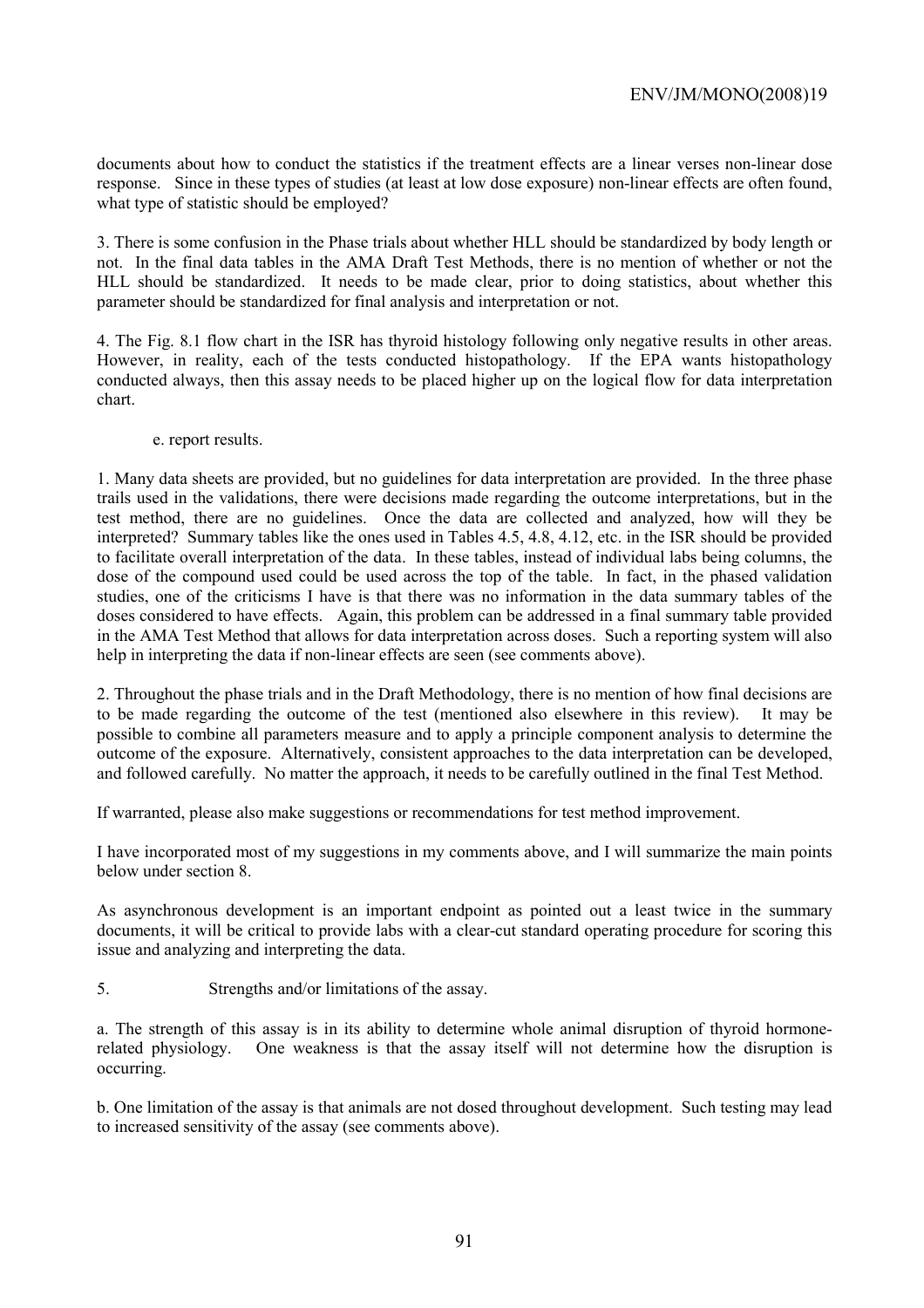documents about how to conduct the statistics if the treatment effects are a linear verses non-linear dose response. Since in these types of studies (at least at low dose exposure) non-linear effects are often found, what type of statistic should be employed?

3. There is some confusion in the Phase trials about whether HLL should be standardized by body length or not. In the final data tables in the AMA Draft Test Methods, there is no mention of whether or not the HLL should be standardized. It needs to be made clear, prior to doing statistics, about whether this parameter should be standardized for final analysis and interpretation or not.

4. The Fig. 8.1 flow chart in the ISR has thyroid histology following only negative results in other areas. However, in reality, each of the tests conducted histopathology. If the EPA wants histopathology conducted always, then this assay needs to be placed higher up on the logical flow for data interpretation chart.

e. report results.

1. Many data sheets are provided, but no guidelines for data interpretation are provided. In the three phase trails used in the validations, there were decisions made regarding the outcome interpretations, but in the test method, there are no guidelines. Once the data are collected and analyzed, how will they be interpreted? Summary tables like the ones used in Tables 4.5, 4.8, 4.12, etc. in the ISR should be provided to facilitate overall interpretation of the data. In these tables, instead of individual labs being columns, the dose of the compound used could be used across the top of the table. In fact, in the phased validation studies, one of the criticisms I have is that there was no information in the data summary tables of the doses considered to have effects. Again, this problem can be addressed in a final summary table provided in the AMA Test Method that allows for data interpretation across doses. Such a reporting system will also help in interpreting the data if non-linear effects are seen (see comments above).

2. Throughout the phase trials and in the Draft Methodology, there is no mention of how final decisions are to be made regarding the outcome of the test (mentioned also elsewhere in this review). It may be possible to combine all parameters measure and to apply a principle component analysis to determine the outcome of the exposure. Alternatively, consistent approaches to the data interpretation can be developed, and followed carefully. No matter the approach, it needs to be carefully outlined in the final Test Method.

If warranted, please also make suggestions or recommendations for test method improvement.

I have incorporated most of my suggestions in my comments above, and I will summarize the main points below under section 8.

As asynchronous development is an important endpoint as pointed out a least twice in the summary documents, it will be critical to provide labs with a clear-cut standard operating procedure for scoring this issue and analyzing and interpreting the data.

5. Strengths and/or limitations of the assay.

a. The strength of this assay is in its ability to determine whole animal disruption of thyroid hormone-related physiology. One weakness is that the assay itself will not determine how the disruption is occurring.

b. One limitation of the assay is that animals are not dosed throughout development. Such testing may lead to increased sensitivity of the assay (see comments above).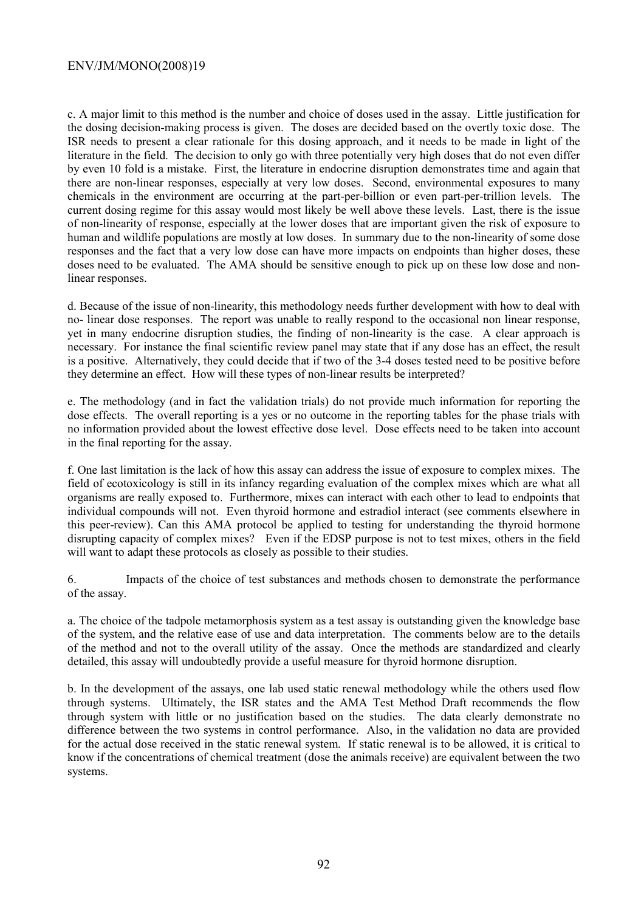c. A major limit to this method is the number and choice of doses used in the assay. Little justification for the dosing decision-making process is given. The doses are decided based on the overtly toxic dose. The ISR needs to present a clear rationale for this dosing approach, and it needs to be made in light of the literature in the field. The decision to only go with three potentially very high doses that do not even differ by even 10 fold is a mistake. First, the literature in endocrine disruption demonstrates time and again that there are non-linear responses, especially at very low doses. Second, environmental exposures to many chemicals in the environment are occurring at the part-per-billion or even part-per-trillion levels. The current dosing regime for this assay would most likely be well above these levels. Last, there is the issue of non-linearity of response, especially at the lower doses that are important given the risk of exposure to human and wildlife populations are mostly at low doses. In summary due to the non-linearity of some dose responses and the fact that a very low dose can have more impacts on endpoints than higher doses, these doses need to be evaluated. The AMA should be sensitive enough to pick up on these low dose and non-linear responses.

d. Because of the issue of non-linearity, this methodology needs further development with how to deal with no- linear dose responses. The report was unable to really respond to the occasional non linear response, yet in many endocrine disruption studies, the finding of non-linearity is the case. A clear approach is necessary. For instance the final scientific review panel may state that if any dose has an effect, the result is a positive. Alternatively, they could decide that if two of the 3-4 doses tested need to be positive before they determine an effect. How will these types of non-linear results be interpreted?

e. The methodology (and in fact the validation trials) do not provide much information for reporting the dose effects. The overall reporting is a yes or no outcome in the reporting tables for the phase trials with no information provided about the lowest effective dose level. Dose effects need to be taken into account in the final reporting for the assay.

f. One last limitation is the lack of how this assay can address the issue of exposure to complex mixes. The field of ecotoxicology is still in its infancy regarding evaluation of the complex mixes which are what all organisms are really exposed to. Furthermore, mixes can interact with each other to lead to endpoints that individual compounds will not. Even thyroid hormone and estradiol interact (see comments elsewhere in this peer-review). Can this AMA protocol be applied to testing for understanding the thyroid hormone disrupting capacity of complex mixes? Even if the EDSP purpose is not to test mixes, others in the field will want to adapt these protocols as closely as possible to their studies.

6. Impacts of the choice of test substances and methods chosen to demonstrate the performance of the assay.

a. The choice of the tadpole metamorphosis system as a test assay is outstanding given the knowledge base of the system, and the relative ease of use and data interpretation. The comments below are to the details of the method and not to the overall utility of the assay. Once the methods are standardized and clearly detailed, this assay will undoubtedly provide a useful measure for thyroid hormone disruption.

b. In the development of the assays, one lab used static renewal methodology while the others used flow through systems. Ultimately, the ISR states and the AMA Test Method Draft recommends the flow through system with little or no justification based on the studies. The data clearly demonstrate no difference between the two systems in control performance. Also, in the validation no data are provided for the actual dose received in the static renewal system. If static renewal is to be allowed, it is critical to know if the concentrations of chemical treatment (dose the animals receive) are equivalent between the two systems.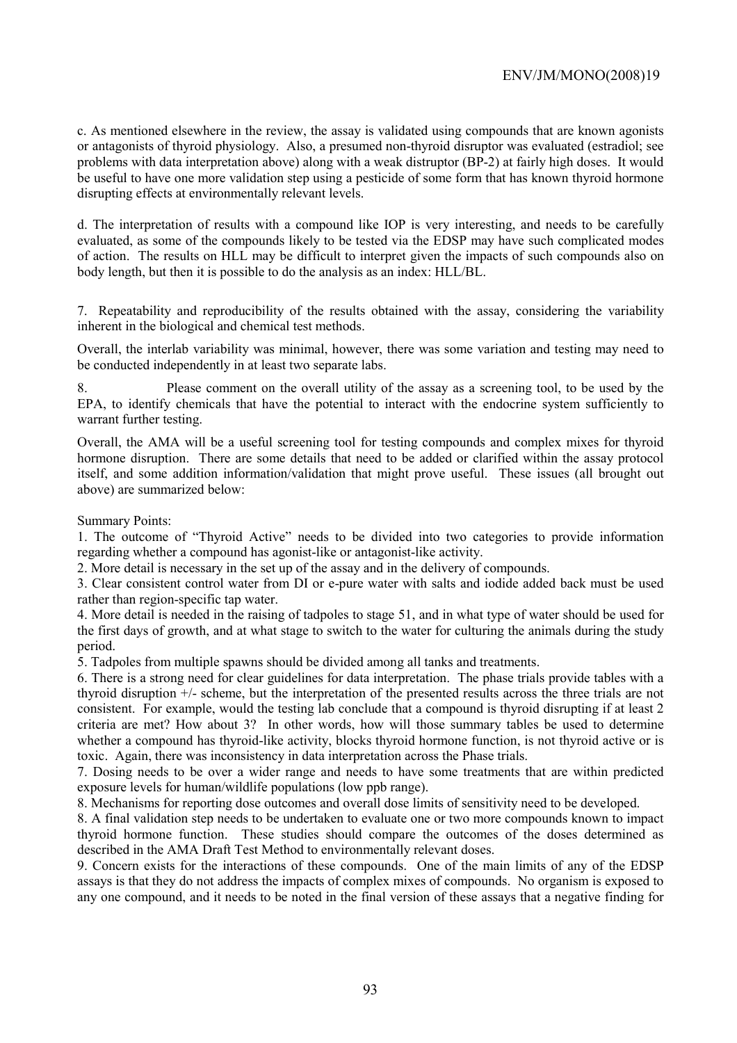c. As mentioned elsewhere in the review, the assay is validated using compounds that are known agonists or antagonists of thyroid physiology. Also, a presumed non-thyroid disruptor was evaluated (estradiol; see problems with data interpretation above) along with a weak distruptor (BP-2) at fairly high doses. It would be useful to have one more validation step using a pesticide of some form that has known thyroid hormone disrupting effects at environmentally relevant levels.

d. The interpretation of results with a compound like IOP is very interesting, and needs to be carefully evaluated, as some of the compounds likely to be tested via the EDSP may have such complicated modes of action. The results on HLL may be difficult to interpret given the impacts of such compounds also on body length, but then it is possible to do the analysis as an index: HLL/BL.

7. Repeatability and reproducibility of the results obtained with the assay, considering the variability inherent in the biological and chemical test methods.

Overall, the interlab variability was minimal, however, there was some variation and testing may need to be conducted independently in at least two separate labs.

8. Please comment on the overall utility of the assay as a screening tool, to be used by the EPA, to identify chemicals that have the potential to interact with the endocrine system sufficiently to warrant further testing.

Overall, the AMA will be a useful screening tool for testing compounds and complex mixes for thyroid hormone disruption. There are some details that need to be added or clarified within the assay protocol itself, and some addition information/validation that might prove useful. These issues (all brought out above) are summarized below:

Summary Points:

1. The outcome of "Thyroid Active" needs to be divided into two categories to provide information regarding whether a compound has agonist-like or antagonist-like activity.
2. More detail is necessary in the set up of the assay and in the delivery of compounds.
3. Clear consistent control water from DI or e-pure water with salts and iodide added back must be used rather than region-specific tap water.
4. More detail is needed in the raising of tadpoles to stage 51, and in what type of water should be used for the first days of growth, and at what stage to switch to the water for culturing the animals during the study period.
5. Tadpoles from multiple spawns should be divided among all tanks and treatments.
6. There is a strong need for clear guidelines for data interpretation. The phase trials provide tables with a thyroid disruption +/- scheme, but the interpretation of the presented results across the three trials are not consistent. For example, would the testing lab conclude that a compound is thyroid disrupting if at least 2 criteria are met? How about 3? In other words, how will those summary tables be used to determine whether a compound has thyroid-like activity, blocks thyroid hormone function, is not thyroid active or is toxic. Again, there was inconsistency in data interpretation across the Phase trials.
7. Dosing needs to be over a wider range and needs to have some treatments that are within predicted exposure levels for human/wildlife populations (low ppb range).
8. Mechanisms for reporting dose outcomes and overall dose limits of sensitivity need to be developed.
8. A final validation step needs to be undertaken to evaluate one or two more compounds known to impact thyroid hormone function. These studies should compare the outcomes of the doses determined as described in the AMA Draft Test Method to environmentally relevant doses.
9. Concern exists for the interactions of these compounds. One of the main limits of any of the EDSP assays is that they do not address the impacts of complex mixes of compounds. No organism is exposed to any one compound, and it needs to be noted in the final version of these assays that a negative finding for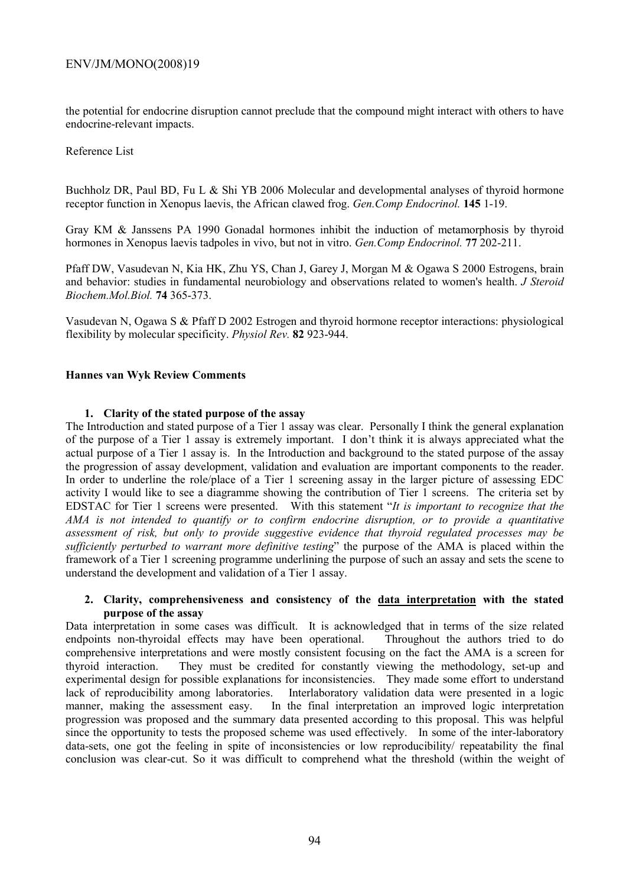the potential for endocrine disruption cannot preclude that the compound might interact with others to have endocrine-relevant impacts.

Reference List

Buchholz DR, Paul BD, Fu L & Shi YB 2006 Molecular and developmental analyses of thyroid hormone receptor function in Xenopus laevis, the African clawed frog. *Gen.Comp Endocrinol.* **145** 1-19.

Gray KM & Janssens PA 1990 Gonadal hormones inhibit the induction of metamorphosis by thyroid hormones in Xenopus laevis tadpoles in vivo, but not in vitro. *Gen.Comp Endocrinol.* **77** 202-211.

Pfaff DW, Vasudevan N, Kia HK, Zhu YS, Chan J, Garey J, Morgan M & Ogawa S 2000 Estrogens, brain and behavior: studies in fundamental neurobiology and observations related to women's health. *J Steroid Biochem.Mol.Biol.* **74** 365-373.

Vasudevan N, Ogawa S & Pfaff D 2002 Estrogen and thyroid hormone receptor interactions: physiological flexibility by molecular specificity. *Physiol Rev.* **82** 923-944.

**Hannes van Wyk Review Comments**

1. **Clarity of the stated purpose of the assay**

The Introduction and stated purpose of a Tier 1 assay was clear. Personally I think the general explanation of the purpose of a Tier 1 assay is extremely important. I don't think it is always appreciated what the actual purpose of a Tier 1 assay is. In the Introduction and background to the stated purpose of the assay the progression of assay development, validation and evaluation are important components to the reader. In order to underline the role/place of a Tier 1 screening assay in the larger picture of assessing EDC activity I would like to see a diagramme showing the contribution of Tier 1 screens. The criteria set by EDSTAC for Tier 1 screens were presented. With this statement "*It is important to recognize that the AMA is not intended to quantify or to confirm endocrine disruption, or to provide a quantitative assessment of risk, but only to provide suggestive evidence that thyroid regulated processes may be sufficiently perturbed to warrant more definitive testing*" the purpose of the AMA is placed within the framework of a Tier 1 screening programme underlining the purpose of such an assay and sets the scene to understand the development and validation of a Tier 1 assay.

2. **Clarity, comprehensiveness and consistency of the <u>data interpretation</u> with the stated purpose of the assay**

Data interpretation in some cases was difficult. It is acknowledged that in terms of the size related endpoints non-thyroidal effects may have been operational. Throughout the authors tried to do comprehensive interpretations and were mostly consistent focusing on the fact the AMA is a screen for thyroid interaction. They must be credited for constantly viewing the methodology, set-up and experimental design for possible explanations for inconsistencies. They made some effort to understand lack of reproducibility among laboratories. Interlaboratory validation data were presented in a logic manner, making the assessment easy. In the final interpretation an improved logic interpretation progression was proposed and the summary data presented according to this proposal. This was helpful since the opportunity to tests the proposed scheme was used effectively. In some of the inter-laboratory data-sets, one got the feeling in spite of inconsistencies or low reproducibility/ repeatability the final conclusion was clear-cut. So it was difficult to comprehend what the threshold (within the weight of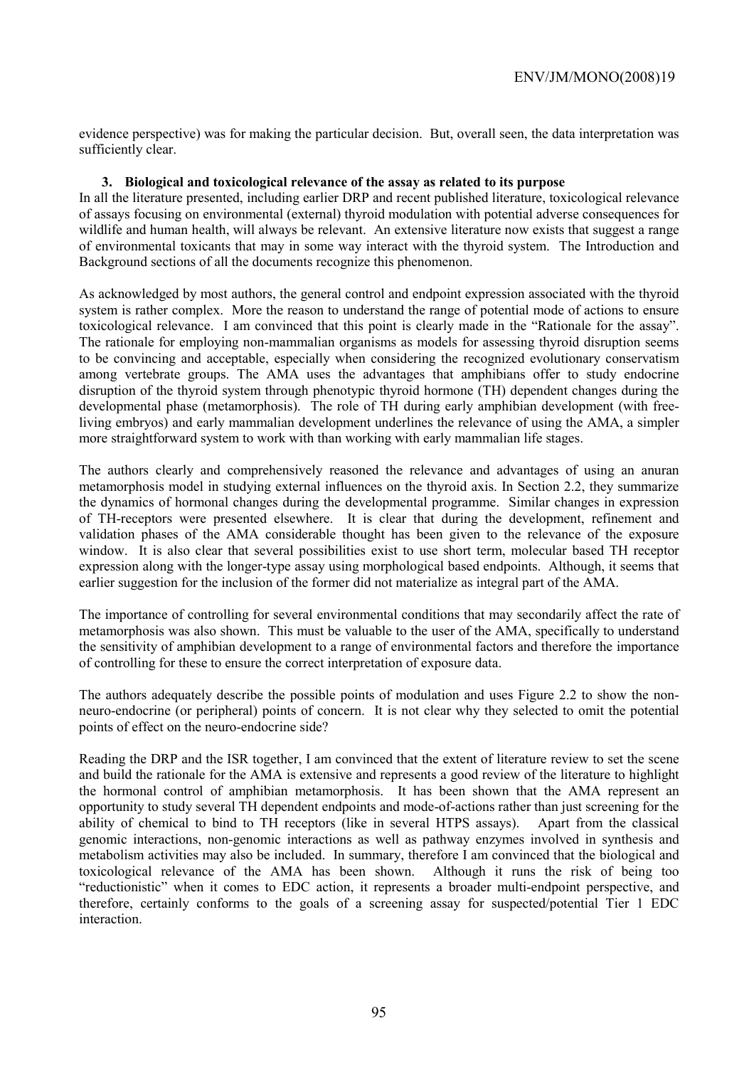evidence perspective) was for making the particular decision. But, overall seen, the data interpretation was sufficiently clear.

### 3. Biological and toxicological relevance of the assay as related to its purpose

In all the literature presented, including earlier DRP and recent published literature, toxicological relevance of assays focusing on environmental (external) thyroid modulation with potential adverse consequences for wildlife and human health, will always be relevant. An extensive literature now exists that suggest a range of environmental toxicants that may in some way interact with the thyroid system. The Introduction and Background sections of all the documents recognize this phenomenon.

As acknowledged by most authors, the general control and endpoint expression associated with the thyroid system is rather complex. More the reason to understand the range of potential mode of actions to ensure toxicological relevance. I am convinced that this point is clearly made in the "Rationale for the assay". The rationale for employing non-mammalian organisms as models for assessing thyroid disruption seems to be convincing and acceptable, especially when considering the recognized evolutionary conservatism among vertebrate groups. The AMA uses the advantages that amphibians offer to study endocrine disruption of the thyroid system through phenotypic thyroid hormone (TH) dependent changes during the developmental phase (metamorphosis). The role of TH during early amphibian development (with free-living embryos) and early mammalian development underlines the relevance of using the AMA, a simpler more straightforward system to work with than working with early mammalian life stages.

The authors clearly and comprehensively reasoned the relevance and advantages of using an anuran metamorphosis model in studying external influences on the thyroid axis. In Section 2.2, they summarize the dynamics of hormonal changes during the developmental programme. Similar changes in expression of TH-receptors were presented elsewhere. It is clear that during the development, refinement and validation phases of the AMA considerable thought has been given to the relevance of the exposure window. It is also clear that several possibilities exist to use short term, molecular based TH receptor expression along with the longer-type assay using morphological based endpoints. Although, it seems that earlier suggestion for the inclusion of the former did not materialize as integral part of the AMA.

The importance of controlling for several environmental conditions that may secondarily affect the rate of metamorphosis was also shown. This must be valuable to the user of the AMA, specifically to understand the sensitivity of amphibian development to a range of environmental factors and therefore the importance of controlling for these to ensure the correct interpretation of exposure data.

The authors adequately describe the possible points of modulation and uses Figure 2.2 to show the non-neuro-endocrine (or peripheral) points of concern. It is not clear why they selected to omit the potential points of effect on the neuro-endocrine side?

Reading the DRP and the ISR together, I am convinced that the extent of literature review to set the scene and build the rationale for the AMA is extensive and represents a good review of the literature to highlight the hormonal control of amphibian metamorphosis. It has been shown that the AMA represent an opportunity to study several TH dependent endpoints and mode-of-actions rather than just screening for the ability of chemical to bind to TH receptors (like in several HTPS assays). Apart from the classical genomic interactions, non-genomic interactions as well as pathway enzymes involved in synthesis and metabolism activities may also be included. In summary, therefore I am convinced that the biological and toxicological relevance of the AMA has been shown. Although it runs the risk of being too "reductionistic" when it comes to EDC action, it represents a broader multi-endpoint perspective, and therefore, certainly conforms to the goals of a screening assay for suspected/potential Tier 1 EDC interaction.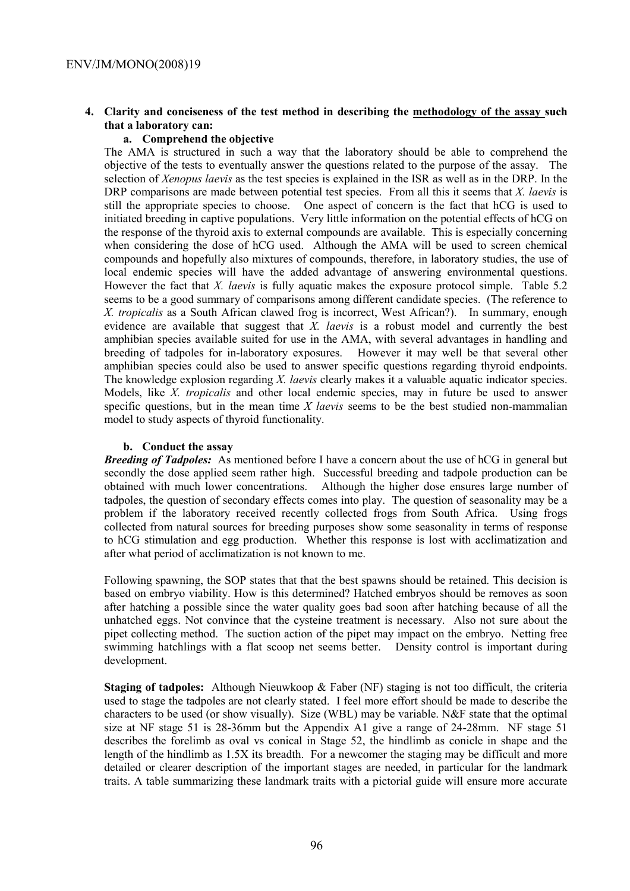**4. Clarity and conciseness of the test method in describing the methodology of the assay such that a laboratory can:**

**a. Comprehend the objective**

The AMA is structured in such a way that the laboratory should be able to comprehend the objective of the tests to eventually answer the questions related to the purpose of the assay. The selection of *Xenopus laevis* as the test species is explained in the ISR as well as in the DRP. In the DRP comparisons are made between potential test species. From all this it seems that *X. laevis* is still the appropriate species to choose. One aspect of concern is the fact that hCG is used to initiated breeding in captive populations. Very little information on the potential effects of hCG on the response of the thyroid axis to external compounds are available. This is especially concerning when considering the dose of hCG used. Although the AMA will be used to screen chemical compounds and hopefully also mixtures of compounds, therefore, in laboratory studies, the use of local endemic species will have the added advantage of answering environmental questions. However the fact that *X. laevis* is fully aquatic makes the exposure protocol simple. Table 5.2 seems to be a good summary of comparisons among different candidate species. (The reference to *X. tropicalis* as a South African clawed frog is incorrect, West African?). In summary, enough evidence are available that suggest that *X. laevis* is a robust model and currently the best amphibian species available suited for use in the AMA, with several advantages in handling and breeding of tadpoles for in-laboratory exposures. However it may well be that several other amphibian species could also be used to answer specific questions regarding thyroid endpoints. The knowledge explosion regarding *X. laevis* clearly makes it a valuable aquatic indicator species. Models, like *X. tropicalis* and other local endemic species, may in future be used to answer specific questions, but in the mean time *X laevis* seems to be the best studied non-mammalian model to study aspects of thyroid functionality.

**b. Conduct the assay**

***Breeding of Tadpoles:*** As mentioned before I have a concern about the use of hCG in general but secondly the dose applied seem rather high. Successful breeding and tadpole production can be obtained with much lower concentrations. Although the higher dose ensures large number of tadpoles, the question of secondary effects comes into play. The question of seasonality may be a problem if the laboratory received recently collected frogs from South Africa. Using frogs collected from natural sources for breeding purposes show some seasonality in terms of response to hCG stimulation and egg production. Whether this response is lost with acclimatization and after what period of acclimatization is not known to me.

Following spawning, the SOP states that that the best spawns should be retained. This decision is based on embryo viability. How is this determined? Hatched embryos should be removes as soon after hatching a possible since the water quality goes bad soon after hatching because of all the unhatched eggs. Not convince that the cysteine treatment is necessary. Also not sure about the pipet collecting method. The suction action of the pipet may impact on the embryo. Netting free swimming hatchlings with a flat scoop net seems better. Density control is important during development.

**Staging of tadpoles:** Although Nieuwkoop & Faber (NF) staging is not too difficult, the criteria used to stage the tadpoles are not clearly stated. I feel more effort should be made to describe the characters to be used (or show visually). Size (WBL) may be variable. N&F state that the optimal size at NF stage 51 is 28-36mm but the Appendix A1 give a range of 24-28mm. NF stage 51 describes the forelimb as oval vs conical in Stage 52, the hindlimb as conicle in shape and the length of the hindlimb as 1.5X its breadth. For a newcomer the staging may be difficult and more detailed or clearer description of the important stages are needed, in particular for the landmark traits. A table summarizing these landmark traits with a pictorial guide will ensure more accurate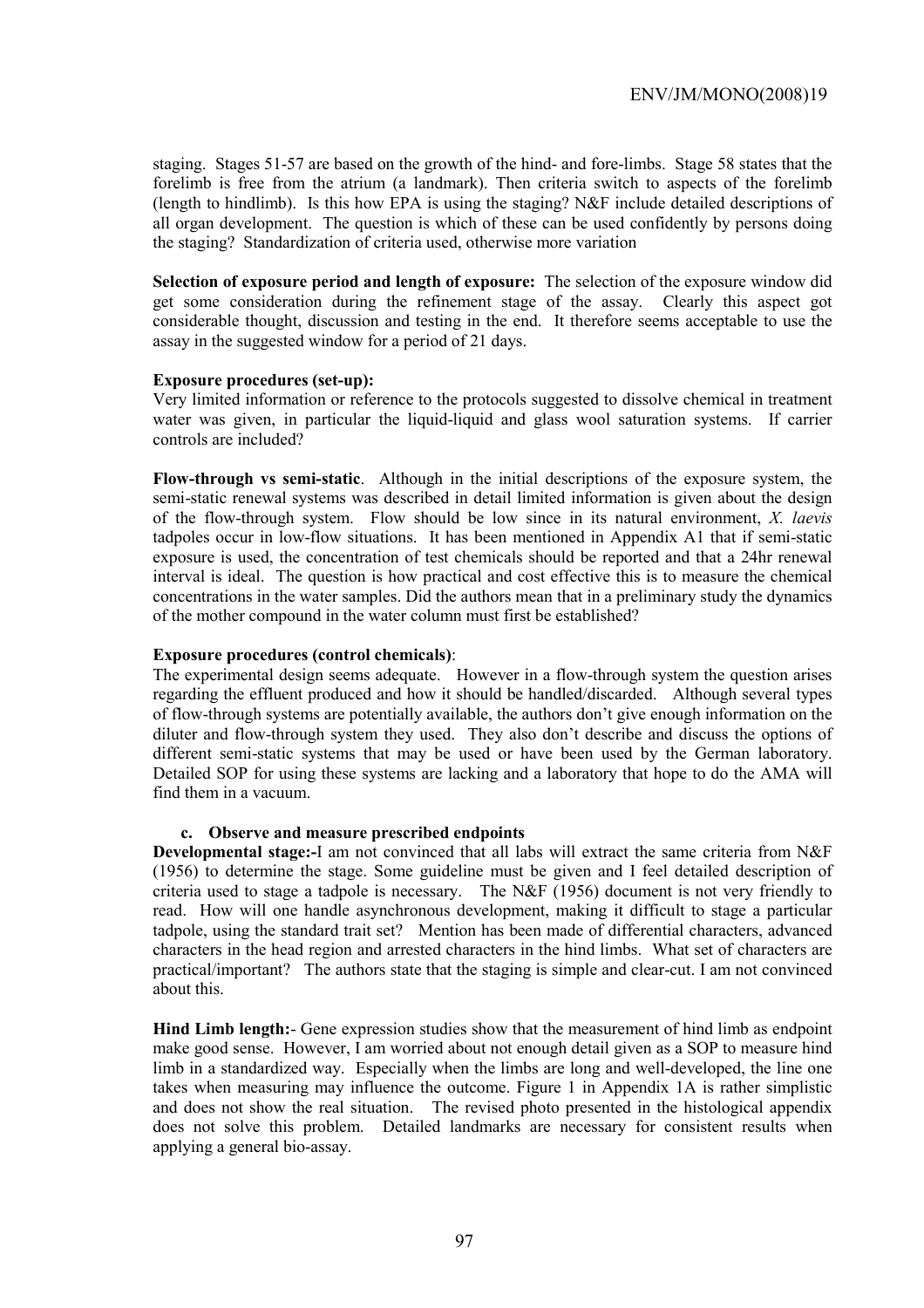staging. Stages 51-57 are based on the growth of the hind- and fore-limbs. Stage 58 states that the forelimb is free from the atrium (a landmark). Then criteria switch to aspects of the forelimb (length to hindlimb). Is this how EPA is using the staging? N&F include detailed descriptions of all organ development. The question is which of these can be used confidently by persons doing the staging? Standardization of criteria used, otherwise more variation

**Selection of exposure period and length of exposure:** The selection of the exposure window did get some consideration during the refinement stage of the assay. Clearly this aspect got considerable thought, discussion and testing in the end. It therefore seems acceptable to use the assay in the suggested window for a period of 21 days.

**Exposure procedures (set-up):**
Very limited information or reference to the protocols suggested to dissolve chemical in treatment water was given, in particular the liquid-liquid and glass wool saturation systems. If carrier controls are included?

**Flow-through vs semi-static**. Although in the initial descriptions of the exposure system, the semi-static renewal systems was described in detail limited information is given about the design of the flow-through system. Flow should be low since in its natural environment, *X. laevis* tadpoles occur in low-flow situations. It has been mentioned in Appendix A1 that if semi-static exposure is used, the concentration of test chemicals should be reported and that a 24hr renewal interval is ideal. The question is how practical and cost effective this is to measure the chemical concentrations in the water samples. Did the authors mean that in a preliminary study the dynamics of the mother compound in the water column must first be established?

**Exposure procedures (control chemicals)**:
The experimental design seems adequate. However in a flow-through system the question arises regarding the effluent produced and how it should be handled/discarded. Although several types of flow-through systems are potentially available, the authors don't give enough information on the diluter and flow-through system they used. They also don't describe and discuss the options of different semi-static systems that may be used or have been used by the German laboratory. Detailed SOP for using these systems are lacking and a laboratory that hope to do the AMA will find them in a vacuum.

**c. Observe and measure prescribed endpoints**

**Developmental stage:-**I am not convinced that all labs will extract the same criteria from N&F (1956) to determine the stage. Some guideline must be given and I feel detailed description of criteria used to stage a tadpole is necessary. The N&F (1956) document is not very friendly to read. How will one handle asynchronous development, making it difficult to stage a particular tadpole, using the standard trait set? Mention has been made of differential characters, advanced characters in the head region and arrested characters in the hind limbs. What set of characters are practical/important? The authors state that the staging is simple and clear-cut. I am not convinced about this.

**Hind Limb length:**- Gene expression studies show that the measurement of hind limb as endpoint make good sense. However, I am worried about not enough detail given as a SOP to measure hind limb in a standardized way. Especially when the limbs are long and well-developed, the line one takes when measuring may influence the outcome. Figure 1 in Appendix 1A is rather simplistic and does not show the real situation. The revised photo presented in the histological appendix does not solve this problem. Detailed landmarks are necessary for consistent results when applying a general bio-assay.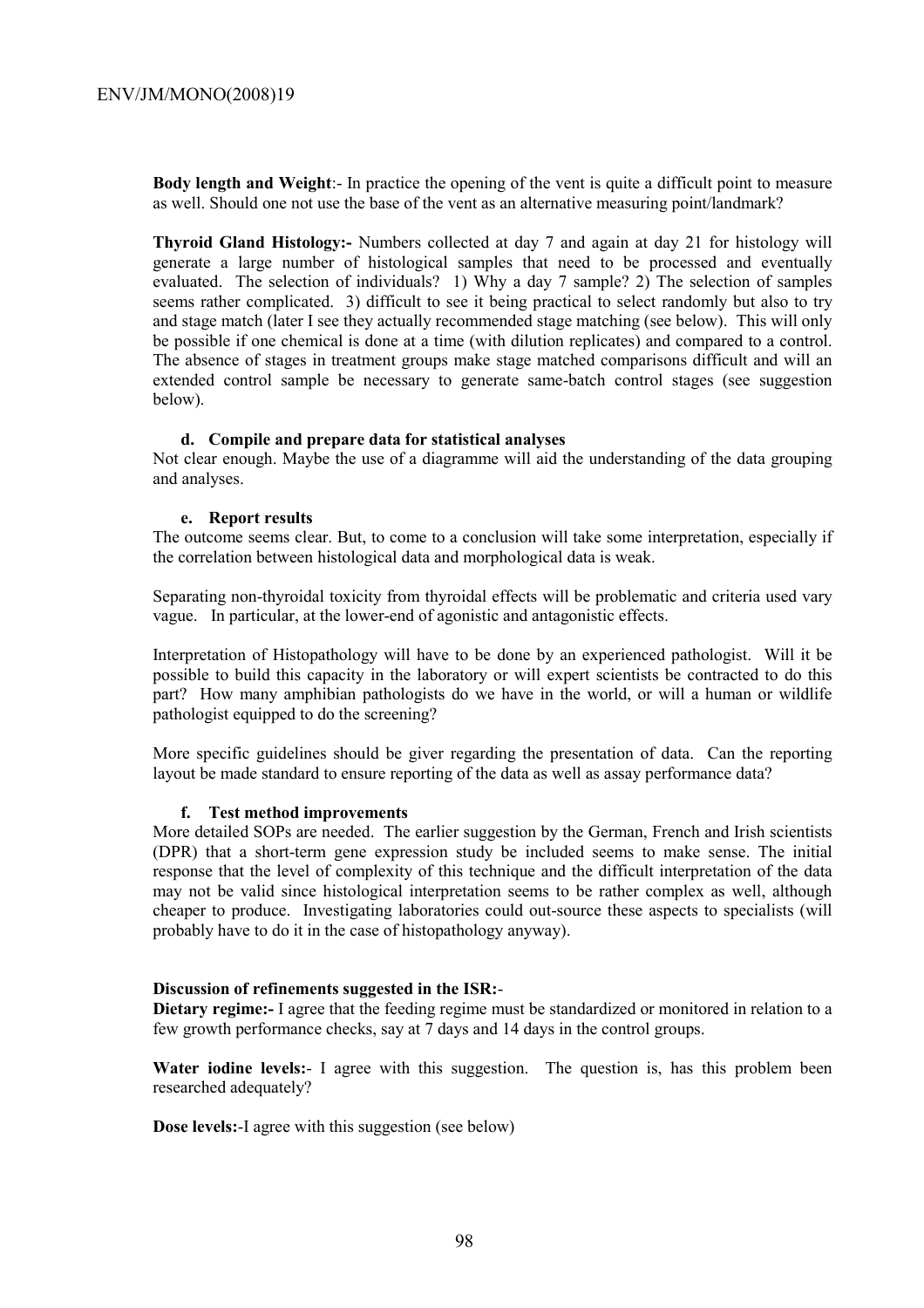**Body length and Weight**:- In practice the opening of the vent is quite a difficult point to measure as well. Should one not use the base of the vent as an alternative measuring point/landmark?

**Thyroid Gland Histology:-** Numbers collected at day 7 and again at day 21 for histology will generate a large number of histological samples that need to be processed and eventually evaluated. The selection of individuals? 1) Why a day 7 sample? 2) The selection of samples seems rather complicated. 3) difficult to see it being practical to select randomly but also to try and stage match (later I see they actually recommended stage matching (see below). This will only be possible if one chemical is done at a time (with dilution replicates) and compared to a control. The absence of stages in treatment groups make stage matched comparisons difficult and will an extended control sample be necessary to generate same-batch control stages (see suggestion below).

#### d. Compile and prepare data for statistical analyses

Not clear enough. Maybe the use of a diagramme will aid the understanding of the data grouping and analyses.

#### e. Report results

The outcome seems clear. But, to come to a conclusion will take some interpretation, especially if the correlation between histological data and morphological data is weak.

Separating non-thyroidal toxicity from thyroidal effects will be problematic and criteria used vary vague. In particular, at the lower-end of agonistic and antagonistic effects.

Interpretation of Histopathology will have to be done by an experienced pathologist. Will it be possible to build this capacity in the laboratory or will expert scientists be contracted to do this part? How many amphibian pathologists do we have in the world, or will a human or wildlife pathologist equipped to do the screening?

More specific guidelines should be giver regarding the presentation of data. Can the reporting layout be made standard to ensure reporting of the data as well as assay performance data?

#### f. Test method improvements

More detailed SOPs are needed. The earlier suggestion by the German, French and Irish scientists (DPR) that a short-term gene expression study be included seems to make sense. The initial response that the level of complexity of this technique and the difficult interpretation of the data may not be valid since histological interpretation seems to be rather complex as well, although cheaper to produce. Investigating laboratories could out-source these aspects to specialists (will probably have to do it in the case of histopathology anyway).

**Discussion of refinements suggested in the ISR:**-

**Dietary regime:-** I agree that the feeding regime must be standardized or monitored in relation to a few growth performance checks, say at 7 days and 14 days in the control groups.

**Water iodine levels:**- I agree with this suggestion. The question is, has this problem been researched adequately?

**Dose levels:**-I agree with this suggestion (see below)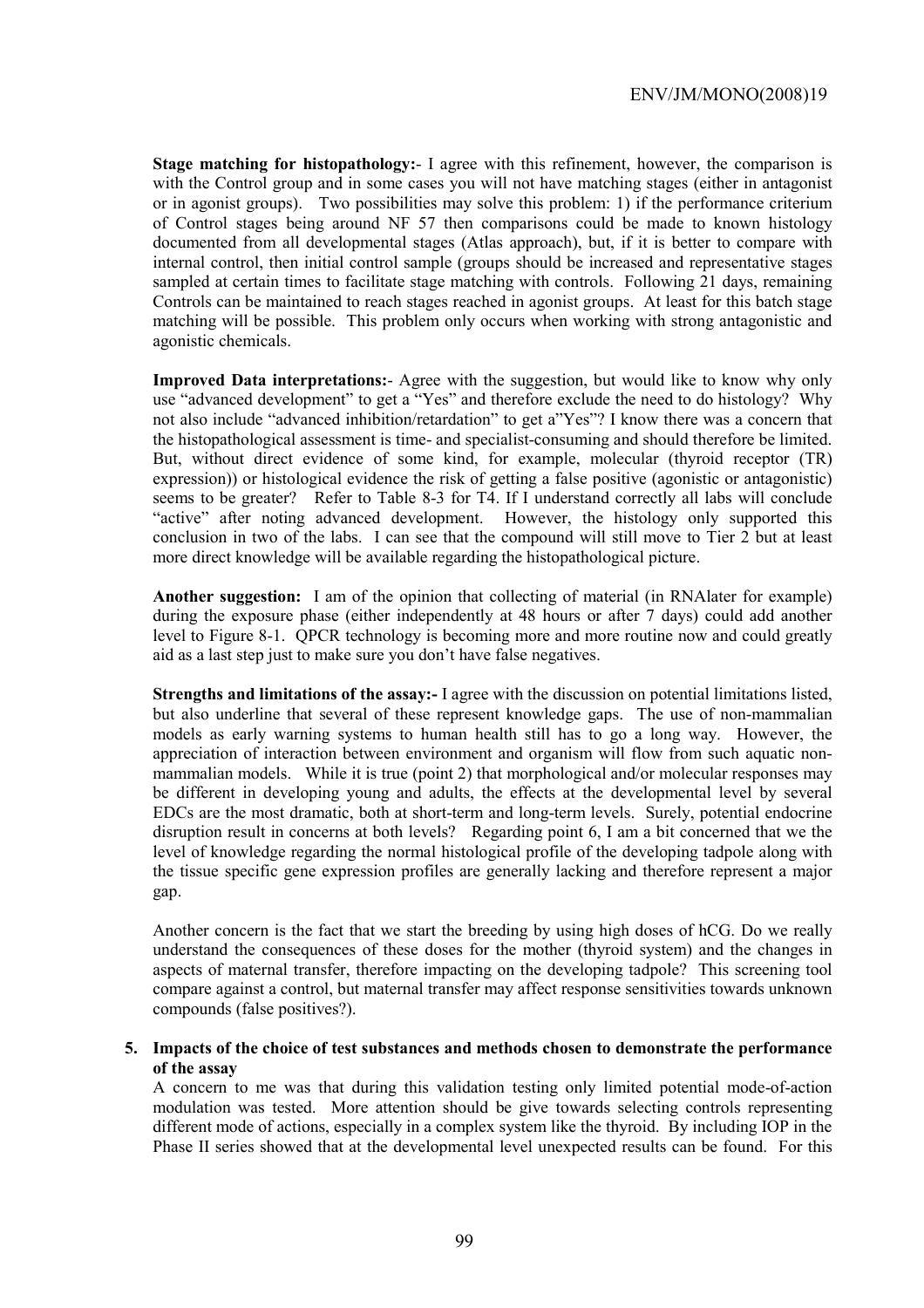**Stage matching for histopathology:**- I agree with this refinement, however, the comparison is with the Control group and in some cases you will not have matching stages (either in antagonist or in agonist groups). Two possibilities may solve this problem: 1) if the performance criterium of Control stages being around NF 57 then comparisons could be made to known histology documented from all developmental stages (Atlas approach), but, if it is better to compare with internal control, then initial control sample (groups should be increased and representative stages sampled at certain times to facilitate stage matching with controls. Following 21 days, remaining Controls can be maintained to reach stages reached in agonist groups. At least for this batch stage matching will be possible. This problem only occurs when working with strong antagonistic and agonistic chemicals.

**Improved Data interpretations:**- Agree with the suggestion, but would like to know why only use "advanced development" to get a "Yes" and therefore exclude the need to do histology? Why not also include "advanced inhibition/retardation" to get a"Yes"? I know there was a concern that the histopathological assessment is time- and specialist-consuming and should therefore be limited. But, without direct evidence of some kind, for example, molecular (thyroid receptor (TR) expression)) or histological evidence the risk of getting a false positive (agonistic or antagonistic) seems to be greater? Refer to Table 8-3 for T4. If I understand correctly all labs will conclude "active" after noting advanced development. However, the histology only supported this conclusion in two of the labs. I can see that the compound will still move to Tier 2 but at least more direct knowledge will be available regarding the histopathological picture.

**Another suggestion:** I am of the opinion that collecting of material (in RNAlater for example) during the exposure phase (either independently at 48 hours or after 7 days) could add another level to Figure 8-1. QPCR technology is becoming more and more routine now and could greatly aid as a last step just to make sure you don't have false negatives.

**Strengths and limitations of the assay:-** I agree with the discussion on potential limitations listed, but also underline that several of these represent knowledge gaps. The use of non-mammalian models as early warning systems to human health still has to go a long way. However, the appreciation of interaction between environment and organism will flow from such aquatic non-mammalian models. While it is true (point 2) that morphological and/or molecular responses may be different in developing young and adults, the effects at the developmental level by several EDCs are the most dramatic, both at short-term and long-term levels. Surely, potential endocrine disruption result in concerns at both levels? Regarding point 6, I am a bit concerned that we the level of knowledge regarding the normal histological profile of the developing tadpole along with the tissue specific gene expression profiles are generally lacking and therefore represent a major gap.

Another concern is the fact that we start the breeding by using high doses of hCG. Do we really understand the consequences of these doses for the mother (thyroid system) and the changes in aspects of maternal transfer, therefore impacting on the developing tadpole? This screening tool compare against a control, but maternal transfer may affect response sensitivities towards unknown compounds (false positives?).

5. **Impacts of the choice of test substances and methods chosen to demonstrate the performance of the assay**

A concern to me was that during this validation testing only limited potential mode-of-action modulation was tested. More attention should be give towards selecting controls representing different mode of actions, especially in a complex system like the thyroid. By including IOP in the Phase II series showed that at the developmental level unexpected results can be found. For this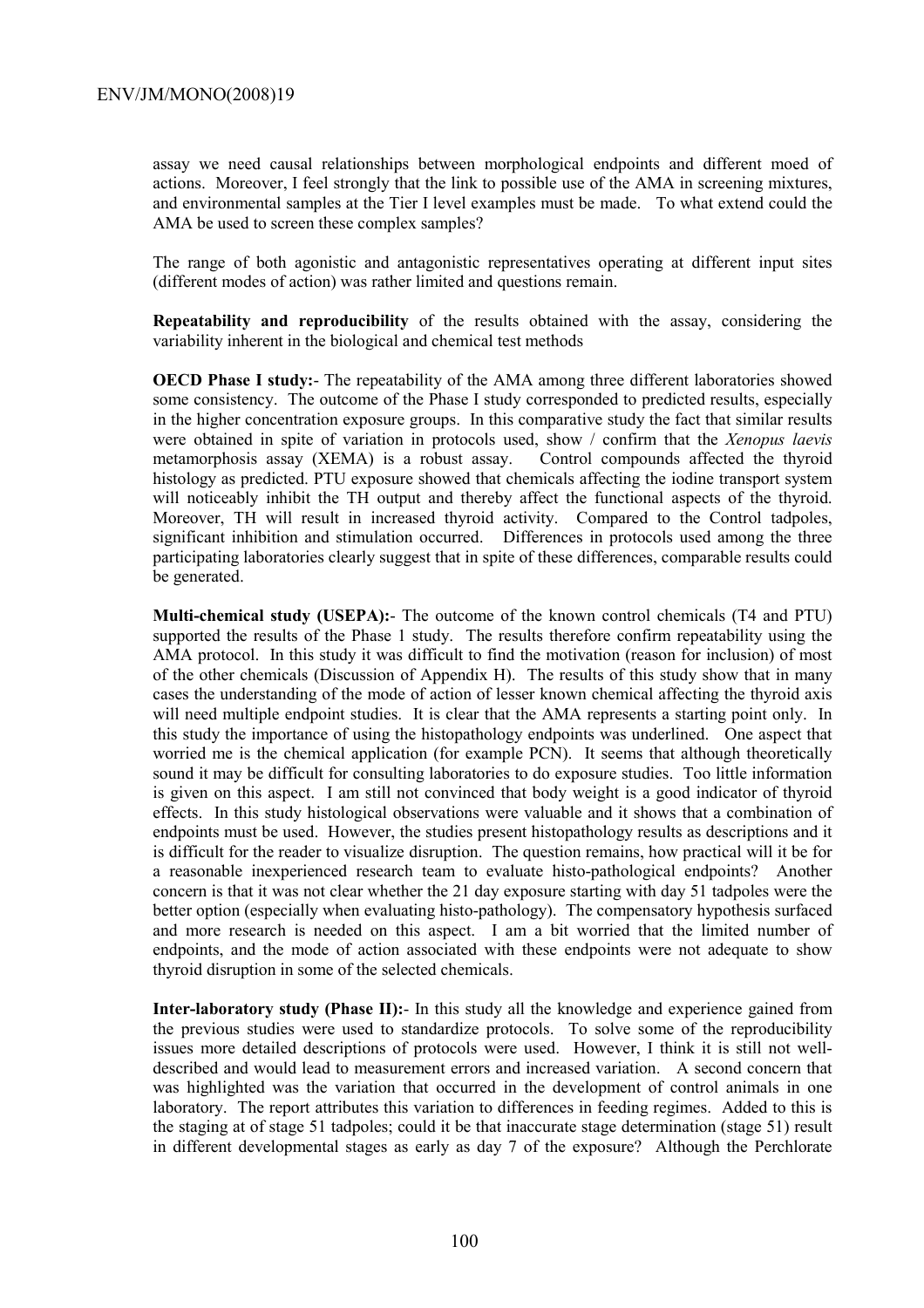assay we need causal relationships between morphological endpoints and different moed of actions. Moreover, I feel strongly that the link to possible use of the AMA in screening mixtures, and environmental samples at the Tier I level examples must be made. To what extend could the AMA be used to screen these complex samples?

The range of both agonistic and antagonistic representatives operating at different input sites (different modes of action) was rather limited and questions remain.

**Repeatability and reproducibility** of the results obtained with the assay, considering the variability inherent in the biological and chemical test methods

**OECD Phase I study:**- The repeatability of the AMA among three different laboratories showed some consistency. The outcome of the Phase I study corresponded to predicted results, especially in the higher concentration exposure groups. In this comparative study the fact that similar results were obtained in spite of variation in protocols used, show / confirm that the *Xenopus laevis* metamorphosis assay (XEMA) is a robust assay. Control compounds affected the thyroid histology as predicted. PTU exposure showed that chemicals affecting the iodine transport system will noticeably inhibit the TH output and thereby affect the functional aspects of the thyroid. Moreover, TH will result in increased thyroid activity. Compared to the Control tadpoles, significant inhibition and stimulation occurred. Differences in protocols used among the three participating laboratories clearly suggest that in spite of these differences, comparable results could be generated.

**Multi-chemical study (USEPA):**- The outcome of the known control chemicals (T4 and PTU) supported the results of the Phase 1 study. The results therefore confirm repeatability using the AMA protocol. In this study it was difficult to find the motivation (reason for inclusion) of most of the other chemicals (Discussion of Appendix H). The results of this study show that in many cases the understanding of the mode of action of lesser known chemical affecting the thyroid axis will need multiple endpoint studies. It is clear that the AMA represents a starting point only. In this study the importance of using the histopathology endpoints was underlined. One aspect that worried me is the chemical application (for example PCN). It seems that although theoretically sound it may be difficult for consulting laboratories to do exposure studies. Too little information is given on this aspect. I am still not convinced that body weight is a good indicator of thyroid effects. In this study histological observations were valuable and it shows that a combination of endpoints must be used. However, the studies present histopathology results as descriptions and it is difficult for the reader to visualize disruption. The question remains, how practical will it be for a reasonable inexperienced research team to evaluate histo-pathological endpoints? Another concern is that it was not clear whether the 21 day exposure starting with day 51 tadpoles were the better option (especially when evaluating histo-pathology). The compensatory hypothesis surfaced and more research is needed on this aspect. I am a bit worried that the limited number of endpoints, and the mode of action associated with these endpoints were not adequate to show thyroid disruption in some of the selected chemicals.

**Inter-laboratory study (Phase II):**- In this study all the knowledge and experience gained from the previous studies were used to standardize protocols. To solve some of the reproducibility issues more detailed descriptions of protocols were used. However, I think it is still not well-described and would lead to measurement errors and increased variation. A second concern that was highlighted was the variation that occurred in the development of control animals in one laboratory. The report attributes this variation to differences in feeding regimes. Added to this is the staging at of stage 51 tadpoles; could it be that inaccurate stage determination (stage 51) result in different developmental stages as early as day 7 of the exposure? Although the Perchlorate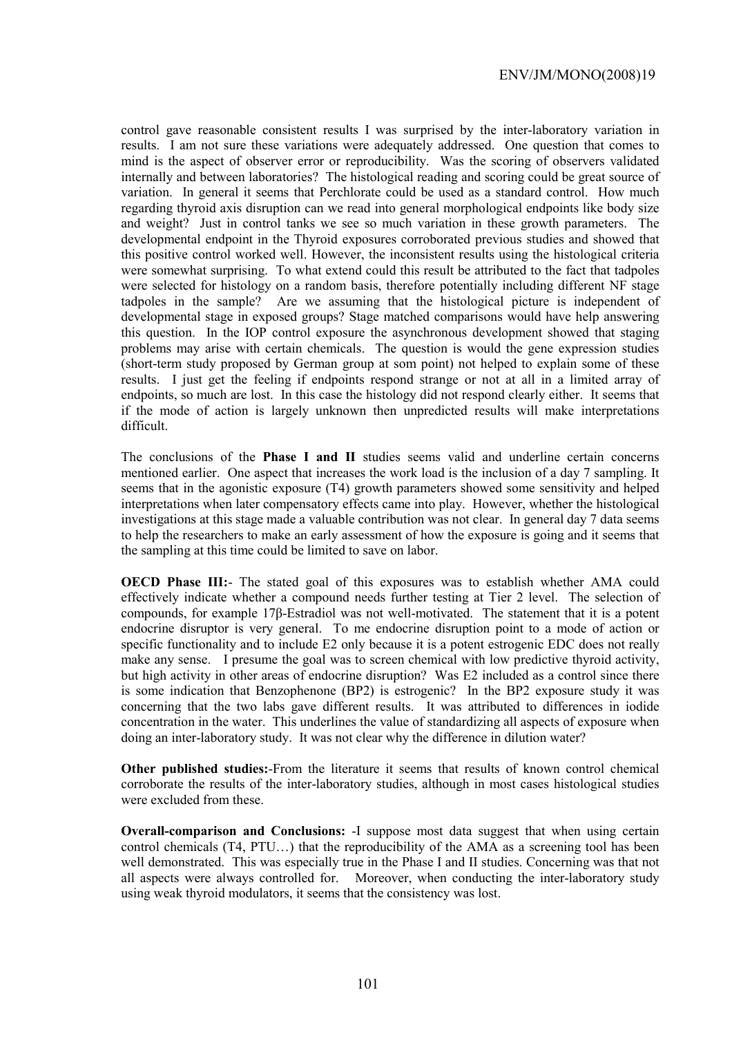control gave reasonable consistent results I was surprised by the inter-laboratory variation in results. I am not sure these variations were adequately addressed. One question that comes to mind is the aspect of observer error or reproducibility. Was the scoring of observers validated internally and between laboratories? The histological reading and scoring could be great source of variation. In general it seems that Perchlorate could be used as a standard control. How much regarding thyroid axis disruption can we read into general morphological endpoints like body size and weight? Just in control tanks we see so much variation in these growth parameters. The developmental endpoint in the Thyroid exposures corroborated previous studies and showed that this positive control worked well. However, the inconsistent results using the histological criteria were somewhat surprising. To what extend could this result be attributed to the fact that tadpoles were selected for histology on a random basis, therefore potentially including different NF stage tadpoles in the sample? Are we assuming that the histological picture is independent of developmental stage in exposed groups? Stage matched comparisons would have help answering this question. In the IOP control exposure the asynchronous development showed that staging problems may arise with certain chemicals. The question is would the gene expression studies (short-term study proposed by German group at som point) not helped to explain some of these results. I just get the feeling if endpoints respond strange or not at all in a limited array of endpoints, so much are lost. In this case the histology did not respond clearly either. It seems that if the mode of action is largely unknown then unpredicted results will make interpretations difficult.

The conclusions of the **Phase I and II** studies seems valid and underline certain concerns mentioned earlier. One aspect that increases the work load is the inclusion of a day 7 sampling. It seems that in the agonistic exposure (T4) growth parameters showed some sensitivity and helped interpretations when later compensatory effects came into play. However, whether the histological investigations at this stage made a valuable contribution was not clear. In general day 7 data seems to help the researchers to make an early assessment of how the exposure is going and it seems that the sampling at this time could be limited to save on labor.

**OECD Phase III:**- The stated goal of this exposures was to establish whether AMA could effectively indicate whether a compound needs further testing at Tier 2 level. The selection of compounds, for example 17β-Estradiol was not well-motivated. The statement that it is a potent endocrine disruptor is very general. To me endocrine disruption point to a mode of action or specific functionality and to include E2 only because it is a potent estrogenic EDC does not really make any sense. I presume the goal was to screen chemical with low predictive thyroid activity, but high activity in other areas of endocrine disruption? Was E2 included as a control since there is some indication that Benzophenone (BP2) is estrogenic? In the BP2 exposure study it was concerning that the two labs gave different results. It was attributed to differences in iodide concentration in the water. This underlines the value of standardizing all aspects of exposure when doing an inter-laboratory study. It was not clear why the difference in dilution water?

**Other published studies:**-From the literature it seems that results of known control chemical corroborate the results of the inter-laboratory studies, although in most cases histological studies were excluded from these.

**Overall-comparison and Conclusions:** -I suppose most data suggest that when using certain control chemicals (T4, PTU…) that the reproducibility of the AMA as a screening tool has been well demonstrated. This was especially true in the Phase I and II studies. Concerning was that not all aspects were always controlled for. Moreover, when conducting the inter-laboratory study using weak thyroid modulators, it seems that the consistency was lost.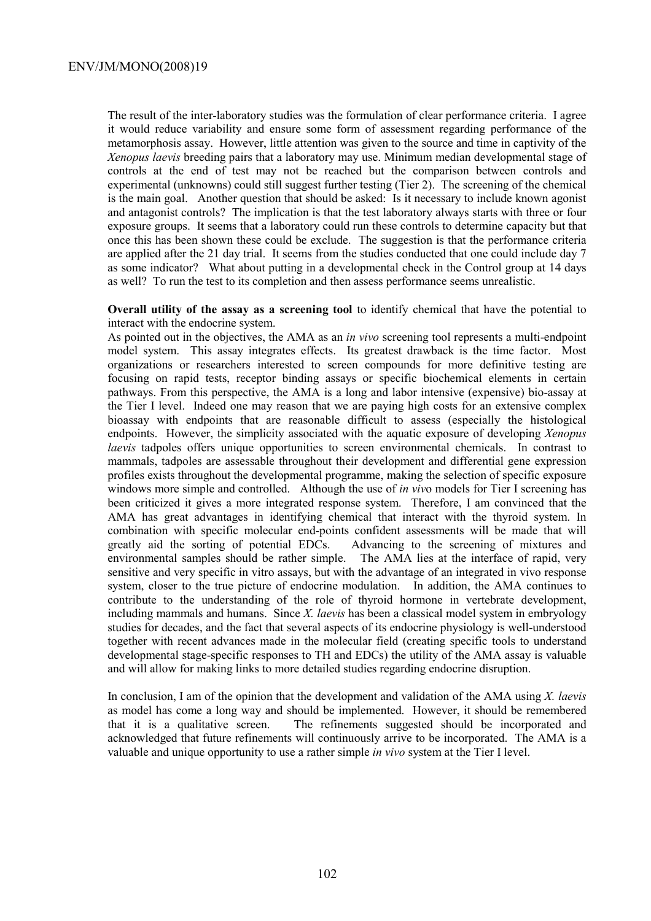The result of the inter-laboratory studies was the formulation of clear performance criteria. I agree it would reduce variability and ensure some form of assessment regarding performance of the metamorphosis assay. However, little attention was given to the source and time in captivity of the *Xenopus laevis* breeding pairs that a laboratory may use. Minimum median developmental stage of controls at the end of test may not be reached but the comparison between controls and experimental (unknowns) could still suggest further testing (Tier 2). The screening of the chemical is the main goal. Another question that should be asked: Is it necessary to include known agonist and antagonist controls? The implication is that the test laboratory always starts with three or four exposure groups. It seems that a laboratory could run these controls to determine capacity but that once this has been shown these could be exclude. The suggestion is that the performance criteria are applied after the 21 day trial. It seems from the studies conducted that one could include day 7 as some indicator? What about putting in a developmental check in the Control group at 14 days as well? To run the test to its completion and then assess performance seems unrealistic.

**Overall utility of the assay as a screening tool** to identify chemical that have the potential to interact with the endocrine system.

As pointed out in the objectives, the AMA as an *in vivo* screening tool represents a multi-endpoint model system. This assay integrates effects. Its greatest drawback is the time factor. Most organizations or researchers interested to screen compounds for more definitive testing are focusing on rapid tests, receptor binding assays or specific biochemical elements in certain pathways. From this perspective, the AMA is a long and labor intensive (expensive) bio-assay at the Tier I level. Indeed one may reason that we are paying high costs for an extensive complex bioassay with endpoints that are reasonable difficult to assess (especially the histological endpoints. However, the simplicity associated with the aquatic exposure of developing *Xenopus laevis* tadpoles offers unique opportunities to screen environmental chemicals. In contrast to mammals, tadpoles are assessable throughout their development and differential gene expression profiles exists throughout the developmental programme, making the selection of specific exposure windows more simple and controlled. Although the use of *in vivo* models for Tier I screening has been criticized it gives a more integrated response system. Therefore, I am convinced that the AMA has great advantages in identifying chemical that interact with the thyroid system. In combination with specific molecular end-points confident assessments will be made that will greatly aid the sorting of potential EDCs. Advancing to the screening of mixtures and environmental samples should be rather simple. The AMA lies at the interface of rapid, very sensitive and very specific in vitro assays, but with the advantage of an integrated in vivo response system, closer to the true picture of endocrine modulation. In addition, the AMA continues to contribute to the understanding of the role of thyroid hormone in vertebrate development, including mammals and humans. Since *X. laevis* has been a classical model system in embryology studies for decades, and the fact that several aspects of its endocrine physiology is well-understood together with recent advances made in the molecular field (creating specific tools to understand developmental stage-specific responses to TH and EDCs) the utility of the AMA assay is valuable and will allow for making links to more detailed studies regarding endocrine disruption.

In conclusion, I am of the opinion that the development and validation of the AMA using *X. laevis* as model has come a long way and should be implemented. However, it should be remembered that it is a qualitative screen. The refinements suggested should be incorporated and acknowledged that future refinements will continuously arrive to be incorporated. The AMA is a valuable and unique opportunity to use a rather simple *in vivo* system at the Tier I level.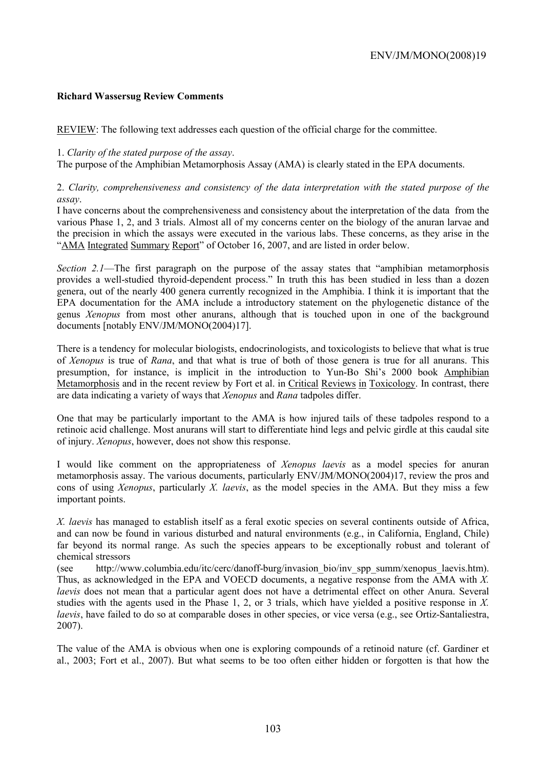**Richard Wassersug Review Comments**

REVIEW: The following text addresses each question of the official charge for the committee.

1. *Clarity of the stated purpose of the assay*.
The purpose of the Amphibian Metamorphosis Assay (AMA) is clearly stated in the EPA documents.

2. *Clarity, comprehensiveness and consistency of the data interpretation with the stated purpose of the assay*.
I have concerns about the comprehensiveness and consistency about the interpretation of the data from the various Phase 1, 2, and 3 trials. Almost all of my concerns center on the biology of the anuran larvae and the precision in which the assays were executed in the various labs. These concerns, as they arise in the "AMA Integrated Summary Report" of October 16, 2007, and are listed in order below.

*Section 2.1*—The first paragraph on the purpose of the assay states that "amphibian metamorphosis provides a well-studied thyroid-dependent process." In truth this has been studied in less than a dozen genera, out of the nearly 400 genera currently recognized in the Amphibia. I think it is important that the EPA documentation for the AMA include a introductory statement on the phylogenetic distance of the genus *Xenopus* from most other anurans, although that is touched upon in one of the background documents [notably ENV/JM/MONO(2004)17].

There is a tendency for molecular biologists, endocrinologists, and toxicologists to believe that what is true of *Xenopus* is true of *Rana*, and that what is true of both of those genera is true for all anurans. This presumption, for instance, is implicit in the introduction to Yun-Bo Shi's 2000 book Amphibian Metamorphosis and in the recent review by Fort et al. in Critical Reviews in Toxicology. In contrast, there are data indicating a variety of ways that *Xenopus* and *Rana* tadpoles differ.

One that may be particularly important to the AMA is how injured tails of these tadpoles respond to a retinoic acid challenge. Most anurans will start to differentiate hind legs and pelvic girdle at this caudal site of injury. *Xenopus*, however, does not show this response.

I would like comment on the appropriateness of *Xenopus laevis* as a model species for anuran metamorphosis assay. The various documents, particularly ENV/JM/MONO(2004)17, review the pros and cons of using *Xenopus*, particularly *X. laevis*, as the model species in the AMA. But they miss a few important points.

*X. laevis* has managed to establish itself as a feral exotic species on several continents outside of Africa, and can now be found in various disturbed and natural environments (e.g., in California, England, Chile) far beyond its normal range. As such the species appears to be exceptionally robust and tolerant of chemical stressors (see http://www.columbia.edu/itc/cerc/danoff-burg/invasion_bio/inv_spp_summ/xenopus_laevis.htm). Thus, as acknowledged in the EPA and VOECD documents, a negative response from the AMA with *X. laevis* does not mean that a particular agent does not have a detrimental effect on other Anura. Several studies with the agents used in the Phase 1, 2, or 3 trials, which have yielded a positive response in *X. laevis*, have failed to do so at comparable doses in other species, or vice versa (e.g., see Ortiz-Santaliestra, 2007).

The value of the AMA is obvious when one is exploring compounds of a retinoid nature (cf. Gardiner et al., 2003; Fort et al., 2007). But what seems to be too often either hidden or forgotten is that how the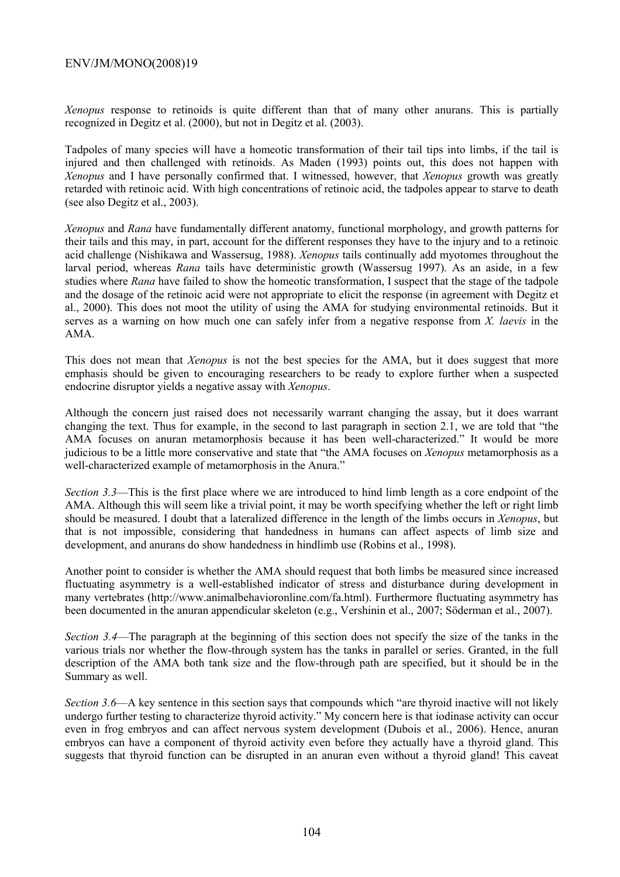*Xenopus* response to retinoids is quite different than that of many other anurans. This is partially recognized in Degitz et al. (2000), but not in Degitz et al. (2003).

Tadpoles of many species will have a homeotic transformation of their tail tips into limbs, if the tail is injured and then challenged with retinoids. As Maden (1993) points out, this does not happen with *Xenopus* and I have personally confirmed that. I witnessed, however, that *Xenopus* growth was greatly retarded with retinoic acid. With high concentrations of retinoic acid, the tadpoles appear to starve to death (see also Degitz et al., 2003).

*Xenopus* and *Rana* have fundamentally different anatomy, functional morphology, and growth patterns for their tails and this may, in part, account for the different responses they have to the injury and to a retinoic acid challenge (Nishikawa and Wassersug, 1988). *Xenopus* tails continually add myotomes throughout the larval period, whereas *Rana* tails have deterministic growth (Wassersug 1997). As an aside, in a few studies where *Rana* have failed to show the homeotic transformation, I suspect that the stage of the tadpole and the dosage of the retinoic acid were not appropriate to elicit the response (in agreement with Degitz et al., 2000). This does not moot the utility of using the AMA for studying environmental retinoids. But it serves as a warning on how much one can safely infer from a negative response from *X. laevis* in the AMA.

This does not mean that *Xenopus* is not the best species for the AMA, but it does suggest that more emphasis should be given to encouraging researchers to be ready to explore further when a suspected endocrine disruptor yields a negative assay with *Xenopus*.

Although the concern just raised does not necessarily warrant changing the assay, but it does warrant changing the text. Thus for example, in the second to last paragraph in section 2.1, we are told that "the AMA focuses on anuran metamorphosis because it has been well-characterized." It would be more judicious to be a little more conservative and state that "the AMA focuses on *Xenopus* metamorphosis as a well-characterized example of metamorphosis in the Anura."

*Section 3.3*—This is the first place where we are introduced to hind limb length as a core endpoint of the AMA. Although this will seem like a trivial point, it may be worth specifying whether the left or right limb should be measured. I doubt that a lateralized difference in the length of the limbs occurs in *Xenopus*, but that is not impossible, considering that handedness in humans can affect aspects of limb size and development, and anurans do show handedness in hindlimb use (Robins et al., 1998).

Another point to consider is whether the AMA should request that both limbs be measured since increased fluctuating asymmetry is a well-established indicator of stress and disturbance during development in many vertebrates (http://www.animalbehavioronline.com/fa.html). Furthermore fluctuating asymmetry has been documented in the anuran appendicular skeleton (e.g., Vershinin et al., 2007; Söderman et al., 2007).

*Section 3.4*—The paragraph at the beginning of this section does not specify the size of the tanks in the various trials nor whether the flow-through system has the tanks in parallel or series. Granted, in the full description of the AMA both tank size and the flow-through path are specified, but it should be in the Summary as well.

*Section 3.6*—A key sentence in this section says that compounds which "are thyroid inactive will not likely undergo further testing to characterize thyroid activity." My concern here is that iodinase activity can occur even in frog embryos and can affect nervous system development (Dubois et al., 2006). Hence, anuran embryos can have a component of thyroid activity even before they actually have a thyroid gland. This suggests that thyroid function can be disrupted in an anuran even without a thyroid gland! This caveat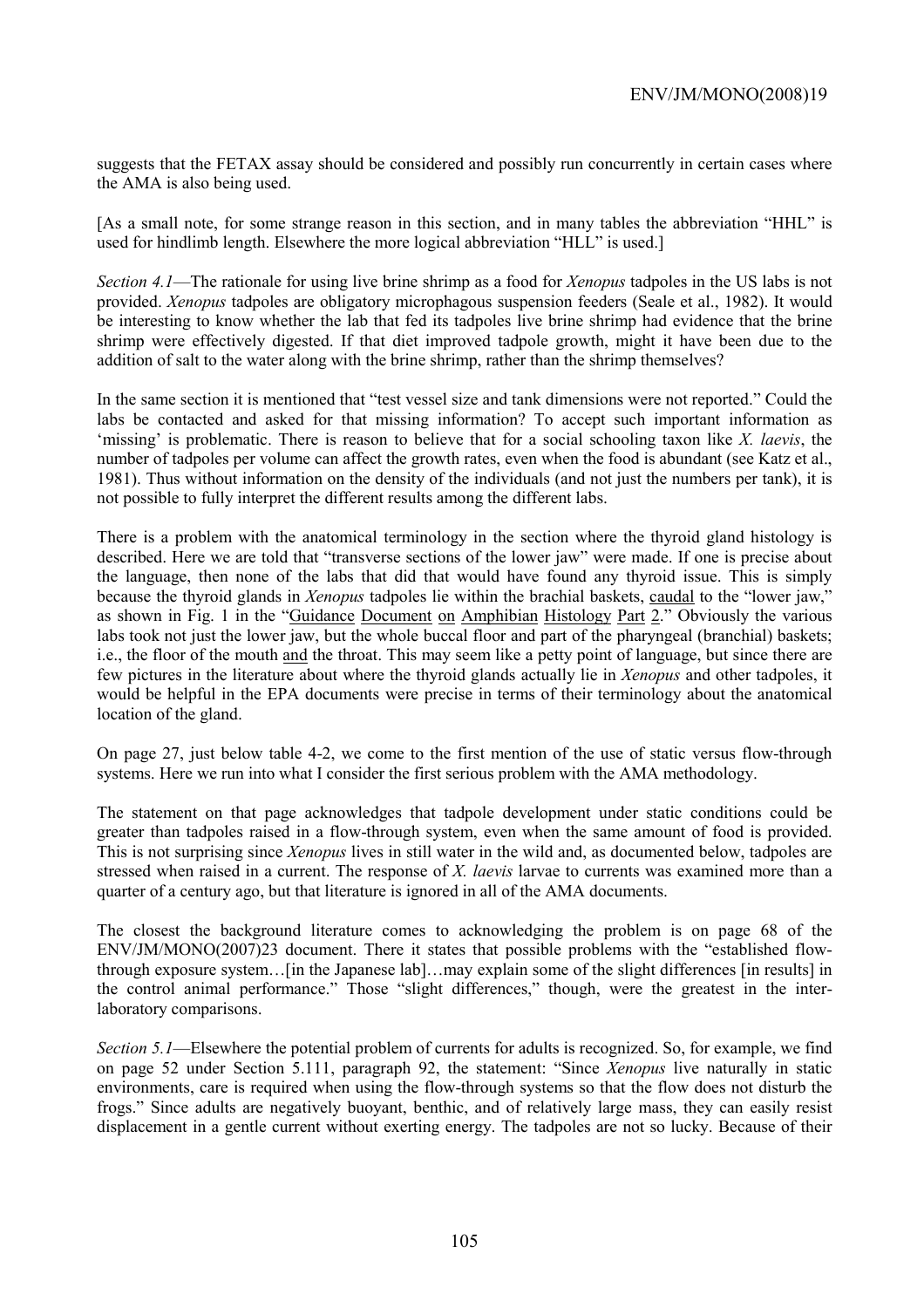suggests that the FETAX assay should be considered and possibly run concurrently in certain cases where the AMA is also being used.

[As a small note, for some strange reason in this section, and in many tables the abbreviation "HHL" is used for hindlimb length. Elsewhere the more logical abbreviation "HLL" is used.]

*Section 4.1*—The rationale for using live brine shrimp as a food for *Xenopus* tadpoles in the US labs is not provided. *Xenopus* tadpoles are obligatory microphagous suspension feeders (Seale et al., 1982). It would be interesting to know whether the lab that fed its tadpoles live brine shrimp had evidence that the brine shrimp were effectively digested. If that diet improved tadpole growth, might it have been due to the addition of salt to the water along with the brine shrimp, rather than the shrimp themselves?

In the same section it is mentioned that "test vessel size and tank dimensions were not reported." Could the labs be contacted and asked for that missing information? To accept such important information as 'missing' is problematic. There is reason to believe that for a social schooling taxon like *X. laevis*, the number of tadpoles per volume can affect the growth rates, even when the food is abundant (see Katz et al., 1981). Thus without information on the density of the individuals (and not just the numbers per tank), it is not possible to fully interpret the different results among the different labs.

There is a problem with the anatomical terminology in the section where the thyroid gland histology is described. Here we are told that "transverse sections of the lower jaw" were made. If one is precise about the language, then none of the labs that did that would have found any thyroid issue. This is simply because the thyroid glands in *Xenopus* tadpoles lie within the brachial baskets, <u>caudal</u> to the "lower jaw," as shown in Fig. 1 in the "<u>Guidance Document on Amphibian Histology Part 2</u>." Obviously the various labs took not just the lower jaw, but the whole buccal floor and part of the pharyngeal (branchial) baskets; i.e., the floor of the mouth <u>and</u> the throat. This may seem like a petty point of language, but since there are few pictures in the literature about where the thyroid glands actually lie in *Xenopus* and other tadpoles, it would be helpful in the EPA documents were precise in terms of their terminology about the anatomical location of the gland.

On page 27, just below table 4-2, we come to the first mention of the use of static versus flow-through systems. Here we run into what I consider the first serious problem with the AMA methodology.

The statement on that page acknowledges that tadpole development under static conditions could be greater than tadpoles raised in a flow-through system, even when the same amount of food is provided. This is not surprising since *Xenopus* lives in still water in the wild and, as documented below, tadpoles are stressed when raised in a current. The response of *X. laevis* larvae to currents was examined more than a quarter of a century ago, but that literature is ignored in all of the AMA documents.

The closest the background literature comes to acknowledging the problem is on page 68 of the ENV/JM/MONO(2007)23 document. There it states that possible problems with the "established flow-through exposure system…[in the Japanese lab]…may explain some of the slight differences [in results] in the control animal performance." Those "slight differences," though, were the greatest in the inter-laboratory comparisons.

*Section 5.1*—Elsewhere the potential problem of currents for adults is recognized. So, for example, we find on page 52 under Section 5.111, paragraph 92, the statement: "Since *Xenopus* live naturally in static environments, care is required when using the flow-through systems so that the flow does not disturb the frogs." Since adults are negatively buoyant, benthic, and of relatively large mass, they can easily resist displacement in a gentle current without exerting energy. The tadpoles are not so lucky. Because of their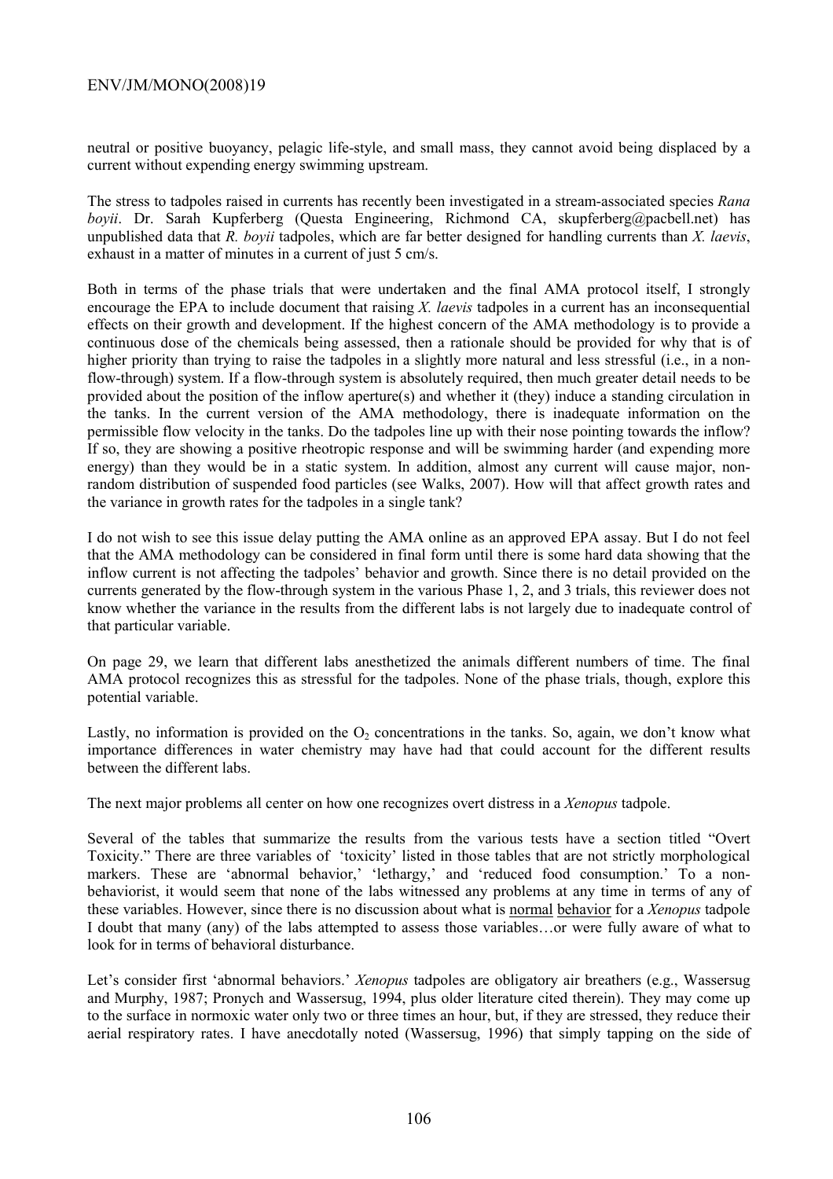neutral or positive buoyancy, pelagic life-style, and small mass, they cannot avoid being displaced by a current without expending energy swimming upstream.

The stress to tadpoles raised in currents has recently been investigated in a stream-associated species *Rana boyii*. Dr. Sarah Kupferberg (Questa Engineering, Richmond CA, skupferberg@pacbell.net) has unpublished data that *R. boyii* tadpoles, which are far better designed for handling currents than *X. laevis*, exhaust in a matter of minutes in a current of just 5 cm/s.

Both in terms of the phase trials that were undertaken and the final AMA protocol itself, I strongly encourage the EPA to include document that raising *X. laevis* tadpoles in a current has an inconsequential effects on their growth and development. If the highest concern of the AMA methodology is to provide a continuous dose of the chemicals being assessed, then a rationale should be provided for why that is of higher priority than trying to raise the tadpoles in a slightly more natural and less stressful (i.e., in a non-flow-through) system. If a flow-through system is absolutely required, then much greater detail needs to be provided about the position of the inflow aperture(s) and whether it (they) induce a standing circulation in the tanks. In the current version of the AMA methodology, there is inadequate information on the permissible flow velocity in the tanks. Do the tadpoles line up with their nose pointing towards the inflow? If so, they are showing a positive rheotropic response and will be swimming harder (and expending more energy) than they would be in a static system. In addition, almost any current will cause major, non-random distribution of suspended food particles (see Walks, 2007). How will that affect growth rates and the variance in growth rates for the tadpoles in a single tank?

I do not wish to see this issue delay putting the AMA online as an approved EPA assay. But I do not feel that the AMA methodology can be considered in final form until there is some hard data showing that the inflow current is not affecting the tadpoles' behavior and growth. Since there is no detail provided on the currents generated by the flow-through system in the various Phase 1, 2, and 3 trials, this reviewer does not know whether the variance in the results from the different labs is not largely due to inadequate control of that particular variable.

On page 29, we learn that different labs anesthetized the animals different numbers of time. The final AMA protocol recognizes this as stressful for the tadpoles. None of the phase trials, though, explore this potential variable.

Lastly, no information is provided on the $O_2$ concentrations in the tanks. So, again, we don't know what importance differences in water chemistry may have had that could account for the different results between the different labs.

The next major problems all center on how one recognizes overt distress in a *Xenopus* tadpole.

Several of the tables that summarize the results from the various tests have a section titled "Overt Toxicity." There are three variables of 'toxicity' listed in those tables that are not strictly morphological markers. These are 'abnormal behavior,' 'lethargy,' and 'reduced food consumption.' To a non-behaviorist, it would seem that none of the labs witnessed any problems at any time in terms of any of these variables. However, since there is no discussion about what is <u>normal</u> <u>behavior</u> for a *Xenopus* tadpole I doubt that many (any) of the labs attempted to assess those variables…or were fully aware of what to look for in terms of behavioral disturbance.

Let's consider first 'abnormal behaviors.' *Xenopus* tadpoles are obligatory air breathers (e.g., Wassersug and Murphy, 1987; Pronych and Wassersug, 1994, plus older literature cited therein). They may come up to the surface in normoxic water only two or three times an hour, but, if they are stressed, they reduce their aerial respiratory rates. I have anecdotally noted (Wassersug, 1996) that simply tapping on the side of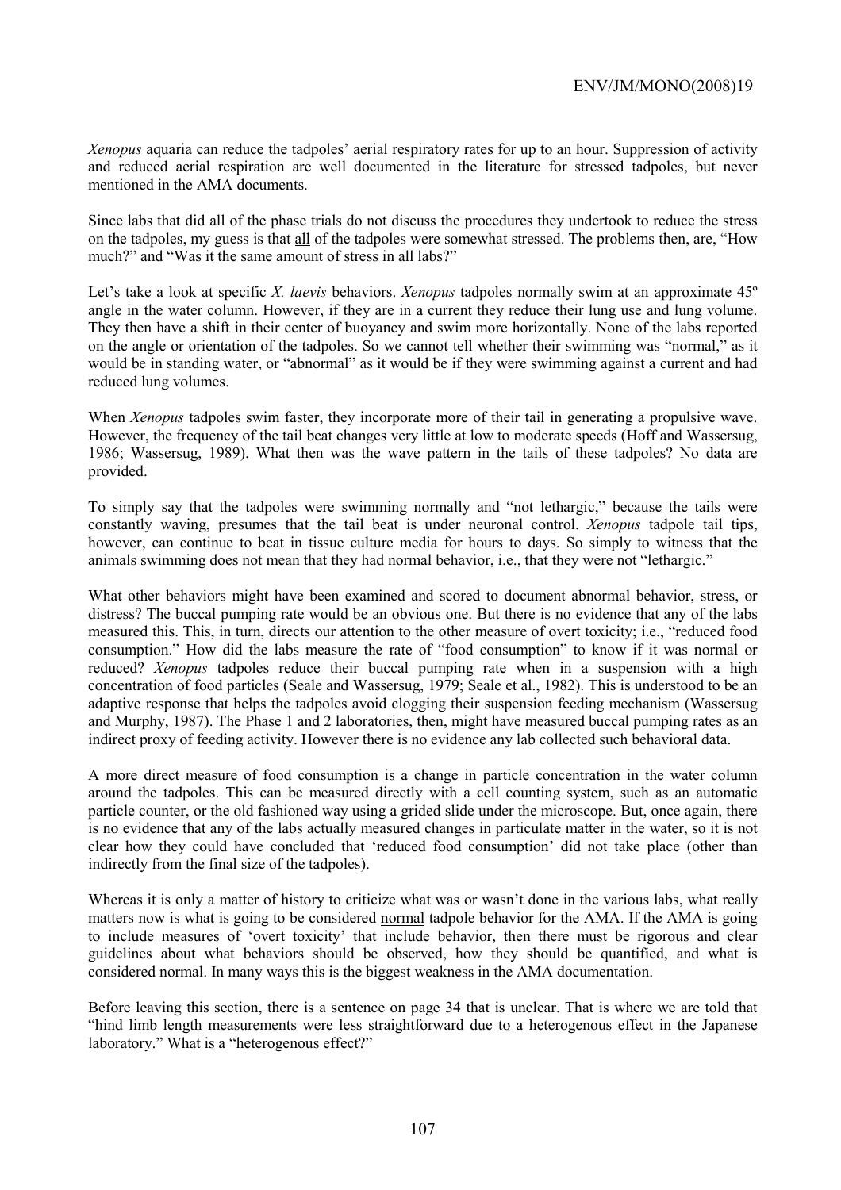*Xenopus* aquaria can reduce the tadpoles' aerial respiratory rates for up to an hour. Suppression of activity and reduced aerial respiration are well documented in the literature for stressed tadpoles, but never mentioned in the AMA documents.

Since labs that did all of the phase trials do not discuss the procedures they undertook to reduce the stress on the tadpoles, my guess is that <u>all</u> of the tadpoles were somewhat stressed. The problems then, are, "How much?" and "Was it the same amount of stress in all labs?"

Let's take a look at specific *X. laevis* behaviors. *Xenopus* tadpoles normally swim at an approximate 45º angle in the water column. However, if they are in a current they reduce their lung use and lung volume. They then have a shift in their center of buoyancy and swim more horizontally. None of the labs reported on the angle or orientation of the tadpoles. So we cannot tell whether their swimming was "normal," as it would be in standing water, or "abnormal" as it would be if they were swimming against a current and had reduced lung volumes.

When *Xenopus* tadpoles swim faster, they incorporate more of their tail in generating a propulsive wave. However, the frequency of the tail beat changes very little at low to moderate speeds (Hoff and Wassersug, 1986; Wassersug, 1989). What then was the wave pattern in the tails of these tadpoles? No data are provided.

To simply say that the tadpoles were swimming normally and "not lethargic," because the tails were constantly waving, presumes that the tail beat is under neuronal control. *Xenopus* tadpole tail tips, however, can continue to beat in tissue culture media for hours to days. So simply to witness that the animals swimming does not mean that they had normal behavior, i.e., that they were not "lethargic."

What other behaviors might have been examined and scored to document abnormal behavior, stress, or distress? The buccal pumping rate would be an obvious one. But there is no evidence that any of the labs measured this. This, in turn, directs our attention to the other measure of overt toxicity; i.e., "reduced food consumption." How did the labs measure the rate of "food consumption" to know if it was normal or reduced? *Xenopus* tadpoles reduce their buccal pumping rate when in a suspension with a high concentration of food particles (Seale and Wassersug, 1979; Seale et al., 1982). This is understood to be an adaptive response that helps the tadpoles avoid clogging their suspension feeding mechanism (Wassersug and Murphy, 1987). The Phase 1 and 2 laboratories, then, might have measured buccal pumping rates as an indirect proxy of feeding activity. However there is no evidence any lab collected such behavioral data.

A more direct measure of food consumption is a change in particle concentration in the water column around the tadpoles. This can be measured directly with a cell counting system, such as an automatic particle counter, or the old fashioned way using a grided slide under the microscope. But, once again, there is no evidence that any of the labs actually measured changes in particulate matter in the water, so it is not clear how they could have concluded that 'reduced food consumption' did not take place (other than indirectly from the final size of the tadpoles).

Whereas it is only a matter of history to criticize what was or wasn't done in the various labs, what really matters now is what is going to be considered <u>normal</u> tadpole behavior for the AMA. If the AMA is going to include measures of 'overt toxicity' that include behavior, then there must be rigorous and clear guidelines about what behaviors should be observed, how they should be quantified, and what is considered normal. In many ways this is the biggest weakness in the AMA documentation.

Before leaving this section, there is a sentence on page 34 that is unclear. That is where we are told that "hind limb length measurements were less straightforward due to a heterogenous effect in the Japanese laboratory." What is a "heterogenous effect?"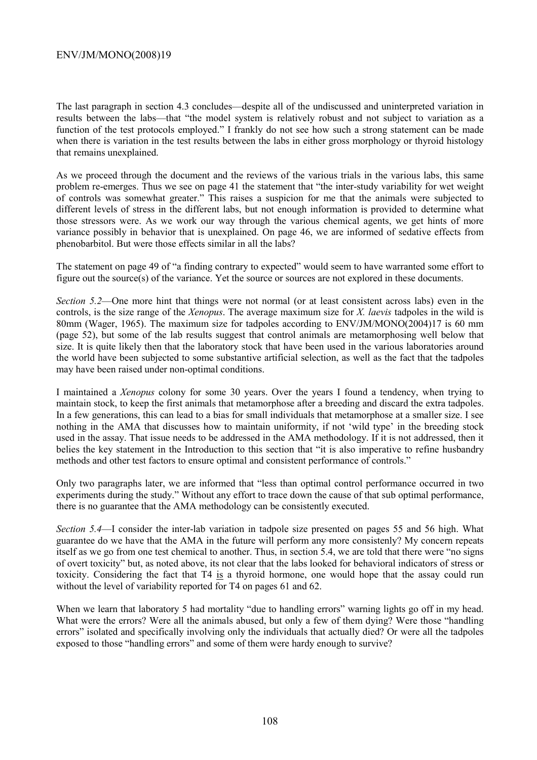The last paragraph in section 4.3 concludes—despite all of the undiscussed and uninterpreted variation in results between the labs—that "the model system is relatively robust and not subject to variation as a function of the test protocols employed." I frankly do not see how such a strong statement can be made when there is variation in the test results between the labs in either gross morphology or thyroid histology that remains unexplained.

As we proceed through the document and the reviews of the various trials in the various labs, this same problem re-emerges. Thus we see on page 41 the statement that "the inter-study variability for wet weight of controls was somewhat greater." This raises a suspicion for me that the animals were subjected to different levels of stress in the different labs, but not enough information is provided to determine what those stressors were. As we work our way through the various chemical agents, we get hints of more variance possibly in behavior that is unexplained. On page 46, we are informed of sedative effects from phenobarbitol. But were those effects similar in all the labs?

The statement on page 49 of "a finding contrary to expected" would seem to have warranted some effort to figure out the source(s) of the variance. Yet the source or sources are not explored in these documents.

*Section 5.2*—One more hint that things were not normal (or at least consistent across labs) even in the controls, is the size range of the *Xenopus*. The average maximum size for *X. laevis* tadpoles in the wild is 80mm (Wager, 1965). The maximum size for tadpoles according to ENV/JM/MONO(2004)17 is 60 mm (page 52), but some of the lab results suggest that control animals are metamorphosing well below that size. It is quite likely then that the laboratory stock that have been used in the various laboratories around the world have been subjected to some substantive artificial selection, as well as the fact that the tadpoles may have been raised under non-optimal conditions.

I maintained a *Xenopus* colony for some 30 years. Over the years I found a tendency, when trying to maintain stock, to keep the first animals that metamorphose after a breeding and discard the extra tadpoles. In a few generations, this can lead to a bias for small individuals that metamorphose at a smaller size. I see nothing in the AMA that discusses how to maintain uniformity, if not 'wild type' in the breeding stock used in the assay. That issue needs to be addressed in the AMA methodology. If it is not addressed, then it belies the key statement in the Introduction to this section that "it is also imperative to refine husbandry methods and other test factors to ensure optimal and consistent performance of controls."

Only two paragraphs later, we are informed that "less than optimal control performance occurred in two experiments during the study." Without any effort to trace down the cause of that sub optimal performance, there is no guarantee that the AMA methodology can be consistently executed.

*Section 5.4*—I consider the inter-lab variation in tadpole size presented on pages 55 and 56 high. What guarantee do we have that the AMA in the future will perform any more consistenly? My concern repeats itself as we go from one test chemical to another. Thus, in section 5.4, we are told that there were "no signs of overt toxicity" but, as noted above, its not clear that the labs looked for behavioral indicators of stress or toxicity. Considering the fact that T4 <u>is</u> a thyroid hormone, one would hope that the assay could run without the level of variability reported for T4 on pages 61 and 62.

When we learn that laboratory 5 had mortality "due to handling errors" warning lights go off in my head. What were the errors? Were all the animals abused, but only a few of them dying? Were those "handling errors" isolated and specifically involving only the individuals that actually died? Or were all the tadpoles exposed to those "handling errors" and some of them were hardy enough to survive?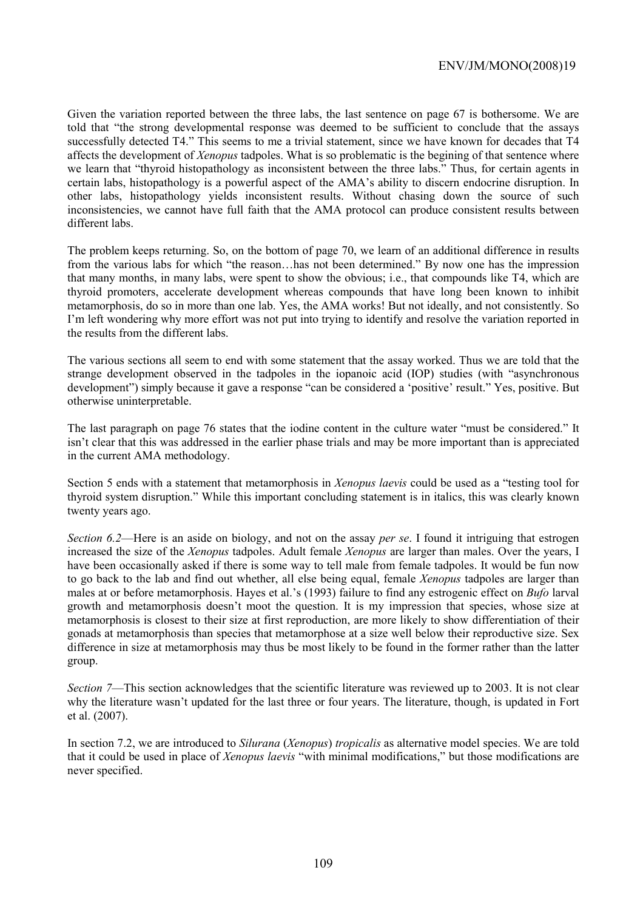Given the variation reported between the three labs, the last sentence on page 67 is bothersome. We are told that "the strong developmental response was deemed to be sufficient to conclude that the assays successfully detected T4." This seems to me a trivial statement, since we have known for decades that T4 affects the development of *Xenopus* tadpoles. What is so problematic is the begining of that sentence where we learn that "thyroid histopathology as inconsistent between the three labs." Thus, for certain agents in certain labs, histopathology is a powerful aspect of the AMA's ability to discern endocrine disruption. In other labs, histopathology yields inconsistent results. Without chasing down the source of such inconsistencies, we cannot have full faith that the AMA protocol can produce consistent results between different labs.

The problem keeps returning. So, on the bottom of page 70, we learn of an additional difference in results from the various labs for which "the reason…has not been determined." By now one has the impression that many months, in many labs, were spent to show the obvious; i.e., that compounds like T4, which are thyroid promoters, accelerate development whereas compounds that have long been known to inhibit metamorphosis, do so in more than one lab. Yes, the AMA works! But not ideally, and not consistently. So I'm left wondering why more effort was not put into trying to identify and resolve the variation reported in the results from the different labs.

The various sections all seem to end with some statement that the assay worked. Thus we are told that the strange development observed in the tadpoles in the iopanoic acid (IOP) studies (with "asynchronous development") simply because it gave a response "can be considered a 'positive' result." Yes, positive. But otherwise uninterpretable.

The last paragraph on page 76 states that the iodine content in the culture water "must be considered." It isn't clear that this was addressed in the earlier phase trials and may be more important than is appreciated in the current AMA methodology.

Section 5 ends with a statement that metamorphosis in *Xenopus laevis* could be used as a "testing tool for thyroid system disruption." While this important concluding statement is in italics, this was clearly known twenty years ago.

*Section 6.2*—Here is an aside on biology, and not on the assay *per se*. I found it intriguing that estrogen increased the size of the *Xenopus* tadpoles. Adult female *Xenopus* are larger than males. Over the years, I have been occasionally asked if there is some way to tell male from female tadpoles. It would be fun now to go back to the lab and find out whether, all else being equal, female *Xenopus* tadpoles are larger than males at or before metamorphosis. Hayes et al.'s (1993) failure to find any estrogenic effect on *Bufo* larval growth and metamorphosis doesn't moot the question. It is my impression that species, whose size at metamorphosis is closest to their size at first reproduction, are more likely to show differentiation of their gonads at metamorphosis than species that metamorphose at a size well below their reproductive size. Sex difference in size at metamorphosis may thus be most likely to be found in the former rather than the latter group.

*Section 7*—This section acknowledges that the scientific literature was reviewed up to 2003. It is not clear why the literature wasn't updated for the last three or four years. The literature, though, is updated in Fort et al. (2007).

In section 7.2, we are introduced to *Silurana* (*Xenopus*) *tropicalis* as alternative model species. We are told that it could be used in place of *Xenopus laevis* "with minimal modifications," but those modifications are never specified.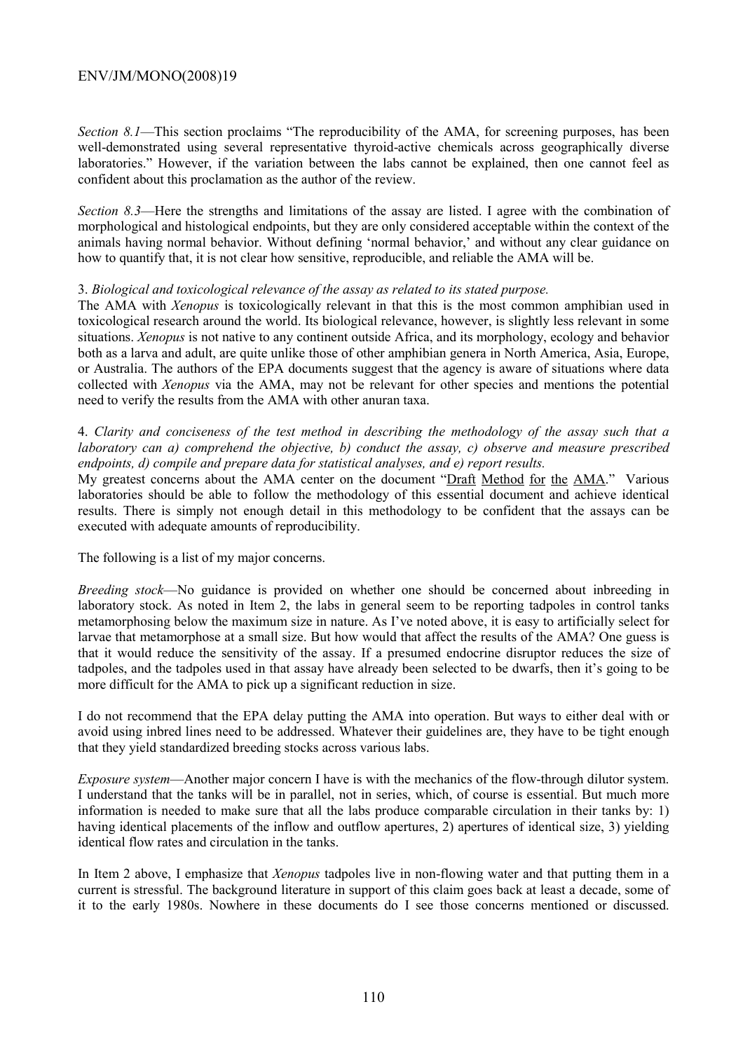*Section 8.1*—This section proclaims "The reproducibility of the AMA, for screening purposes, has been well-demonstrated using several representative thyroid-active chemicals across geographically diverse laboratories." However, if the variation between the labs cannot be explained, then one cannot feel as confident about this proclamation as the author of the review.

*Section 8.3*—Here the strengths and limitations of the assay are listed. I agree with the combination of morphological and histological endpoints, but they are only considered acceptable within the context of the animals having normal behavior. Without defining 'normal behavior,' and without any clear guidance on how to quantify that, it is not clear how sensitive, reproducible, and reliable the AMA will be.

3. *Biological and toxicological relevance of the assay as related to its stated purpose.*
The AMA with *Xenopus* is toxicologically relevant in that this is the most common amphibian used in toxicological research around the world. Its biological relevance, however, is slightly less relevant in some situations. *Xenopus* is not native to any continent outside Africa, and its morphology, ecology and behavior both as a larva and adult, are quite unlike those of other amphibian genera in North America, Asia, Europe, or Australia. The authors of the EPA documents suggest that the agency is aware of situations where data collected with *Xenopus* via the AMA, may not be relevant for other species and mentions the potential need to verify the results from the AMA with other anuran taxa.

4. *Clarity and conciseness of the test method in describing the methodology of the assay such that a laboratory can a) comprehend the objective, b) conduct the assay, c) observe and measure prescribed endpoints, d) compile and prepare data for statistical analyses, and e) report results.*
My greatest concerns about the AMA center on the document "Draft Method for the AMA." Various laboratories should be able to follow the methodology of this essential document and achieve identical results. There is simply not enough detail in this methodology to be confident that the assays can be executed with adequate amounts of reproducibility.

The following is a list of my major concerns.

*Breeding stock*—No guidance is provided on whether one should be concerned about inbreeding in laboratory stock. As noted in Item 2, the labs in general seem to be reporting tadpoles in control tanks metamorphosing below the maximum size in nature. As I've noted above, it is easy to artificially select for larvae that metamorphose at a small size. But how would that affect the results of the AMA? One guess is that it would reduce the sensitivity of the assay. If a presumed endocrine disruptor reduces the size of tadpoles, and the tadpoles used in that assay have already been selected to be dwarfs, then it's going to be more difficult for the AMA to pick up a significant reduction in size.

I do not recommend that the EPA delay putting the AMA into operation. But ways to either deal with or avoid using inbred lines need to be addressed. Whatever their guidelines are, they have to be tight enough that they yield standardized breeding stocks across various labs.

*Exposure system*—Another major concern I have is with the mechanics of the flow-through dilutor system. I understand that the tanks will be in parallel, not in series, which, of course is essential. But much more information is needed to make sure that all the labs produce comparable circulation in their tanks by: 1) having identical placements of the inflow and outflow apertures, 2) apertures of identical size, 3) yielding identical flow rates and circulation in the tanks.

In Item 2 above, I emphasize that *Xenopus* tadpoles live in non-flowing water and that putting them in a current is stressful. The background literature in support of this claim goes back at least a decade, some of it to the early 1980s. Nowhere in these documents do I see those concerns mentioned or discussed.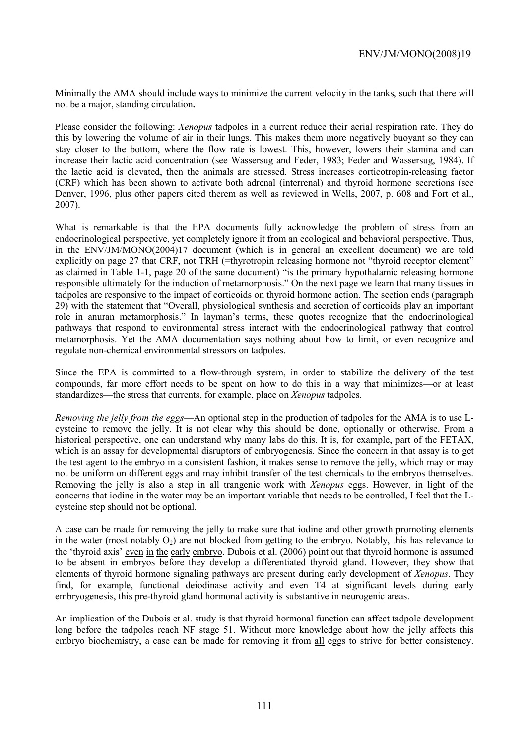Minimally the AMA should include ways to minimize the current velocity in the tanks, such that there will not be a major, standing circulation**.**

Please consider the following: *Xenopus* tadpoles in a current reduce their aerial respiration rate. They do this by lowering the volume of air in their lungs. This makes them more negatively buoyant so they can stay closer to the bottom, where the flow rate is lowest. This, however, lowers their stamina and can increase their lactic acid concentration (see Wassersug and Feder, 1983; Feder and Wassersug, 1984). If the lactic acid is elevated, then the animals are stressed. Stress increases corticotropin-releasing factor (CRF) which has been shown to activate both adrenal (interrenal) and thyroid hormone secretions (see Denver, 1996, plus other papers cited therem as well as reviewed in Wells, 2007, p. 608 and Fort et al., 2007).

What is remarkable is that the EPA documents fully acknowledge the problem of stress from an endocrinological perspective, yet completely ignore it from an ecological and behavioral perspective. Thus, in the ENV/JM/MONO(2004)17 document (which is in general an excellent document) we are told explicitly on page 27 that CRF, not TRH (=thyrotropin releasing hormone not "thyroid receptor element" as claimed in Table 1-1, page 20 of the same document) "is the primary hypothalamic releasing hormone responsible ultimately for the induction of metamorphosis." On the next page we learn that many tissues in tadpoles are responsive to the impact of corticoids on thyroid hormone action. The section ends (paragraph 29) with the statement that "Overall, physiological synthesis and secretion of corticoids play an important role in anuran metamorphosis." In layman's terms, these quotes recognize that the endocrinological pathways that respond to environmental stress interact with the endocrinological pathway that control metamorphosis. Yet the AMA documentation says nothing about how to limit, or even recognize and regulate non-chemical environmental stressors on tadpoles.

Since the EPA is committed to a flow-through system, in order to stabilize the delivery of the test compounds, far more effort needs to be spent on how to do this in a way that minimizes—or at least standardizes—the stress that currents, for example, place on *Xenopus* tadpoles.

*Removing the jelly from the eggs*—An optional step in the production of tadpoles for the AMA is to use L-cysteine to remove the jelly. It is not clear why this should be done, optionally or otherwise. From a historical perspective, one can understand why many labs do this. It is, for example, part of the FETAX, which is an assay for developmental disruptors of embryogenesis. Since the concern in that assay is to get the test agent to the embryo in a consistent fashion, it makes sense to remove the jelly, which may or may not be uniform on different eggs and may inhibit transfer of the test chemicals to the embryos themselves. Removing the jelly is also a step in all trangenic work with *Xenopus* eggs. However, in light of the concerns that iodine in the water may be an important variable that needs to be controlled, I feel that the L-cysteine step should not be optional.

A case can be made for removing the jelly to make sure that iodine and other growth promoting elements in the water (most notably $O_2$) are not blocked from getting to the embryo. Notably, this has relevance to the 'thyroid axis' <u>even</u> <u>in</u> <u>the</u> <u>early</u> <u>embryo</u>. Dubois et al. (2006) point out that thyroid hormone is assumed to be absent in embryos before they develop a differentiated thyroid gland. However, they show that elements of thyroid hormone signaling pathways are present during early development of *Xenopus*. They find, for example, functional deiodinase activity and even T4 at significant levels during early embryogenesis, this pre-thyroid gland hormonal activity is substantive in neurogenic areas.

An implication of the Dubois et al. study is that thyroid hormonal function can affect tadpole development long before the tadpoles reach NF stage 51. Without more knowledge about how the jelly affects this embryo biochemistry, a case can be made for removing it from <u>all</u> eggs to strive for better consistency.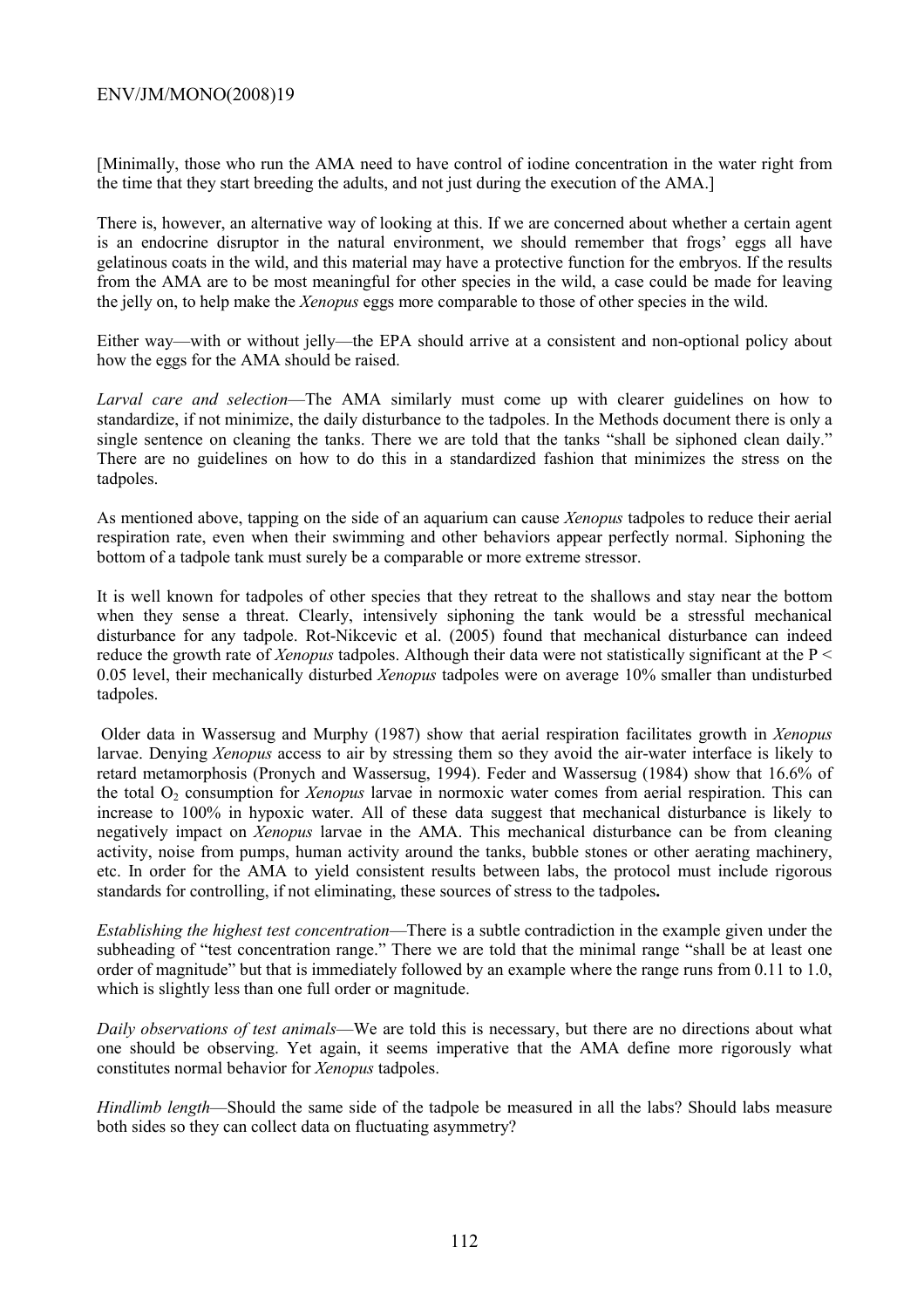[Minimally, those who run the AMA need to have control of iodine concentration in the water right from the time that they start breeding the adults, and not just during the execution of the AMA.]

There is, however, an alternative way of looking at this. If we are concerned about whether a certain agent is an endocrine disruptor in the natural environment, we should remember that frogs' eggs all have gelatinous coats in the wild, and this material may have a protective function for the embryos. If the results from the AMA are to be most meaningful for other species in the wild, a case could be made for leaving the jelly on, to help make the *Xenopus* eggs more comparable to those of other species in the wild.

Either way—with or without jelly—the EPA should arrive at a consistent and non-optional policy about how the eggs for the AMA should be raised.

*Larval care and selection*—The AMA similarly must come up with clearer guidelines on how to standardize, if not minimize, the daily disturbance to the tadpoles. In the Methods document there is only a single sentence on cleaning the tanks. There we are told that the tanks "shall be siphoned clean daily." There are no guidelines on how to do this in a standardized fashion that minimizes the stress on the tadpoles.

As mentioned above, tapping on the side of an aquarium can cause *Xenopus* tadpoles to reduce their aerial respiration rate, even when their swimming and other behaviors appear perfectly normal. Siphoning the bottom of a tadpole tank must surely be a comparable or more extreme stressor.

It is well known for tadpoles of other species that they retreat to the shallows and stay near the bottom when they sense a threat. Clearly, intensively siphoning the tank would be a stressful mechanical disturbance for any tadpole. Rot-Nikcevic et al. (2005) found that mechanical disturbance can indeed reduce the growth rate of *Xenopus* tadpoles. Although their data were not statistically significant at the $P < 0.05$ level, their mechanically disturbed *Xenopus* tadpoles were on average 10% smaller than undisturbed tadpoles.

Older data in Wassersug and Murphy (1987) show that aerial respiration facilitates growth in *Xenopus* larvae. Denying *Xenopus* access to air by stressing them so they avoid the air-water interface is likely to retard metamorphosis (Pronych and Wassersug, 1994). Feder and Wassersug (1984) show that 16.6% of the total $O_2$ consumption for *Xenopus* larvae in normoxic water comes from aerial respiration. This can increase to 100% in hypoxic water. All of these data suggest that mechanical disturbance is likely to negatively impact on *Xenopus* larvae in the AMA. This mechanical disturbance can be from cleaning activity, noise from pumps, human activity around the tanks, bubble stones or other aerating machinery, etc. In order for the AMA to yield consistent results between labs, the protocol must include rigorous standards for controlling, if not eliminating, these sources of stress to the tadpoles**.**

*Establishing the highest test concentration*—There is a subtle contradiction in the example given under the subheading of "test concentration range." There we are told that the minimal range "shall be at least one order of magnitude" but that is immediately followed by an example where the range runs from 0.11 to 1.0, which is slightly less than one full order or magnitude.

*Daily observations of test animals*—We are told this is necessary, but there are no directions about what one should be observing. Yet again, it seems imperative that the AMA define more rigorously what constitutes normal behavior for *Xenopus* tadpoles.

*Hindlimb length*—Should the same side of the tadpole be measured in all the labs? Should labs measure both sides so they can collect data on fluctuating asymmetry?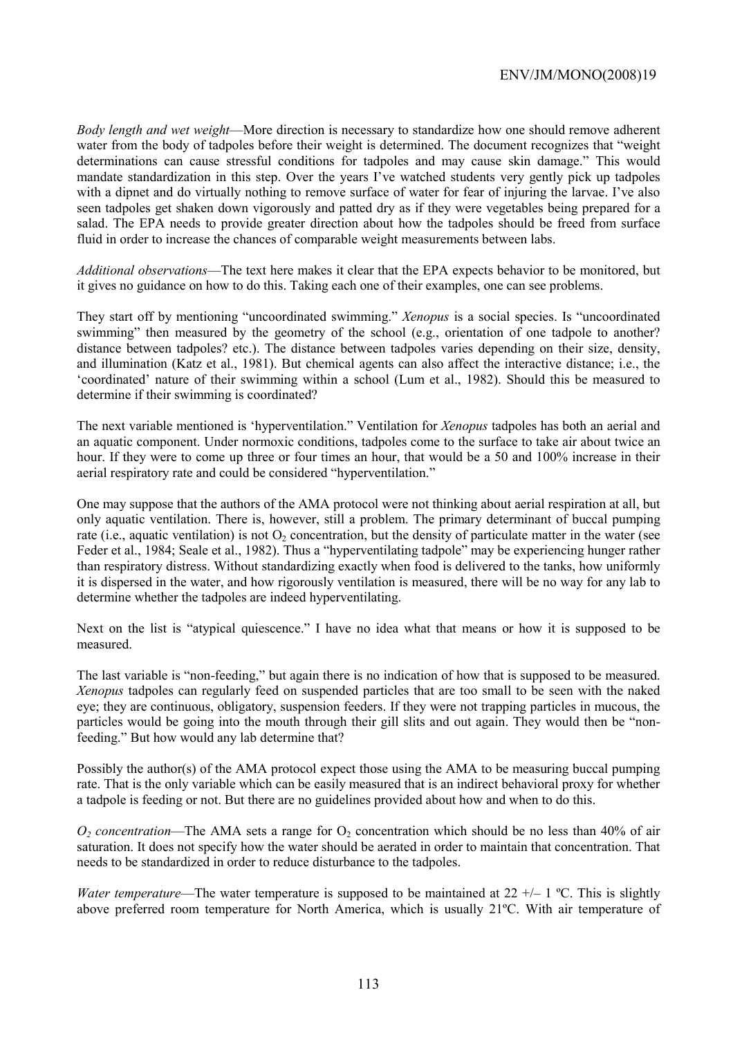*Body length and wet weight*—More direction is necessary to standardize how one should remove adherent water from the body of tadpoles before their weight is determined. The document recognizes that "weight determinations can cause stressful conditions for tadpoles and may cause skin damage." This would mandate standardization in this step. Over the years I've watched students very gently pick up tadpoles with a dipnet and do virtually nothing to remove surface of water for fear of injuring the larvae. I've also seen tadpoles get shaken down vigorously and patted dry as if they were vegetables being prepared for a salad. The EPA needs to provide greater direction about how the tadpoles should be freed from surface fluid in order to increase the chances of comparable weight measurements between labs.

*Additional observations*—The text here makes it clear that the EPA expects behavior to be monitored, but it gives no guidance on how to do this. Taking each one of their examples, one can see problems.

They start off by mentioning "uncoordinated swimming." *Xenopus* is a social species. Is "uncoordinated swimming" then measured by the geometry of the school (e.g., orientation of one tadpole to another? distance between tadpoles? etc.). The distance between tadpoles varies depending on their size, density, and illumination (Katz et al., 1981). But chemical agents can also affect the interactive distance; i.e., the 'coordinated' nature of their swimming within a school (Lum et al., 1982). Should this be measured to determine if their swimming is coordinated?

The next variable mentioned is 'hyperventilation." Ventilation for *Xenopus* tadpoles has both an aerial and an aquatic component. Under normoxic conditions, tadpoles come to the surface to take air about twice an hour. If they were to come up three or four times an hour, that would be a 50 and 100% increase in their aerial respiratory rate and could be considered "hyperventilation."

One may suppose that the authors of the AMA protocol were not thinking about aerial respiration at all, but only aquatic ventilation. There is, however, still a problem. The primary determinant of buccal pumping rate (i.e., aquatic ventilation) is not $O_2$ concentration, but the density of particulate matter in the water (see Feder et al., 1984; Seale et al., 1982). Thus a "hyperventilating tadpole" may be experiencing hunger rather than respiratory distress. Without standardizing exactly when food is delivered to the tanks, how uniformly it is dispersed in the water, and how rigorously ventilation is measured, there will be no way for any lab to determine whether the tadpoles are indeed hyperventilating.

Next on the list is "atypical quiescence." I have no idea what that means or how it is supposed to be measured.

The last variable is "non-feeding," but again there is no indication of how that is supposed to be measured. *Xenopus* tadpoles can regularly feed on suspended particles that are too small to be seen with the naked eye; they are continuous, obligatory, suspension feeders. If they were not trapping particles in mucous, the particles would be going into the mouth through their gill slits and out again. They would then be "non-feeding." But how would any lab determine that?

Possibly the author(s) of the AMA protocol expect those using the AMA to be measuring buccal pumping rate. That is the only variable which can be easily measured that is an indirect behavioral proxy for whether a tadpole is feeding or not. But there are no guidelines provided about how and when to do this.

*$O_2$ concentration*—The AMA sets a range for $O_2$ concentration which should be no less than 40% of air saturation. It does not specify how the water should be aerated in order to maintain that concentration. That needs to be standardized in order to reduce disturbance to the tadpoles.

*Water temperature*—The water temperature is supposed to be maintained at 22 +/– 1 ºC. This is slightly above preferred room temperature for North America, which is usually 21ºC. With air temperature of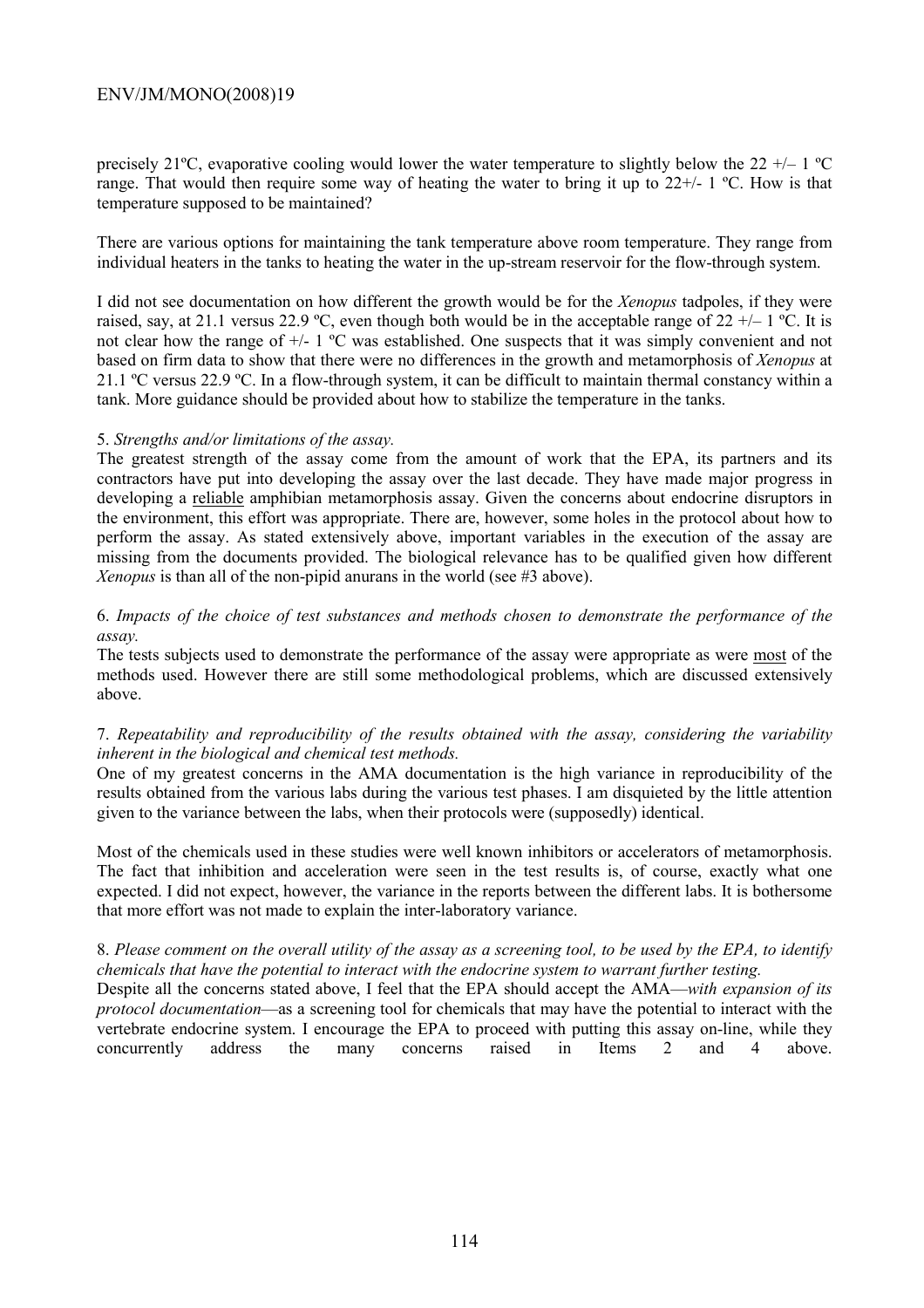precisely 21ºC, evaporative cooling would lower the water temperature to slightly below the 22 +/– 1 ºC range. That would then require some way of heating the water to bring it up to 22+/- 1 ºC. How is that temperature supposed to be maintained?

There are various options for maintaining the tank temperature above room temperature. They range from individual heaters in the tanks to heating the water in the up-stream reservoir for the flow-through system.

I did not see documentation on how different the growth would be for the *Xenopus* tadpoles, if they were raised, say, at 21.1 versus 22.9 ºC, even though both would be in the acceptable range of 22 +/– 1 ºC. It is not clear how the range of +/- 1 ºC was established. One suspects that it was simply convenient and not based on firm data to show that there were no differences in the growth and metamorphosis of *Xenopus* at 21.1 ºC versus 22.9 ºC. In a flow-through system, it can be difficult to maintain thermal constancy within a tank. More guidance should be provided about how to stabilize the temperature in the tanks.

5. *Strengths and/or limitations of the assay.*
The greatest strength of the assay come from the amount of work that the EPA, its partners and its contractors have put into developing the assay over the last decade. They have made major progress in developing a reliable amphibian metamorphosis assay. Given the concerns about endocrine disruptors in the environment, this effort was appropriate. There are, however, some holes in the protocol about how to perform the assay. As stated extensively above, important variables in the execution of the assay are missing from the documents provided. The biological relevance has to be qualified given how different *Xenopus* is than all of the non-pipid anurans in the world (see #3 above).

6. *Impacts of the choice of test substances and methods chosen to demonstrate the performance of the assay.*
The tests subjects used to demonstrate the performance of the assay were appropriate as were most of the methods used. However there are still some methodological problems, which are discussed extensively above.

7. *Repeatability and reproducibility of the results obtained with the assay, considering the variability inherent in the biological and chemical test methods.*
One of my greatest concerns in the AMA documentation is the high variance in reproducibility of the results obtained from the various labs during the various test phases. I am disquieted by the little attention given to the variance between the labs, when their protocols were (supposedly) identical.

Most of the chemicals used in these studies were well known inhibitors or accelerators of metamorphosis. The fact that inhibition and acceleration were seen in the test results is, of course, exactly what one expected. I did not expect, however, the variance in the reports between the different labs. It is bothersome that more effort was not made to explain the inter-laboratory variance.

8. *Please comment on the overall utility of the assay as a screening tool, to be used by the EPA, to identify chemicals that have the potential to interact with the endocrine system to warrant further testing.*
Despite all the concerns stated above, I feel that the EPA should accept the AMA—*with expansion of its protocol documentation*—as a screening tool for chemicals that may have the potential to interact with the vertebrate endocrine system. I encourage the EPA to proceed with putting this assay on-line, while they concurrently address the many concerns raised in Items 2 and 4 above.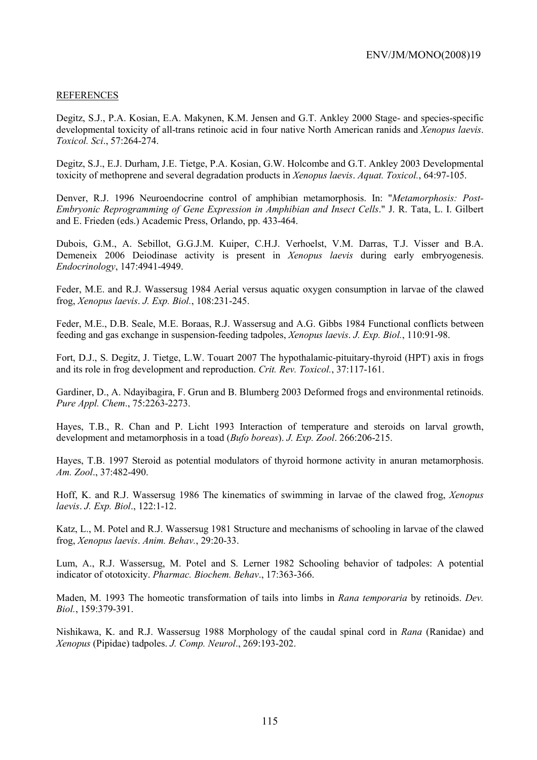REFERENCES

Degitz, S.J., P.A. Kosian, E.A. Makynen, K.M. Jensen and G.T. Ankley 2000 Stage- and species-specific developmental toxicity of all-trans retinoic acid in four native North American ranids and *Xenopus laevis*. *Toxicol. Sci*., 57:264-274.

Degitz, S.J., E.J. Durham, J.E. Tietge, P.A. Kosian, G.W. Holcombe and G.T. Ankley 2003 Developmental toxicity of methoprene and several degradation products in *Xenopus laevis*. *Aquat. Toxicol.*, 64:97-105.

Denver, R.J. 1996 Neuroendocrine control of amphibian metamorphosis. In: "*Metamorphosis: Post-Embryonic Reprogramming of Gene Expression in Amphibian and Insect Cells*." J. R. Tata, L. I. Gilbert and E. Frieden (eds.) Academic Press, Orlando, pp. 433-464.

Dubois, G.M., A. Sebillot, G.G.J.M. Kuiper, C.H.J. Verhoelst, V.M. Darras, T.J. Visser and B.A. Demeneix 2006 Deiodinase activity is present in *Xenopus laevis* during early embryogenesis. *Endocrinology*, 147:4941-4949.

Feder, M.E. and R.J. Wassersug 1984 Aerial versus aquatic oxygen consumption in larvae of the clawed frog, *Xenopus laevis*. *J. Exp. Biol.*, 108:231-245.

Feder, M.E., D.B. Seale, M.E. Boraas, R.J. Wassersug and A.G. Gibbs 1984 Functional conflicts between feeding and gas exchange in suspension-feeding tadpoles, *Xenopus laevis*. *J. Exp. Biol.*, 110:91-98.

Fort, D.J., S. Degitz, J. Tietge, L.W. Touart 2007 The hypothalamic-pituitary-thyroid (HPT) axis in frogs and its role in frog development and reproduction. *Crit. Rev. Toxicol.*, 37:117-161.

Gardiner, D., A. Ndayibagira, F. Grun and B. Blumberg 2003 Deformed frogs and environmental retinoids. *Pure Appl. Chem*., 75:2263-2273.

Hayes, T.B., R. Chan and P. Licht 1993 Interaction of temperature and steroids on larval growth, development and metamorphosis in a toad (*Bufo boreas*). *J. Exp. Zool*. 266:206-215.

Hayes, T.B. 1997 Steroid as potential modulators of thyroid hormone activity in anuran metamorphosis. *Am. Zool*., 37:482-490.

Hoff, K. and R.J. Wassersug 1986 The kinematics of swimming in larvae of the clawed frog, *Xenopus laevis*. *J. Exp. Biol*., 122:1-12.

Katz, L., M. Potel and R.J. Wassersug 1981 Structure and mechanisms of schooling in larvae of the clawed frog, *Xenopus laevis*. *Anim. Behav.*, 29:20-33.

Lum, A., R.J. Wassersug, M. Potel and S. Lerner 1982 Schooling behavior of tadpoles: A potential indicator of ototoxicity. *Pharmac. Biochem. Behav*., 17:363-366.

Maden, M. 1993 The homeotic transformation of tails into limbs in *Rana temporaria* by retinoids. *Dev. Biol.*, 159:379-391.

Nishikawa, K. and R.J. Wassersug 1988 Morphology of the caudal spinal cord in *Rana* (Ranidae) and *Xenopus* (Pipidae) tadpoles. *J. Comp. Neurol*., 269:193-202.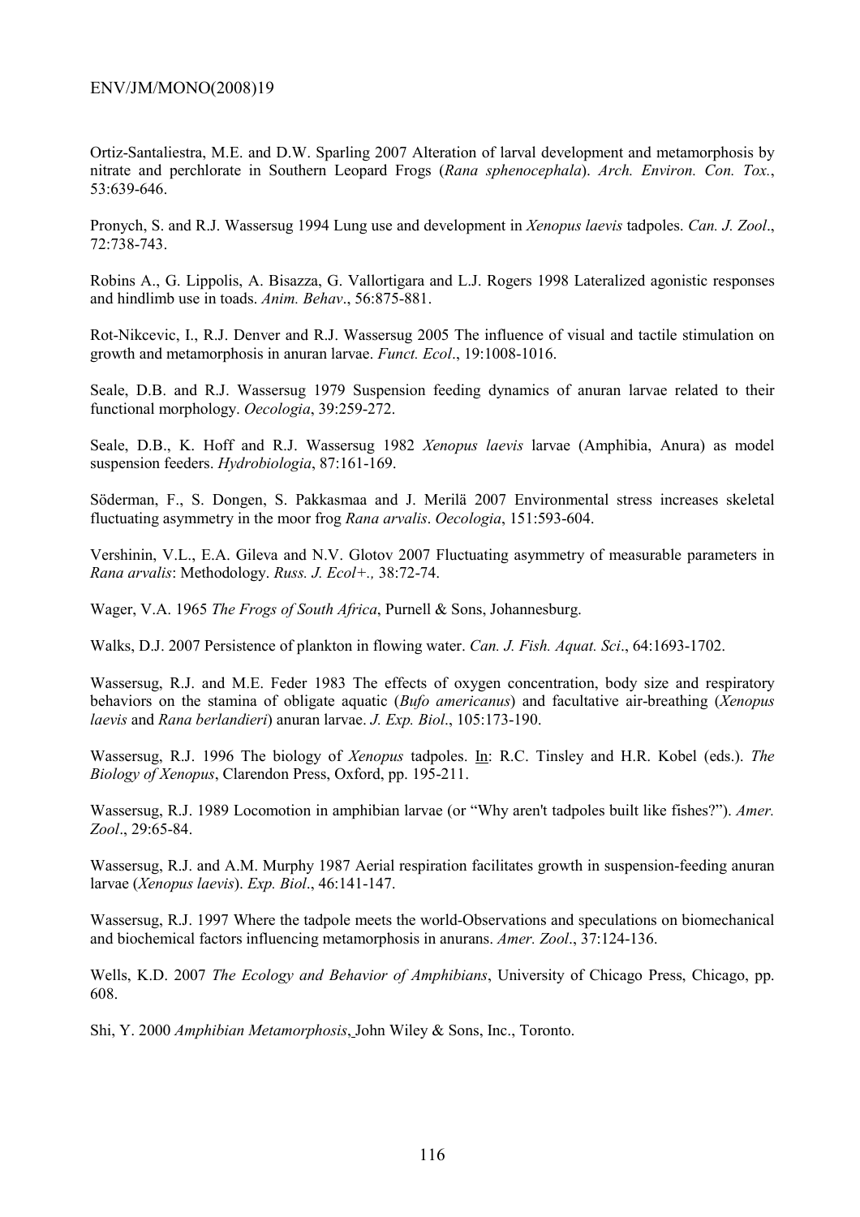Ortiz-Santaliestra, M.E. and D.W. Sparling 2007 Alteration of larval development and metamorphosis by nitrate and perchlorate in Southern Leopard Frogs (*Rana sphenocephala*). *Arch. Environ. Con. Tox.*, 53:639-646.

Pronych, S. and R.J. Wassersug 1994 Lung use and development in *Xenopus laevis* tadpoles. *Can. J. Zool*., 72:738-743.

Robins A., G. Lippolis, A. Bisazza, G. Vallortigara and L.J. Rogers 1998 Lateralized agonistic responses and hindlimb use in toads. *Anim. Behav*., 56:875-881.

Rot-Nikcevic, I., R.J. Denver and R.J. Wassersug 2005 The influence of visual and tactile stimulation on growth and metamorphosis in anuran larvae. *Funct. Ecol*., 19:1008-1016.

Seale, D.B. and R.J. Wassersug 1979 Suspension feeding dynamics of anuran larvae related to their functional morphology. *Oecologia*, 39:259-272.

Seale, D.B., K. Hoff and R.J. Wassersug 1982 *Xenopus laevis* larvae (Amphibia, Anura) as model suspension feeders. *Hydrobiologia*, 87:161-169.

Söderman, F., S. Dongen, S. Pakkasmaa and J. Merilä 2007 Environmental stress increases skeletal fluctuating asymmetry in the moor frog *Rana arvalis*. *Oecologia*, 151:593-604.

Vershinin, V.L., E.A. Gileva and N.V. Glotov 2007 Fluctuating asymmetry of measurable parameters in *Rana arvalis*: Methodology. *Russ. J. Ecol+.,* 38:72-74.

Wager, V.A. 1965 *The Frogs of South Africa*, Purnell & Sons, Johannesburg.

Walks, D.J. 2007 Persistence of plankton in flowing water. *Can. J. Fish. Aquat. Sci*., 64:1693-1702.

Wassersug, R.J. and M.E. Feder 1983 The effects of oxygen concentration, body size and respiratory behaviors on the stamina of obligate aquatic (*Bufo americanus*) and facultative air-breathing (*Xenopus laevis* and *Rana berlandieri*) anuran larvae. *J. Exp. Biol*., 105:173-190.

Wassersug, R.J. 1996 The biology of *Xenopus* tadpoles. In: R.C. Tinsley and H.R. Kobel (eds.). *The Biology of Xenopus*, Clarendon Press, Oxford, pp. 195-211.

Wassersug, R.J. 1989 Locomotion in amphibian larvae (or "Why aren't tadpoles built like fishes?"). *Amer. Zool*., 29:65-84.

Wassersug, R.J. and A.M. Murphy 1987 Aerial respiration facilitates growth in suspension-feeding anuran larvae (*Xenopus laevis*). *Exp. Biol*., 46:141-147.

Wassersug, R.J. 1997 Where the tadpole meets the world-Observations and speculations on biomechanical and biochemical factors influencing metamorphosis in anurans. *Amer. Zool*., 37:124-136.

Wells, K.D. 2007 *The Ecology and Behavior of Amphibians*, University of Chicago Press, Chicago, pp. 608.

Shi, Y. 2000 *Amphibian Metamorphosis*, John Wiley & Sons, Inc., Toronto.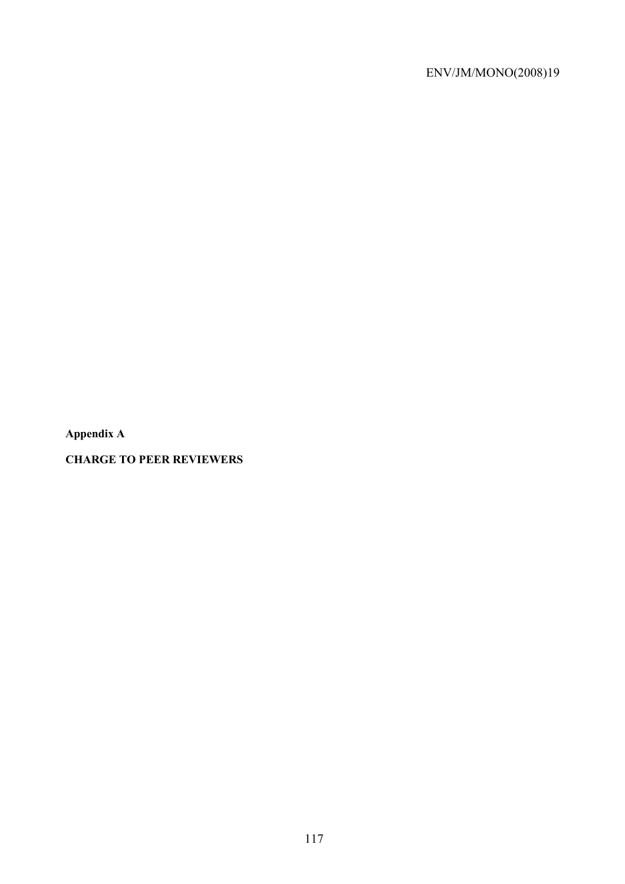**Appendix A**

**CHARGE TO PEER REVIEWERS**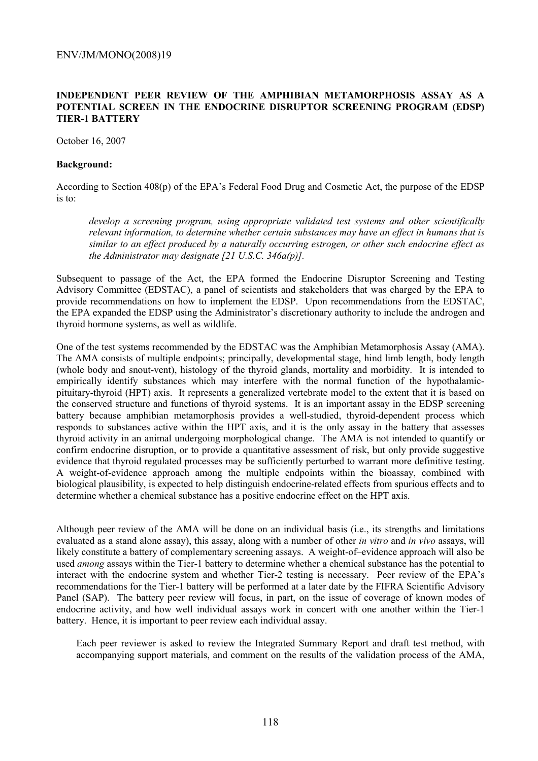**INDEPENDENT PEER REVIEW OF THE AMPHIBIAN METAMORPHOSIS ASSAY AS A POTENTIAL SCREEN IN THE ENDOCRINE DISRUPTOR SCREENING PROGRAM (EDSP) TIER-1 BATTERY**

October 16, 2007

**Background:**

According to Section 408(p) of the EPA's Federal Food Drug and Cosmetic Act, the purpose of the EDSP is to:

> *develop a screening program, using appropriate validated test systems and other scientifically relevant information, to determine whether certain substances may have an effect in humans that is similar to an effect produced by a naturally occurring estrogen, or other such endocrine effect as the Administrator may designate [21 U.S.C. 346a(p)].*

Subsequent to passage of the Act, the EPA formed the Endocrine Disruptor Screening and Testing Advisory Committee (EDSTAC), a panel of scientists and stakeholders that was charged by the EPA to provide recommendations on how to implement the EDSP. Upon recommendations from the EDSTAC, the EPA expanded the EDSP using the Administrator's discretionary authority to include the androgen and thyroid hormone systems, as well as wildlife.

One of the test systems recommended by the EDSTAC was the Amphibian Metamorphosis Assay (AMA). The AMA consists of multiple endpoints; principally, developmental stage, hind limb length, body length (whole body and snout-vent), histology of the thyroid glands, mortality and morbidity. It is intended to empirically identify substances which may interfere with the normal function of the hypothalamic-pituitary-thyroid (HPT) axis. It represents a generalized vertebrate model to the extent that it is based on the conserved structure and functions of thyroid systems. It is an important assay in the EDSP screening battery because amphibian metamorphosis provides a well-studied, thyroid-dependent process which responds to substances active within the HPT axis, and it is the only assay in the battery that assesses thyroid activity in an animal undergoing morphological change. The AMA is not intended to quantify or confirm endocrine disruption, or to provide a quantitative assessment of risk, but only provide suggestive evidence that thyroid regulated processes may be sufficiently perturbed to warrant more definitive testing. A weight-of-evidence approach among the multiple endpoints within the bioassay, combined with biological plausibility, is expected to help distinguish endocrine-related effects from spurious effects and to determine whether a chemical substance has a positive endocrine effect on the HPT axis.

Although peer review of the AMA will be done on an individual basis (i.e., its strengths and limitations evaluated as a stand alone assay), this assay, along with a number of other *in vitro* and *in vivo* assays, will likely constitute a battery of complementary screening assays. A weight-of–evidence approach will also be used *among* assays within the Tier-1 battery to determine whether a chemical substance has the potential to interact with the endocrine system and whether Tier-2 testing is necessary. Peer review of the EPA's recommendations for the Tier-1 battery will be performed at a later date by the FIFRA Scientific Advisory Panel (SAP). The battery peer review will focus, in part, on the issue of coverage of known modes of endocrine activity, and how well individual assays work in concert with one another within the Tier-1 battery. Hence, it is important to peer review each individual assay.

Each peer reviewer is asked to review the Integrated Summary Report and draft test method, with accompanying support materials, and comment on the results of the validation process of the AMA,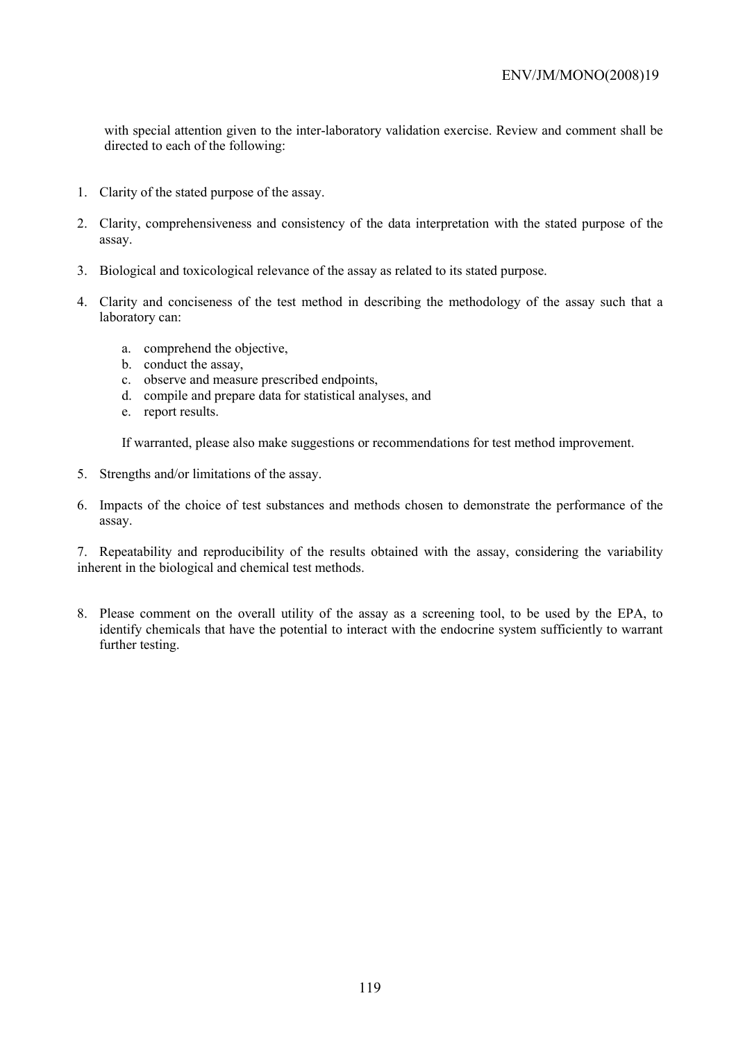with special attention given to the inter-laboratory validation exercise. Review and comment shall be directed to each of the following:

1. Clarity of the stated purpose of the assay.

2. Clarity, comprehensiveness and consistency of the data interpretation with the stated purpose of the assay.

3. Biological and toxicological relevance of the assay as related to its stated purpose.

4. Clarity and conciseness of the test method in describing the methodology of the assay such that a laboratory can:

    a. comprehend the objective,
    b. conduct the assay,
    c. observe and measure prescribed endpoints,
    d. compile and prepare data for statistical analyses, and
    e. report results.

    If warranted, please also make suggestions or recommendations for test method improvement.

5. Strengths and/or limitations of the assay.

6. Impacts of the choice of test substances and methods chosen to demonstrate the performance of the assay.

7. Repeatability and reproducibility of the results obtained with the assay, considering the variability inherent in the biological and chemical test methods.

8. Please comment on the overall utility of the assay as a screening tool, to be used by the EPA, to identify chemicals that have the potential to interact with the endocrine system sufficiently to warrant further testing.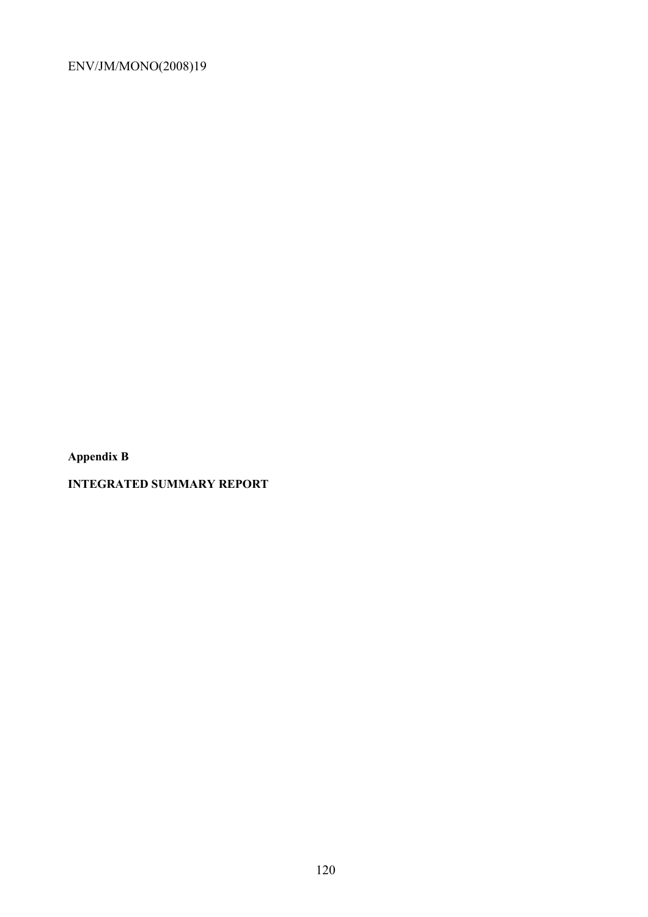**Appendix B**

**INTEGRATED SUMMARY REPORT**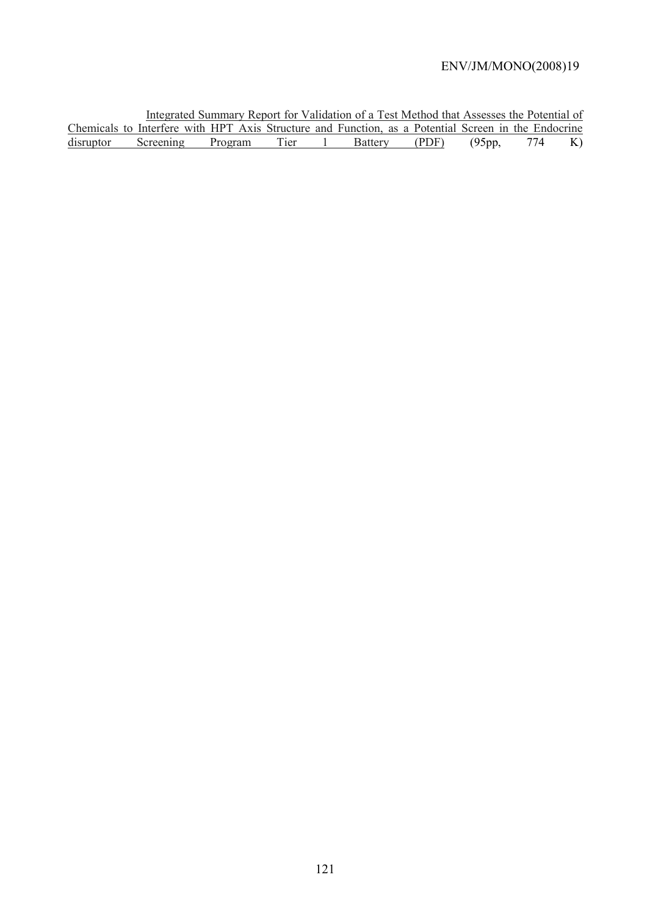Integrated Summary Report for Validation of a Test Method that Assesses the Potential of Chemicals to Interfere with HPT Axis Structure and Function, as a Potential Screen in the Endocrine disruptor Screening Program Tier 1 Battery (PDF) (95pp, 774 K)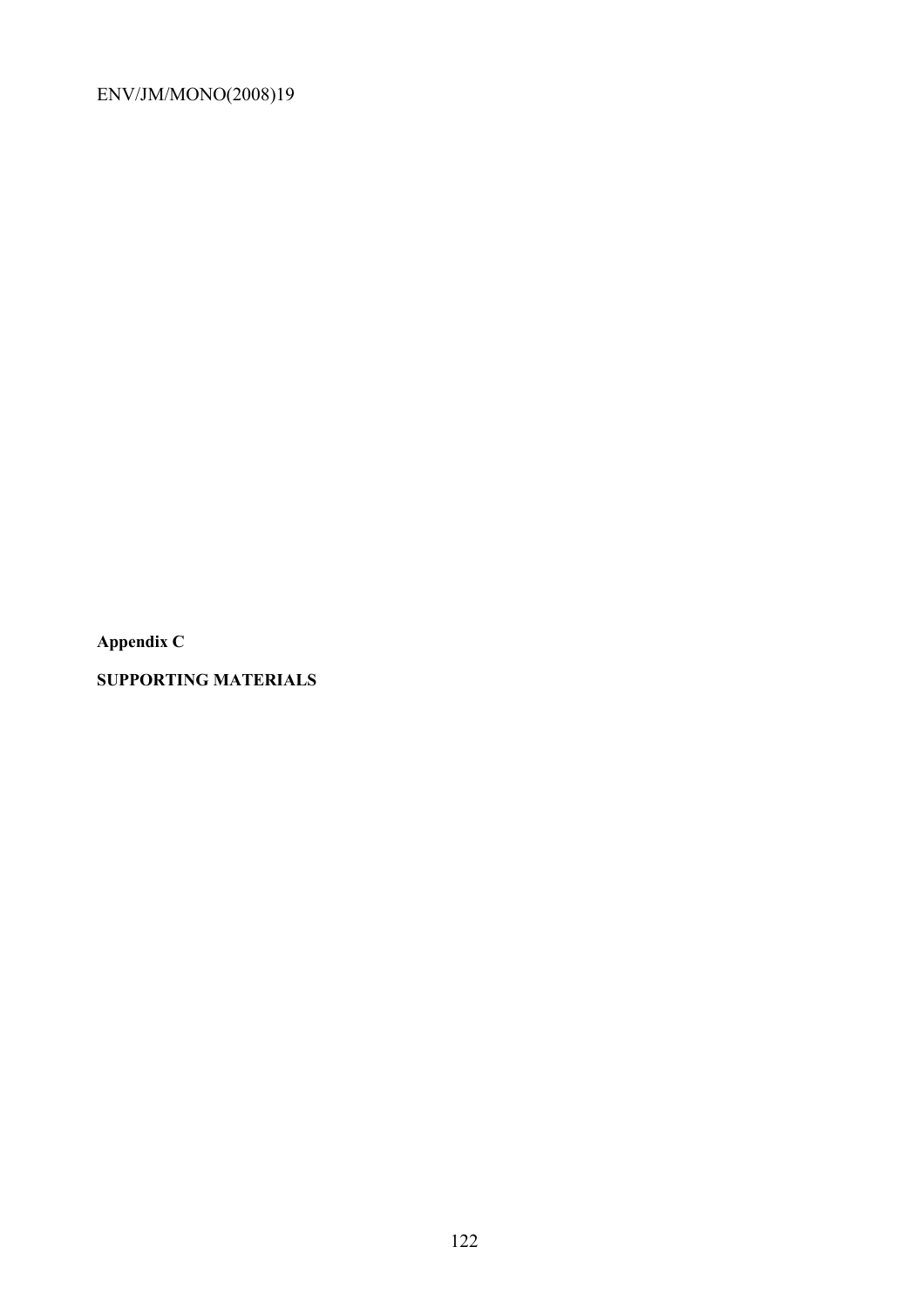**Appendix C**

**SUPPORTING MATERIALS**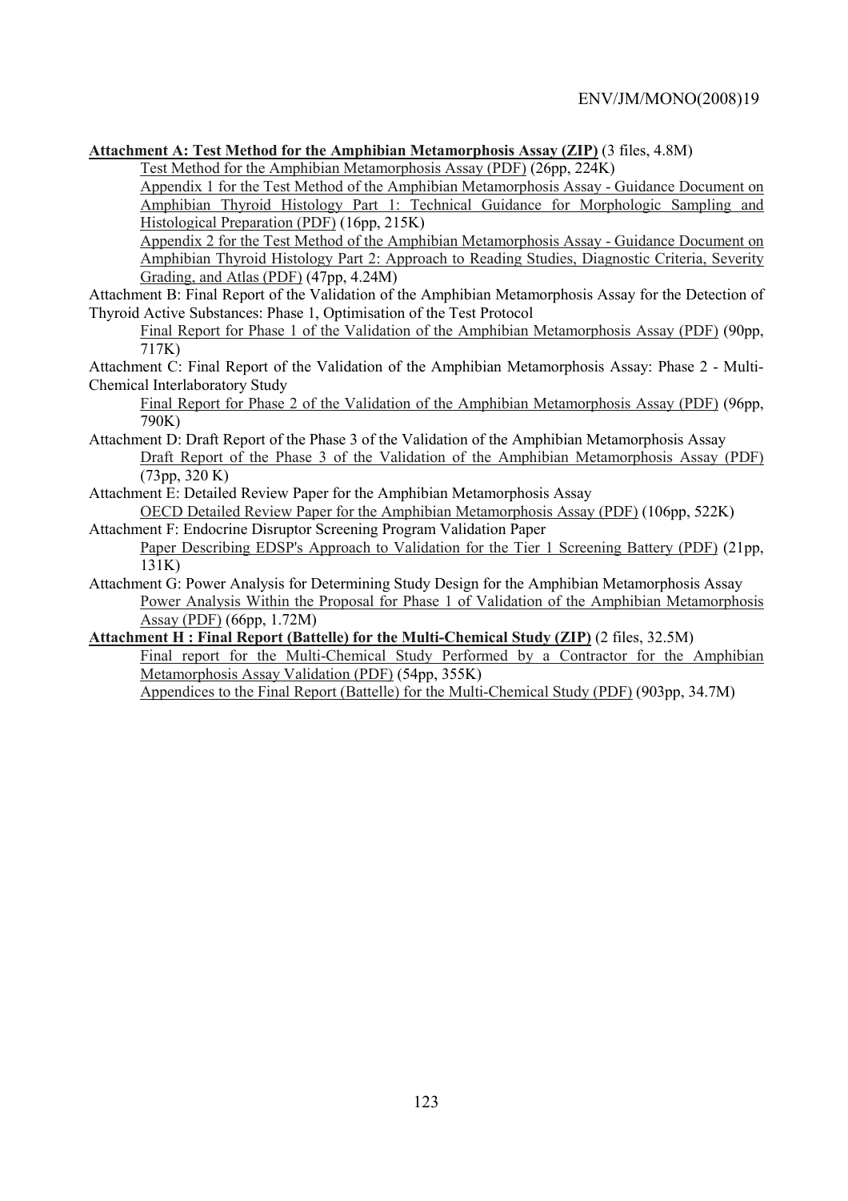**Attachment A: Test Method for the Amphibian Metamorphosis Assay (ZIP)** (3 files, 4.8M)

Test Method for the Amphibian Metamorphosis Assay (PDF) (26pp, 224K)

Appendix 1 for the Test Method of the Amphibian Metamorphosis Assay - Guidance Document on Amphibian Thyroid Histology Part 1: Technical Guidance for Morphologic Sampling and Histological Preparation (PDF) (16pp, 215K)

Appendix 2 for the Test Method of the Amphibian Metamorphosis Assay - Guidance Document on Amphibian Thyroid Histology Part 2: Approach to Reading Studies, Diagnostic Criteria, Severity Grading, and Atlas (PDF) (47pp, 4.24M)

Attachment B: Final Report of the Validation of the Amphibian Metamorphosis Assay for the Detection of Thyroid Active Substances: Phase 1, Optimisation of the Test Protocol

Final Report for Phase 1 of the Validation of the Amphibian Metamorphosis Assay (PDF) (90pp, 717K)

Attachment C: Final Report of the Validation of the Amphibian Metamorphosis Assay: Phase 2 - Multi-Chemical Interlaboratory Study

Final Report for Phase 2 of the Validation of the Amphibian Metamorphosis Assay (PDF) (96pp, 790K)

Attachment D: Draft Report of the Phase 3 of the Validation of the Amphibian Metamorphosis Assay

Draft Report of the Phase 3 of the Validation of the Amphibian Metamorphosis Assay (PDF) (73pp, 320 K)

Attachment E: Detailed Review Paper for the Amphibian Metamorphosis Assay

OECD Detailed Review Paper for the Amphibian Metamorphosis Assay (PDF) (106pp, 522K)

Attachment F: Endocrine Disruptor Screening Program Validation Paper

Paper Describing EDSP's Approach to Validation for the Tier 1 Screening Battery (PDF) (21pp, 131K)

Attachment G: Power Analysis for Determining Study Design for the Amphibian Metamorphosis Assay

Power Analysis Within the Proposal for Phase 1 of Validation of the Amphibian Metamorphosis Assay (PDF) (66pp, 1.72M)

**Attachment H : Final Report (Battelle) for the Multi-Chemical Study (ZIP)** (2 files, 32.5M)

Final report for the Multi-Chemical Study Performed by a Contractor for the Amphibian Metamorphosis Assay Validation (PDF) (54pp, 355K)

Appendices to the Final Report (Battelle) for the Multi-Chemical Study (PDF) (903pp, 34.7M)